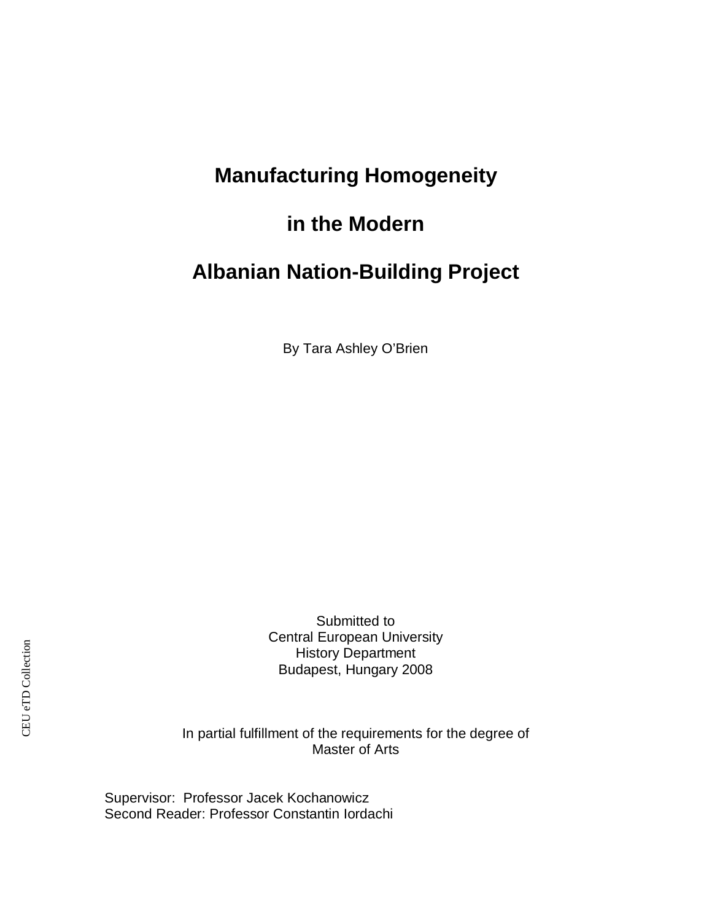# Manufacturing Homogeneity in the Modern Albanian Nation-Building Project

By Tara Ashley O'Brien

Submitted to
Central European University
History Department
Budapest, Hungary 2008

In partial fulfillment of the requirements for the degree of
Master of Arts

Supervisor: Professor Jacek Kochanowicz
Second Reader: Professor Constantin Iordachi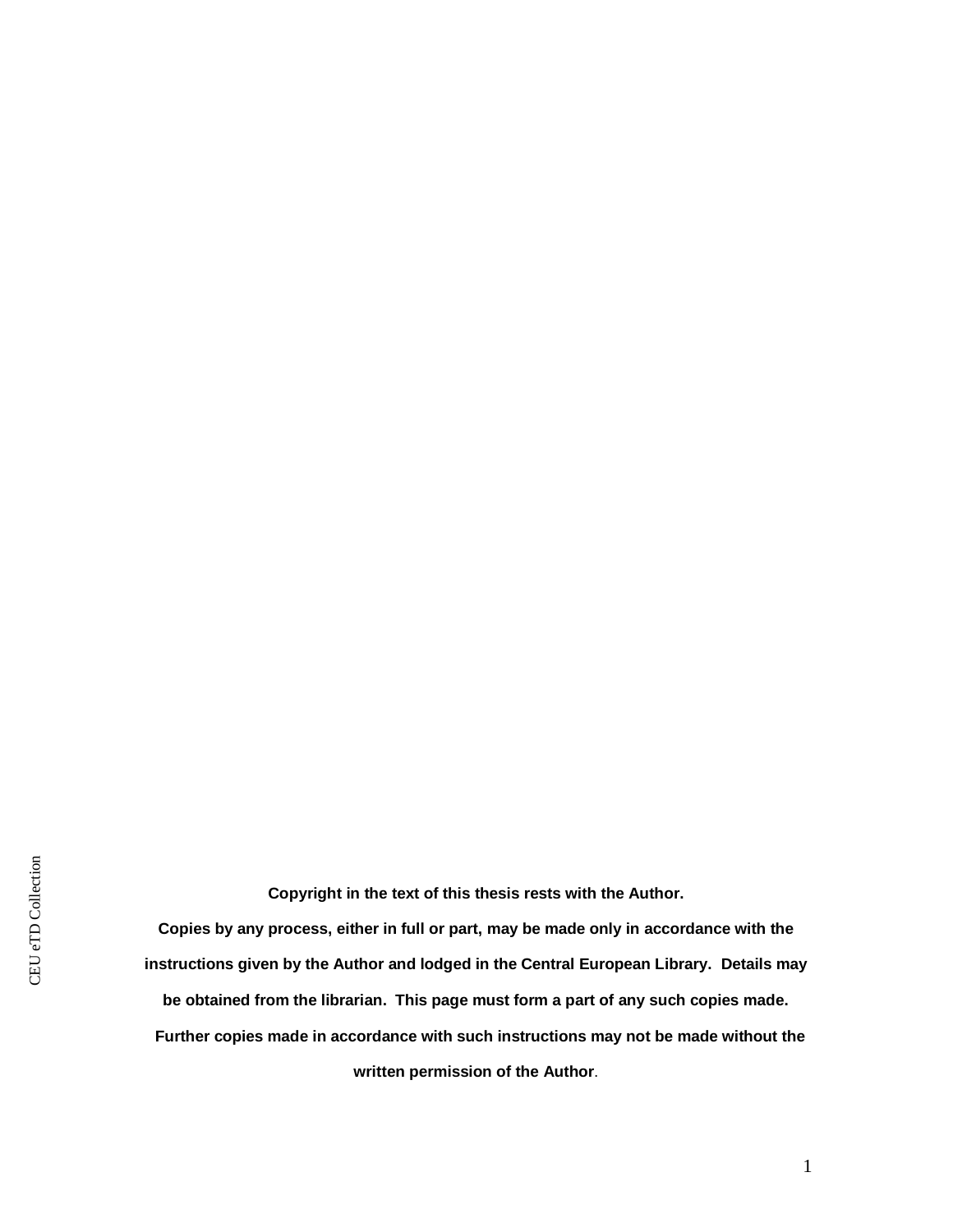**Copyright in the text of this thesis rests with the Author.**

**Copies by any process, either in full or part, may be made only in accordance with the instructions given by the Author and lodged in the Central European Library. Details may be obtained from the librarian. This page must form a part of any such copies made. Further copies made in accordance with such instructions may not be made without the written permission of the Author**.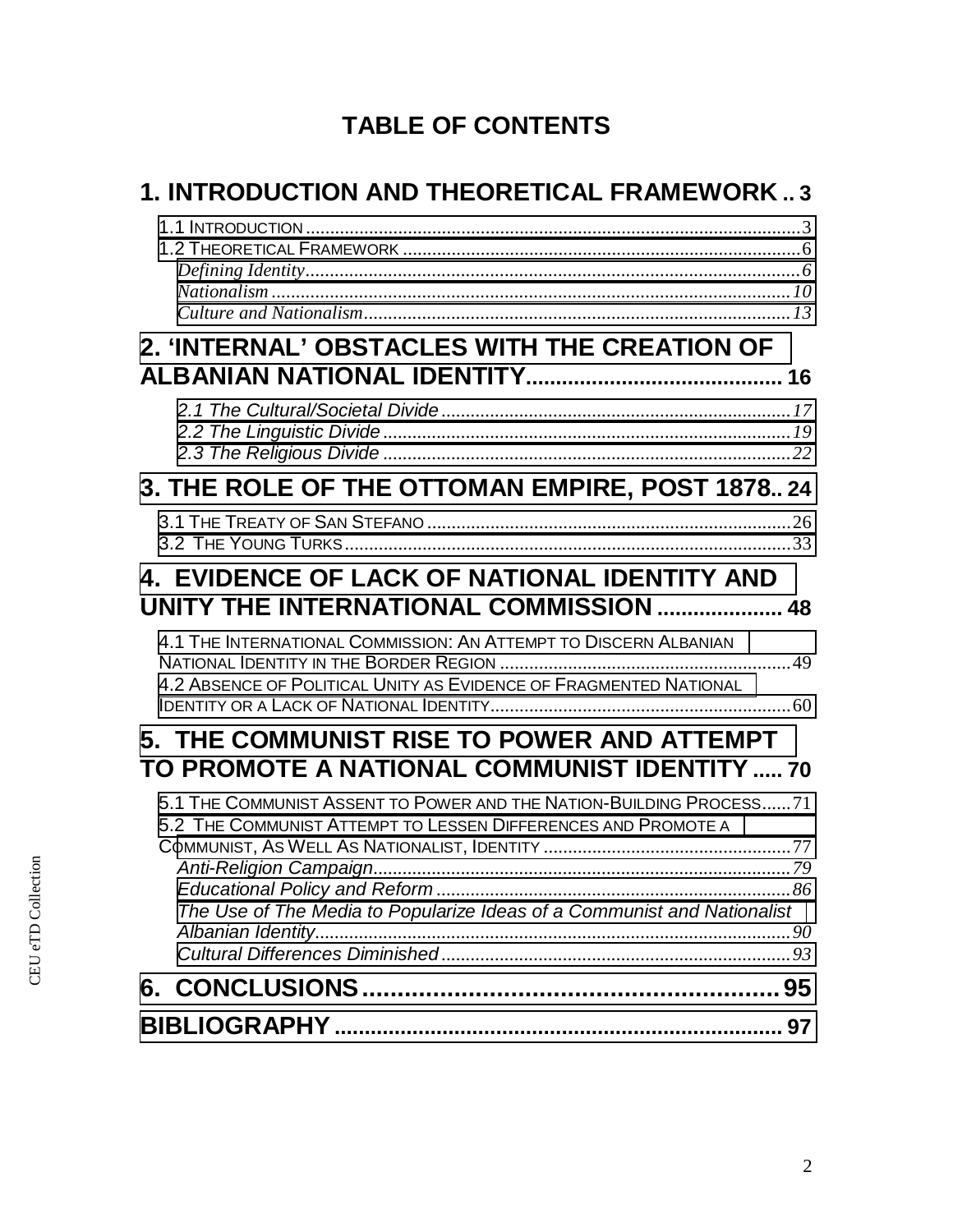# TABLE OF CONTENTS

**1. INTRODUCTION AND THEORETICAL FRAMEWORK .. 3**

1.1 INTRODUCTION ........................................................ 3
1.2 THEORETICAL FRAMEWORK ........................................ 6
*Defining Identity* ........................................................ *6*
*Nationalism* ............................................................... *10*
*Culture and Nationalism* ............................................. *13*

**2. 'INTERNAL' OBSTACLES WITH THE CREATION OF ALBANIAN NATIONAL IDENTITY .......................................... 16**

*2.1 The Cultural/Societal Divide* .................................. *17*
*2.2 The Linguistic Divide* ............................................ *19*
*2.3 The Religious Divide* ............................................. *22*

**3. THE ROLE OF THE OTTOMAN EMPIRE, POST 1878.. 24**

3.1 THE TREATY OF SAN STEFANO ..................................... 26
3.2 THE YOUNG TURKS ..................................................... 33

**4. EVIDENCE OF LACK OF NATIONAL IDENTITY AND UNITY THE INTERNATIONAL COMMISSION ..................... 48**

4.1 THE INTERNATIONAL COMMISSION: AN ATTEMPT TO DISCERN ALBANIAN NATIONAL IDENTITY IN THE BORDER REGION ............................. 49
4.2 ABSENCE OF POLITICAL UNITY AS EVIDENCE OF FRAGMENTED NATIONAL IDENTITY OR A LACK OF NATIONAL IDENTITY ............................. 60

**5. THE COMMUNIST RISE TO POWER AND ATTEMPT TO PROMOTE A NATIONAL COMMUNIST IDENTITY ..... 70**

5.1 THE COMMUNIST ASSENT TO POWER AND THE NATION-BUILDING PROCESS ...... 71
5.2 THE COMMUNIST ATTEMPT TO LESSEN DIFFERENCES AND PROMOTE A COMMUNIST, AS WELL AS NATIONALIST, IDENTITY ............................. 77
*Anti-Religion Campaign* ............................................. *79*
*Educational Policy and Reform* .................................... *86*
*The Use of The Media to Popularize Ideas of a Communist and Nationalist Albanian Identity* ............................................................ *90*
*Cultural Differences Diminished* .................................. *93*

**6. CONCLUSIONS .......................................................... 95**

**BIBLIOGRAPHY ............................................................ 97**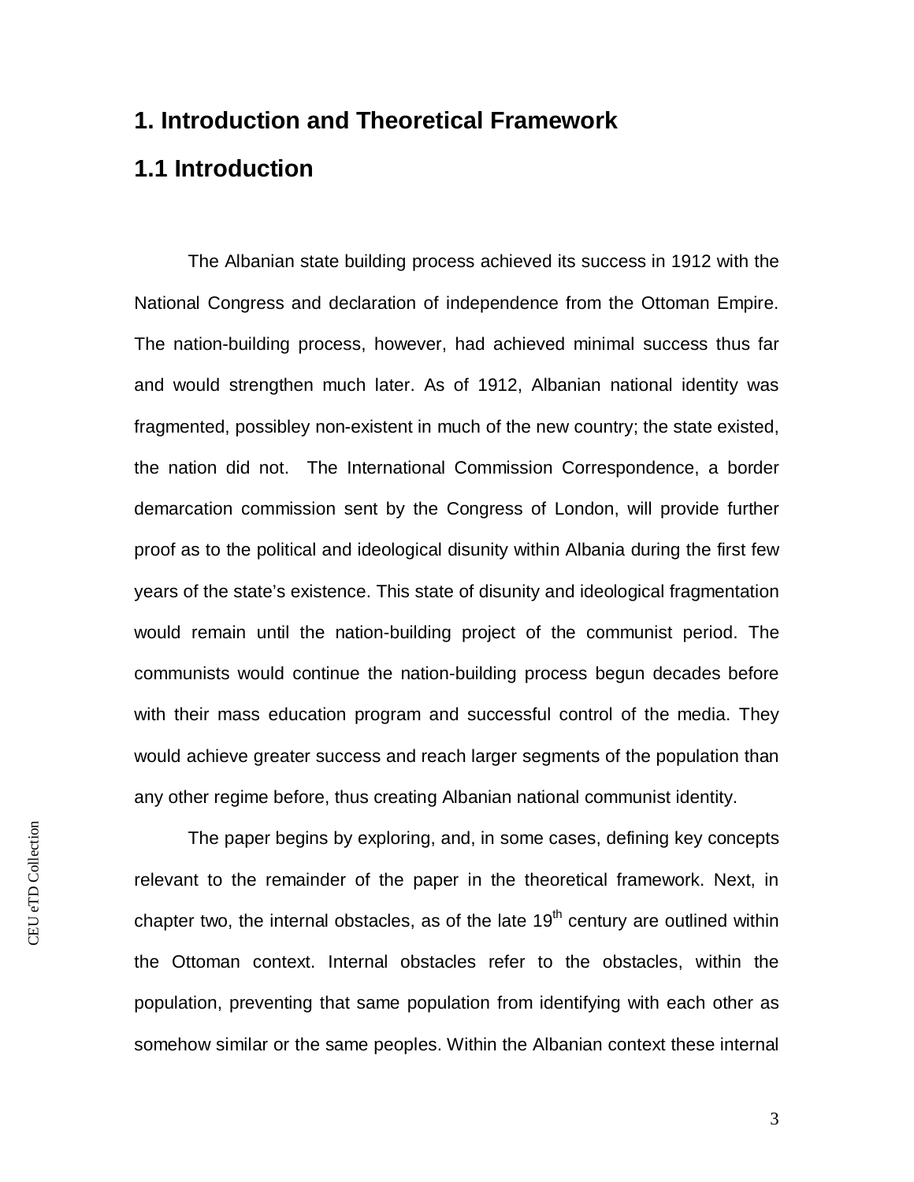# 1. Introduction and Theoretical Framework

## 1.1 Introduction

The Albanian state building process achieved its success in 1912 with the National Congress and declaration of independence from the Ottoman Empire. The nation-building process, however, had achieved minimal success thus far and would strengthen much later. As of 1912, Albanian national identity was fragmented, possibley non-existent in much of the new country; the state existed, the nation did not. The International Commission Correspondence, a border demarcation commission sent by the Congress of London, will provide further proof as to the political and ideological disunity within Albania during the first few years of the state's existence. This state of disunity and ideological fragmentation would remain until the nation-building project of the communist period. The communists would continue the nation-building process begun decades before with their mass education program and successful control of the media. They would achieve greater success and reach larger segments of the population than any other regime before, thus creating Albanian national communist identity.

The paper begins by exploring, and, in some cases, defining key concepts relevant to the remainder of the paper in the theoretical framework. Next, in chapter two, the internal obstacles, as of the late 19th century are outlined within the Ottoman context. Internal obstacles refer to the obstacles, within the population, preventing that same population from identifying with each other as somehow similar or the same peoples. Within the Albanian context these internal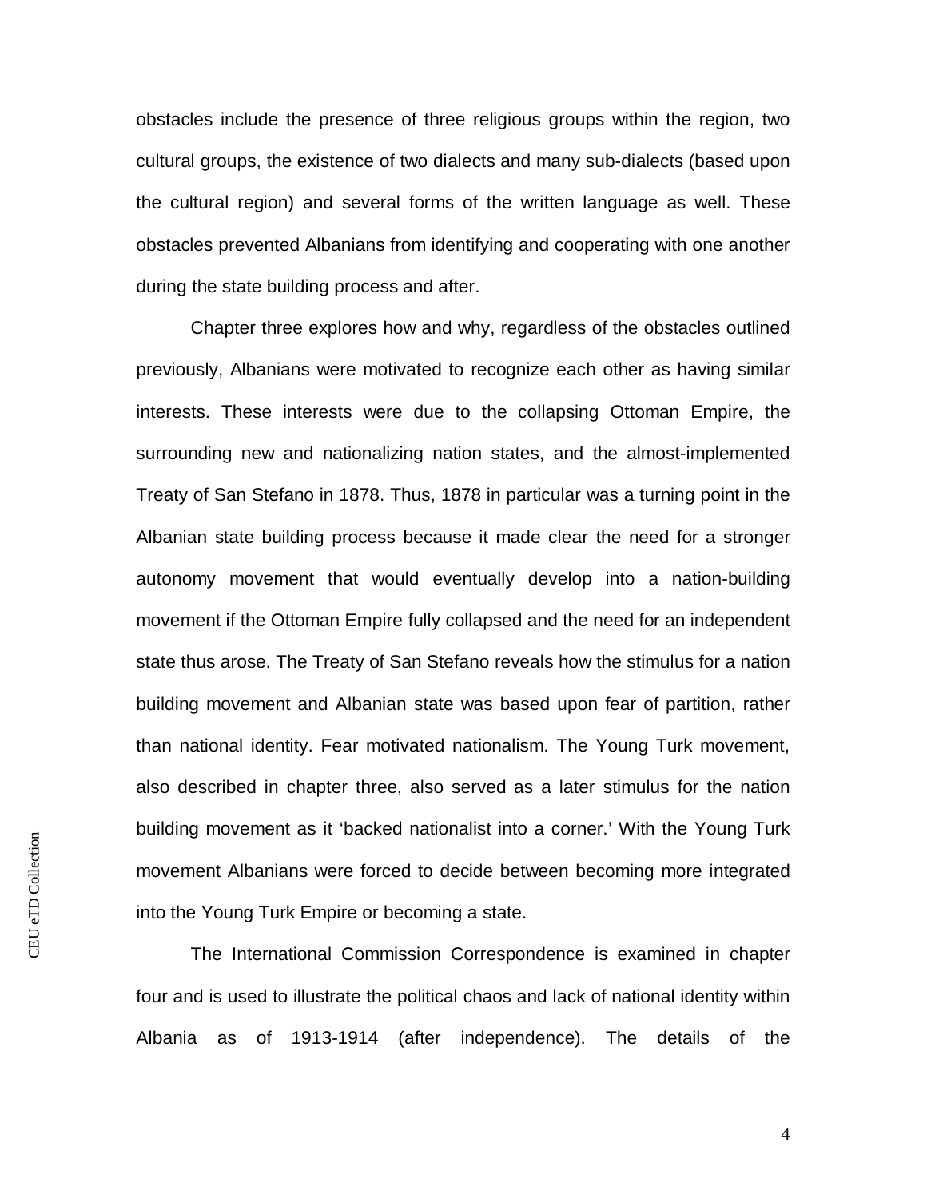obstacles include the presence of three religious groups within the region, two cultural groups, the existence of two dialects and many sub-dialects (based upon the cultural region) and several forms of the written language as well. These obstacles prevented Albanians from identifying and cooperating with one another during the state building process and after.

Chapter three explores how and why, regardless of the obstacles outlined previously, Albanians were motivated to recognize each other as having similar interests. These interests were due to the collapsing Ottoman Empire, the surrounding new and nationalizing nation states, and the almost-implemented Treaty of San Stefano in 1878. Thus, 1878 in particular was a turning point in the Albanian state building process because it made clear the need for a stronger autonomy movement that would eventually develop into a nation-building movement if the Ottoman Empire fully collapsed and the need for an independent state thus arose. The Treaty of San Stefano reveals how the stimulus for a nation building movement and Albanian state was based upon fear of partition, rather than national identity. Fear motivated nationalism. The Young Turk movement, also described in chapter three, also served as a later stimulus for the nation building movement as it 'backed nationalist into a corner.' With the Young Turk movement Albanians were forced to decide between becoming more integrated into the Young Turk Empire or becoming a state.

The International Commission Correspondence is examined in chapter four and is used to illustrate the political chaos and lack of national identity within Albania as of 1913-1914 (after independence). The details of the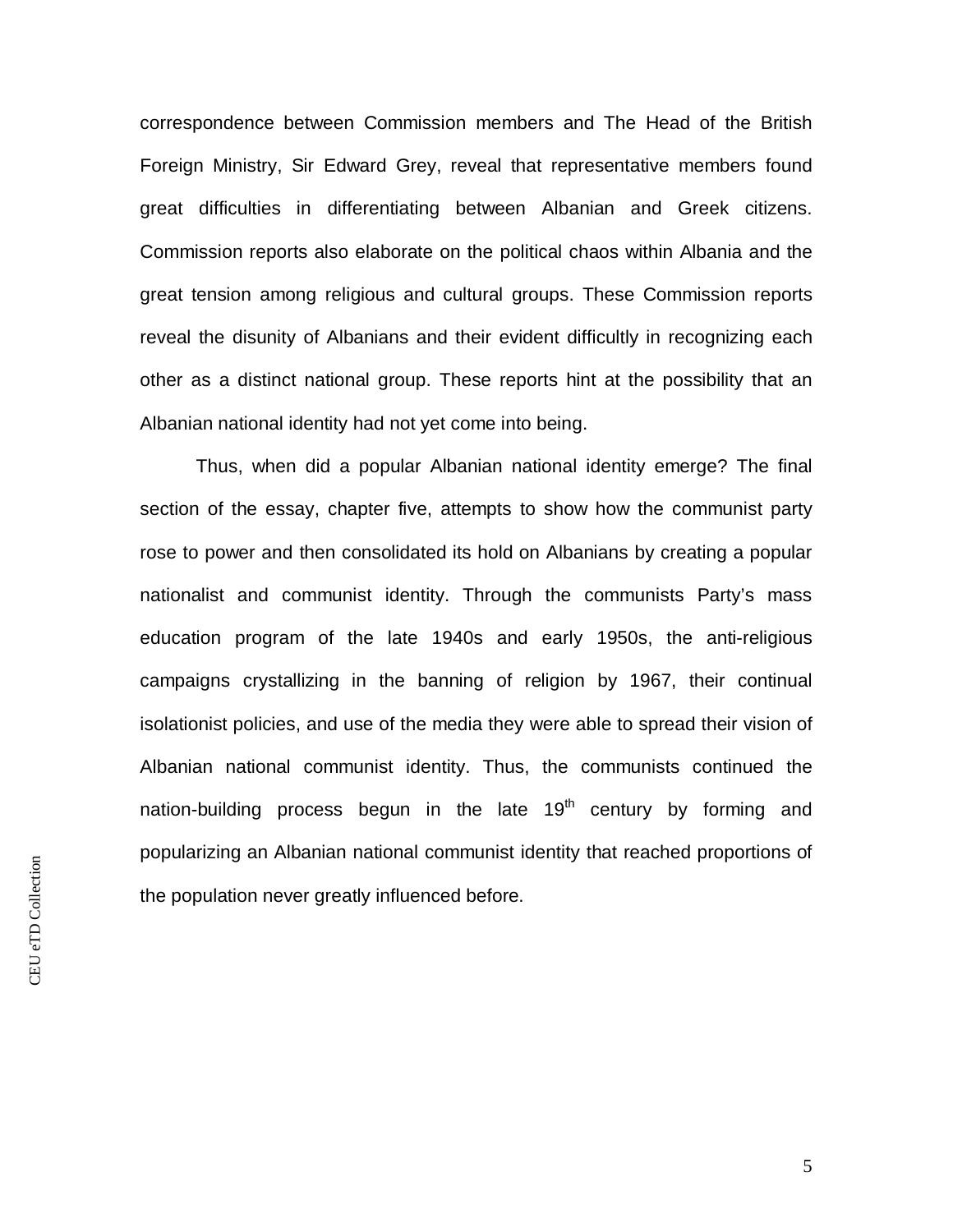correspondence between Commission members and The Head of the British Foreign Ministry, Sir Edward Grey, reveal that representative members found great difficulties in differentiating between Albanian and Greek citizens. Commission reports also elaborate on the political chaos within Albania and the great tension among religious and cultural groups. These Commission reports reveal the disunity of Albanians and their evident difficultly in recognizing each other as a distinct national group. These reports hint at the possibility that an Albanian national identity had not yet come into being.

Thus, when did a popular Albanian national identity emerge? The final section of the essay, chapter five, attempts to show how the communist party rose to power and then consolidated its hold on Albanians by creating a popular nationalist and communist identity. Through the communists Party's mass education program of the late 1940s and early 1950s, the anti-religious campaigns crystallizing in the banning of religion by 1967, their continual isolationist policies, and use of the media they were able to spread their vision of Albanian national communist identity. Thus, the communists continued the nation-building process begun in the late 19th century by forming and popularizing an Albanian national communist identity that reached proportions of the population never greatly influenced before.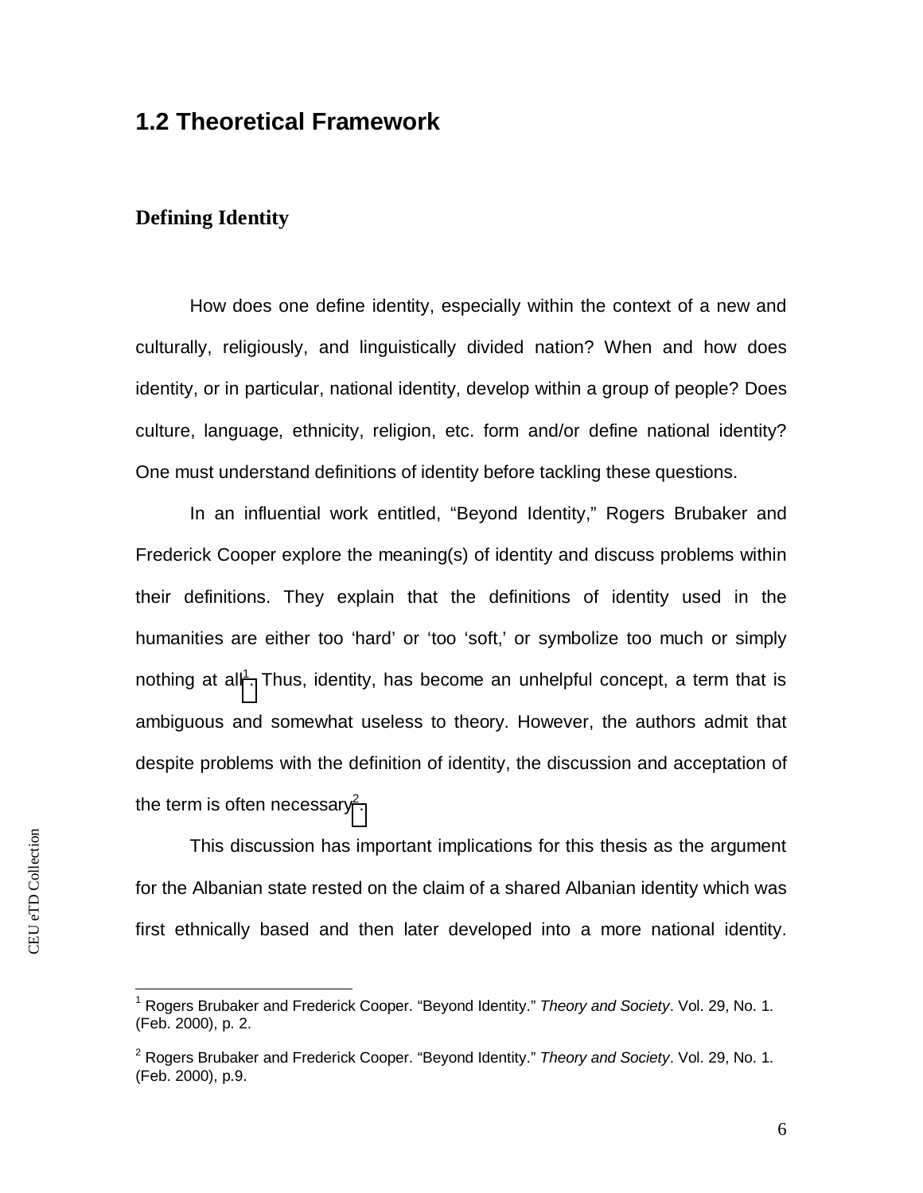## 1.2 Theoretical Framework

### Defining Identity

How does one define identity, especially within the context of a new and culturally, religiously, and linguistically divided nation? When and how does identity, or in particular, national identity, develop within a group of people? Does culture, language, ethnicity, religion, etc. form and/or define national identity? One must understand definitions of identity before tackling these questions.

In an influential work entitled, "Beyond Identity," Rogers Brubaker and Frederick Cooper explore the meaning(s) of identity and discuss problems within their definitions. They explain that the definitions of identity used in the humanities are either too 'hard' or 'too 'soft,' or symbolize too much or simply nothing at all[1]. Thus, identity, has become an unhelpful concept, a term that is ambiguous and somewhat useless to theory. However, the authors admit that despite problems with the definition of identity, the discussion and acceptation of the term is often necessary[2].

This discussion has important implications for this thesis as the argument for the Albanian state rested on the claim of a shared Albanian identity which was first ethnically based and then later developed into a more national identity.

---

[1] Rogers Brubaker and Frederick Cooper. "Beyond Identity." *Theory and Society*. Vol. 29, No. 1. (Feb. 2000), p. 2.

[2] Rogers Brubaker and Frederick Cooper. "Beyond Identity." *Theory and Society*. Vol. 29, No. 1. (Feb. 2000), p.9.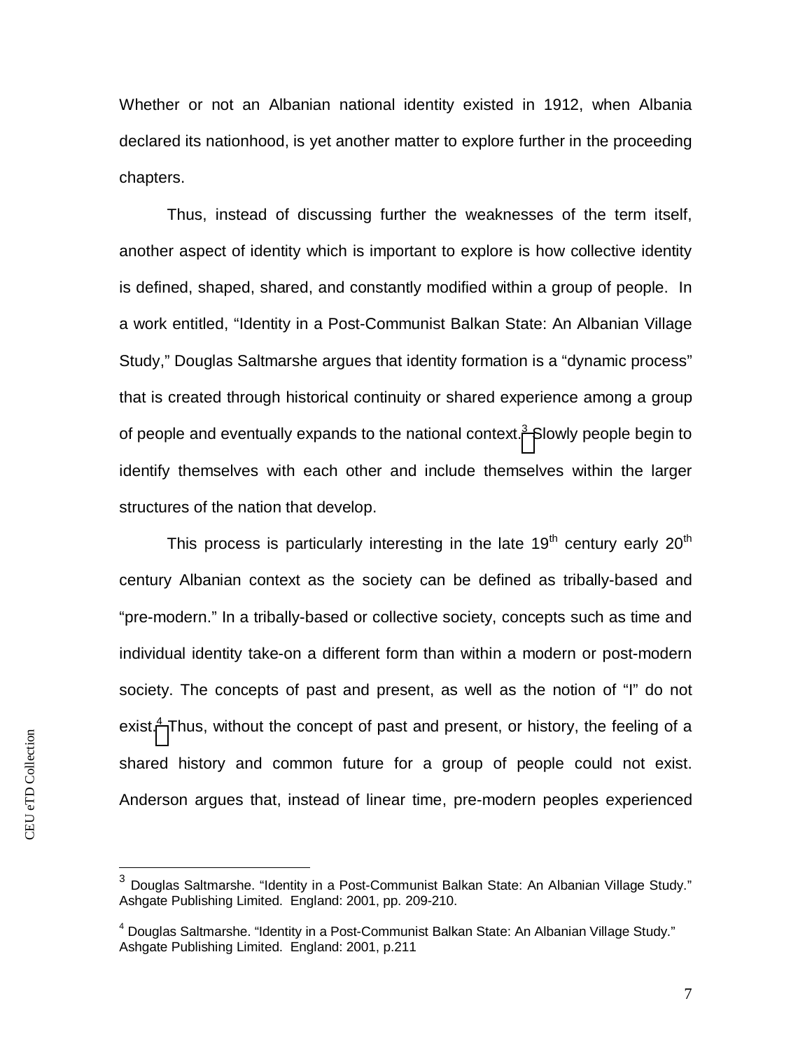Whether or not an Albanian national identity existed in 1912, when Albania declared its nationhood, is yet another matter to explore further in the proceeding chapters.

Thus, instead of discussing further the weaknesses of the term itself, another aspect of identity which is important to explore is how collective identity is defined, shaped, shared, and constantly modified within a group of people. In a work entitled, "Identity in a Post-Communist Balkan State: An Albanian Village Study," Douglas Saltmarshe argues that identity formation is a "dynamic process" that is created through historical continuity or shared experience among a group of people and eventually expands to the national context.[3] Slowly people begin to identify themselves with each other and include themselves within the larger structures of the nation that develop.

This process is particularly interesting in the late 19th century early 20th century Albanian context as the society can be defined as tribally-based and "pre-modern." In a tribally-based or collective society, concepts such as time and individual identity take-on a different form than within a modern or post-modern society. The concepts of past and present, as well as the notion of "I" do not exist.[4] Thus, without the concept of past and present, or history, the feeling of a shared history and common future for a group of people could not exist. Anderson argues that, instead of linear time, pre-modern peoples experienced

---

[3] Douglas Saltmarshe. "Identity in a Post-Communist Balkan State: An Albanian Village Study." Ashgate Publishing Limited. England: 2001, pp. 209-210.

[4] Douglas Saltmarshe. "Identity in a Post-Communist Balkan State: An Albanian Village Study." Ashgate Publishing Limited. England: 2001, p.211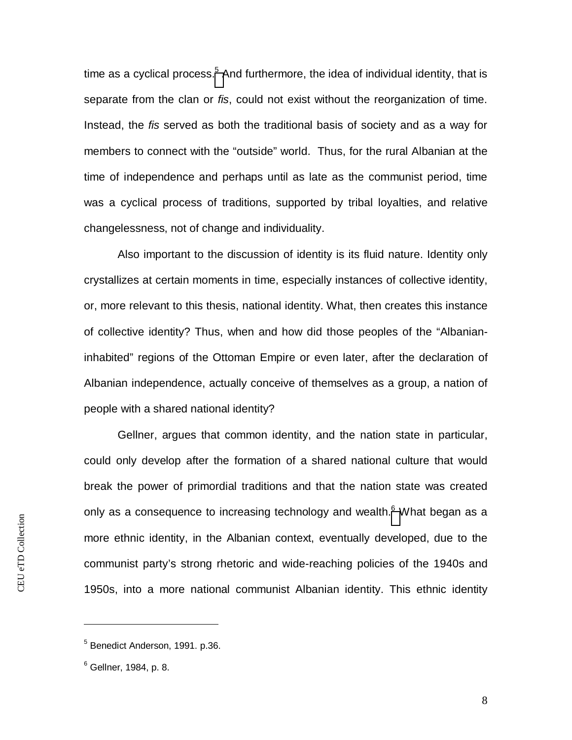time as a cyclical process.[5] And furthermore, the idea of individual identity, that is separate from the clan or *fis*, could not exist without the reorganization of time. Instead, the *fis* served as both the traditional basis of society and as a way for members to connect with the "outside" world. Thus, for the rural Albanian at the time of independence and perhaps until as late as the communist period, time was a cyclical process of traditions, supported by tribal loyalties, and relative changelessness, not of change and individuality.

Also important to the discussion of identity is its fluid nature. Identity only crystallizes at certain moments in time, especially instances of collective identity, or, more relevant to this thesis, national identity. What, then creates this instance of collective identity? Thus, when and how did those peoples of the "Albanian-inhabited" regions of the Ottoman Empire or even later, after the declaration of Albanian independence, actually conceive of themselves as a group, a nation of people with a shared national identity?

Gellner, argues that common identity, and the nation state in particular, could only develop after the formation of a shared national culture that would break the power of primordial traditions and that the nation state was created only as a consequence to increasing technology and wealth.[6] What began as a more ethnic identity, in the Albanian context, eventually developed, due to the communist party's strong rhetoric and wide-reaching policies of the 1940s and 1950s, into a more national communist Albanian identity. This ethnic identity

---

[5] Benedict Anderson, 1991. p.36.

[6] Gellner, 1984, p. 8.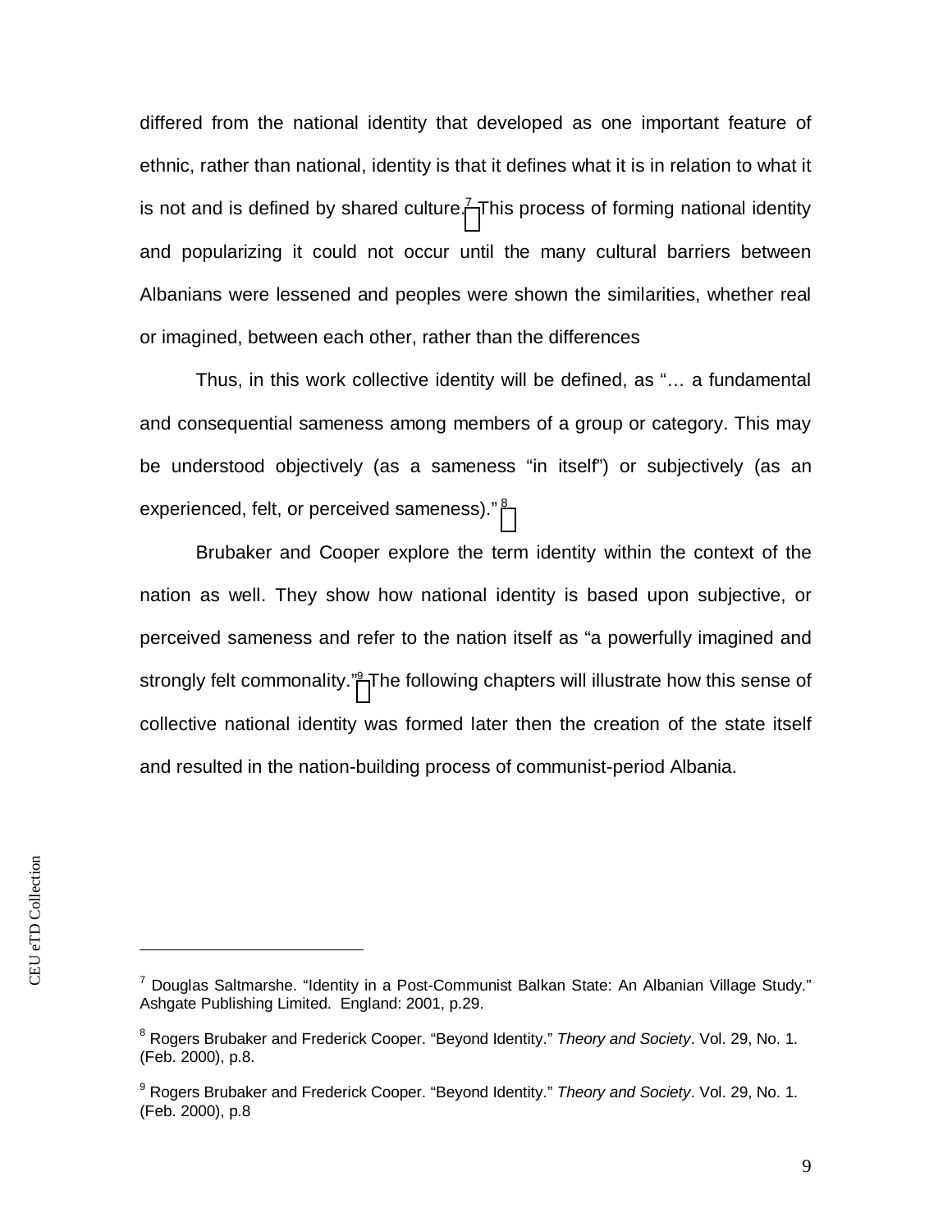differed from the national identity that developed as one important feature of ethnic, rather than national, identity is that it defines what it is in relation to what it is not and is defined by shared culture.[7] This process of forming national identity and popularizing it could not occur until the many cultural barriers between Albanians were lessened and peoples were shown the similarities, whether real or imagined, between each other, rather than the differences

Thus, in this work collective identity will be defined, as "… a fundamental and consequential sameness among members of a group or category. This may be understood objectively (as a sameness "in itself") or subjectively (as an experienced, felt, or perceived sameness)."[8]

Brubaker and Cooper explore the term identity within the context of the nation as well. They show how national identity is based upon subjective, or perceived sameness and refer to the nation itself as "a powerfully imagined and strongly felt commonality."[9] The following chapters will illustrate how this sense of collective national identity was formed later then the creation of the state itself and resulted in the nation-building process of communist-period Albania.

---

[7] Douglas Saltmarshe. "Identity in a Post-Communist Balkan State: An Albanian Village Study." Ashgate Publishing Limited. England: 2001, p.29.

[8] Rogers Brubaker and Frederick Cooper. "Beyond Identity." *Theory and Society*. Vol. 29, No. 1. (Feb. 2000), p.8.

[9] Rogers Brubaker and Frederick Cooper. "Beyond Identity." *Theory and Society*. Vol. 29, No. 1. (Feb. 2000), p.8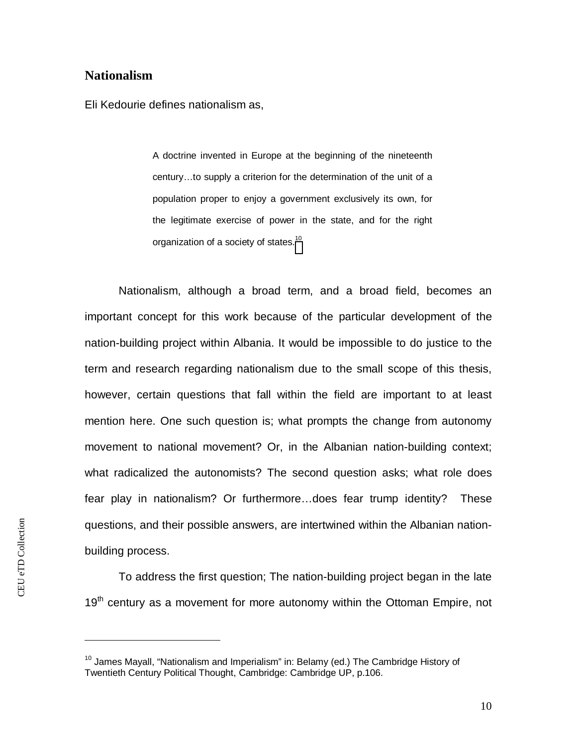## Nationalism

Eli Kedourie defines nationalism as,

> A doctrine invented in Europe at the beginning of the nineteenth century…to supply a criterion for the determination of the unit of a population proper to enjoy a government exclusively its own, for the legitimate exercise of power in the state, and for the right organization of a society of states.[10]

Nationalism, although a broad term, and a broad field, becomes an important concept for this work because of the particular development of the nation-building project within Albania. It would be impossible to do justice to the term and research regarding nationalism due to the small scope of this thesis, however, certain questions that fall within the field are important to at least mention here. One such question is; what prompts the change from autonomy movement to national movement? Or, in the Albanian nation-building context; what radicalized the autonomists? The second question asks; what role does fear play in nationalism? Or furthermore…does fear trump identity? These questions, and their possible answers, are intertwined within the Albanian nation-building process.

To address the first question; The nation-building project began in the late 19th century as a movement for more autonomy within the Ottoman Empire, not

[10] James Mayall, "Nationalism and Imperialism" in: Belamy (ed.) The Cambridge History of Twentieth Century Political Thought, Cambridge: Cambridge UP, p.106.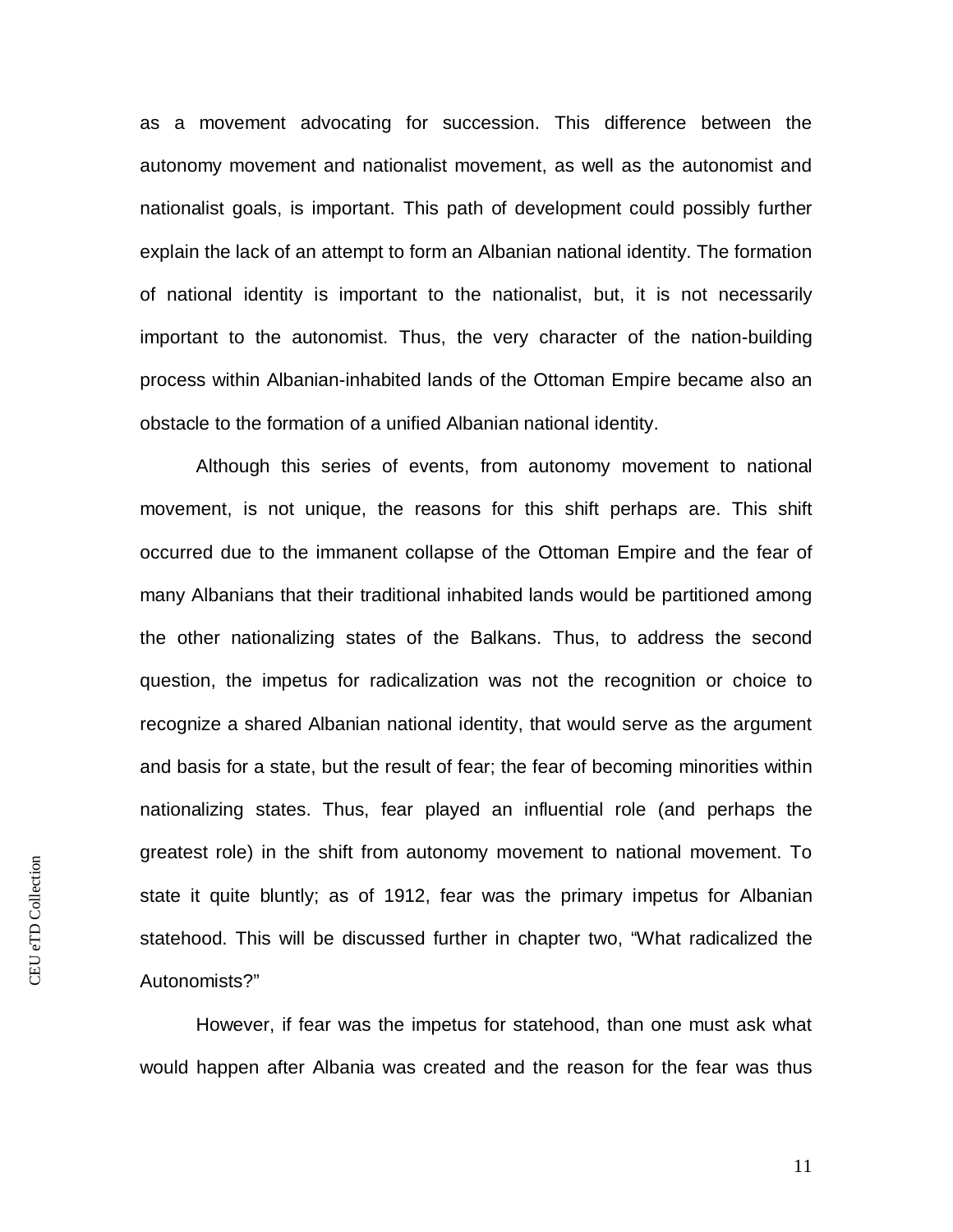as a movement advocating for succession. This difference between the autonomy movement and nationalist movement, as well as the autonomist and nationalist goals, is important. This path of development could possibly further explain the lack of an attempt to form an Albanian national identity. The formation of national identity is important to the nationalist, but, it is not necessarily important to the autonomist. Thus, the very character of the nation-building process within Albanian-inhabited lands of the Ottoman Empire became also an obstacle to the formation of a unified Albanian national identity.

Although this series of events, from autonomy movement to national movement, is not unique, the reasons for this shift perhaps are. This shift occurred due to the immanent collapse of the Ottoman Empire and the fear of many Albanians that their traditional inhabited lands would be partitioned among the other nationalizing states of the Balkans. Thus, to address the second question, the impetus for radicalization was not the recognition or choice to recognize a shared Albanian national identity, that would serve as the argument and basis for a state, but the result of fear; the fear of becoming minorities within nationalizing states. Thus, fear played an influential role (and perhaps the greatest role) in the shift from autonomy movement to national movement. To state it quite bluntly; as of 1912, fear was the primary impetus for Albanian statehood. This will be discussed further in chapter two, "What radicalized the Autonomists?"

However, if fear was the impetus for statehood, than one must ask what would happen after Albania was created and the reason for the fear was thus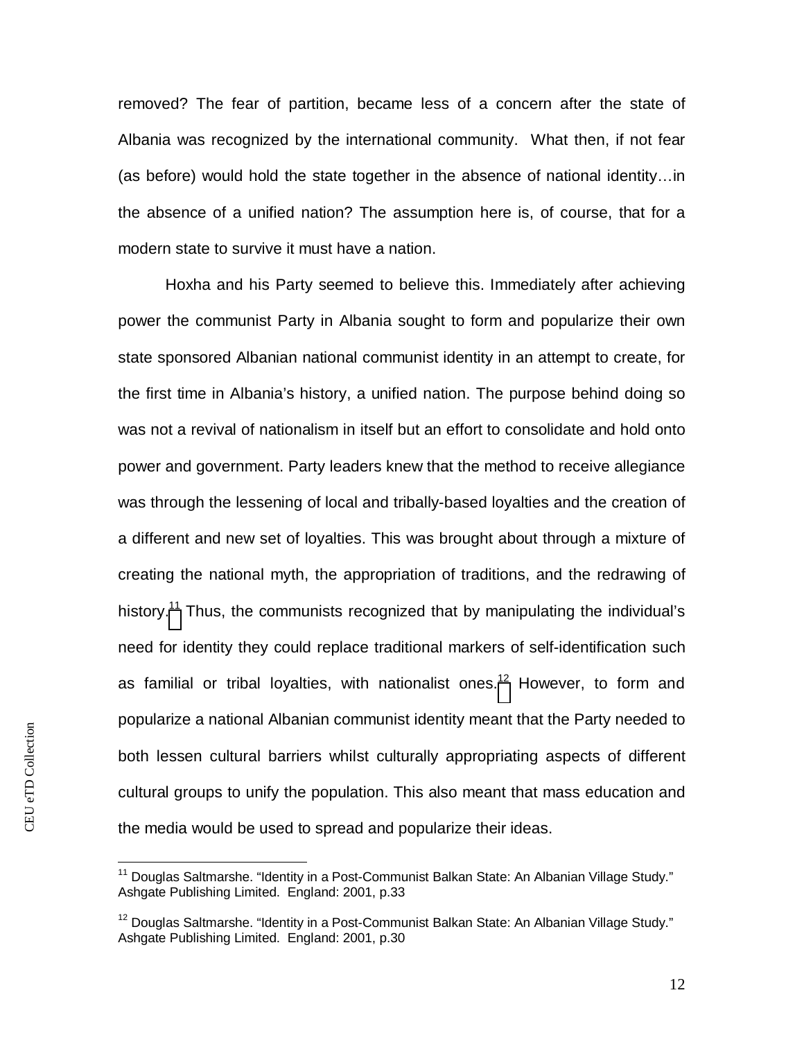removed? The fear of partition, became less of a concern after the state of Albania was recognized by the international community. What then, if not fear (as before) would hold the state together in the absence of national identity…in the absence of a unified nation? The assumption here is, of course, that for a modern state to survive it must have a nation.

Hoxha and his Party seemed to believe this. Immediately after achieving power the communist Party in Albania sought to form and popularize their own state sponsored Albanian national communist identity in an attempt to create, for the first time in Albania's history, a unified nation. The purpose behind doing so was not a revival of nationalism in itself but an effort to consolidate and hold onto power and government. Party leaders knew that the method to receive allegiance was through the lessening of local and tribally-based loyalties and the creation of a different and new set of loyalties. This was brought about through a mixture of creating the national myth, the appropriation of traditions, and the redrawing of history.[11] Thus, the communists recognized that by manipulating the individual's need for identity they could replace traditional markers of self-identification such as familial or tribal loyalties, with nationalist ones.[12] However, to form and popularize a national Albanian communist identity meant that the Party needed to both lessen cultural barriers whilst culturally appropriating aspects of different cultural groups to unify the population. This also meant that mass education and the media would be used to spread and popularize their ideas.

[11] Douglas Saltmarshe. "Identity in a Post-Communist Balkan State: An Albanian Village Study." Ashgate Publishing Limited. England: 2001, p.33

[12] Douglas Saltmarshe. "Identity in a Post-Communist Balkan State: An Albanian Village Study." Ashgate Publishing Limited. England: 2001, p.30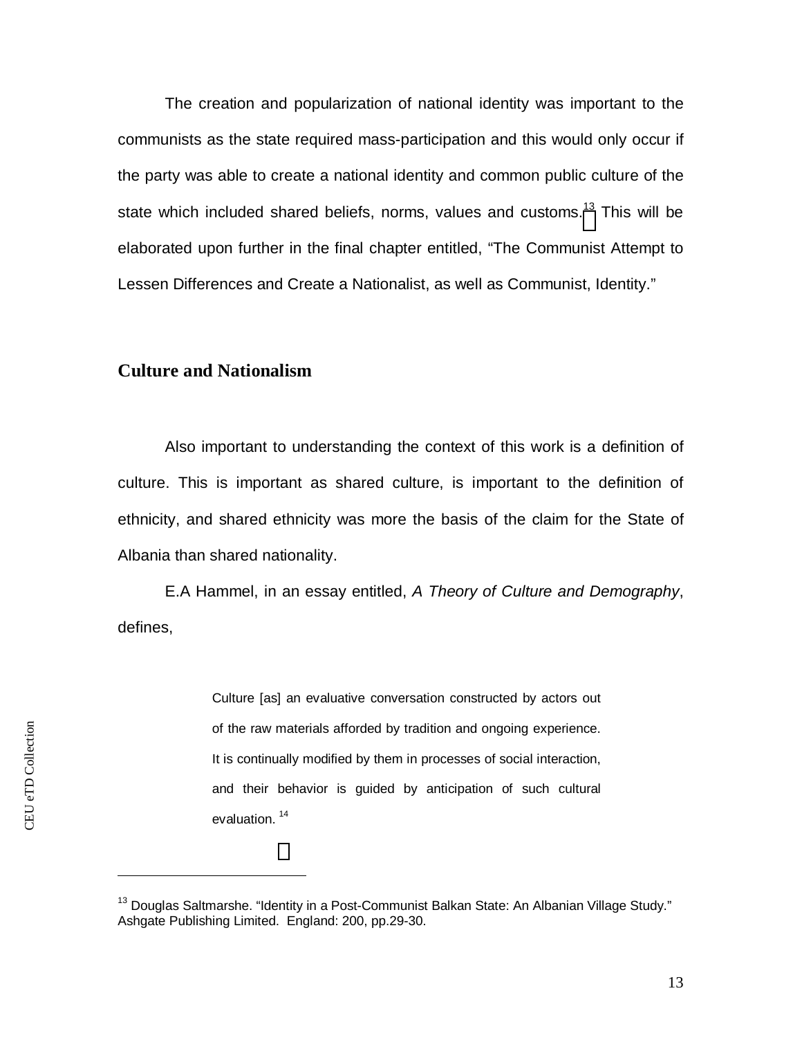The creation and popularization of national identity was important to the communists as the state required mass-participation and this would only occur if the party was able to create a national identity and common public culture of the state which included shared beliefs, norms, values and customs.[13] This will be elaborated upon further in the final chapter entitled, "The Communist Attempt to Lessen Differences and Create a Nationalist, as well as Communist, Identity."

## Culture and Nationalism

Also important to understanding the context of this work is a definition of culture. This is important as shared culture, is important to the definition of ethnicity, and shared ethnicity was more the basis of the claim for the State of Albania than shared nationality.

E.A Hammel, in an essay entitled, *A Theory of Culture and Demography*, defines,

> Culture [as] an evaluative conversation constructed by actors out of the raw materials afforded by tradition and ongoing experience. It is continually modified by them in processes of social interaction, and their behavior is guided by anticipation of such cultural evaluation. [14]

---

[13] Douglas Saltmarshe. "Identity in a Post-Communist Balkan State: An Albanian Village Study." Ashgate Publishing Limited. England: 200, pp.29-30.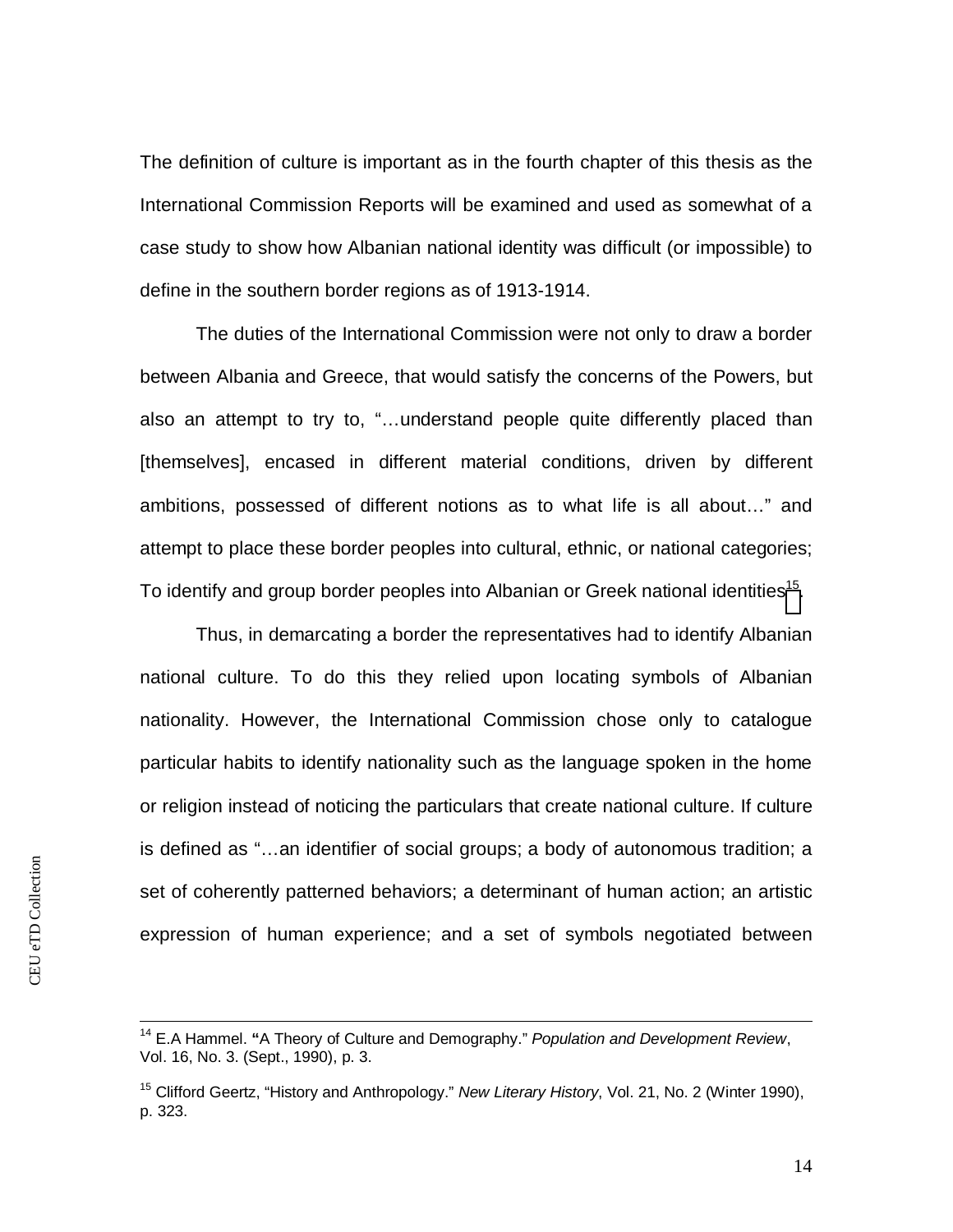The definition of culture is important as in the fourth chapter of this thesis as the International Commission Reports will be examined and used as somewhat of a case study to show how Albanian national identity was difficult (or impossible) to define in the southern border regions as of 1913-1914.

The duties of the International Commission were not only to draw a border between Albania and Greece, that would satisfy the concerns of the Powers, but also an attempt to try to, "…understand people quite differently placed than [themselves], encased in different material conditions, driven by different ambitions, possessed of different notions as to what life is all about…" and attempt to place these border peoples into cultural, ethnic, or national categories; To identify and group border peoples into Albanian or Greek national identities[15].

Thus, in demarcating a border the representatives had to identify Albanian national culture. To do this they relied upon locating symbols of Albanian nationality. However, the International Commission chose only to catalogue particular habits to identify nationality such as the language spoken in the home or religion instead of noticing the particulars that create national culture. If culture is defined as "…an identifier of social groups; a body of autonomous tradition; a set of coherently patterned behaviors; a determinant of human action; an artistic expression of human experience; and a set of symbols negotiated between

---

[14] E.A Hammel. "A Theory of Culture and Demography." *Population and Development Review*, Vol. 16, No. 3. (Sept., 1990), p. 3.

[15] Clifford Geertz, "History and Anthropology." *New Literary History*, Vol. 21, No. 2 (Winter 1990), p. 323.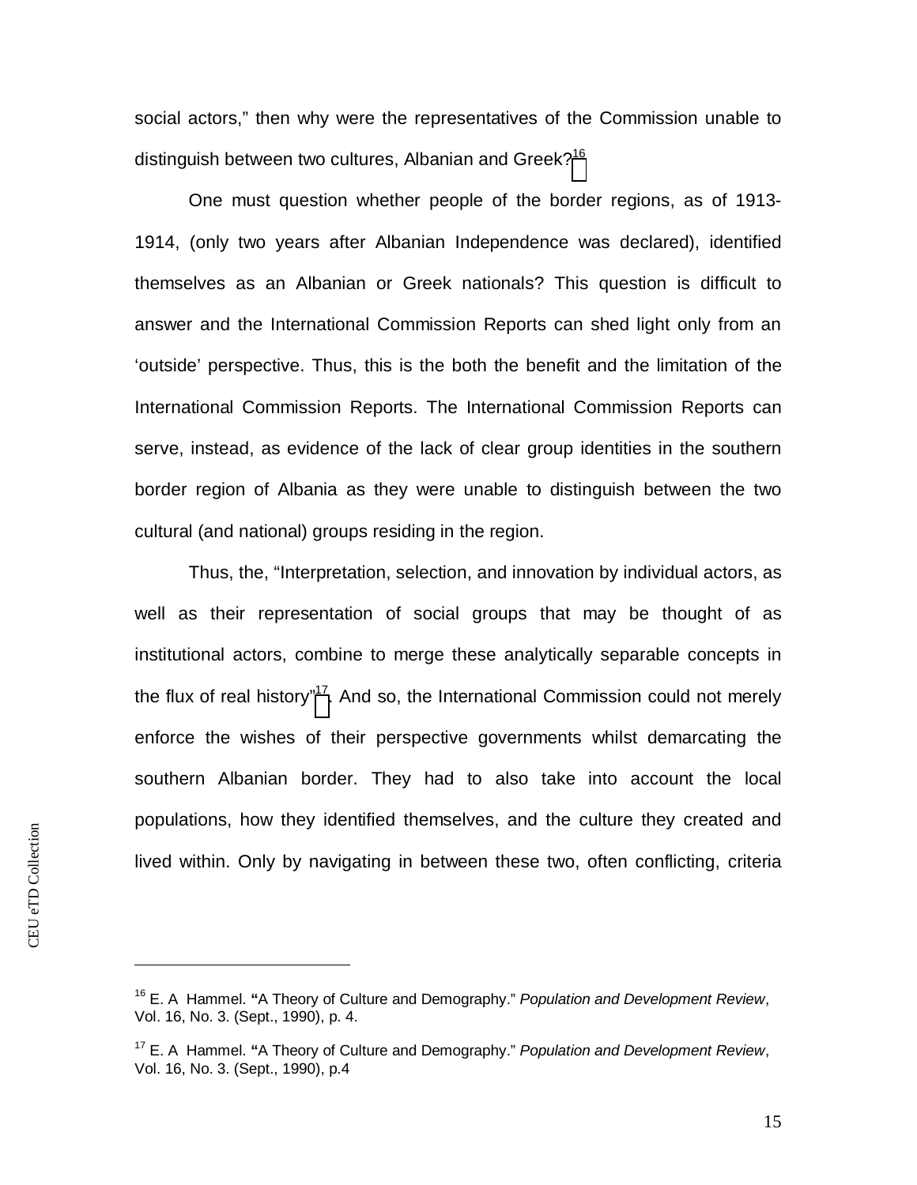social actors," then why were the representatives of the Commission unable to distinguish between two cultures, Albanian and Greek?[16]

One must question whether people of the border regions, as of 1913-1914, (only two years after Albanian Independence was declared), identified themselves as an Albanian or Greek nationals? This question is difficult to answer and the International Commission Reports can shed light only from an 'outside' perspective. Thus, this is the both the benefit and the limitation of the International Commission Reports. The International Commission Reports can serve, instead, as evidence of the lack of clear group identities in the southern border region of Albania as they were unable to distinguish between the two cultural (and national) groups residing in the region.

Thus, the, "Interpretation, selection, and innovation by individual actors, as well as their representation of social groups that may be thought of as institutional actors, combine to merge these analytically separable concepts in the flux of real history"[17]. And so, the International Commission could not merely enforce the wishes of their perspective governments whilst demarcating the southern Albanian border. They had to also take into account the local populations, how they identified themselves, and the culture they created and lived within. Only by navigating in between these two, often conflicting, criteria

---

[16] E. A Hammel. "A Theory of Culture and Demography." *Population and Development Review*, Vol. 16, No. 3. (Sept., 1990), p. 4.

[17] E. A Hammel. "A Theory of Culture and Demography." *Population and Development Review*, Vol. 16, No. 3. (Sept., 1990), p.4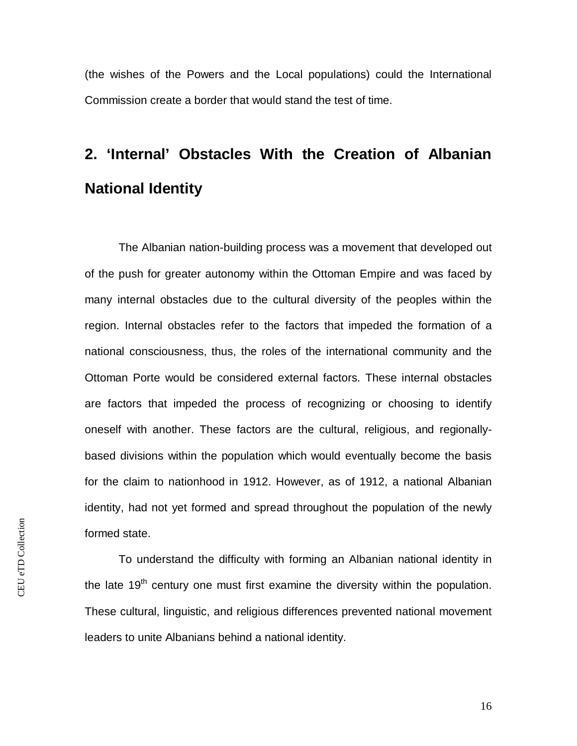(the wishes of the Powers and the Local populations) could the International Commission create a border that would stand the test of time.

## 2. 'Internal' Obstacles With the Creation of Albanian National Identity

The Albanian nation-building process was a movement that developed out of the push for greater autonomy within the Ottoman Empire and was faced by many internal obstacles due to the cultural diversity of the peoples within the region. Internal obstacles refer to the factors that impeded the formation of a national consciousness, thus, the roles of the international community and the Ottoman Porte would be considered external factors. These internal obstacles are factors that impeded the process of recognizing or choosing to identify oneself with another. These factors are the cultural, religious, and regionally-based divisions within the population which would eventually become the basis for the claim to nationhood in 1912. However, as of 1912, a national Albanian identity, had not yet formed and spread throughout the population of the newly formed state.

To understand the difficulty with forming an Albanian national identity in the late 19th century one must first examine the diversity within the population. These cultural, linguistic, and religious differences prevented national movement leaders to unite Albanians behind a national identity.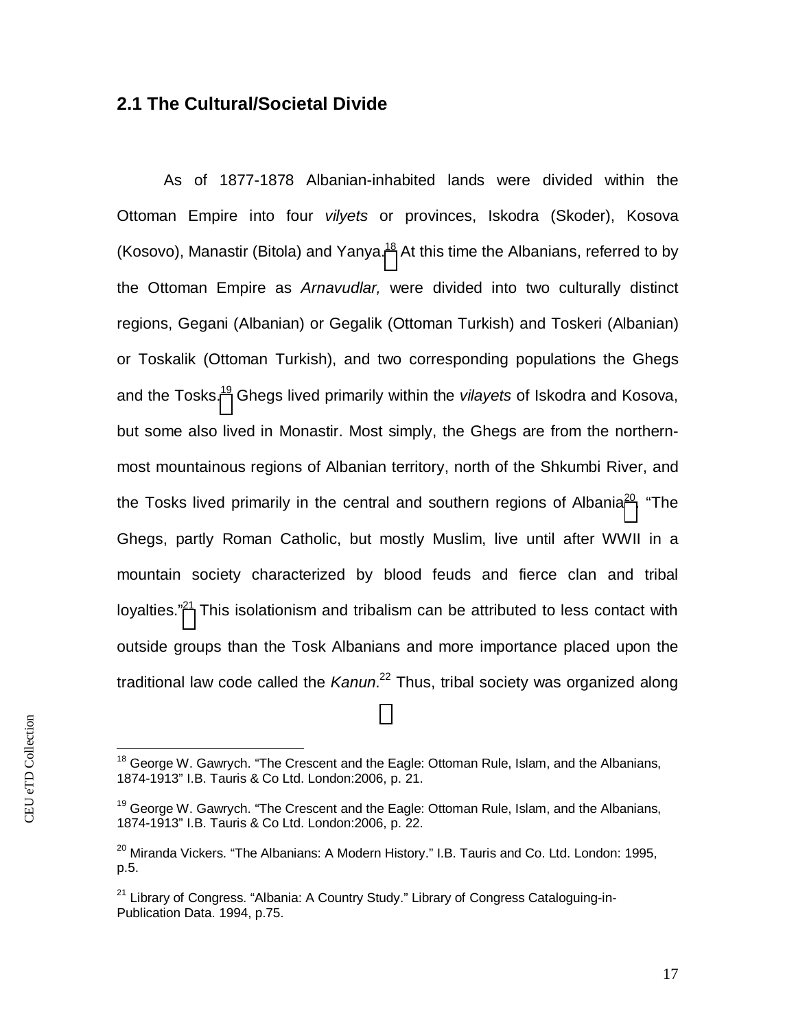## 2.1 The Cultural/Societal Divide

As of 1877-1878 Albanian-inhabited lands were divided within the Ottoman Empire into four *vilyets* or provinces, Iskodra (Skoder), Kosova (Kosovo), Manastir (Bitola) and Yanya.[18] At this time the Albanians, referred to by the Ottoman Empire as *Arnavudlar,* were divided into two culturally distinct regions, Gegani (Albanian) or Gegalik (Ottoman Turkish) and Toskeri (Albanian) or Toskalik (Ottoman Turkish), and two corresponding populations the Ghegs and the Tosks.[19] Ghegs lived primarily within the *vilayets* of Iskodra and Kosova, but some also lived in Monastir. Most simply, the Ghegs are from the northern-most mountainous regions of Albanian territory, north of the Shkumbi River, and the Tosks lived primarily in the central and southern regions of Albania[20]. "The Ghegs, partly Roman Catholic, but mostly Muslim, live until after WWII in a mountain society characterized by blood feuds and fierce clan and tribal loyalties."[21] This isolationism and tribalism can be attributed to less contact with outside groups than the Tosk Albanians and more importance placed upon the traditional law code called the *Kanun*.[22] Thus, tribal society was organized along

---

[18] George W. Gawrych. "The Crescent and the Eagle: Ottoman Rule, Islam, and the Albanians, 1874-1913" I.B. Tauris & Co Ltd. London:2006, p. 21.

[19] George W. Gawrych. "The Crescent and the Eagle: Ottoman Rule, Islam, and the Albanians, 1874-1913" I.B. Tauris & Co Ltd. London:2006, p. 22.

[20] Miranda Vickers. "The Albanians: A Modern History." I.B. Tauris and Co. Ltd. London: 1995, p.5.

[21] Library of Congress. "Albania: A Country Study." Library of Congress Cataloguing-in-Publication Data. 1994, p.75.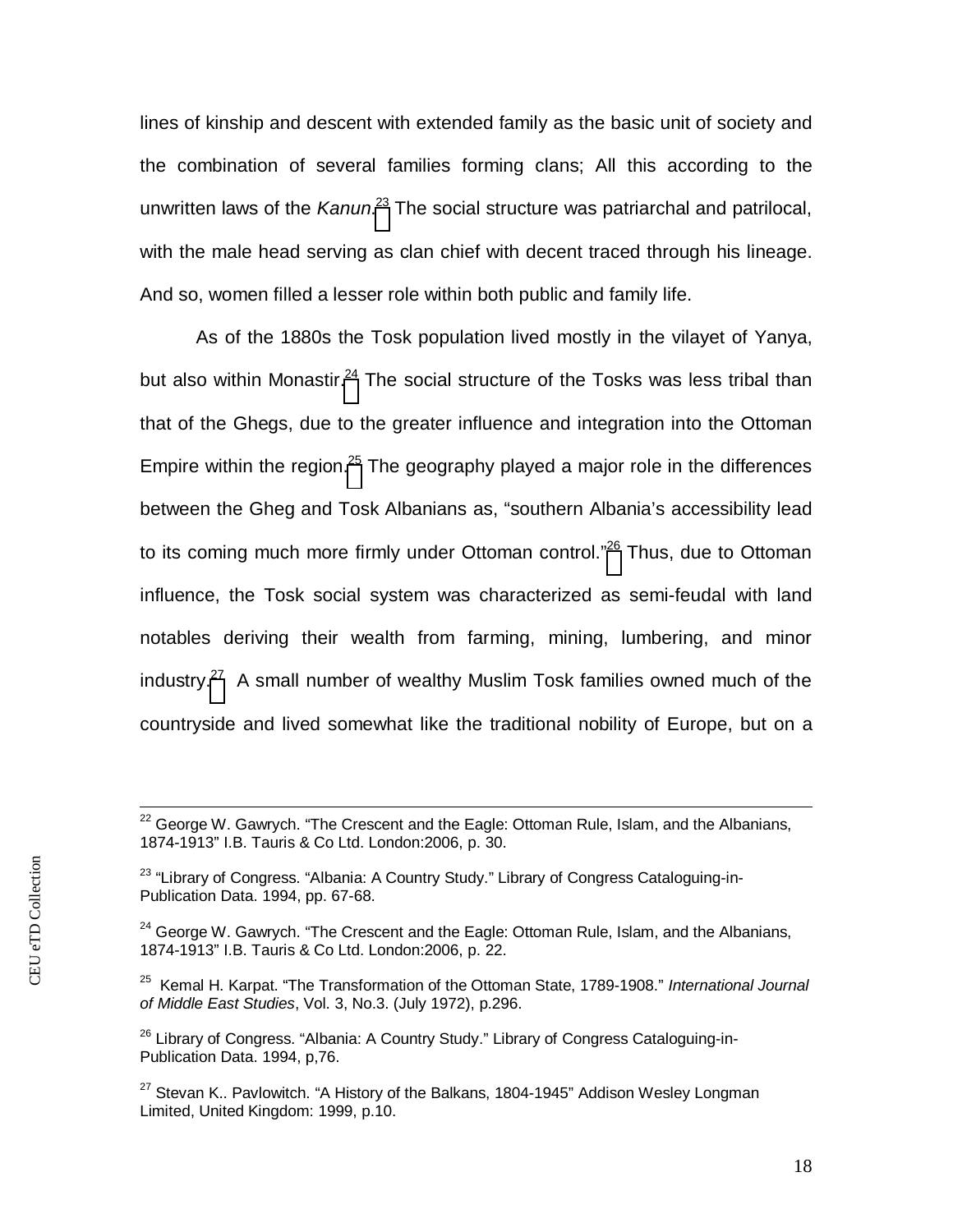lines of kinship and descent with extended family as the basic unit of society and the combination of several families forming clans; All this according to the unwritten laws of the *Kanun*.[23] The social structure was patriarchal and patrilocal, with the male head serving as clan chief with decent traced through his lineage. And so, women filled a lesser role within both public and family life.

As of the 1880s the Tosk population lived mostly in the vilayet of Yanya, but also within Monastir.[24] The social structure of the Tosks was less tribal than that of the Ghegs, due to the greater influence and integration into the Ottoman Empire within the region.[25] The geography played a major role in the differences between the Gheg and Tosk Albanians as, "southern Albania's accessibility lead to its coming much more firmly under Ottoman control."[26] Thus, due to Ottoman influence, the Tosk social system was characterized as semi-feudal with land notables deriving their wealth from farming, mining, lumbering, and minor industry.[27] A small number of wealthy Muslim Tosk families owned much of the countryside and lived somewhat like the traditional nobility of Europe, but on a

---

[22] George W. Gawrych. "The Crescent and the Eagle: Ottoman Rule, Islam, and the Albanians, 1874-1913" I.B. Tauris & Co Ltd. London:2006, p. 30.

[23] "Library of Congress. "Albania: A Country Study." Library of Congress Cataloguing-in-Publication Data. 1994, pp. 67-68.

[24] George W. Gawrych. "The Crescent and the Eagle: Ottoman Rule, Islam, and the Albanians, 1874-1913" I.B. Tauris & Co Ltd. London:2006, p. 22.

[25] Kemal H. Karpat. "The Transformation of the Ottoman State, 1789-1908." *International Journal of Middle East Studies*, Vol. 3, No.3. (July 1972), p.296.

[26] Library of Congress. "Albania: A Country Study." Library of Congress Cataloguing-in-Publication Data. 1994, p,76.

[27] Stevan K.. Pavlowitch. "A History of the Balkans, 1804-1945" Addison Wesley Longman Limited, United Kingdom: 1999, p.10.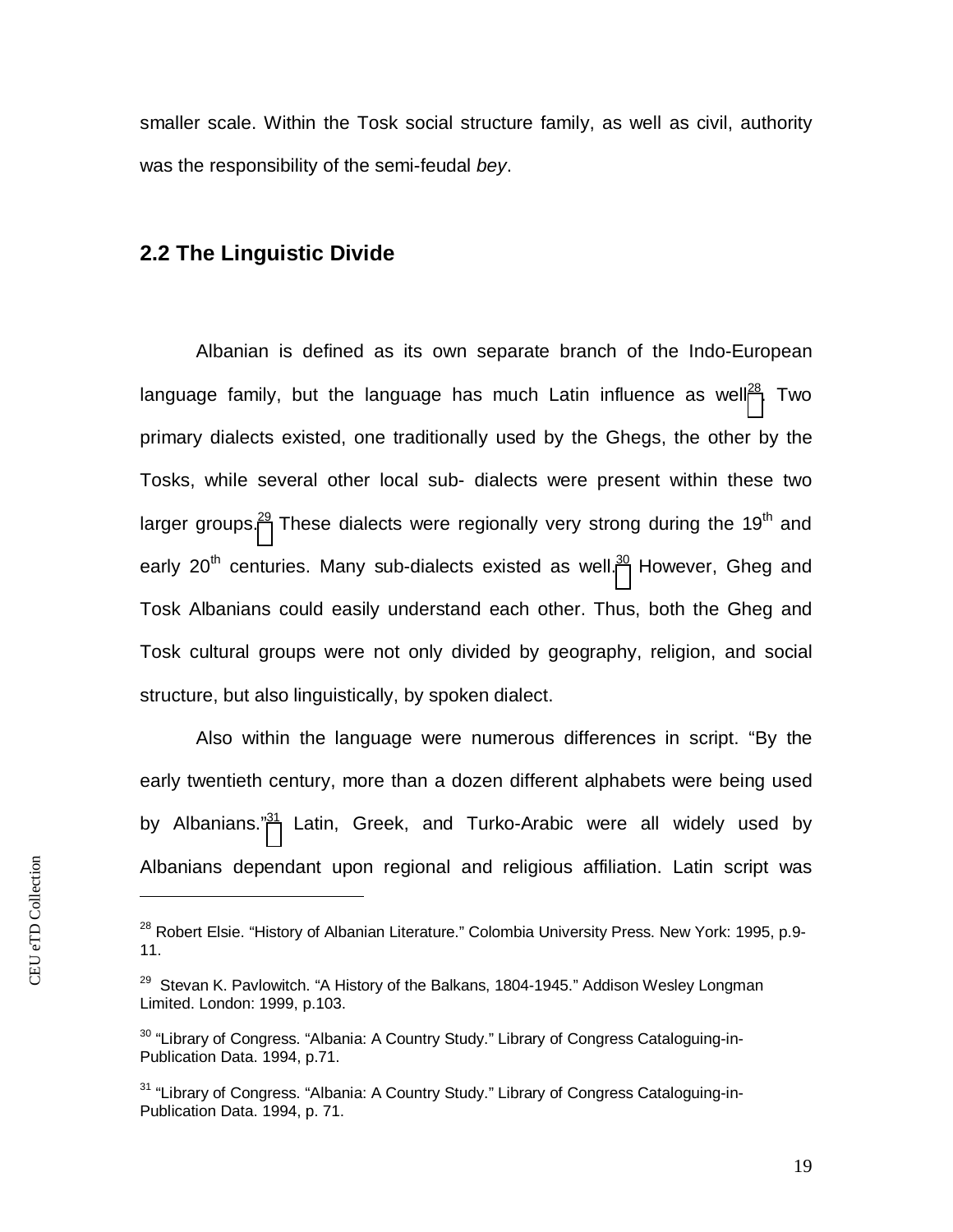smaller scale. Within the Tosk social structure family, as well as civil, authority was the responsibility of the semi-feudal *bey*.

## 2.2 The Linguistic Divide

Albanian is defined as its own separate branch of the Indo-European language family, but the language has much Latin influence as well[28]. Two primary dialects existed, one traditionally used by the Ghegs, the other by the Tosks, while several other local sub- dialects were present within these two larger groups.[29] These dialects were regionally very strong during the 19th and early 20th centuries. Many sub-dialects existed as well.[30] However, Gheg and Tosk Albanians could easily understand each other. Thus, both the Gheg and Tosk cultural groups were not only divided by geography, religion, and social structure, but also linguistically, by spoken dialect.

Also within the language were numerous differences in script. "By the early twentieth century, more than a dozen different alphabets were being used by Albanians."[31] Latin, Greek, and Turko-Arabic were all widely used by Albanians dependant upon regional and religious affiliation. Latin script was

---

[28] Robert Elsie. "History of Albanian Literature." Colombia University Press. New York: 1995, p.9-11.

[29] Stevan K. Pavlowitch. "A History of the Balkans, 1804-1945." Addison Wesley Longman Limited. London: 1999, p.103.

[30] "Library of Congress. "Albania: A Country Study." Library of Congress Cataloguing-in-Publication Data. 1994, p.71.

[31] "Library of Congress. "Albania: A Country Study." Library of Congress Cataloguing-in-Publication Data. 1994, p. 71.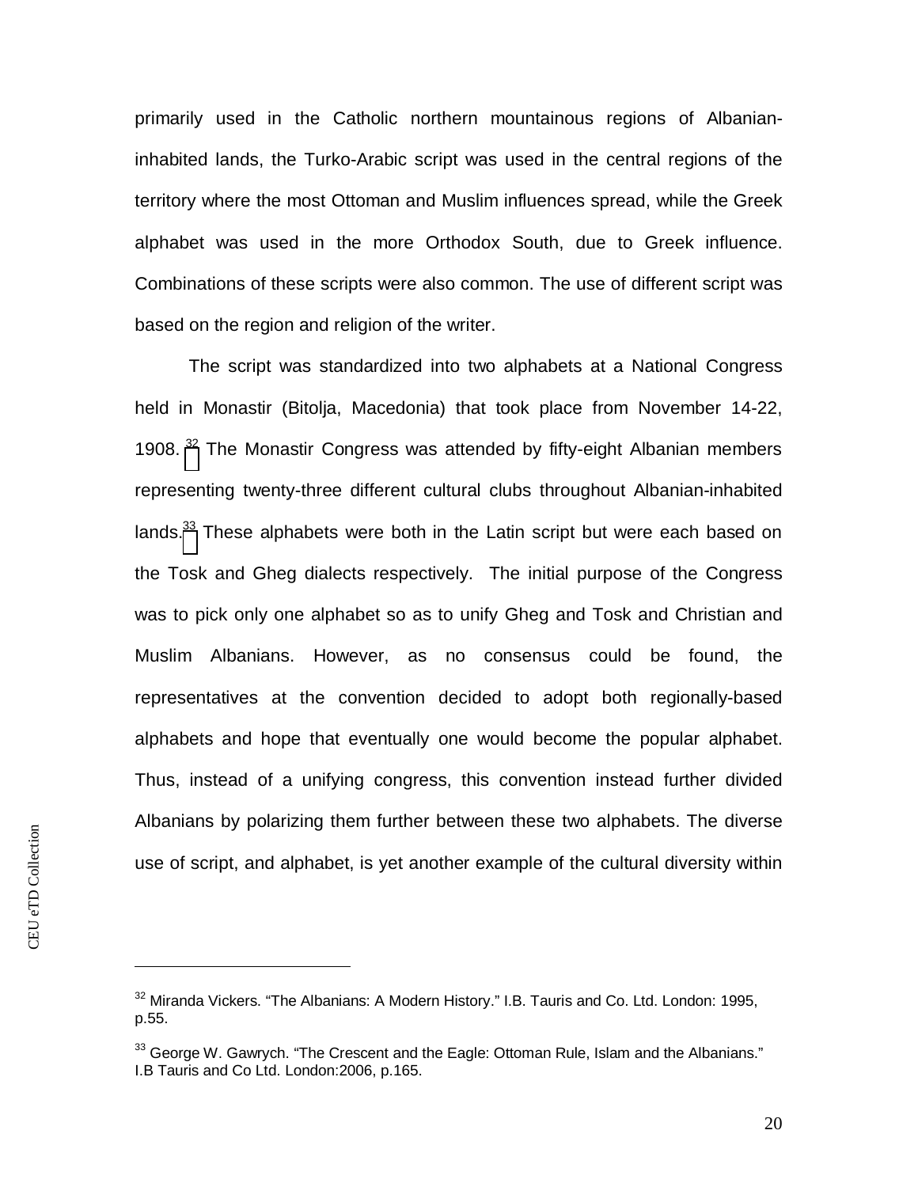primarily used in the Catholic northern mountainous regions of Albanian-inhabited lands, the Turko-Arabic script was used in the central regions of the territory where the most Ottoman and Muslim influences spread, while the Greek alphabet was used in the more Orthodox South, due to Greek influence. Combinations of these scripts were also common. The use of different script was based on the region and religion of the writer.

The script was standardized into two alphabets at a National Congress held in Monastir (Bitolja, Macedonia) that took place from November 14-22, 1908. [32] The Monastir Congress was attended by fifty-eight Albanian members representing twenty-three different cultural clubs throughout Albanian-inhabited lands.[33] These alphabets were both in the Latin script but were each based on the Tosk and Gheg dialects respectively. The initial purpose of the Congress was to pick only one alphabet so as to unify Gheg and Tosk and Christian and Muslim Albanians. However, as no consensus could be found, the representatives at the convention decided to adopt both regionally-based alphabets and hope that eventually one would become the popular alphabet. Thus, instead of a unifying congress, this convention instead further divided Albanians by polarizing them further between these two alphabets. The diverse use of script, and alphabet, is yet another example of the cultural diversity within

---

[32] Miranda Vickers. "The Albanians: A Modern History." I.B. Tauris and Co. Ltd. London: 1995, p.55.

[33] George W. Gawrych. "The Crescent and the Eagle: Ottoman Rule, Islam and the Albanians." I.B Tauris and Co Ltd. London:2006, p.165.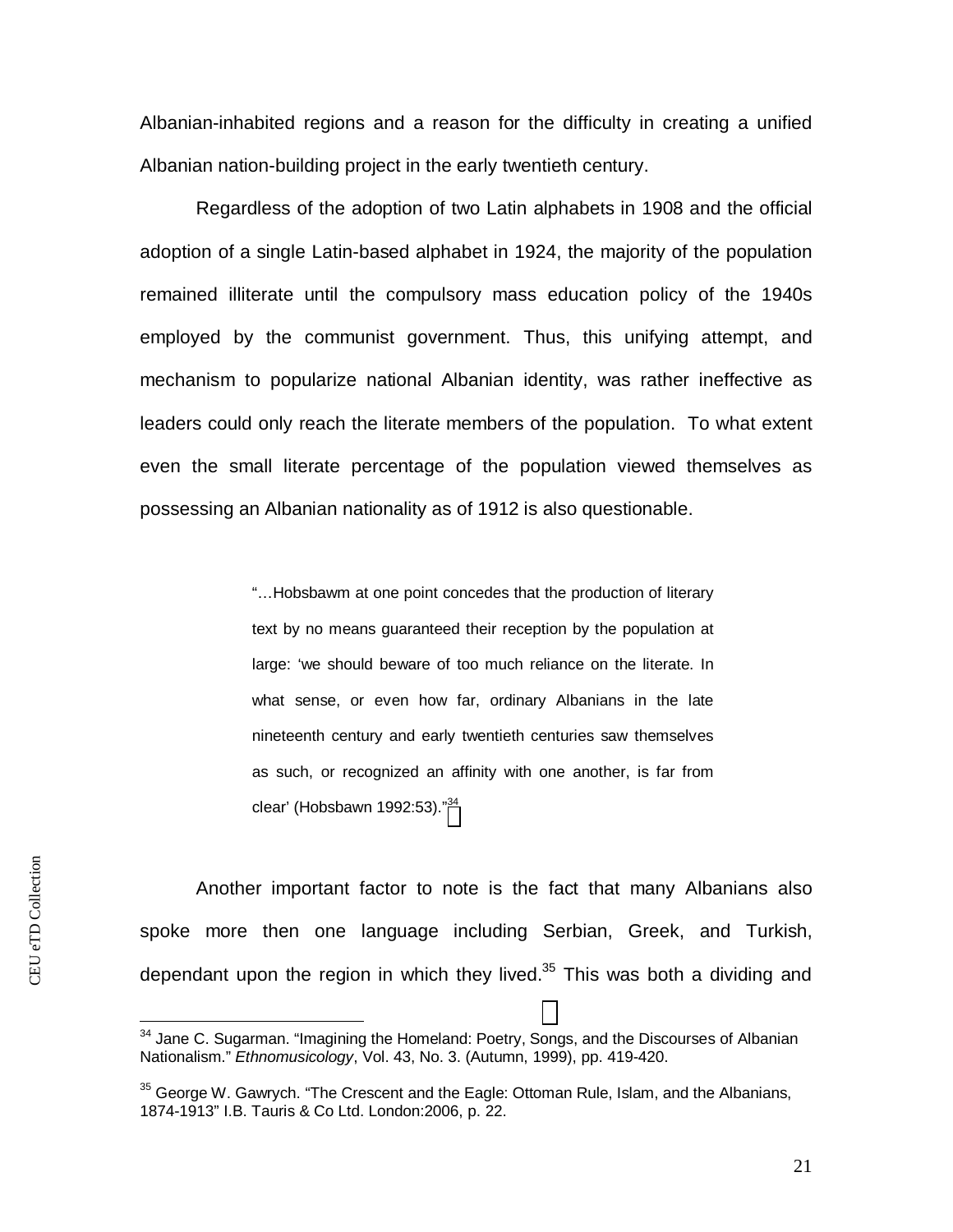Albanian-inhabited regions and a reason for the difficulty in creating a unified Albanian nation-building project in the early twentieth century.

Regardless of the adoption of two Latin alphabets in 1908 and the official adoption of a single Latin-based alphabet in 1924, the majority of the population remained illiterate until the compulsory mass education policy of the 1940s employed by the communist government. Thus, this unifying attempt, and mechanism to popularize national Albanian identity, was rather ineffective as leaders could only reach the literate members of the population. To what extent even the small literate percentage of the population viewed themselves as possessing an Albanian nationality as of 1912 is also questionable.

> "…Hobsbawm at one point concedes that the production of literary text by no means guaranteed their reception by the population at large: 'we should beware of too much reliance on the literate. In what sense, or even how far, ordinary Albanians in the late nineteenth century and early twentieth centuries saw themselves as such, or recognized an affinity with one another, is far from clear' (Hobsbawn 1992:53)."[34]

Another important factor to note is the fact that many Albanians also spoke more then one language including Serbian, Greek, and Turkish, dependant upon the region in which they lived.[35] This was both a dividing and

---

[34] Jane C. Sugarman. "Imagining the Homeland: Poetry, Songs, and the Discourses of Albanian Nationalism." *Ethnomusicology*, Vol. 43, No. 3. (Autumn, 1999), pp. 419-420.

[35] George W. Gawrych. "The Crescent and the Eagle: Ottoman Rule, Islam, and the Albanians, 1874-1913" I.B. Tauris & Co Ltd. London:2006, p. 22.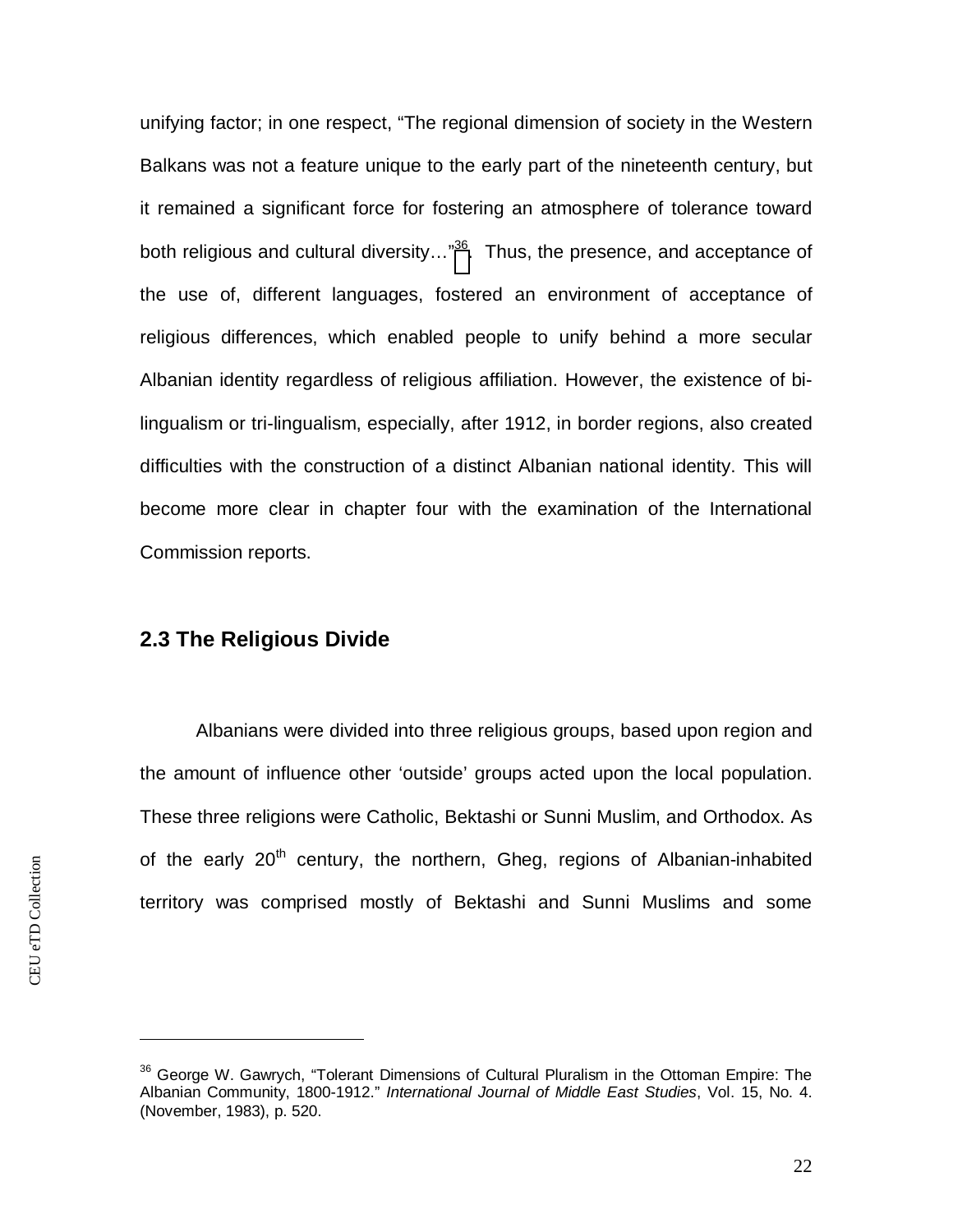unifying factor; in one respect, "The regional dimension of society in the Western Balkans was not a feature unique to the early part of the nineteenth century, but it remained a significant force for fostering an atmosphere of tolerance toward both religious and cultural diversity…"[36]. Thus, the presence, and acceptance of the use of, different languages, fostered an environment of acceptance of religious differences, which enabled people to unify behind a more secular Albanian identity regardless of religious affiliation. However, the existence of bi-lingualism or tri-lingualism, especially, after 1912, in border regions, also created difficulties with the construction of a distinct Albanian national identity. This will become more clear in chapter four with the examination of the International Commission reports.

## 2.3 The Religious Divide

Albanians were divided into three religious groups, based upon region and the amount of influence other 'outside' groups acted upon the local population. These three religions were Catholic, Bektashi or Sunni Muslim, and Orthodox. As of the early 20th century, the northern, Gheg, regions of Albanian-inhabited territory was comprised mostly of Bektashi and Sunni Muslims and some

[36] George W. Gawrych, "Tolerant Dimensions of Cultural Pluralism in the Ottoman Empire: The Albanian Community, 1800-1912." *International Journal of Middle East Studies*, Vol. 15, No. 4. (November, 1983), p. 520.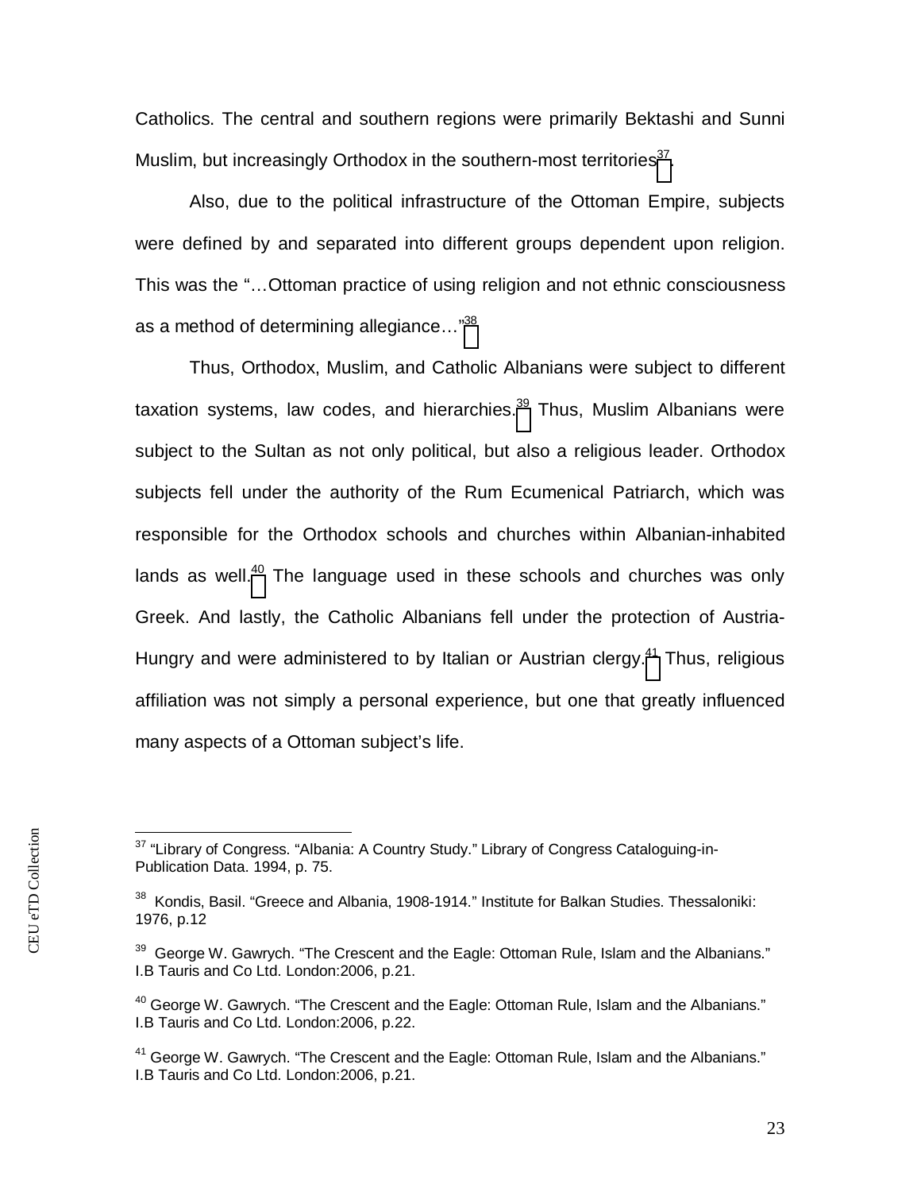Catholics. The central and southern regions were primarily Bektashi and Sunni Muslim, but increasingly Orthodox in the southern-most territories[37].

Also, due to the political infrastructure of the Ottoman Empire, subjects were defined by and separated into different groups dependent upon religion. This was the "…Ottoman practice of using religion and not ethnic consciousness as a method of determining allegiance…"[38]

Thus, Orthodox, Muslim, and Catholic Albanians were subject to different taxation systems, law codes, and hierarchies.[39] Thus, Muslim Albanians were subject to the Sultan as not only political, but also a religious leader. Orthodox subjects fell under the authority of the Rum Ecumenical Patriarch, which was responsible for the Orthodox schools and churches within Albanian-inhabited lands as well.[40] The language used in these schools and churches was only Greek. And lastly, the Catholic Albanians fell under the protection of Austria-Hungry and were administered to by Italian or Austrian clergy.[41] Thus, religious affiliation was not simply a personal experience, but one that greatly influenced many aspects of a Ottoman subject's life.

---

[37] "Library of Congress. "Albania: A Country Study." Library of Congress Cataloguing-in-Publication Data. 1994, p. 75.

[38] Kondis, Basil. "Greece and Albania, 1908-1914." Institute for Balkan Studies. Thessaloniki: 1976, p.12

[39] George W. Gawrych. "The Crescent and the Eagle: Ottoman Rule, Islam and the Albanians." I.B Tauris and Co Ltd. London:2006, p.21.

[40] George W. Gawrych. "The Crescent and the Eagle: Ottoman Rule, Islam and the Albanians." I.B Tauris and Co Ltd. London:2006, p.22.

[41] George W. Gawrych. "The Crescent and the Eagle: Ottoman Rule, Islam and the Albanians." I.B Tauris and Co Ltd. London:2006, p.21.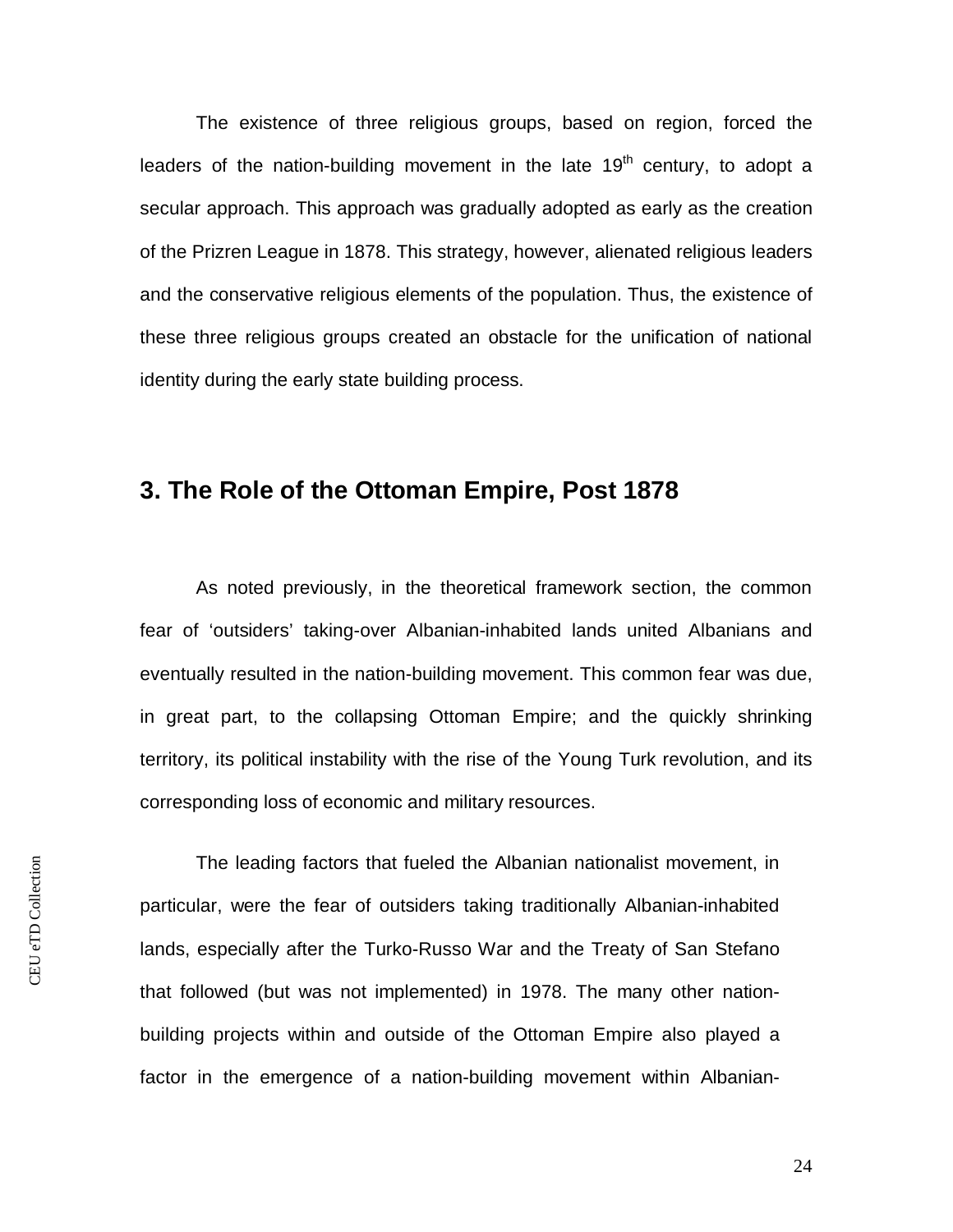The existence of three religious groups, based on region, forced the leaders of the nation-building movement in the late 19th century, to adopt a secular approach. This approach was gradually adopted as early as the creation of the Prizren League in 1878. This strategy, however, alienated religious leaders and the conservative religious elements of the population. Thus, the existence of these three religious groups created an obstacle for the unification of national identity during the early state building process.

## 3. The Role of the Ottoman Empire, Post 1878

As noted previously, in the theoretical framework section, the common fear of 'outsiders' taking-over Albanian-inhabited lands united Albanians and eventually resulted in the nation-building movement. This common fear was due, in great part, to the collapsing Ottoman Empire; and the quickly shrinking territory, its political instability with the rise of the Young Turk revolution, and its corresponding loss of economic and military resources.

The leading factors that fueled the Albanian nationalist movement, in particular, were the fear of outsiders taking traditionally Albanian-inhabited lands, especially after the Turko-Russo War and the Treaty of San Stefano that followed (but was not implemented) in 1978. The many other nation-building projects within and outside of the Ottoman Empire also played a factor in the emergence of a nation-building movement within Albanian-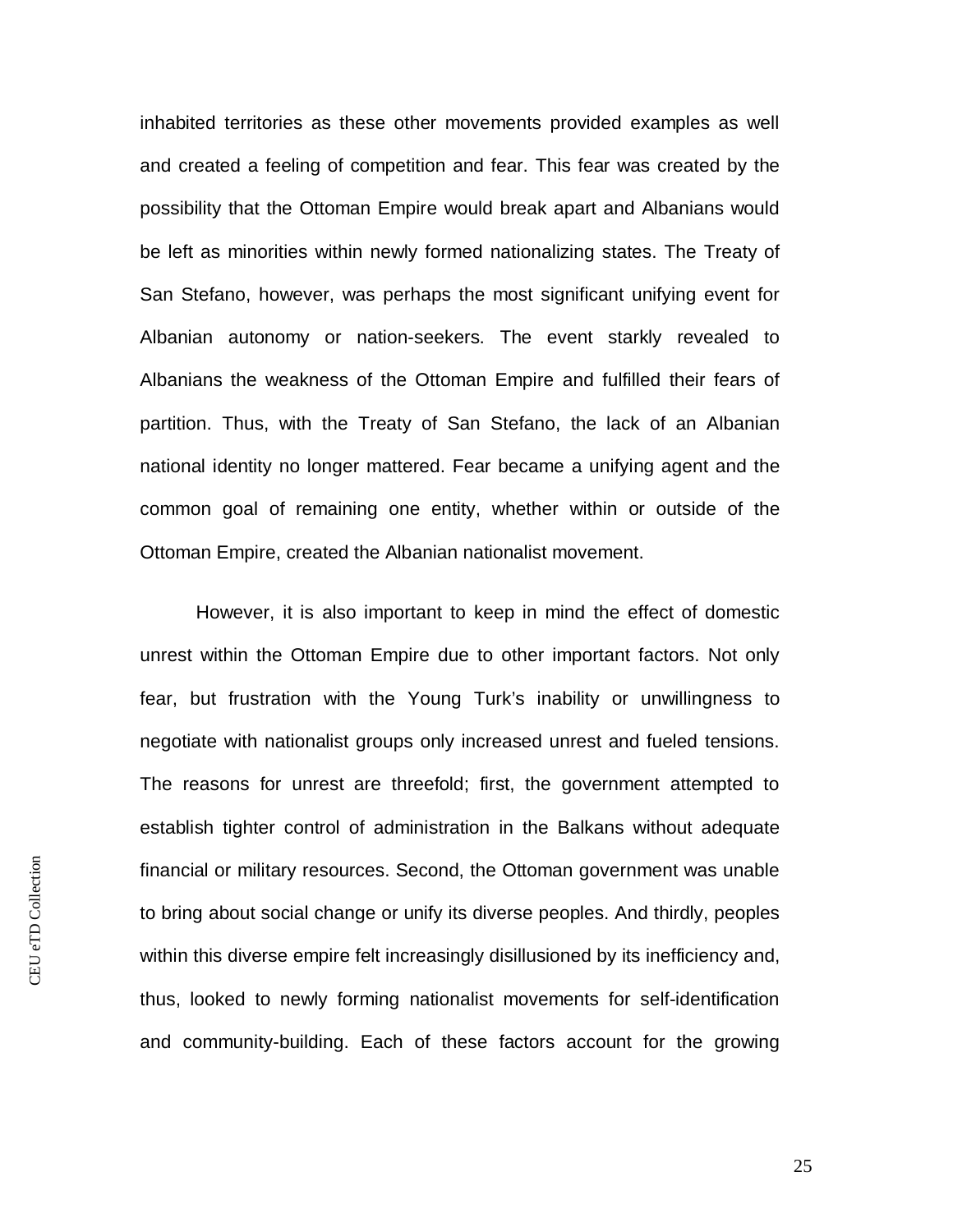inhabited territories as these other movements provided examples as well and created a feeling of competition and fear. This fear was created by the possibility that the Ottoman Empire would break apart and Albanians would be left as minorities within newly formed nationalizing states. The Treaty of San Stefano, however, was perhaps the most significant unifying event for Albanian autonomy or nation-seekers. The event starkly revealed to Albanians the weakness of the Ottoman Empire and fulfilled their fears of partition. Thus, with the Treaty of San Stefano, the lack of an Albanian national identity no longer mattered. Fear became a unifying agent and the common goal of remaining one entity, whether within or outside of the Ottoman Empire, created the Albanian nationalist movement.

However, it is also important to keep in mind the effect of domestic unrest within the Ottoman Empire due to other important factors. Not only fear, but frustration with the Young Turk's inability or unwillingness to negotiate with nationalist groups only increased unrest and fueled tensions. The reasons for unrest are threefold; first, the government attempted to establish tighter control of administration in the Balkans without adequate financial or military resources. Second, the Ottoman government was unable to bring about social change or unify its diverse peoples. And thirdly, peoples within this diverse empire felt increasingly disillusioned by its inefficiency and, thus, looked to newly forming nationalist movements for self-identification and community-building. Each of these factors account for the growing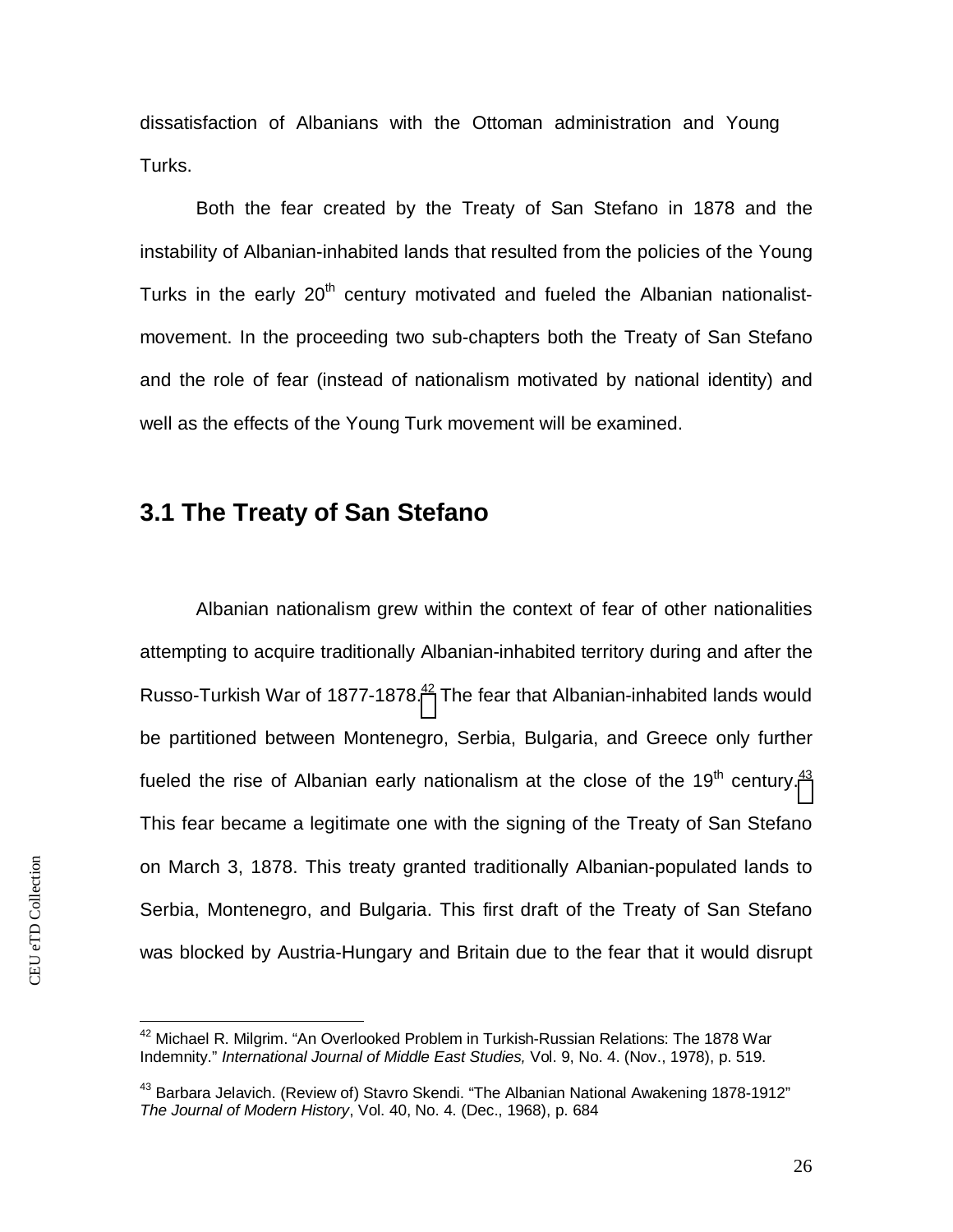dissatisfaction of Albanians with the Ottoman administration and Young Turks.

Both the fear created by the Treaty of San Stefano in 1878 and the instability of Albanian-inhabited lands that resulted from the policies of the Young Turks in the early 20th century motivated and fueled the Albanian nationalist-movement. In the proceeding two sub-chapters both the Treaty of San Stefano and the role of fear (instead of nationalism motivated by national identity) and well as the effects of the Young Turk movement will be examined.

## 3.1 The Treaty of San Stefano

Albanian nationalism grew within the context of fear of other nationalities attempting to acquire traditionally Albanian-inhabited territory during and after the Russo-Turkish War of 1877-1878.[42] The fear that Albanian-inhabited lands would be partitioned between Montenegro, Serbia, Bulgaria, and Greece only further fueled the rise of Albanian early nationalism at the close of the 19th century.[43] This fear became a legitimate one with the signing of the Treaty of San Stefano on March 3, 1878. This treaty granted traditionally Albanian-populated lands to Serbia, Montenegro, and Bulgaria. This first draft of the Treaty of San Stefano was blocked by Austria-Hungary and Britain due to the fear that it would disrupt

---

[42] Michael R. Milgrim. "An Overlooked Problem in Turkish-Russian Relations: The 1878 War Indemnity." *International Journal of Middle East Studies,* Vol. 9, No. 4. (Nov., 1978), p. 519.

[43] Barbara Jelavich. (Review of) Stavro Skendi. "The Albanian National Awakening 1878-1912" *The Journal of Modern History*, Vol. 40, No. 4. (Dec., 1968), p. 684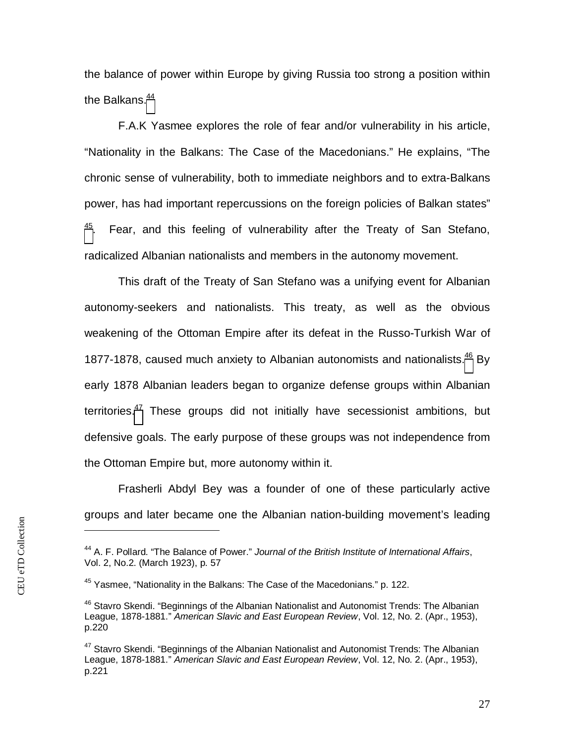the balance of power within Europe by giving Russia too strong a position within the Balkans.[44]

F.A.K Yasmee explores the role of fear and/or vulnerability in his article, "Nationality in the Balkans: The Case of the Macedonians." He explains, "The chronic sense of vulnerability, both to immediate neighbors and to extra-Balkans power, has had important repercussions on the foreign policies of Balkan states" [45]. Fear, and this feeling of vulnerability after the Treaty of San Stefano, radicalized Albanian nationalists and members in the autonomy movement.

This draft of the Treaty of San Stefano was a unifying event for Albanian autonomy-seekers and nationalists. This treaty, as well as the obvious weakening of the Ottoman Empire after its defeat in the Russo-Turkish War of 1877-1878, caused much anxiety to Albanian autonomists and nationalists.[46] By early 1878 Albanian leaders began to organize defense groups within Albanian territories.[47] These groups did not initially have secessionist ambitions, but defensive goals. The early purpose of these groups was not independence from the Ottoman Empire but, more autonomy within it.

Frasherli Abdyl Bey was a founder of one of these particularly active groups and later became one the Albanian nation-building movement's leading

---

[44] A. F. Pollard. "The Balance of Power." *Journal of the British Institute of International Affairs*, Vol. 2, No.2. (March 1923), p. 57

[45] Yasmee, "Nationality in the Balkans: The Case of the Macedonians." p. 122.

[46] Stavro Skendi. "Beginnings of the Albanian Nationalist and Autonomist Trends: The Albanian League, 1878-1881." *American Slavic and East European Review*, Vol. 12, No. 2. (Apr., 1953), p.220

[47] Stavro Skendi. "Beginnings of the Albanian Nationalist and Autonomist Trends: The Albanian League, 1878-1881." *American Slavic and East European Review*, Vol. 12, No. 2. (Apr., 1953), p.221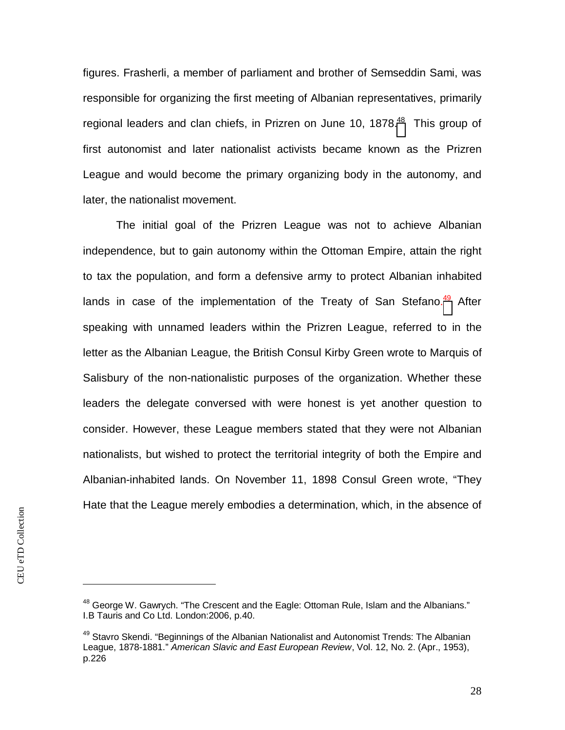figures. Frasherli, a member of parliament and brother of Semseddin Sami, was responsible for organizing the first meeting of Albanian representatives, primarily regional leaders and clan chiefs, in Prizren on June 10, 1878.[48] This group of first autonomist and later nationalist activists became known as the Prizren League and would become the primary organizing body in the autonomy, and later, the nationalist movement.

The initial goal of the Prizren League was not to achieve Albanian independence, but to gain autonomy within the Ottoman Empire, attain the right to tax the population, and form a defensive army to protect Albanian inhabited lands in case of the implementation of the Treaty of San Stefano.[49] After speaking with unnamed leaders within the Prizren League, referred to in the letter as the Albanian League, the British Consul Kirby Green wrote to Marquis of Salisbury of the non-nationalistic purposes of the organization. Whether these leaders the delegate conversed with were honest is yet another question to consider. However, these League members stated that they were not Albanian nationalists, but wished to protect the territorial integrity of both the Empire and Albanian-inhabited lands. On November 11, 1898 Consul Green wrote, "They Hate that the League merely embodies a determination, which, in the absence of

---

[48] George W. Gawrych. "The Crescent and the Eagle: Ottoman Rule, Islam and the Albanians." I.B Tauris and Co Ltd. London:2006, p.40.

[49] Stavro Skendi. "Beginnings of the Albanian Nationalist and Autonomist Trends: The Albanian League, 1878-1881." *American Slavic and East European Review*, Vol. 12, No. 2. (Apr., 1953), p.226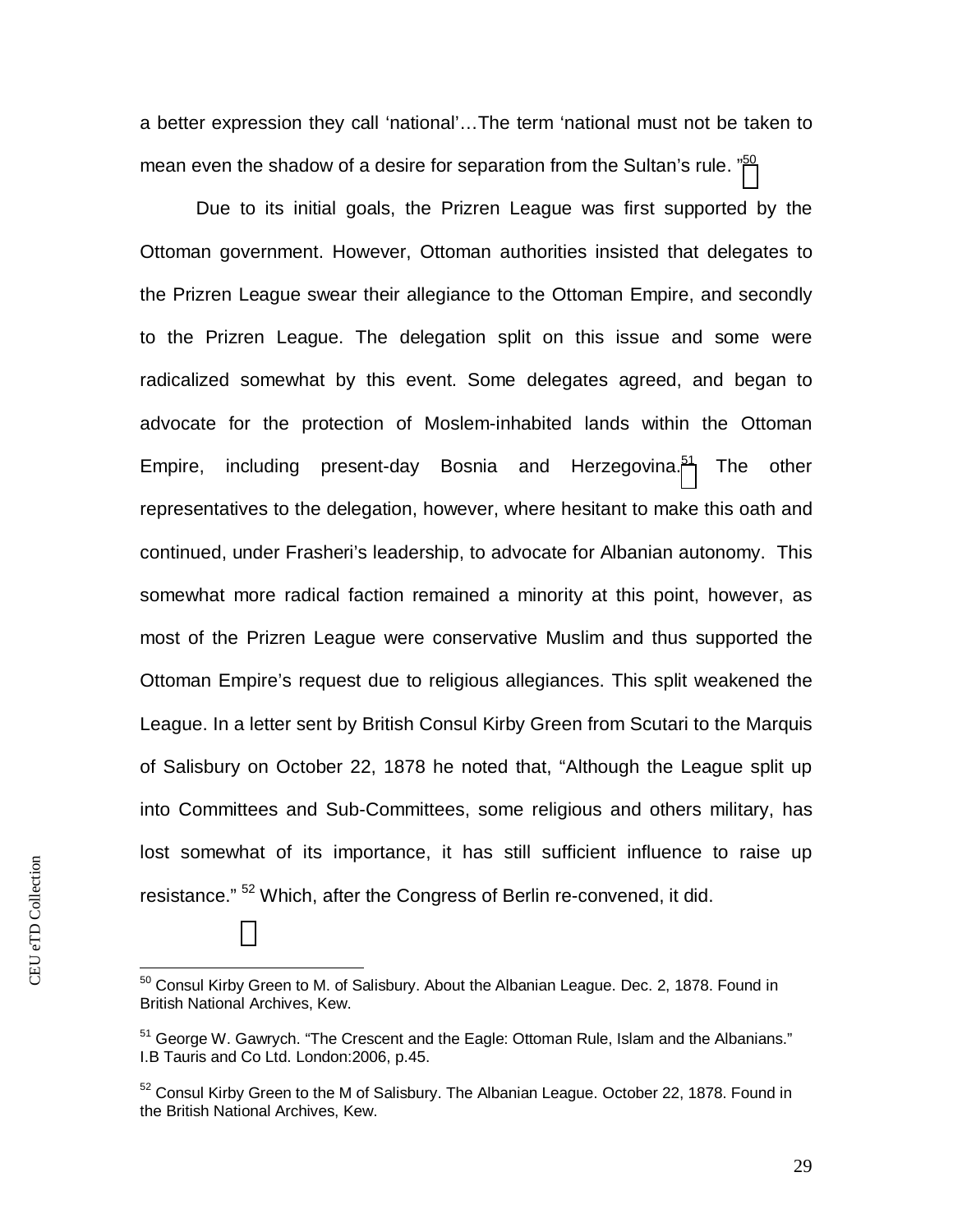a better expression they call 'national'…The term 'national must not be taken to mean even the shadow of a desire for separation from the Sultan's rule. "[50]

Due to its initial goals, the Prizren League was first supported by the Ottoman government. However, Ottoman authorities insisted that delegates to the Prizren League swear their allegiance to the Ottoman Empire, and secondly to the Prizren League. The delegation split on this issue and some were radicalized somewhat by this event. Some delegates agreed, and began to advocate for the protection of Moslem-inhabited lands within the Ottoman Empire, including present-day Bosnia and Herzegovina.[51] The other representatives to the delegation, however, where hesitant to make this oath and continued, under Frasheri's leadership, to advocate for Albanian autonomy. This somewhat more radical faction remained a minority at this point, however, as most of the Prizren League were conservative Muslim and thus supported the Ottoman Empire's request due to religious allegiances. This split weakened the League. In a letter sent by British Consul Kirby Green from Scutari to the Marquis of Salisbury on October 22, 1878 he noted that, "Although the League split up into Committees and Sub-Committees, some religious and others military, has lost somewhat of its importance, it has still sufficient influence to raise up resistance." [52] Which, after the Congress of Berlin re-convened, it did.

---

[50] Consul Kirby Green to M. of Salisbury. About the Albanian League. Dec. 2, 1878. Found in British National Archives, Kew.

[51] George W. Gawrych. "The Crescent and the Eagle: Ottoman Rule, Islam and the Albanians." I.B Tauris and Co Ltd. London:2006, p.45.

[52] Consul Kirby Green to the M of Salisbury. The Albanian League. October 22, 1878. Found in the British National Archives, Kew.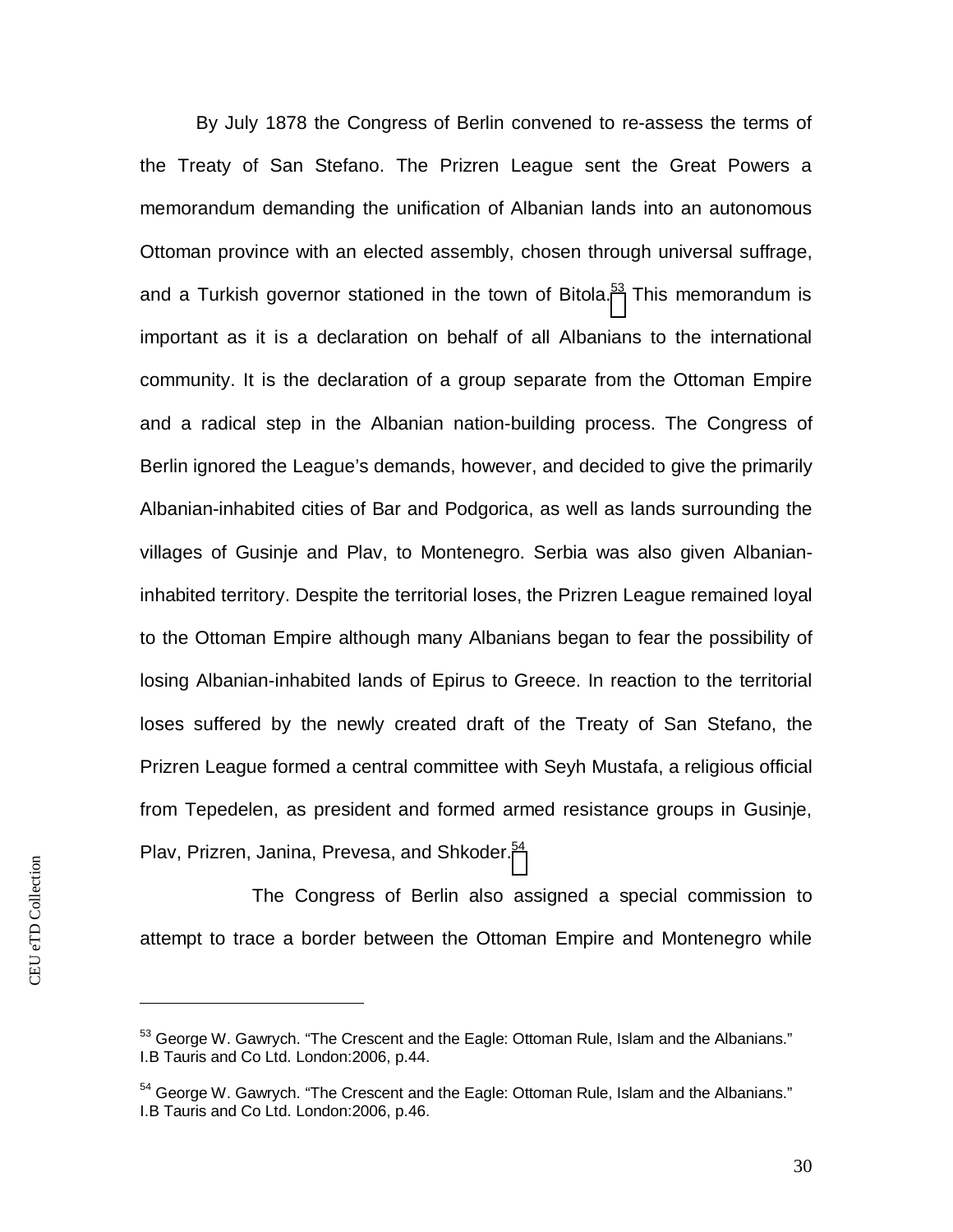By July 1878 the Congress of Berlin convened to re-assess the terms of the Treaty of San Stefano. The Prizren League sent the Great Powers a memorandum demanding the unification of Albanian lands into an autonomous Ottoman province with an elected assembly, chosen through universal suffrage, and a Turkish governor stationed in the town of Bitola.[53] This memorandum is important as it is a declaration on behalf of all Albanians to the international community. It is the declaration of a group separate from the Ottoman Empire and a radical step in the Albanian nation-building process. The Congress of Berlin ignored the League's demands, however, and decided to give the primarily Albanian-inhabited cities of Bar and Podgorica, as well as lands surrounding the villages of Gusinje and Plav, to Montenegro. Serbia was also given Albanian-inhabited territory. Despite the territorial loses, the Prizren League remained loyal to the Ottoman Empire although many Albanians began to fear the possibility of losing Albanian-inhabited lands of Epirus to Greece. In reaction to the territorial loses suffered by the newly created draft of the Treaty of San Stefano, the Prizren League formed a central committee with Seyh Mustafa, a religious official from Tepedelen, as president and formed armed resistance groups in Gusinje, Plav, Prizren, Janina, Prevesa, and Shkoder.[54]

The Congress of Berlin also assigned a special commission to attempt to trace a border between the Ottoman Empire and Montenegro while

---

[53] George W. Gawrych. "The Crescent and the Eagle: Ottoman Rule, Islam and the Albanians." I.B Tauris and Co Ltd. London:2006, p.44.

[54] George W. Gawrych. "The Crescent and the Eagle: Ottoman Rule, Islam and the Albanians." I.B Tauris and Co Ltd. London:2006, p.46.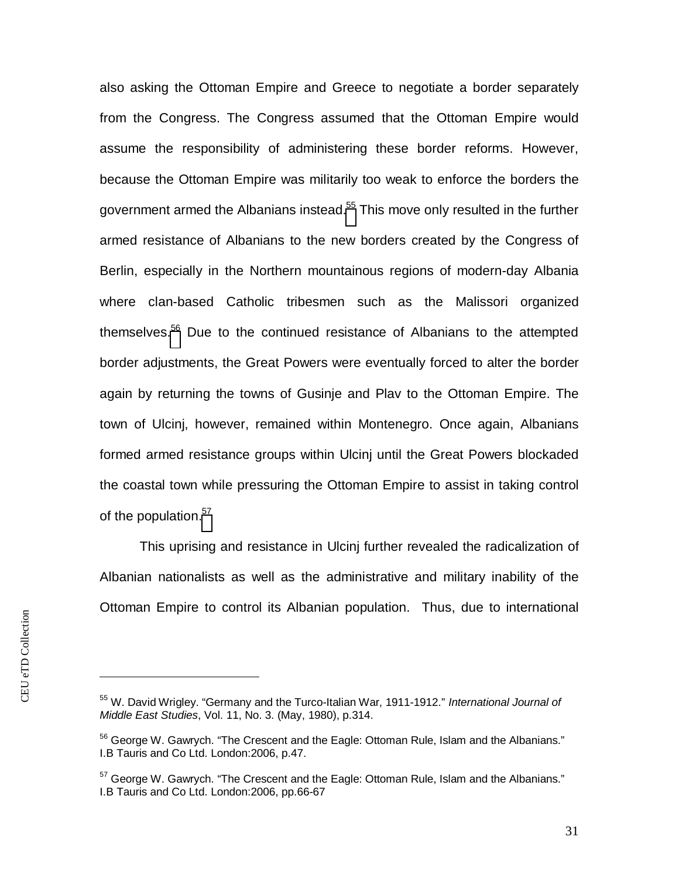also asking the Ottoman Empire and Greece to negotiate a border separately from the Congress. The Congress assumed that the Ottoman Empire would assume the responsibility of administering these border reforms. However, because the Ottoman Empire was militarily too weak to enforce the borders the government armed the Albanians instead.[55] This move only resulted in the further armed resistance of Albanians to the new borders created by the Congress of Berlin, especially in the Northern mountainous regions of modern-day Albania where clan-based Catholic tribesmen such as the Malissori organized themselves.[56] Due to the continued resistance of Albanians to the attempted border adjustments, the Great Powers were eventually forced to alter the border again by returning the towns of Gusinje and Plav to the Ottoman Empire. The town of Ulcinj, however, remained within Montenegro. Once again, Albanians formed armed resistance groups within Ulcinj until the Great Powers blockaded the coastal town while pressuring the Ottoman Empire to assist in taking control of the population.[57]

This uprising and resistance in Ulcinj further revealed the radicalization of Albanian nationalists as well as the administrative and military inability of the Ottoman Empire to control its Albanian population. Thus, due to international

---

[55] W. David Wrigley. "Germany and the Turco-Italian War, 1911-1912." *International Journal of Middle East Studies*, Vol. 11, No. 3. (May, 1980), p.314.

[56] George W. Gawrych. "The Crescent and the Eagle: Ottoman Rule, Islam and the Albanians." I.B Tauris and Co Ltd. London:2006, p.47.

[57] George W. Gawrych. "The Crescent and the Eagle: Ottoman Rule, Islam and the Albanians." I.B Tauris and Co Ltd. London:2006, pp.66-67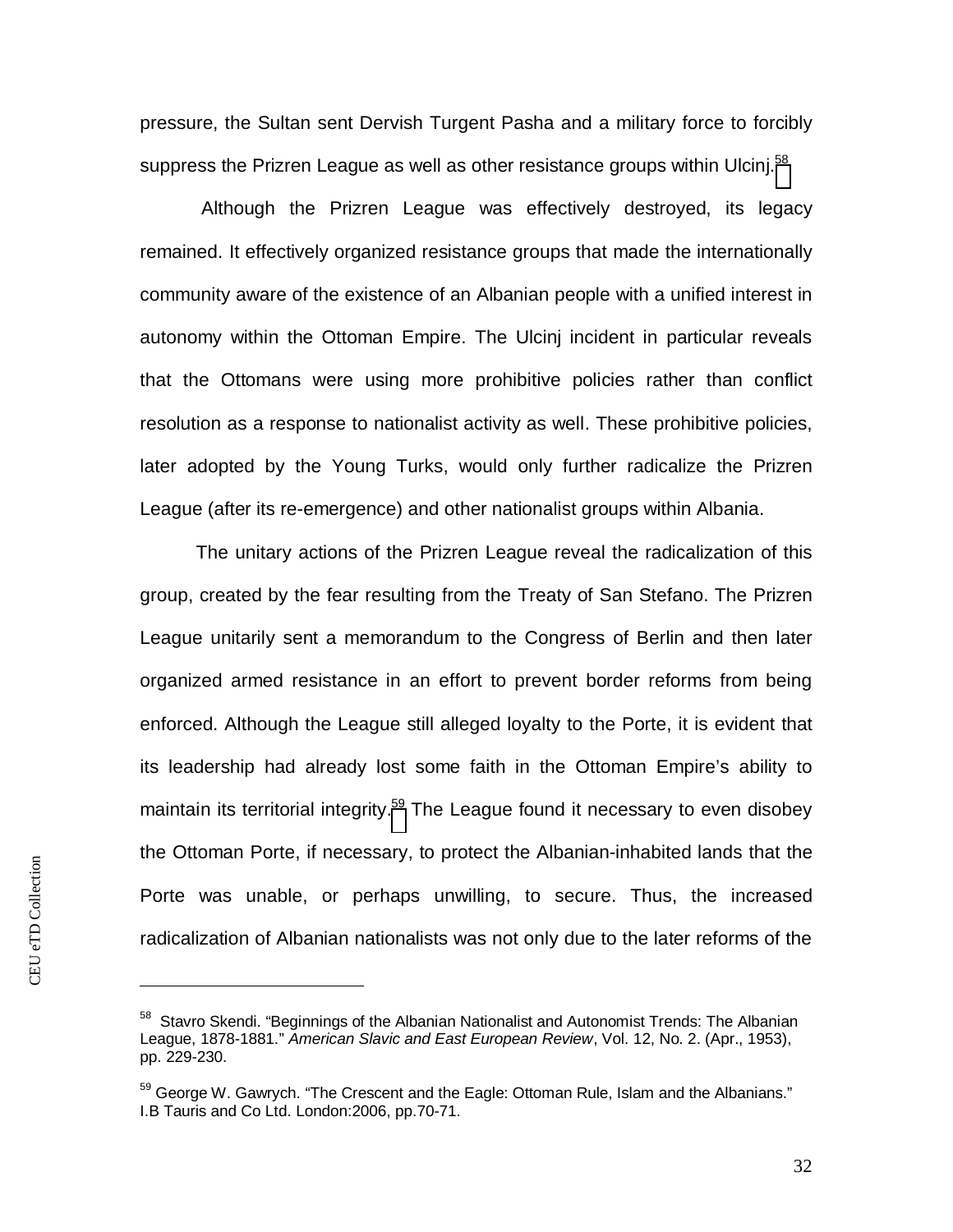pressure, the Sultan sent Dervish Turgent Pasha and a military force to forcibly suppress the Prizren League as well as other resistance groups within Ulcinj.[58]

Although the Prizren League was effectively destroyed, its legacy remained. It effectively organized resistance groups that made the internationally community aware of the existence of an Albanian people with a unified interest in autonomy within the Ottoman Empire. The Ulcinj incident in particular reveals that the Ottomans were using more prohibitive policies rather than conflict resolution as a response to nationalist activity as well. These prohibitive policies, later adopted by the Young Turks, would only further radicalize the Prizren League (after its re-emergence) and other nationalist groups within Albania.

The unitary actions of the Prizren League reveal the radicalization of this group, created by the fear resulting from the Treaty of San Stefano. The Prizren League unitarily sent a memorandum to the Congress of Berlin and then later organized armed resistance in an effort to prevent border reforms from being enforced. Although the League still alleged loyalty to the Porte, it is evident that its leadership had already lost some faith in the Ottoman Empire's ability to maintain its territorial integrity.[59] The League found it necessary to even disobey the Ottoman Porte, if necessary, to protect the Albanian-inhabited lands that the Porte was unable, or perhaps unwilling, to secure. Thus, the increased radicalization of Albanian nationalists was not only due to the later reforms of the

---

[58] Stavro Skendi. "Beginnings of the Albanian Nationalist and Autonomist Trends: The Albanian League, 1878-1881." *American Slavic and East European Review*, Vol. 12, No. 2. (Apr., 1953), pp. 229-230.

[59] George W. Gawrych. "The Crescent and the Eagle: Ottoman Rule, Islam and the Albanians." I.B Tauris and Co Ltd. London:2006, pp.70-71.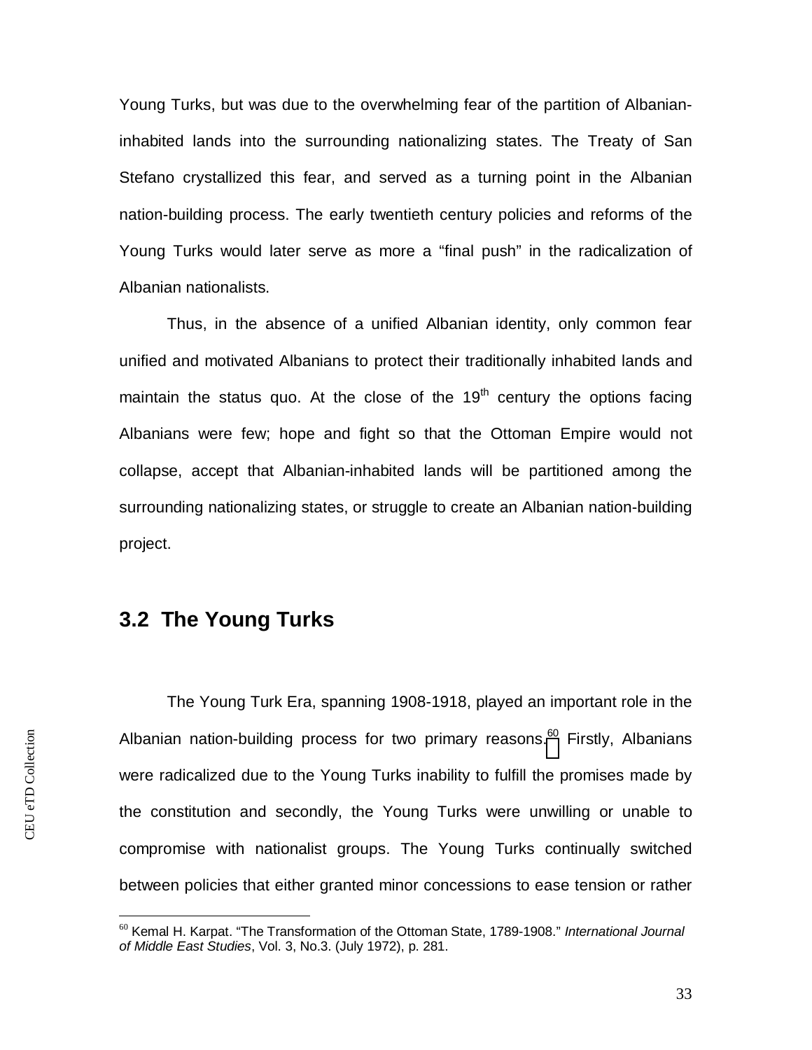Young Turks, but was due to the overwhelming fear of the partition of Albanian-inhabited lands into the surrounding nationalizing states. The Treaty of San Stefano crystallized this fear, and served as a turning point in the Albanian nation-building process. The early twentieth century policies and reforms of the Young Turks would later serve as more a “final push” in the radicalization of Albanian nationalists.

Thus, in the absence of a unified Albanian identity, only common fear unified and motivated Albanians to protect their traditionally inhabited lands and maintain the status quo. At the close of the 19th century the options facing Albanians were few; hope and fight so that the Ottoman Empire would not collapse, accept that Albanian-inhabited lands will be partitioned among the surrounding nationalizing states, or struggle to create an Albanian nation-building project.

## 3.2 The Young Turks

The Young Turk Era, spanning 1908-1918, played an important role in the Albanian nation-building process for two primary reasons.[60] Firstly, Albanians were radicalized due to the Young Turks inability to fulfill the promises made by the constitution and secondly, the Young Turks were unwilling or unable to compromise with nationalist groups. The Young Turks continually switched between policies that either granted minor concessions to ease tension or rather

[60] Kemal H. Karpat. “The Transformation of the Ottoman State, 1789-1908.” *International Journal of Middle East Studies*, Vol. 3, No.3. (July 1972), p. 281.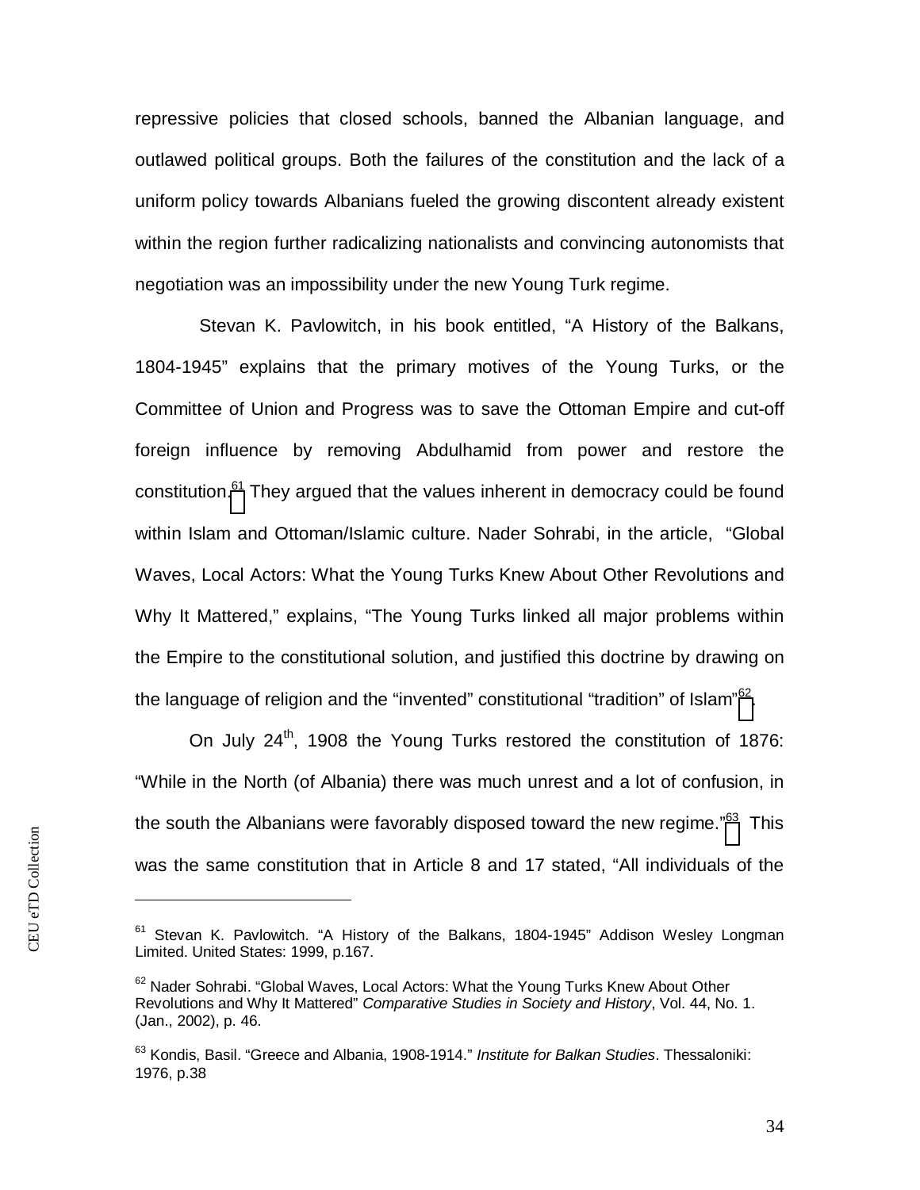repressive policies that closed schools, banned the Albanian language, and outlawed political groups. Both the failures of the constitution and the lack of a uniform policy towards Albanians fueled the growing discontent already existent within the region further radicalizing nationalists and convincing autonomists that negotiation was an impossibility under the new Young Turk regime.

Stevan K. Pavlowitch, in his book entitled, "A History of the Balkans, 1804-1945" explains that the primary motives of the Young Turks, or the Committee of Union and Progress was to save the Ottoman Empire and cut-off foreign influence by removing Abdulhamid from power and restore the constitution.[61] They argued that the values inherent in democracy could be found within Islam and Ottoman/Islamic culture. Nader Sohrabi, in the article, "Global Waves, Local Actors: What the Young Turks Knew About Other Revolutions and Why It Mattered," explains, "The Young Turks linked all major problems within the Empire to the constitutional solution, and justified this doctrine by drawing on the language of religion and the "invented" constitutional "tradition" of Islam"[62].

On July 24th, 1908 the Young Turks restored the constitution of 1876: "While in the North (of Albania) there was much unrest and a lot of confusion, in the south the Albanians were favorably disposed toward the new regime."[63] This was the same constitution that in Article 8 and 17 stated, "All individuals of the

---

[61] Stevan K. Pavlowitch. "A History of the Balkans, 1804-1945" Addison Wesley Longman Limited. United States: 1999, p.167.

[62] Nader Sohrabi. "Global Waves, Local Actors: What the Young Turks Knew About Other Revolutions and Why It Mattered" *Comparative Studies in Society and History*, Vol. 44, No. 1. (Jan., 2002), p. 46.

[63] Kondis, Basil. "Greece and Albania, 1908-1914." *Institute for Balkan Studies*. Thessaloniki: 1976, p.38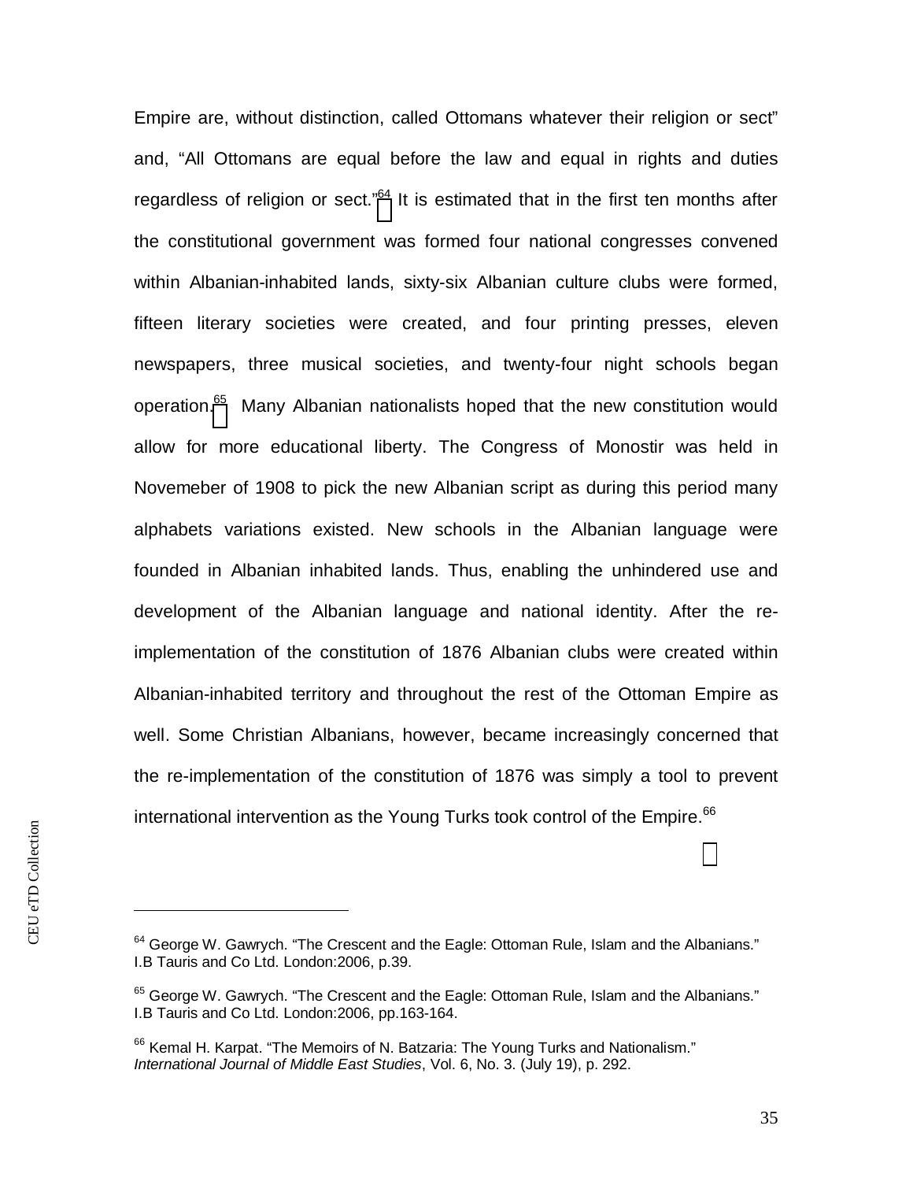Empire are, without distinction, called Ottomans whatever their religion or sect" and, "All Ottomans are equal before the law and equal in rights and duties regardless of religion or sect."[64] It is estimated that in the first ten months after the constitutional government was formed four national congresses convened within Albanian-inhabited lands, sixty-six Albanian culture clubs were formed, fifteen literary societies were created, and four printing presses, eleven newspapers, three musical societies, and twenty-four night schools began operation.[65] Many Albanian nationalists hoped that the new constitution would allow for more educational liberty. The Congress of Monostir was held in Novemeber of 1908 to pick the new Albanian script as during this period many alphabets variations existed. New schools in the Albanian language were founded in Albanian inhabited lands. Thus, enabling the unhindered use and development of the Albanian language and national identity. After the re-implementation of the constitution of 1876 Albanian clubs were created within Albanian-inhabited territory and throughout the rest of the Ottoman Empire as well. Some Christian Albanians, however, became increasingly concerned that the re-implementation of the constitution of 1876 was simply a tool to prevent international intervention as the Young Turks took control of the Empire.[66]

---

[64] George W. Gawrych. "The Crescent and the Eagle: Ottoman Rule, Islam and the Albanians." I.B Tauris and Co Ltd. London:2006, p.39.

[65] George W. Gawrych. "The Crescent and the Eagle: Ottoman Rule, Islam and the Albanians." I.B Tauris and Co Ltd. London:2006, pp.163-164.

[66] Kemal H. Karpat. "The Memoirs of N. Batzaria: The Young Turks and Nationalism." *International Journal of Middle East Studies*, Vol. 6, No. 3. (July 19), p. 292.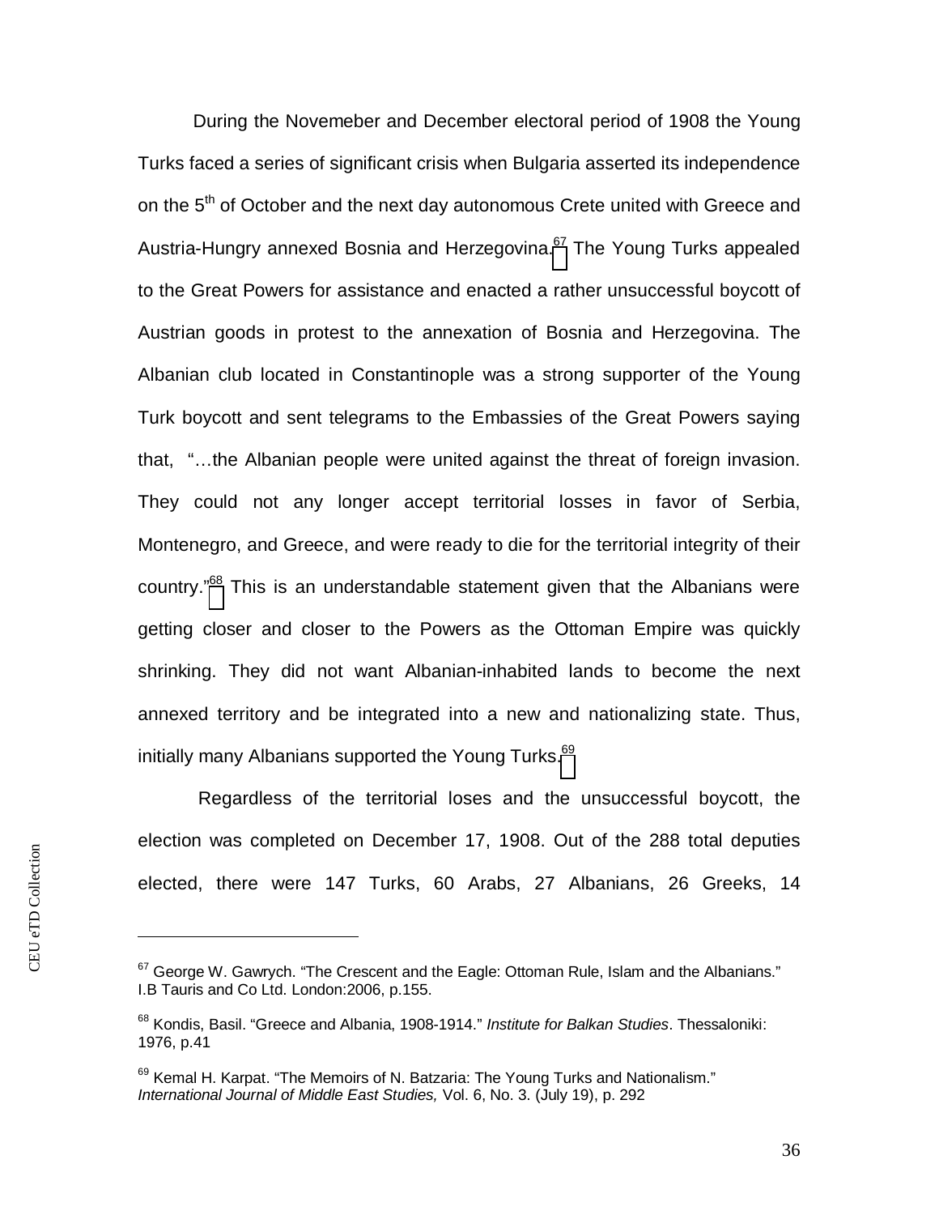During the Novemeber and December electoral period of 1908 the Young Turks faced a series of significant crisis when Bulgaria asserted its independence on the 5th of October and the next day autonomous Crete united with Greece and Austria-Hungry annexed Bosnia and Herzegovina.[67] The Young Turks appealed to the Great Powers for assistance and enacted a rather unsuccessful boycott of Austrian goods in protest to the annexation of Bosnia and Herzegovina. The Albanian club located in Constantinople was a strong supporter of the Young Turk boycott and sent telegrams to the Embassies of the Great Powers saying that, "…the Albanian people were united against the threat of foreign invasion. They could not any longer accept territorial losses in favor of Serbia, Montenegro, and Greece, and were ready to die for the territorial integrity of their country."[68] This is an understandable statement given that the Albanians were getting closer and closer to the Powers as the Ottoman Empire was quickly shrinking. They did not want Albanian-inhabited lands to become the next annexed territory and be integrated into a new and nationalizing state. Thus, initially many Albanians supported the Young Turks.[69]

Regardless of the territorial loses and the unsuccessful boycott, the election was completed on December 17, 1908. Out of the 288 total deputies elected, there were 147 Turks, 60 Arabs, 27 Albanians, 26 Greeks, 14

---

[67] George W. Gawrych. "The Crescent and the Eagle: Ottoman Rule, Islam and the Albanians." I.B Tauris and Co Ltd. London:2006, p.155.

[68] Kondis, Basil. "Greece and Albania, 1908-1914." *Institute for Balkan Studies*. Thessaloniki: 1976, p.41

[69] Kemal H. Karpat. "The Memoirs of N. Batzaria: The Young Turks and Nationalism." *International Journal of Middle East Studies,* Vol. 6, No. 3. (July 19), p. 292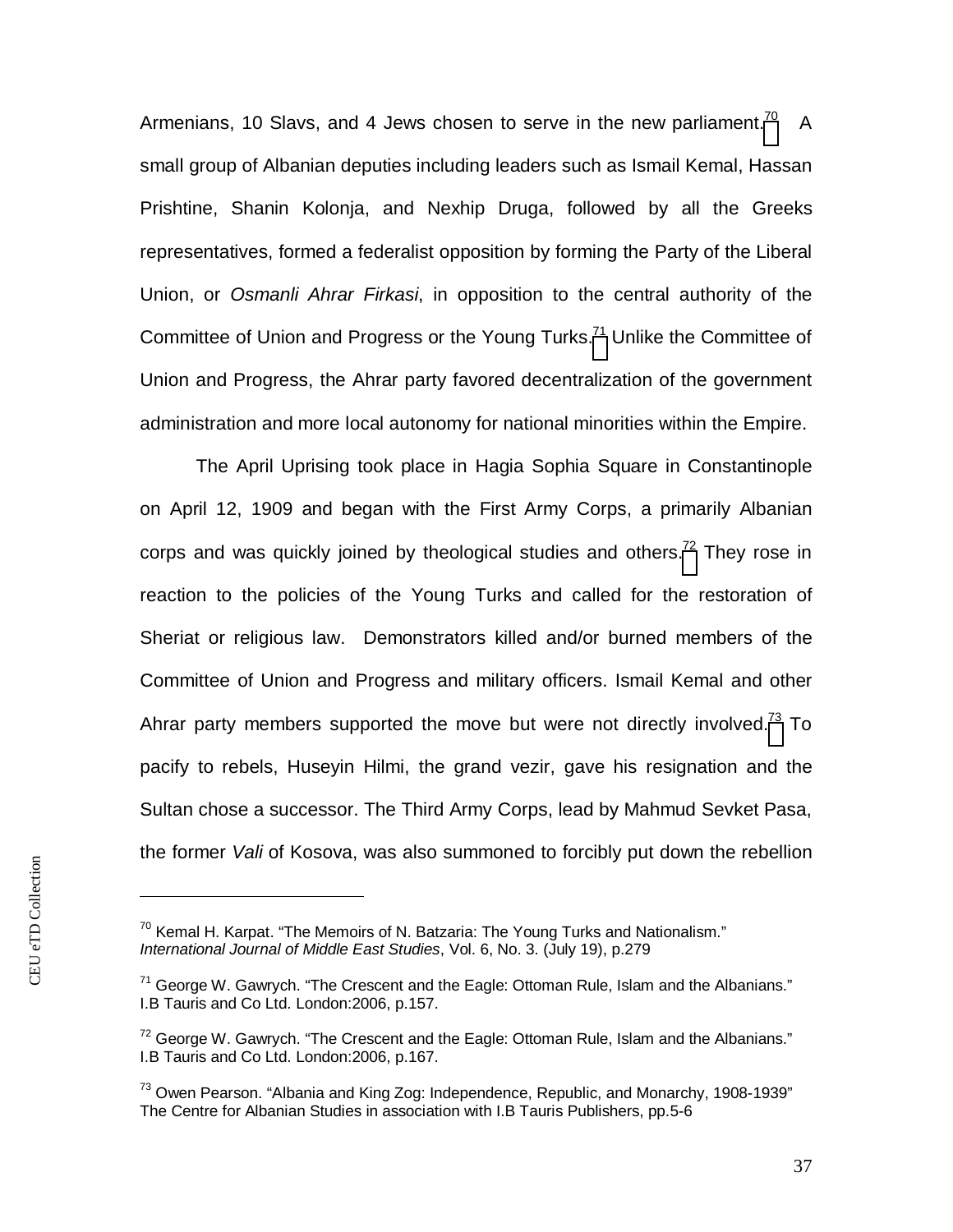Armenians, 10 Slavs, and 4 Jews chosen to serve in the new parliament.[70] A small group of Albanian deputies including leaders such as Ismail Kemal, Hassan Prishtine, Shanin Kolonja, and Nexhip Druga, followed by all the Greeks representatives, formed a federalist opposition by forming the Party of the Liberal Union, or *Osmanli Ahrar Firkasi*, in opposition to the central authority of the Committee of Union and Progress or the Young Turks.[71] Unlike the Committee of Union and Progress, the Ahrar party favored decentralization of the government administration and more local autonomy for national minorities within the Empire.

The April Uprising took place in Hagia Sophia Square in Constantinople on April 12, 1909 and began with the First Army Corps, a primarily Albanian corps and was quickly joined by theological studies and others.[72] They rose in reaction to the policies of the Young Turks and called for the restoration of Sheriat or religious law. Demonstrators killed and/or burned members of the Committee of Union and Progress and military officers. Ismail Kemal and other Ahrar party members supported the move but were not directly involved.[73] To pacify to rebels, Huseyin Hilmi, the grand vezir, gave his resignation and the Sultan chose a successor. The Third Army Corps, lead by Mahmud Sevket Pasa, the former *Vali* of Kosova, was also summoned to forcibly put down the rebellion

---

[70] Kemal H. Karpat. "The Memoirs of N. Batzaria: The Young Turks and Nationalism." *International Journal of Middle East Studies*, Vol. 6, No. 3. (July 19), p.279

[71] George W. Gawrych. "The Crescent and the Eagle: Ottoman Rule, Islam and the Albanians." I.B Tauris and Co Ltd. London:2006, p.157.

[72] George W. Gawrych. "The Crescent and the Eagle: Ottoman Rule, Islam and the Albanians." I.B Tauris and Co Ltd. London:2006, p.167.

[73] Owen Pearson. "Albania and King Zog: Independence, Republic, and Monarchy, 1908-1939" The Centre for Albanian Studies in association with I.B Tauris Publishers, pp.5-6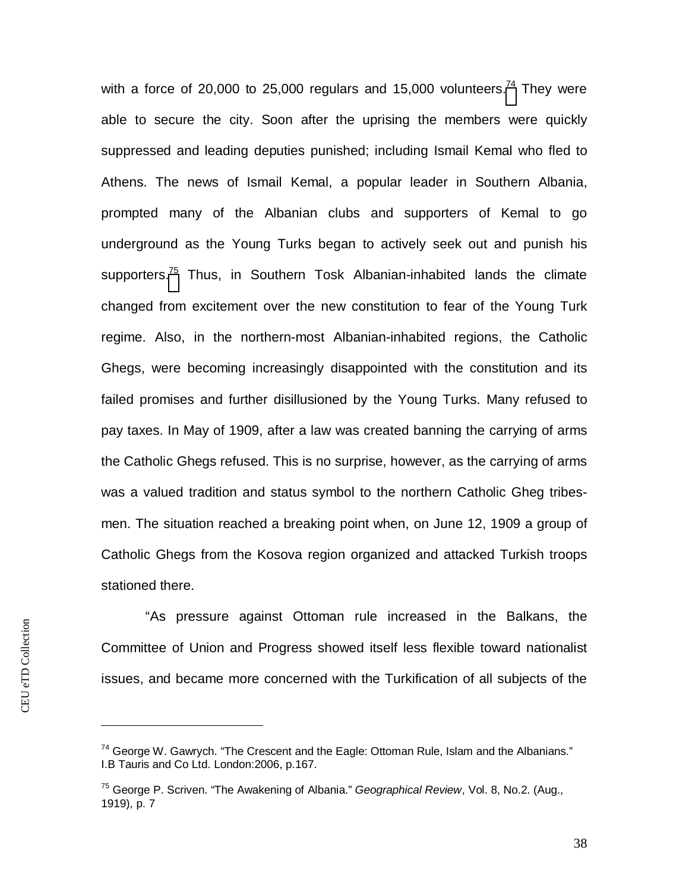with a force of 20,000 to 25,000 regulars and 15,000 volunteers.[74] They were able to secure the city. Soon after the uprising the members were quickly suppressed and leading deputies punished; including Ismail Kemal who fled to Athens. The news of Ismail Kemal, a popular leader in Southern Albania, prompted many of the Albanian clubs and supporters of Kemal to go underground as the Young Turks began to actively seek out and punish his supporters.[75] Thus, in Southern Tosk Albanian-inhabited lands the climate changed from excitement over the new constitution to fear of the Young Turk regime. Also, in the northern-most Albanian-inhabited regions, the Catholic Ghegs, were becoming increasingly disappointed with the constitution and its failed promises and further disillusioned by the Young Turks. Many refused to pay taxes. In May of 1909, after a law was created banning the carrying of arms the Catholic Ghegs refused. This is no surprise, however, as the carrying of arms was a valued tradition and status symbol to the northern Catholic Gheg tribes-men. The situation reached a breaking point when, on June 12, 1909 a group of Catholic Ghegs from the Kosova region organized and attacked Turkish troops stationed there.

"As pressure against Ottoman rule increased in the Balkans, the Committee of Union and Progress showed itself less flexible toward nationalist issues, and became more concerned with the Turkification of all subjects of the

---

[74] George W. Gawrych. "The Crescent and the Eagle: Ottoman Rule, Islam and the Albanians." I.B Tauris and Co Ltd. London:2006, p.167.

[75] George P. Scriven. "The Awakening of Albania." *Geographical Review*, Vol. 8, No.2. (Aug., 1919), p. 7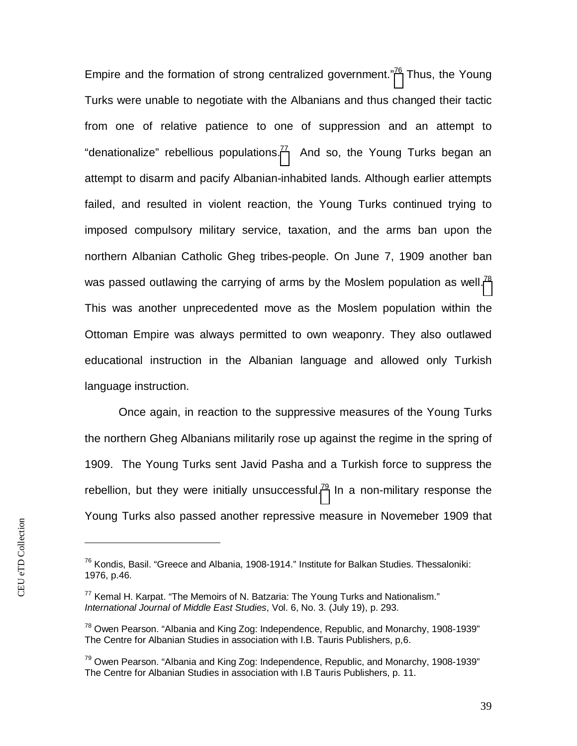Empire and the formation of strong centralized government."[76] Thus, the Young Turks were unable to negotiate with the Albanians and thus changed their tactic from one of relative patience to one of suppression and an attempt to "denationalize" rebellious populations.[77] And so, the Young Turks began an attempt to disarm and pacify Albanian-inhabited lands. Although earlier attempts failed, and resulted in violent reaction, the Young Turks continued trying to imposed compulsory military service, taxation, and the arms ban upon the northern Albanian Catholic Gheg tribes-people. On June 7, 1909 another ban was passed outlawing the carrying of arms by the Moslem population as well.[78] This was another unprecedented move as the Moslem population within the Ottoman Empire was always permitted to own weaponry. They also outlawed educational instruction in the Albanian language and allowed only Turkish language instruction.

Once again, in reaction to the suppressive measures of the Young Turks the northern Gheg Albanians militarily rose up against the regime in the spring of 1909. The Young Turks sent Javid Pasha and a Turkish force to suppress the rebellion, but they were initially unsuccessful.[79] In a non-military response the Young Turks also passed another repressive measure in Novemeber 1909 that

---

[76] Kondis, Basil. "Greece and Albania, 1908-1914." Institute for Balkan Studies. Thessaloniki: 1976, p.46.

[77] Kemal H. Karpat. "The Memoirs of N. Batzaria: The Young Turks and Nationalism." *International Journal of Middle East Studies*, Vol. 6, No. 3. (July 19), p. 293.

[78] Owen Pearson. "Albania and King Zog: Independence, Republic, and Monarchy, 1908-1939" The Centre for Albanian Studies in association with I.B. Tauris Publishers, p,6.

[79] Owen Pearson. "Albania and King Zog: Independence, Republic, and Monarchy, 1908-1939" The Centre for Albanian Studies in association with I.B Tauris Publishers, p. 11.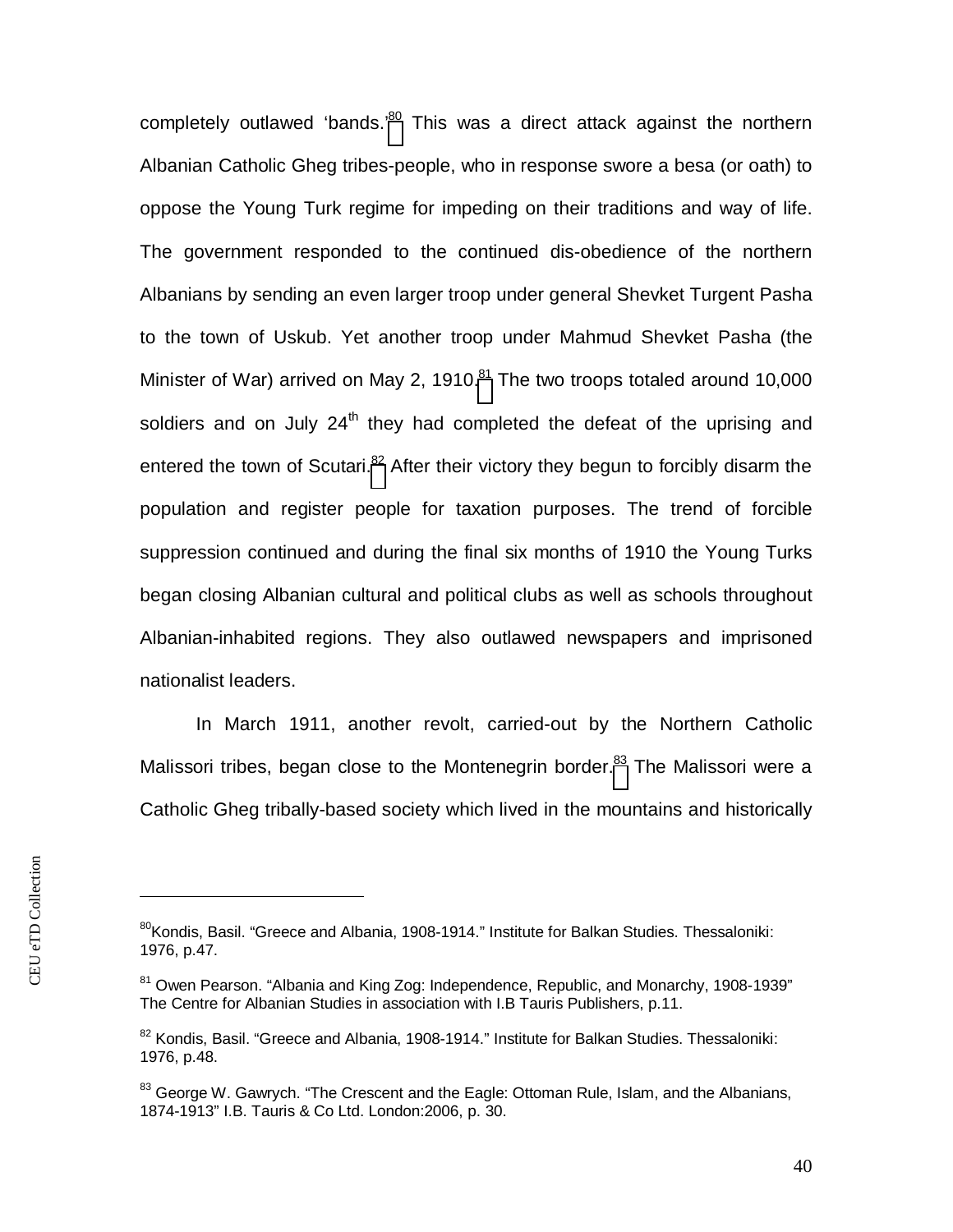completely outlawed 'bands.'[80] This was a direct attack against the northern Albanian Catholic Gheg tribes-people, who in response swore a besa (or oath) to oppose the Young Turk regime for impeding on their traditions and way of life. The government responded to the continued dis-obedience of the northern Albanians by sending an even larger troop under general Shevket Turgent Pasha to the town of Uskub. Yet another troop under Mahmud Shevket Pasha (the Minister of War) arrived on May 2, 1910.[81] The two troops totaled around 10,000 soldiers and on July 24th they had completed the defeat of the uprising and entered the town of Scutari.[82] After their victory they begun to forcibly disarm the population and register people for taxation purposes. The trend of forcible suppression continued and during the final six months of 1910 the Young Turks began closing Albanian cultural and political clubs as well as schools throughout Albanian-inhabited regions. They also outlawed newspapers and imprisoned nationalist leaders.

In March 1911, another revolt, carried-out by the Northern Catholic Malissori tribes, began close to the Montenegrin border.[83] The Malissori were a Catholic Gheg tribally-based society which lived in the mountains and historically

---

[80] Kondis, Basil. "Greece and Albania, 1908-1914." Institute for Balkan Studies. Thessaloniki: 1976, p.47.

[81] Owen Pearson. "Albania and King Zog: Independence, Republic, and Monarchy, 1908-1939" The Centre for Albanian Studies in association with I.B Tauris Publishers, p.11.

[82] Kondis, Basil. "Greece and Albania, 1908-1914." Institute for Balkan Studies. Thessaloniki: 1976, p.48.

[83] George W. Gawrych. "The Crescent and the Eagle: Ottoman Rule, Islam, and the Albanians, 1874-1913" I.B. Tauris & Co Ltd. London:2006, p. 30.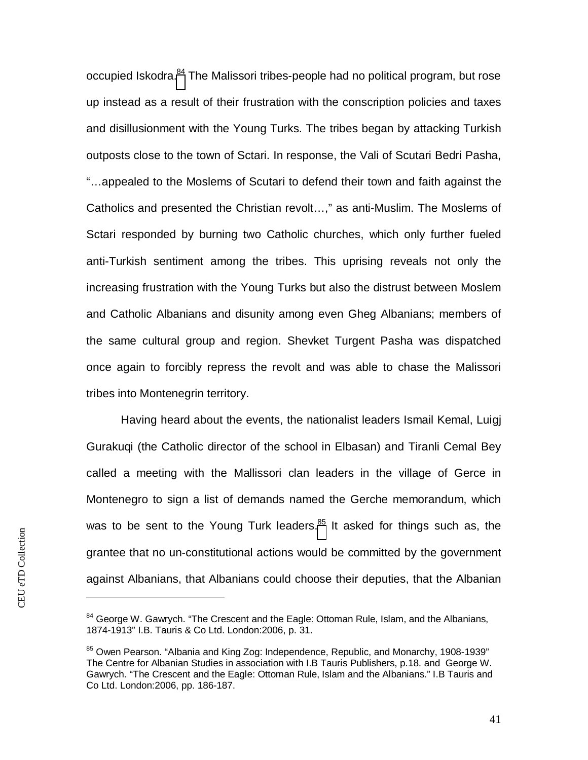occupied Iskodra.[84] The Malissori tribes-people had no political program, but rose up instead as a result of their frustration with the conscription policies and taxes and disillusionment with the Young Turks. The tribes began by attacking Turkish outposts close to the town of Sctari. In response, the Vali of Scutari Bedri Pasha, "…appealed to the Moslems of Scutari to defend their town and faith against the Catholics and presented the Christian revolt…," as anti-Muslim. The Moslems of Sctari responded by burning two Catholic churches, which only further fueled anti-Turkish sentiment among the tribes. This uprising reveals not only the increasing frustration with the Young Turks but also the distrust between Moslem and Catholic Albanians and disunity among even Gheg Albanians; members of the same cultural group and region. Shevket Turgent Pasha was dispatched once again to forcibly repress the revolt and was able to chase the Malissori tribes into Montenegrin territory.

Having heard about the events, the nationalist leaders Ismail Kemal, Luigj Gurakuqi (the Catholic director of the school in Elbasan) and Tiranli Cemal Bey called a meeting with the Mallissori clan leaders in the village of Gerce in Montenegro to sign a list of demands named the Gerche memorandum, which was to be sent to the Young Turk leaders.[85] It asked for things such as, the grantee that no un-constitutional actions would be committed by the government against Albanians, that Albanians could choose their deputies, that the Albanian

---

[84] George W. Gawrych. "The Crescent and the Eagle: Ottoman Rule, Islam, and the Albanians, 1874-1913" I.B. Tauris & Co Ltd. London:2006, p. 31.

[85] Owen Pearson. "Albania and King Zog: Independence, Republic, and Monarchy, 1908-1939" The Centre for Albanian Studies in association with I.B Tauris Publishers, p.18. and George W. Gawrych. "The Crescent and the Eagle: Ottoman Rule, Islam and the Albanians." I.B Tauris and Co Ltd. London:2006, pp. 186-187.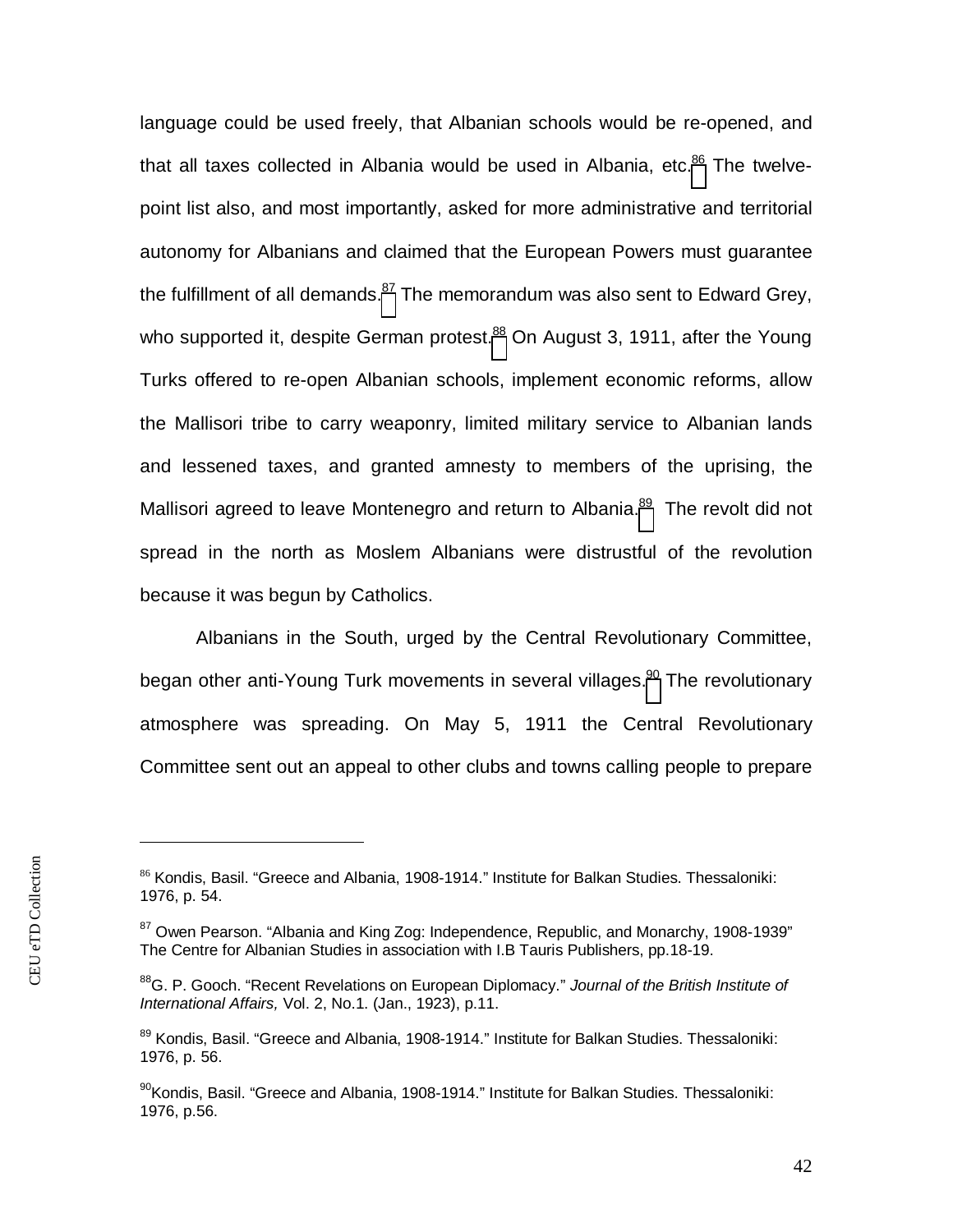language could be used freely, that Albanian schools would be re-opened, and that all taxes collected in Albania would be used in Albania, etc.[86] The twelve-point list also, and most importantly, asked for more administrative and territorial autonomy for Albanians and claimed that the European Powers must guarantee the fulfillment of all demands.[87] The memorandum was also sent to Edward Grey, who supported it, despite German protest.[88] On August 3, 1911, after the Young Turks offered to re-open Albanian schools, implement economic reforms, allow the Mallisori tribe to carry weaponry, limited military service to Albanian lands and lessened taxes, and granted amnesty to members of the uprising, the Mallisori agreed to leave Montenegro and return to Albania.[89] The revolt did not spread in the north as Moslem Albanians were distrustful of the revolution because it was begun by Catholics.

Albanians in the South, urged by the Central Revolutionary Committee, began other anti-Young Turk movements in several villages.[90] The revolutionary atmosphere was spreading. On May 5, 1911 the Central Revolutionary Committee sent out an appeal to other clubs and towns calling people to prepare

---

[86] Kondis, Basil. "Greece and Albania, 1908-1914." Institute for Balkan Studies. Thessaloniki: 1976, p. 54.

[87] Owen Pearson. "Albania and King Zog: Independence, Republic, and Monarchy, 1908-1939" The Centre for Albanian Studies in association with I.B Tauris Publishers, pp.18-19.

[88] G. P. Gooch. "Recent Revelations on European Diplomacy." *Journal of the British Institute of International Affairs,* Vol. 2, No.1. (Jan., 1923), p.11.

[89] Kondis, Basil. "Greece and Albania, 1908-1914." Institute for Balkan Studies. Thessaloniki: 1976, p. 56.

[90] Kondis, Basil. "Greece and Albania, 1908-1914." Institute for Balkan Studies. Thessaloniki: 1976, p.56.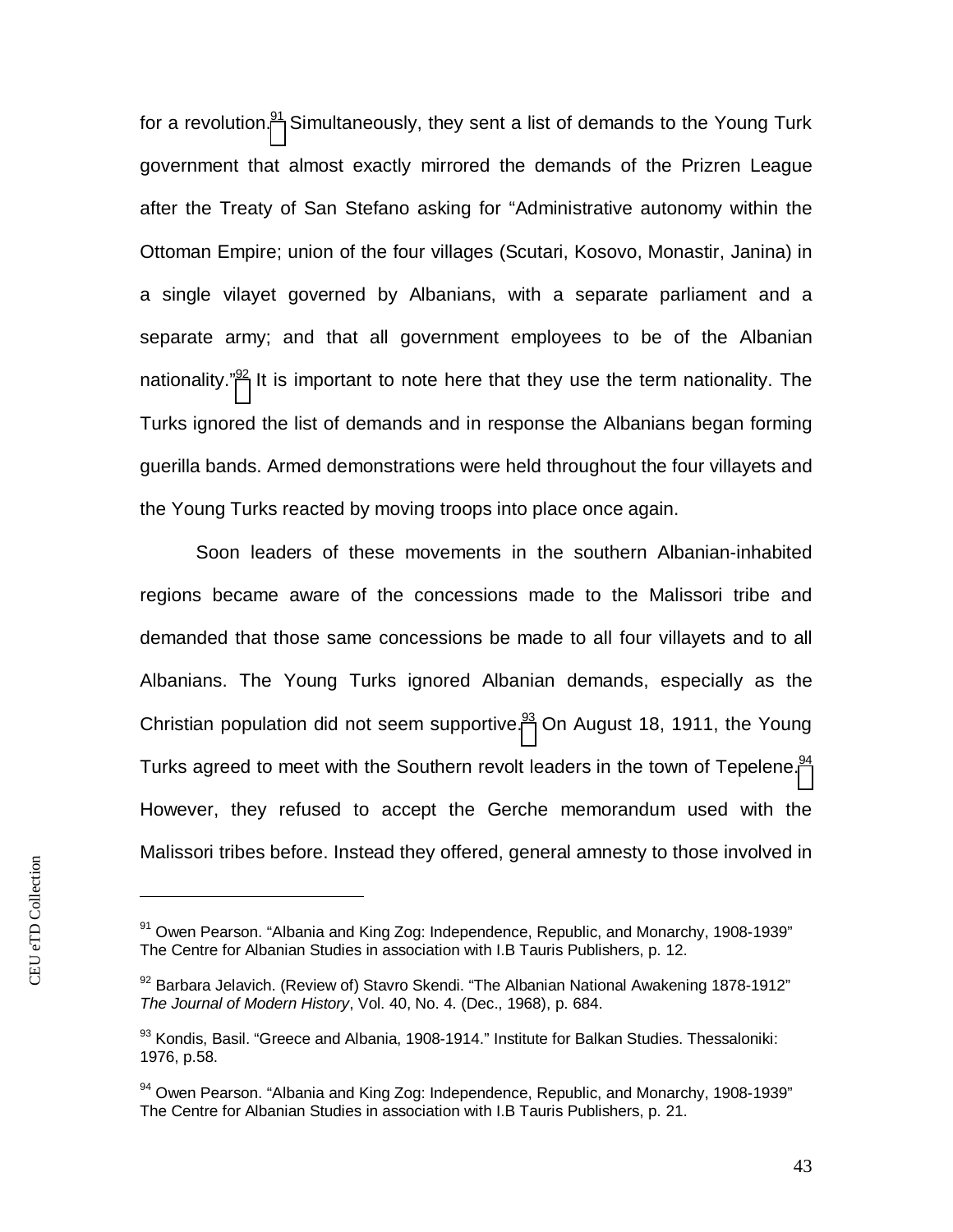for a revolution.[91] Simultaneously, they sent a list of demands to the Young Turk government that almost exactly mirrored the demands of the Prizren League after the Treaty of San Stefano asking for "Administrative autonomy within the Ottoman Empire; union of the four villages (Scutari, Kosovo, Monastir, Janina) in a single vilayet governed by Albanians, with a separate parliament and a separate army; and that all government employees to be of the Albanian nationality."[92] It is important to note here that they use the term nationality. The Turks ignored the list of demands and in response the Albanians began forming guerilla bands. Armed demonstrations were held throughout the four villayets and the Young Turks reacted by moving troops into place once again.

Soon leaders of these movements in the southern Albanian-inhabited regions became aware of the concessions made to the Malissori tribe and demanded that those same concessions be made to all four villayets and to all Albanians. The Young Turks ignored Albanian demands, especially as the Christian population did not seem supportive.[93] On August 18, 1911, the Young Turks agreed to meet with the Southern revolt leaders in the town of Tepelene.[94] However, they refused to accept the Gerche memorandum used with the Malissori tribes before. Instead they offered, general amnesty to those involved in

---

[91] Owen Pearson. "Albania and King Zog: Independence, Republic, and Monarchy, 1908-1939" The Centre for Albanian Studies in association with I.B Tauris Publishers, p. 12.

[92] Barbara Jelavich. (Review of) Stavro Skendi. "The Albanian National Awakening 1878-1912" *The Journal of Modern History*, Vol. 40, No. 4. (Dec., 1968), p. 684.

[93] Kondis, Basil. "Greece and Albania, 1908-1914." Institute for Balkan Studies. Thessaloniki: 1976, p.58.

[94] Owen Pearson. "Albania and King Zog: Independence, Republic, and Monarchy, 1908-1939" The Centre for Albanian Studies in association with I.B Tauris Publishers, p. 21.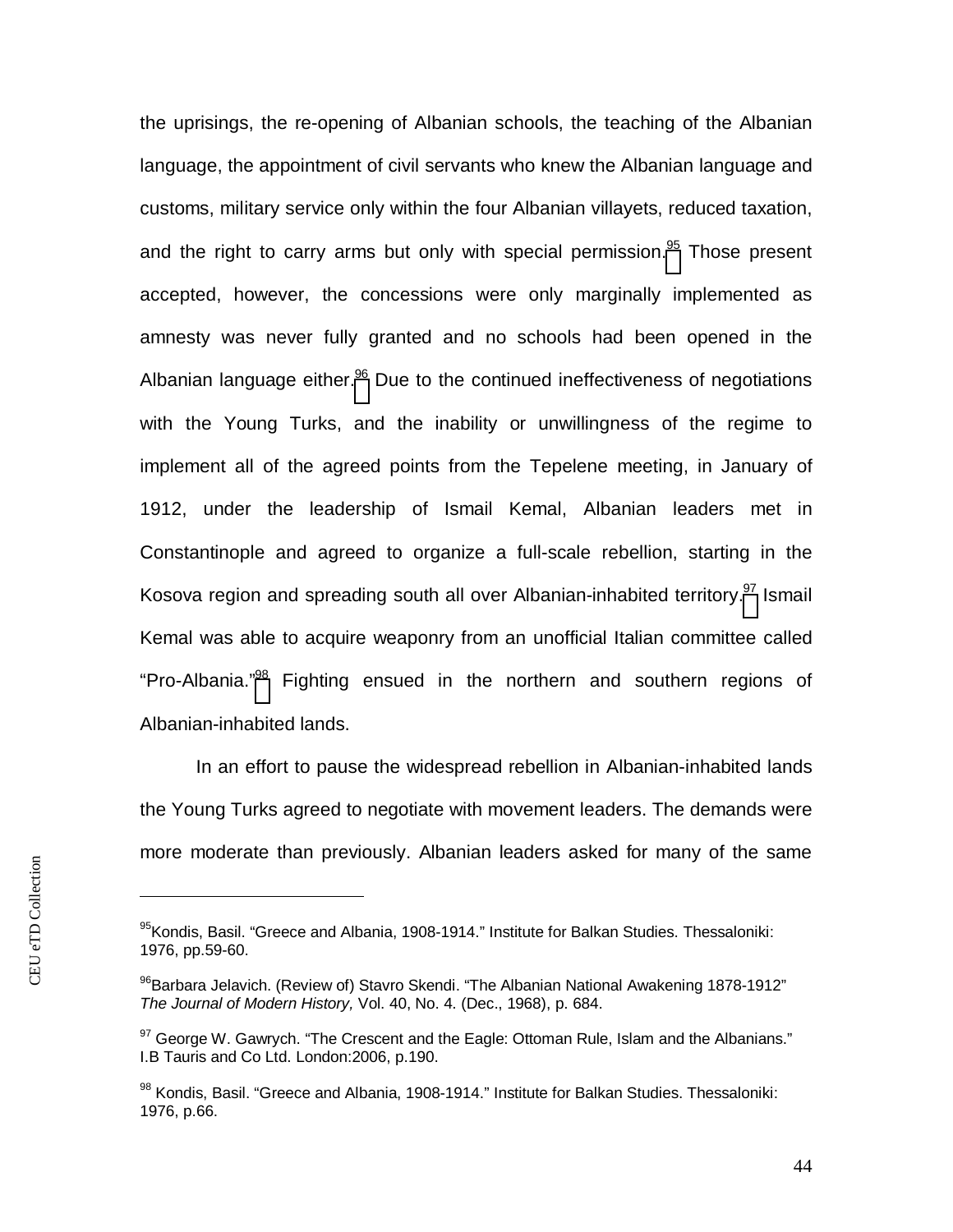the uprisings, the re-opening of Albanian schools, the teaching of the Albanian language, the appointment of civil servants who knew the Albanian language and customs, military service only within the four Albanian villayets, reduced taxation, and the right to carry arms but only with special permission.[95] Those present accepted, however, the concessions were only marginally implemented as amnesty was never fully granted and no schools had been opened in the Albanian language either.[96] Due to the continued ineffectiveness of negotiations with the Young Turks, and the inability or unwillingness of the regime to implement all of the agreed points from the Tepelene meeting, in January of 1912, under the leadership of Ismail Kemal, Albanian leaders met in Constantinople and agreed to organize a full-scale rebellion, starting in the Kosova region and spreading south all over Albanian-inhabited territory.[97] Ismail Kemal was able to acquire weaponry from an unofficial Italian committee called "Pro-Albania."[98] Fighting ensued in the northern and southern regions of Albanian-inhabited lands.

In an effort to pause the widespread rebellion in Albanian-inhabited lands the Young Turks agreed to negotiate with movement leaders. The demands were more moderate than previously. Albanian leaders asked for many of the same

---

[95] Kondis, Basil. "Greece and Albania, 1908-1914." Institute for Balkan Studies. Thessaloniki: 1976, pp.59-60.

[96] Barbara Jelavich. (Review of) Stavro Skendi. "The Albanian National Awakening 1878-1912" *The Journal of Modern History,* Vol. 40, No. 4. (Dec., 1968), p. 684.

[97] George W. Gawrych. "The Crescent and the Eagle: Ottoman Rule, Islam and the Albanians." I.B Tauris and Co Ltd. London:2006, p.190.

[98] Kondis, Basil. "Greece and Albania, 1908-1914." Institute for Balkan Studies. Thessaloniki: 1976, p.66.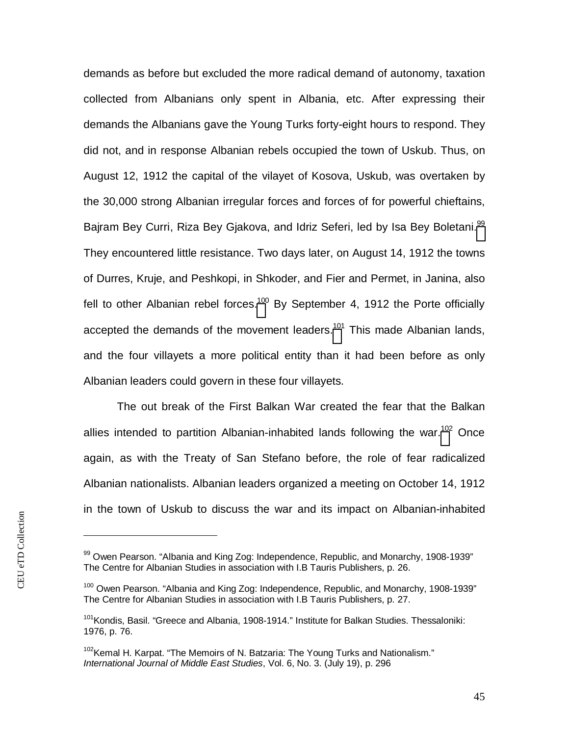demands as before but excluded the more radical demand of autonomy, taxation collected from Albanians only spent in Albania, etc. After expressing their demands the Albanians gave the Young Turks forty-eight hours to respond. They did not, and in response Albanian rebels occupied the town of Uskub. Thus, on August 12, 1912 the capital of the vilayet of Kosova, Uskub, was overtaken by the 30,000 strong Albanian irregular forces and forces of for powerful chieftains, Bajram Bey Curri, Riza Bey Gjakova, and Idriz Seferi, led by Isa Bey Boletani.[99] They encountered little resistance. Two days later, on August 14, 1912 the towns of Durres, Kruje, and Peshkopi, in Shkoder, and Fier and Permet, in Janina, also fell to other Albanian rebel forces.[100] By September 4, 1912 the Porte officially accepted the demands of the movement leaders.[101] This made Albanian lands, and the four villayets a more political entity than it had been before as only Albanian leaders could govern in these four villayets.

The out break of the First Balkan War created the fear that the Balkan allies intended to partition Albanian-inhabited lands following the war.[102] Once again, as with the Treaty of San Stefano before, the role of fear radicalized Albanian nationalists. Albanian leaders organized a meeting on October 14, 1912 in the town of Uskub to discuss the war and its impact on Albanian-inhabited

---

[99] Owen Pearson. "Albania and King Zog: Independence, Republic, and Monarchy, 1908-1939" The Centre for Albanian Studies in association with I.B Tauris Publishers, p. 26.

[100] Owen Pearson. "Albania and King Zog: Independence, Republic, and Monarchy, 1908-1939" The Centre for Albanian Studies in association with I.B Tauris Publishers, p. 27.

[101] Kondis, Basil. "Greece and Albania, 1908-1914." Institute for Balkan Studies. Thessaloniki: 1976, p. 76.

[102] Kemal H. Karpat. "The Memoirs of N. Batzaria: The Young Turks and Nationalism." *International Journal of Middle East Studies*, Vol. 6, No. 3. (July 19), p. 296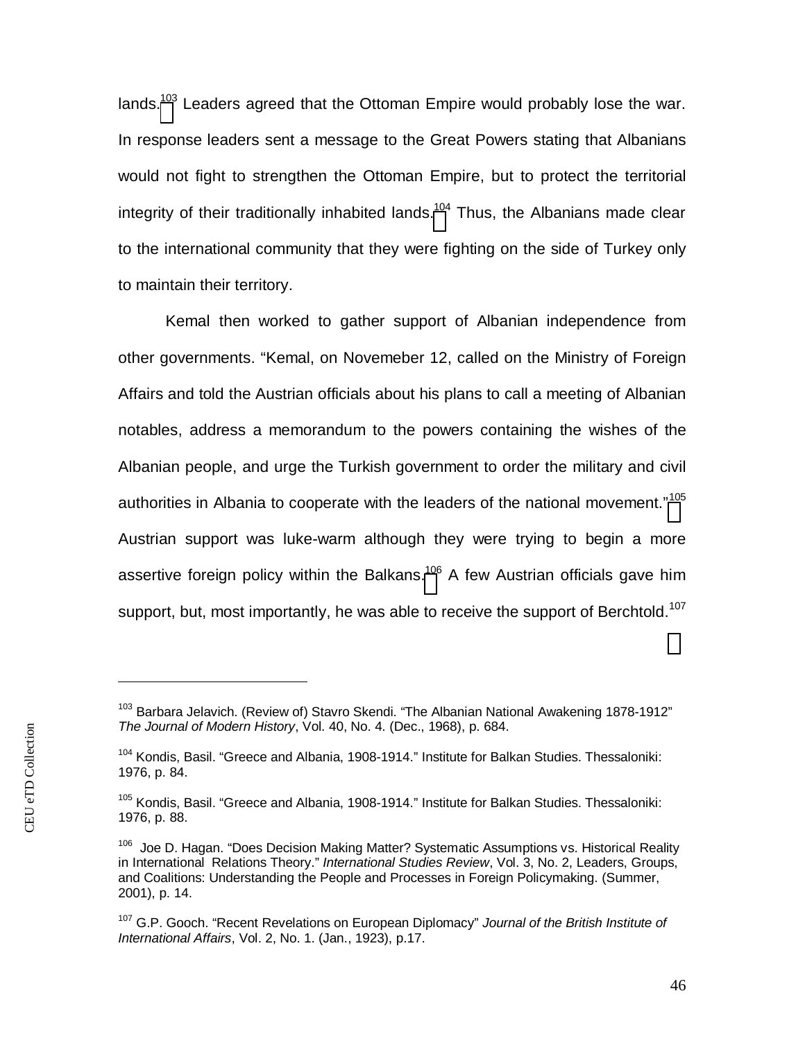lands.[103] Leaders agreed that the Ottoman Empire would probably lose the war. In response leaders sent a message to the Great Powers stating that Albanians would not fight to strengthen the Ottoman Empire, but to protect the territorial integrity of their traditionally inhabited lands.[104] Thus, the Albanians made clear to the international community that they were fighting on the side of Turkey only to maintain their territory.

Kemal then worked to gather support of Albanian independence from other governments. "Kemal, on Novemeber 12, called on the Ministry of Foreign Affairs and told the Austrian officials about his plans to call a meeting of Albanian notables, address a memorandum to the powers containing the wishes of the Albanian people, and urge the Turkish government to order the military and civil authorities in Albania to cooperate with the leaders of the national movement."[105] Austrian support was luke-warm although they were trying to begin a more assertive foreign policy within the Balkans.[106] A few Austrian officials gave him support, but, most importantly, he was able to receive the support of Berchtold.[107]

---

[103] Barbara Jelavich. (Review of) Stavro Skendi. "The Albanian National Awakening 1878-1912" *The Journal of Modern History*, Vol. 40, No. 4. (Dec., 1968), p. 684.

[104] Kondis, Basil. "Greece and Albania, 1908-1914." Institute for Balkan Studies. Thessaloniki: 1976, p. 84.

[105] Kondis, Basil. "Greece and Albania, 1908-1914." Institute for Balkan Studies. Thessaloniki: 1976, p. 88.

[106] Joe D. Hagan. "Does Decision Making Matter? Systematic Assumptions vs. Historical Reality in International Relations Theory." *International Studies Review*, Vol. 3, No. 2, Leaders, Groups, and Coalitions: Understanding the People and Processes in Foreign Policymaking. (Summer, 2001), p. 14.

[107] G.P. Gooch. "Recent Revelations on European Diplomacy" *Journal of the British Institute of International Affairs*, Vol. 2, No. 1. (Jan., 1923), p.17.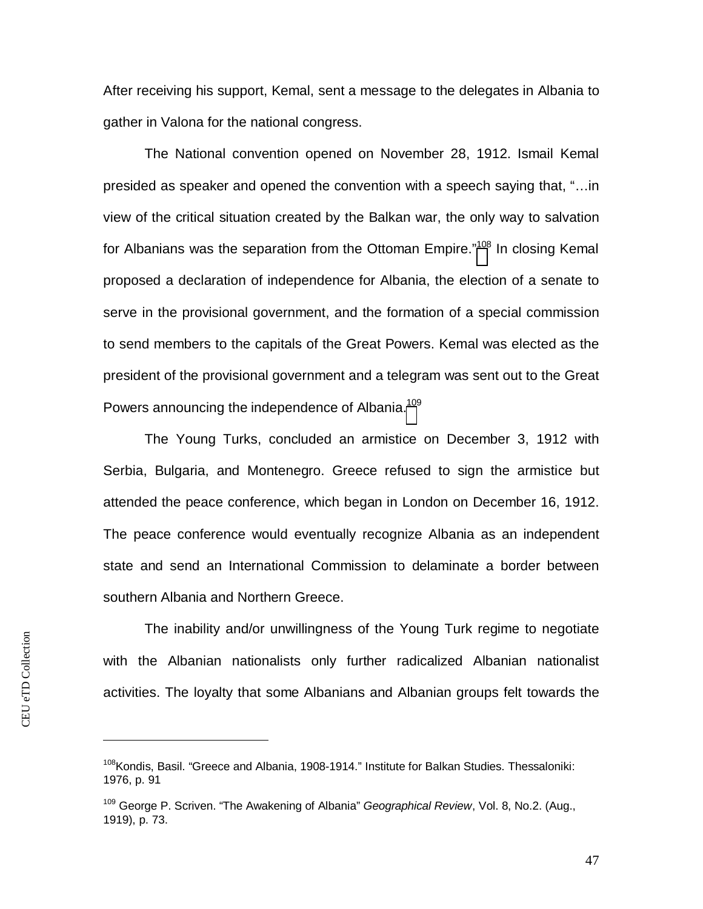After receiving his support, Kemal, sent a message to the delegates in Albania to gather in Valona for the national congress.

The National convention opened on November 28, 1912. Ismail Kemal presided as speaker and opened the convention with a speech saying that, "…in view of the critical situation created by the Balkan war, the only way to salvation for Albanians was the separation from the Ottoman Empire."[108] In closing Kemal proposed a declaration of independence for Albania, the election of a senate to serve in the provisional government, and the formation of a special commission to send members to the capitals of the Great Powers. Kemal was elected as the president of the provisional government and a telegram was sent out to the Great Powers announcing the independence of Albania.[109]

The Young Turks, concluded an armistice on December 3, 1912 with Serbia, Bulgaria, and Montenegro. Greece refused to sign the armistice but attended the peace conference, which began in London on December 16, 1912. The peace conference would eventually recognize Albania as an independent state and send an International Commission to delaminate a border between southern Albania and Northern Greece.

The inability and/or unwillingness of the Young Turk regime to negotiate with the Albanian nationalists only further radicalized Albanian nationalist activities. The loyalty that some Albanians and Albanian groups felt towards the

---

[108] Kondis, Basil. "Greece and Albania, 1908-1914." Institute for Balkan Studies. Thessaloniki: 1976, p. 91

[109] George P. Scriven. "The Awakening of Albania" *Geographical Review*, Vol. 8, No.2. (Aug., 1919), p. 73.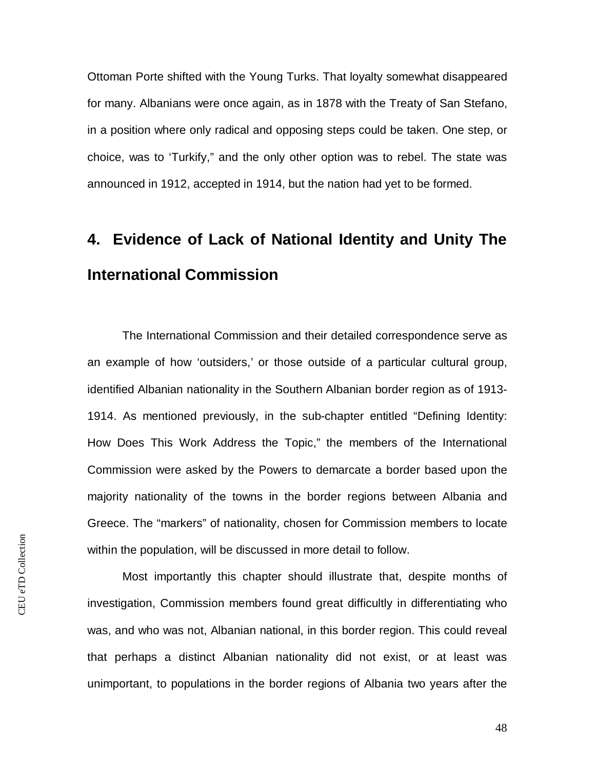Ottoman Porte shifted with the Young Turks. That loyalty somewhat disappeared for many. Albanians were once again, as in 1878 with the Treaty of San Stefano, in a position where only radical and opposing steps could be taken. One step, or choice, was to 'Turkify," and the only other option was to rebel. The state was announced in 1912, accepted in 1914, but the nation had yet to be formed.

# 4. Evidence of Lack of National Identity and Unity The International Commission

The International Commission and their detailed correspondence serve as an example of how 'outsiders,' or those outside of a particular cultural group, identified Albanian nationality in the Southern Albanian border region as of 1913-1914. As mentioned previously, in the sub-chapter entitled "Defining Identity: How Does This Work Address the Topic," the members of the International Commission were asked by the Powers to demarcate a border based upon the majority nationality of the towns in the border regions between Albania and Greece. The "markers" of nationality, chosen for Commission members to locate within the population, will be discussed in more detail to follow.

Most importantly this chapter should illustrate that, despite months of investigation, Commission members found great difficultly in differentiating who was, and who was not, Albanian national, in this border region. This could reveal that perhaps a distinct Albanian nationality did not exist, or at least was unimportant, to populations in the border regions of Albania two years after the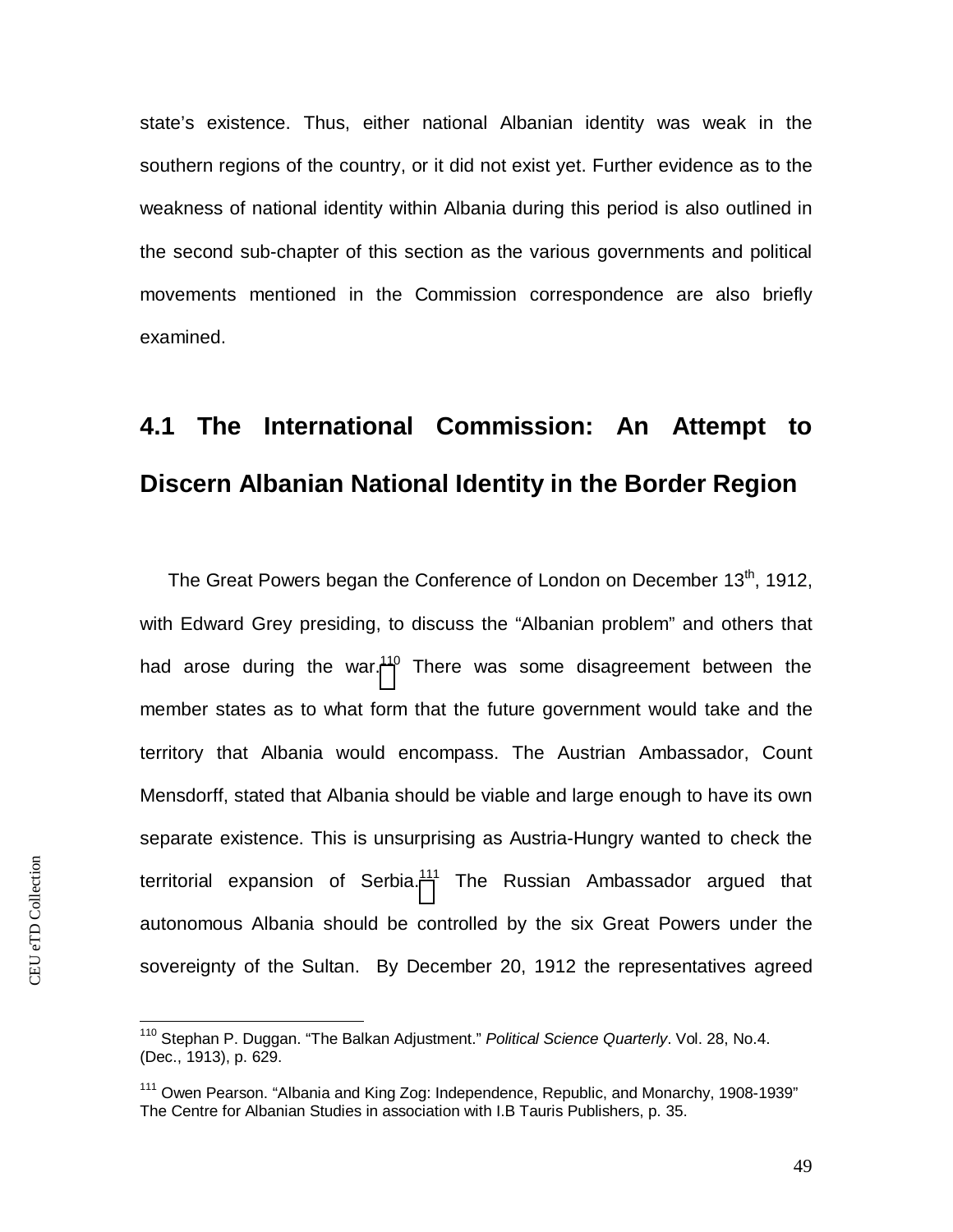state's existence. Thus, either national Albanian identity was weak in the southern regions of the country, or it did not exist yet. Further evidence as to the weakness of national identity within Albania during this period is also outlined in the second sub-chapter of this section as the various governments and political movements mentioned in the Commission correspondence are also briefly examined.

## 4.1 The International Commission: An Attempt to Discern Albanian National Identity in the Border Region

The Great Powers began the Conference of London on December 13th, 1912, with Edward Grey presiding, to discuss the "Albanian problem" and others that had arose during the war.[110] There was some disagreement between the member states as to what form that the future government would take and the territory that Albania would encompass. The Austrian Ambassador, Count Mensdorff, stated that Albania should be viable and large enough to have its own separate existence. This is unsurprising as Austria-Hungry wanted to check the territorial expansion of Serbia.[111] The Russian Ambassador argued that autonomous Albania should be controlled by the six Great Powers under the sovereignty of the Sultan. By December 20, 1912 the representatives agreed

---

[110] Stephan P. Duggan. "The Balkan Adjustment." *Political Science Quarterly*. Vol. 28, No.4. (Dec., 1913), p. 629.

[111] Owen Pearson. "Albania and King Zog: Independence, Republic, and Monarchy, 1908-1939" The Centre for Albanian Studies in association with I.B Tauris Publishers, p. 35.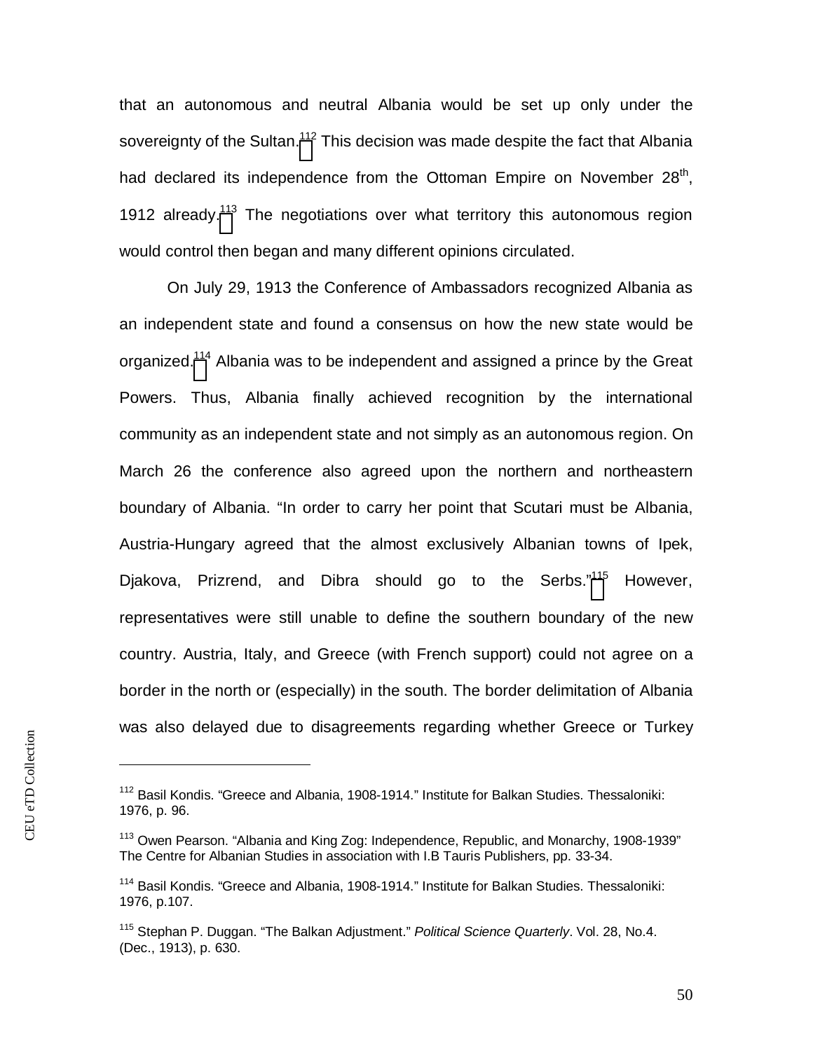that an autonomous and neutral Albania would be set up only under the sovereignty of the Sultan.[112] This decision was made despite the fact that Albania had declared its independence from the Ottoman Empire on November 28th, 1912 already.[113] The negotiations over what territory this autonomous region would control then began and many different opinions circulated.

On July 29, 1913 the Conference of Ambassadors recognized Albania as an independent state and found a consensus on how the new state would be organized.[114] Albania was to be independent and assigned a prince by the Great Powers. Thus, Albania finally achieved recognition by the international community as an independent state and not simply as an autonomous region. On March 26 the conference also agreed upon the northern and northeastern boundary of Albania. "In order to carry her point that Scutari must be Albania, Austria-Hungary agreed that the almost exclusively Albanian towns of Ipek, Djakova, Prizrend, and Dibra should go to the Serbs."[115] However, representatives were still unable to define the southern boundary of the new country. Austria, Italy, and Greece (with French support) could not agree on a border in the north or (especially) in the south. The border delimitation of Albania was also delayed due to disagreements regarding whether Greece or Turkey

---

[112] Basil Kondis. "Greece and Albania, 1908-1914." Institute for Balkan Studies. Thessaloniki: 1976, p. 96.

[113] Owen Pearson. "Albania and King Zog: Independence, Republic, and Monarchy, 1908-1939" The Centre for Albanian Studies in association with I.B Tauris Publishers, pp. 33-34.

[114] Basil Kondis. "Greece and Albania, 1908-1914." Institute for Balkan Studies. Thessaloniki: 1976, p.107.

[115] Stephan P. Duggan. "The Balkan Adjustment." *Political Science Quarterly*. Vol. 28, No.4. (Dec., 1913), p. 630.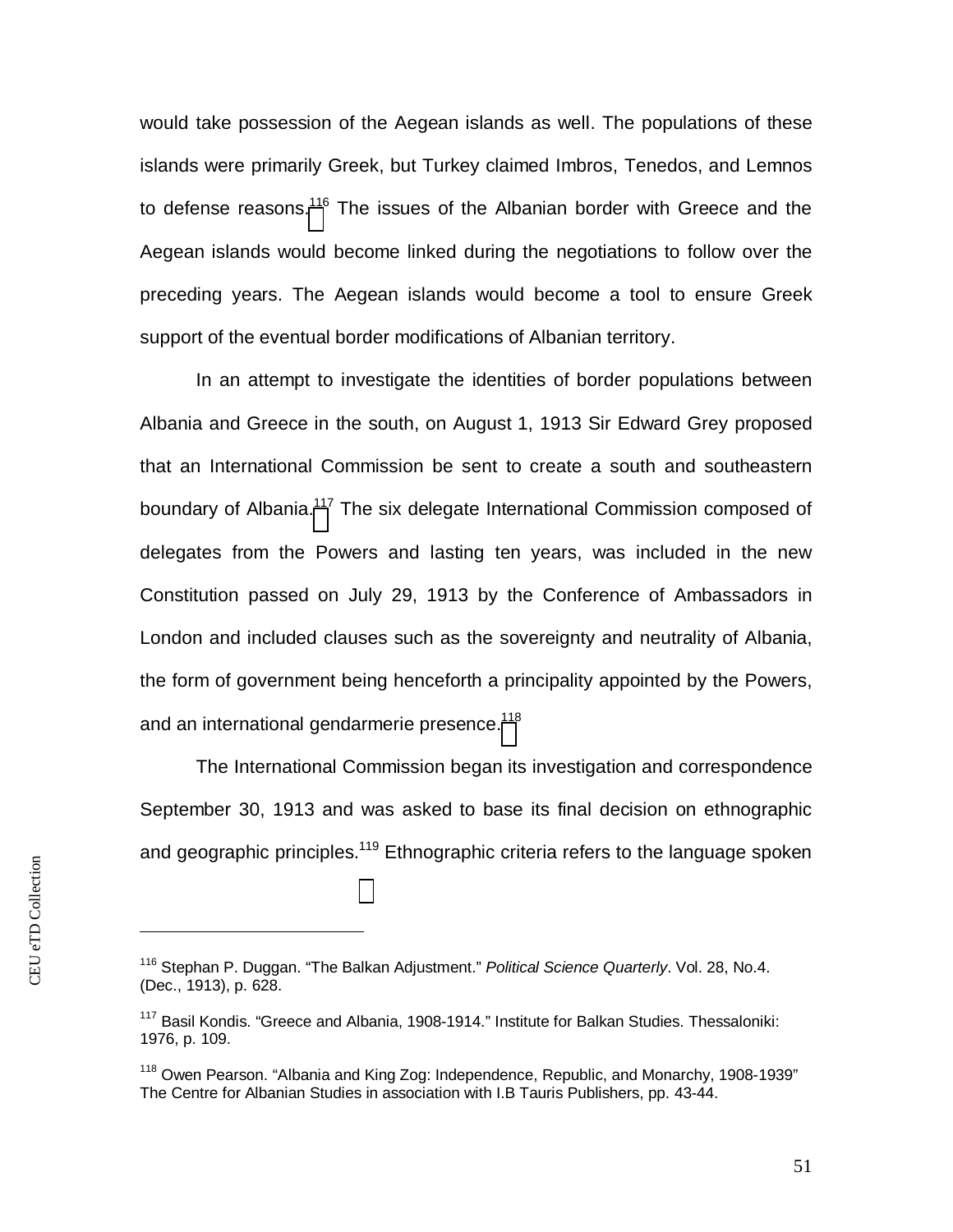would take possession of the Aegean islands as well. The populations of these islands were primarily Greek, but Turkey claimed Imbros, Tenedos, and Lemnos to defense reasons.[116] The issues of the Albanian border with Greece and the Aegean islands would become linked during the negotiations to follow over the preceding years. The Aegean islands would become a tool to ensure Greek support of the eventual border modifications of Albanian territory.

In an attempt to investigate the identities of border populations between Albania and Greece in the south, on August 1, 1913 Sir Edward Grey proposed that an International Commission be sent to create a south and southeastern boundary of Albania.[117] The six delegate International Commission composed of delegates from the Powers and lasting ten years, was included in the new Constitution passed on July 29, 1913 by the Conference of Ambassadors in London and included clauses such as the sovereignty and neutrality of Albania, the form of government being henceforth a principality appointed by the Powers, and an international gendarmerie presence.[118]

The International Commission began its investigation and correspondence September 30, 1913 and was asked to base its final decision on ethnographic and geographic principles.[119] Ethnographic criteria refers to the language spoken

---

[116] Stephan P. Duggan. "The Balkan Adjustment." *Political Science Quarterly*. Vol. 28, No.4. (Dec., 1913), p. 628.

[117] Basil Kondis. "Greece and Albania, 1908-1914." Institute for Balkan Studies. Thessaloniki: 1976, p. 109.

[118] Owen Pearson. "Albania and King Zog: Independence, Republic, and Monarchy, 1908-1939" The Centre for Albanian Studies in association with I.B Tauris Publishers, pp. 43-44.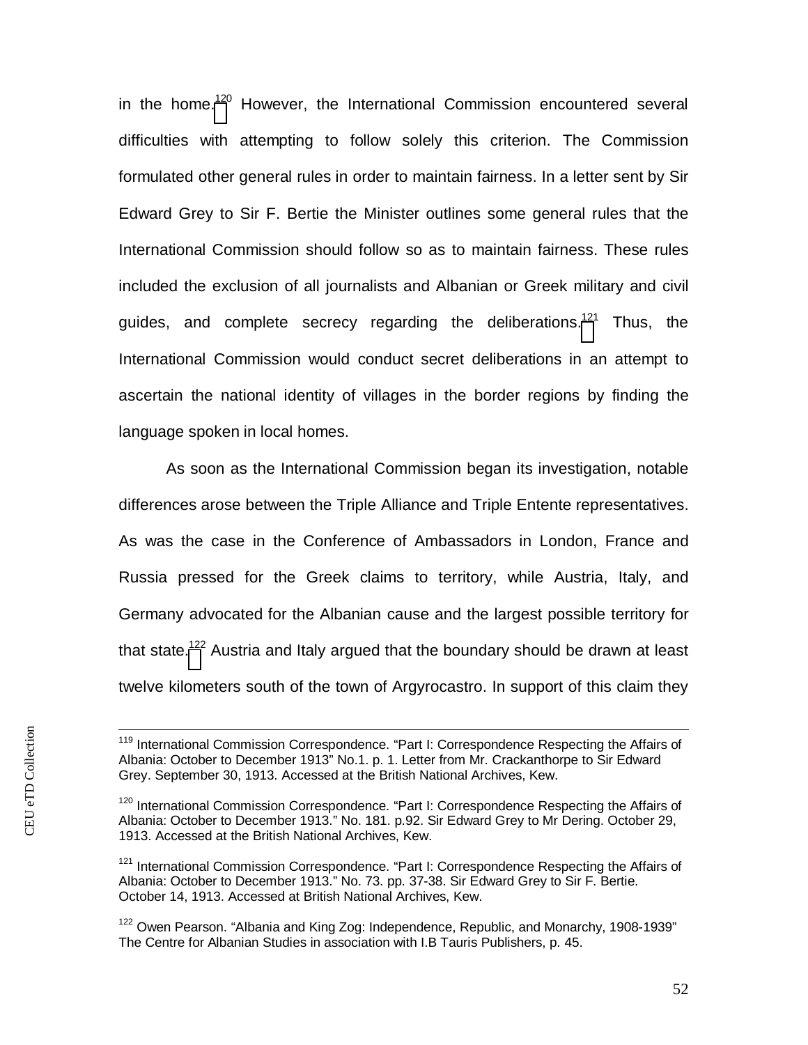in the home.[120] However, the International Commission encountered several difficulties with attempting to follow solely this criterion. The Commission formulated other general rules in order to maintain fairness. In a letter sent by Sir Edward Grey to Sir F. Bertie the Minister outlines some general rules that the International Commission should follow so as to maintain fairness. These rules included the exclusion of all journalists and Albanian or Greek military and civil guides, and complete secrecy regarding the deliberations.[121] Thus, the International Commission would conduct secret deliberations in an attempt to ascertain the national identity of villages in the border regions by finding the language spoken in local homes.

As soon as the International Commission began its investigation, notable differences arose between the Triple Alliance and Triple Entente representatives. As was the case in the Conference of Ambassadors in London, France and Russia pressed for the Greek claims to territory, while Austria, Italy, and Germany advocated for the Albanian cause and the largest possible territory for that state.[122] Austria and Italy argued that the boundary should be drawn at least twelve kilometers south of the town of Argyrocastro. In support of this claim they

---

[119] International Commission Correspondence. "Part I: Correspondence Respecting the Affairs of Albania: October to December 1913" No.1. p. 1. Letter from Mr. Crackanthorpe to Sir Edward Grey. September 30, 1913. Accessed at the British National Archives, Kew.

[120] International Commission Correspondence. "Part I: Correspondence Respecting the Affairs of Albania: October to December 1913." No. 181. p.92. Sir Edward Grey to Mr Dering. October 29, 1913. Accessed at the British National Archives, Kew.

[121] International Commission Correspondence. "Part I: Correspondence Respecting the Affairs of Albania: October to December 1913." No. 73. pp. 37-38. Sir Edward Grey to Sir F. Bertie. October 14, 1913. Accessed at British National Archives, Kew.

[122] Owen Pearson. "Albania and King Zog: Independence, Republic, and Monarchy, 1908-1939" The Centre for Albanian Studies in association with I.B Tauris Publishers, p. 45.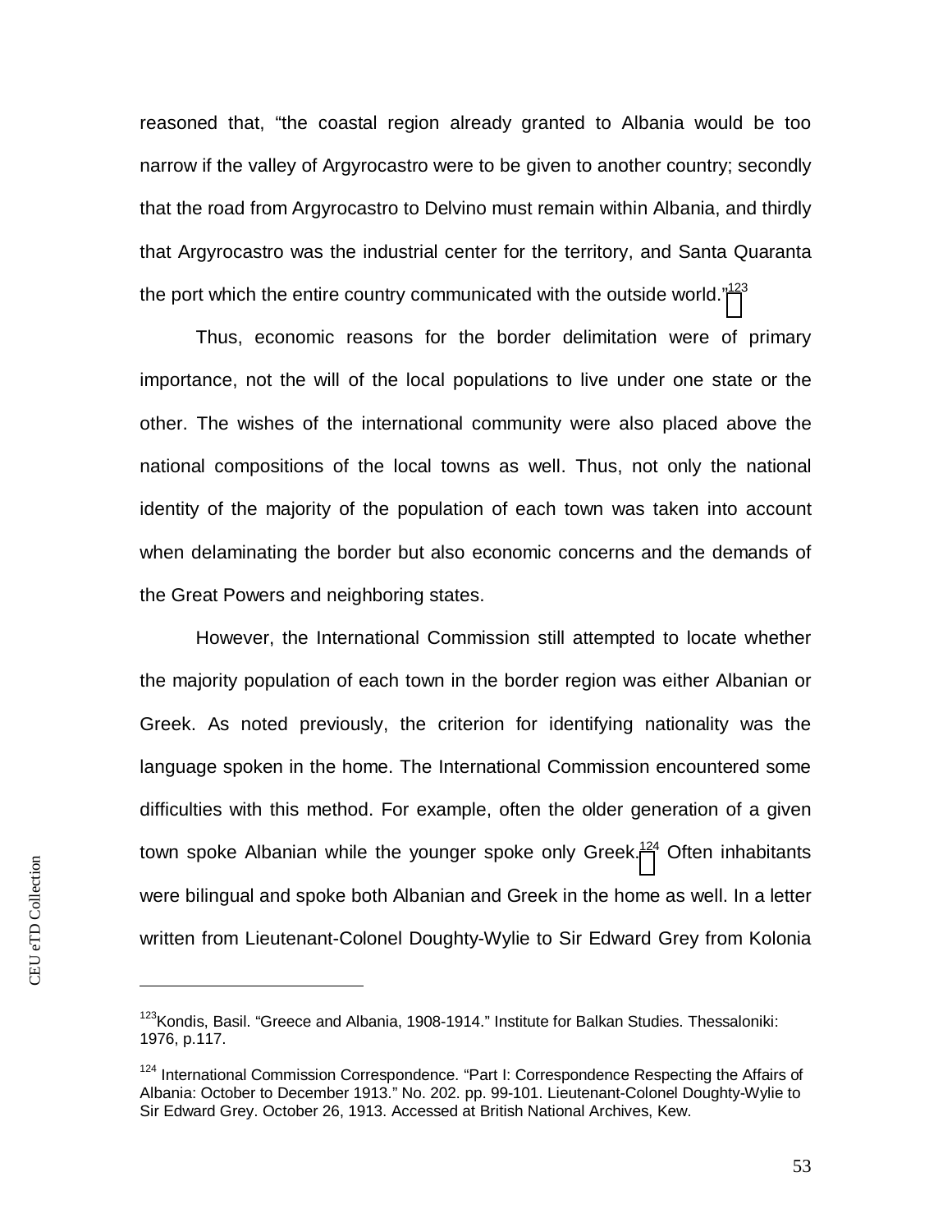reasoned that, "the coastal region already granted to Albania would be too narrow if the valley of Argyrocastro were to be given to another country; secondly that the road from Argyrocastro to Delvino must remain within Albania, and thirdly that Argyrocastro was the industrial center for the territory, and Santa Quaranta the port which the entire country communicated with the outside world."[123]

Thus, economic reasons for the border delimitation were of primary importance, not the will of the local populations to live under one state or the other. The wishes of the international community were also placed above the national compositions of the local towns as well. Thus, not only the national identity of the majority of the population of each town was taken into account when delaminating the border but also economic concerns and the demands of the Great Powers and neighboring states.

However, the International Commission still attempted to locate whether the majority population of each town in the border region was either Albanian or Greek. As noted previously, the criterion for identifying nationality was the language spoken in the home. The International Commission encountered some difficulties with this method. For example, often the older generation of a given town spoke Albanian while the younger spoke only Greek.[124] Often inhabitants were bilingual and spoke both Albanian and Greek in the home as well. In a letter written from Lieutenant-Colonel Doughty-Wylie to Sir Edward Grey from Kolonia

---

[123] Kondis, Basil. "Greece and Albania, 1908-1914." Institute for Balkan Studies. Thessaloniki: 1976, p.117.

[124] International Commission Correspondence. "Part I: Correspondence Respecting the Affairs of Albania: October to December 1913." No. 202. pp. 99-101. Lieutenant-Colonel Doughty-Wylie to Sir Edward Grey. October 26, 1913. Accessed at British National Archives, Kew.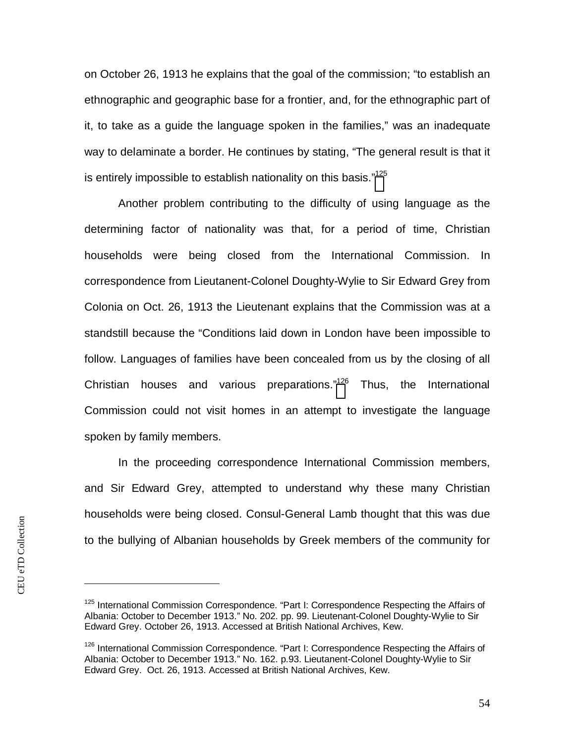on October 26, 1913 he explains that the goal of the commission; “to establish an ethnographic and geographic base for a frontier, and, for the ethnographic part of it, to take as a guide the language spoken in the families,” was an inadequate way to delaminate a border. He continues by stating, “The general result is that it is entirely impossible to establish nationality on this basis.”[125]

Another problem contributing to the difficulty of using language as the determining factor of nationality was that, for a period of time, Christian households were being closed from the International Commission. In correspondence from Lieutanent-Colonel Doughty-Wylie to Sir Edward Grey from Colonia on Oct. 26, 1913 the Lieutenant explains that the Commission was at a standstill because the “Conditions laid down in London have been impossible to follow. Languages of families have been concealed from us by the closing of all Christian houses and various preparations.”[126] Thus, the International Commission could not visit homes in an attempt to investigate the language spoken by family members.

In the proceeding correspondence International Commission members, and Sir Edward Grey, attempted to understand why these many Christian households were being closed. Consul-General Lamb thought that this was due to the bullying of Albanian households by Greek members of the community for

---

[125] International Commission Correspondence. “Part I: Correspondence Respecting the Affairs of Albania: October to December 1913.” No. 202. pp. 99. Lieutenant-Colonel Doughty-Wylie to Sir Edward Grey. October 26, 1913. Accessed at British National Archives, Kew.

[126] International Commission Correspondence. “Part I: Correspondence Respecting the Affairs of Albania: October to December 1913.” No. 162. p.93. Lieutanent-Colonel Doughty-Wylie to Sir Edward Grey. Oct. 26, 1913. Accessed at British National Archives, Kew.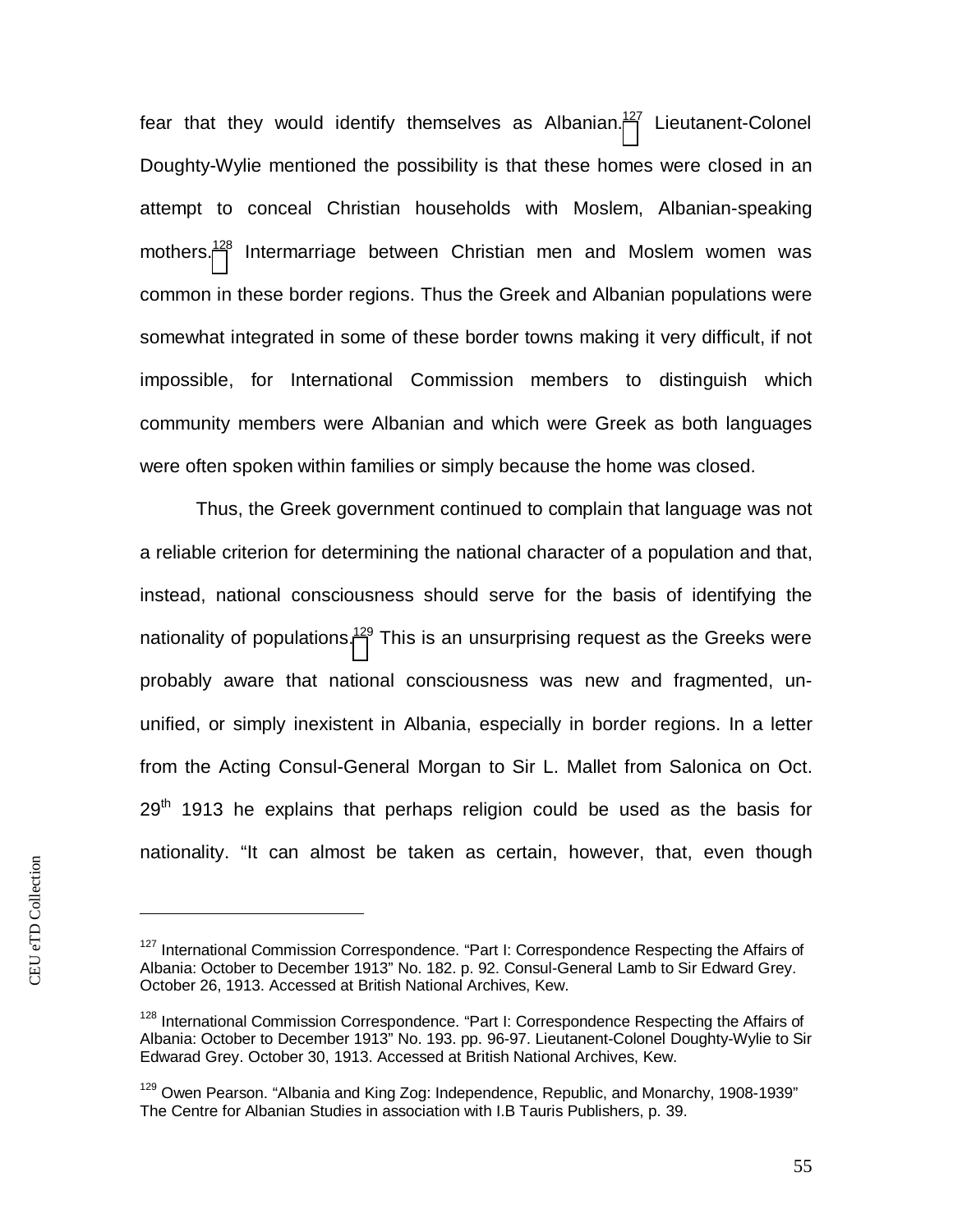fear that they would identify themselves as Albanian.[127] Lieutanent-Colonel Doughty-Wylie mentioned the possibility is that these homes were closed in an attempt to conceal Christian households with Moslem, Albanian-speaking mothers.[128] Intermarriage between Christian men and Moslem women was common in these border regions. Thus the Greek and Albanian populations were somewhat integrated in some of these border towns making it very difficult, if not impossible, for International Commission members to distinguish which community members were Albanian and which were Greek as both languages were often spoken within families or simply because the home was closed.

Thus, the Greek government continued to complain that language was not a reliable criterion for determining the national character of a population and that, instead, national consciousness should serve for the basis of identifying the nationality of populations.[129] This is an unsurprising request as the Greeks were probably aware that national consciousness was new and fragmented, un-unified, or simply inexistent in Albania, especially in border regions. In a letter from the Acting Consul-General Morgan to Sir L. Mallet from Salonica on Oct. 29th 1913 he explains that perhaps religion could be used as the basis for nationality. "It can almost be taken as certain, however, that, even though

---

[127] International Commission Correspondence. "Part I: Correspondence Respecting the Affairs of Albania: October to December 1913" No. 182. p. 92. Consul-General Lamb to Sir Edward Grey. October 26, 1913. Accessed at British National Archives, Kew.

[128] International Commission Correspondence. "Part I: Correspondence Respecting the Affairs of Albania: October to December 1913" No. 193. pp. 96-97. Lieutanent-Colonel Doughty-Wylie to Sir Edwarad Grey. October 30, 1913. Accessed at British National Archives, Kew.

[129] Owen Pearson. "Albania and King Zog: Independence, Republic, and Monarchy, 1908-1939" The Centre for Albanian Studies in association with I.B Tauris Publishers, p. 39.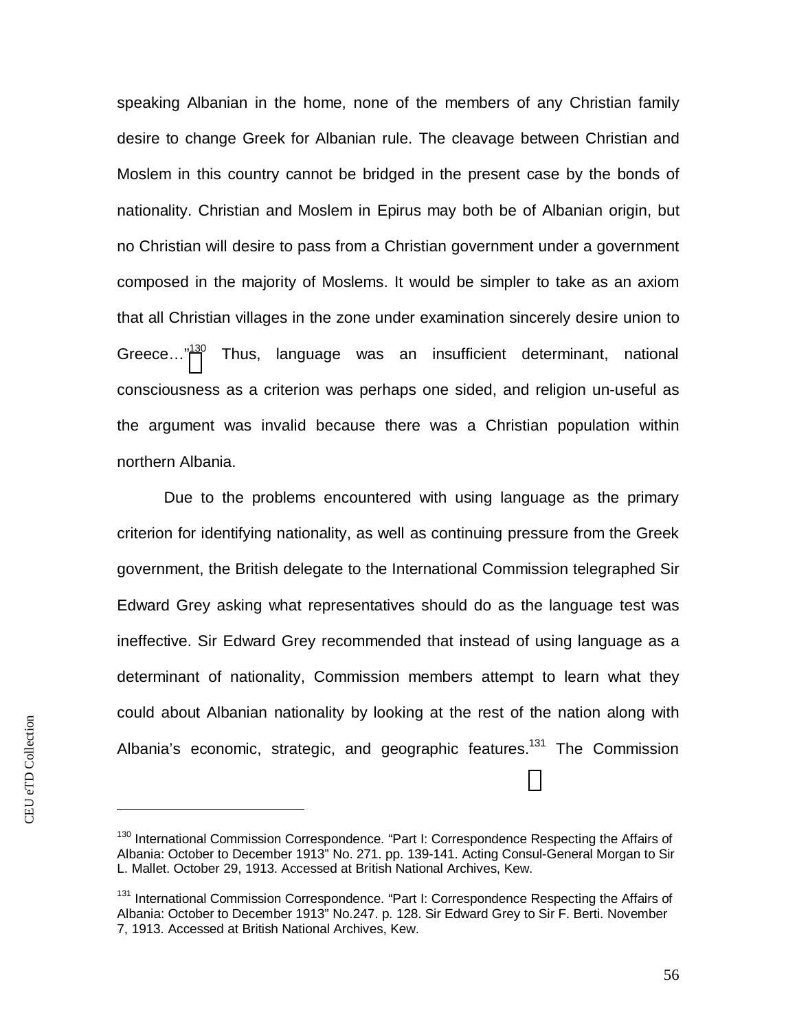speaking Albanian in the home, none of the members of any Christian family desire to change Greek for Albanian rule. The cleavage between Christian and Moslem in this country cannot be bridged in the present case by the bonds of nationality. Christian and Moslem in Epirus may both be of Albanian origin, but no Christian will desire to pass from a Christian government under a government composed in the majority of Moslems. It would be simpler to take as an axiom that all Christian villages in the zone under examination sincerely desire union to Greece…"[130] Thus, language was an insufficient determinant, national consciousness as a criterion was perhaps one sided, and religion un-useful as the argument was invalid because there was a Christian population within northern Albania.

Due to the problems encountered with using language as the primary criterion for identifying nationality, as well as continuing pressure from the Greek government, the British delegate to the International Commission telegraphed Sir Edward Grey asking what representatives should do as the language test was ineffective. Sir Edward Grey recommended that instead of using language as a determinant of nationality, Commission members attempt to learn what they could about Albanian nationality by looking at the rest of the nation along with Albania's economic, strategic, and geographic features.[131] The Commission

---

[130] International Commission Correspondence. "Part I: Correspondence Respecting the Affairs of Albania: October to December 1913" No. 271. pp. 139-141. Acting Consul-General Morgan to Sir L. Mallet. October 29, 1913. Accessed at British National Archives, Kew.

[131] International Commission Correspondence. "Part I: Correspondence Respecting the Affairs of Albania: October to December 1913" No.247. p. 128. Sir Edward Grey to Sir F. Berti. November 7, 1913. Accessed at British National Archives, Kew.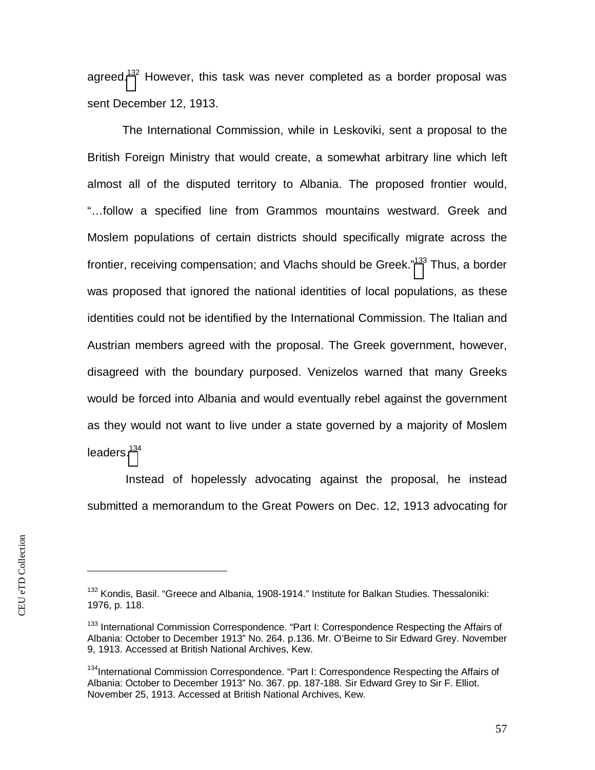agreed.[132] However, this task was never completed as a border proposal was sent December 12, 1913.

The International Commission, while in Leskoviki, sent a proposal to the British Foreign Ministry that would create, a somewhat arbitrary line which left almost all of the disputed territory to Albania. The proposed frontier would, "…follow a specified line from Grammos mountains westward. Greek and Moslem populations of certain districts should specifically migrate across the frontier, receiving compensation; and Vlachs should be Greek."[133] Thus, a border was proposed that ignored the national identities of local populations, as these identities could not be identified by the International Commission. The Italian and Austrian members agreed with the proposal. The Greek government, however, disagreed with the boundary purposed. Venizelos warned that many Greeks would be forced into Albania and would eventually rebel against the government as they would not want to live under a state governed by a majority of Moslem leaders.[134]

Instead of hopelessly advocating against the proposal, he instead submitted a memorandum to the Great Powers on Dec. 12, 1913 advocating for

---

[132] Kondis, Basil. "Greece and Albania, 1908-1914." Institute for Balkan Studies. Thessaloniki: 1976, p. 118.

[133] International Commission Correspondence. "Part I: Correspondence Respecting the Affairs of Albania: October to December 1913" No. 264. p.136. Mr. O'Beirne to Sir Edward Grey. November 9, 1913. Accessed at British National Archives, Kew.

[134] International Commission Correspondence. "Part I: Correspondence Respecting the Affairs of Albania: October to December 1913" No. 367. pp. 187-188. Sir Edward Grey to Sir F. Elliot. November 25, 1913. Accessed at British National Archives, Kew.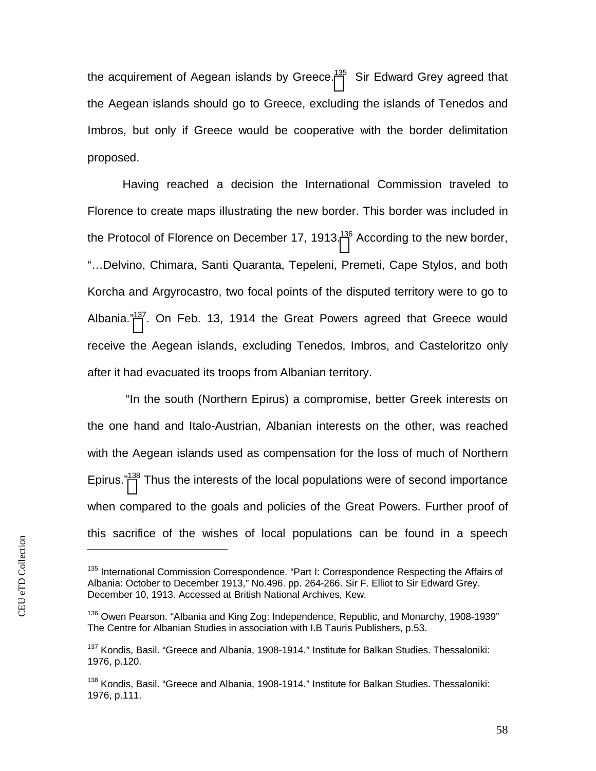the acquirement of Aegean islands by Greece.[135] Sir Edward Grey agreed that the Aegean islands should go to Greece, excluding the islands of Tenedos and Imbros, but only if Greece would be cooperative with the border delimitation proposed.

Having reached a decision the International Commission traveled to Florence to create maps illustrating the new border. This border was included in the Protocol of Florence on December 17, 1913.[136] According to the new border, "…Delvino, Chimara, Santi Quaranta, Tepeleni, Premeti, Cape Stylos, and both Korcha and Argyrocastro, two focal points of the disputed territory were to go to Albania."[137]. On Feb. 13, 1914 the Great Powers agreed that Greece would receive the Aegean islands, excluding Tenedos, Imbros, and Casteloritzo only after it had evacuated its troops from Albanian territory.

"In the south (Northern Epirus) a compromise, better Greek interests on the one hand and Italo-Austrian, Albanian interests on the other, was reached with the Aegean islands used as compensation for the loss of much of Northern Epirus."[138] Thus the interests of the local populations were of second importance when compared to the goals and policies of the Great Powers. Further proof of this sacrifice of the wishes of local populations can be found in a speech

---

[135] International Commission Correspondence. "Part I: Correspondence Respecting the Affairs of Albania: October to December 1913," No.496. pp. 264-266. Sir F. Elliot to Sir Edward Grey. December 10, 1913. Accessed at British National Archives, Kew.

[136] Owen Pearson. "Albania and King Zog: Independence, Republic, and Monarchy, 1908-1939" The Centre for Albanian Studies in association with I.B Tauris Publishers, p.53.

[137] Kondis, Basil. "Greece and Albania, 1908-1914." Institute for Balkan Studies. Thessaloniki: 1976, p.120.

[138] Kondis, Basil. "Greece and Albania, 1908-1914." Institute for Balkan Studies. Thessaloniki: 1976, p.111.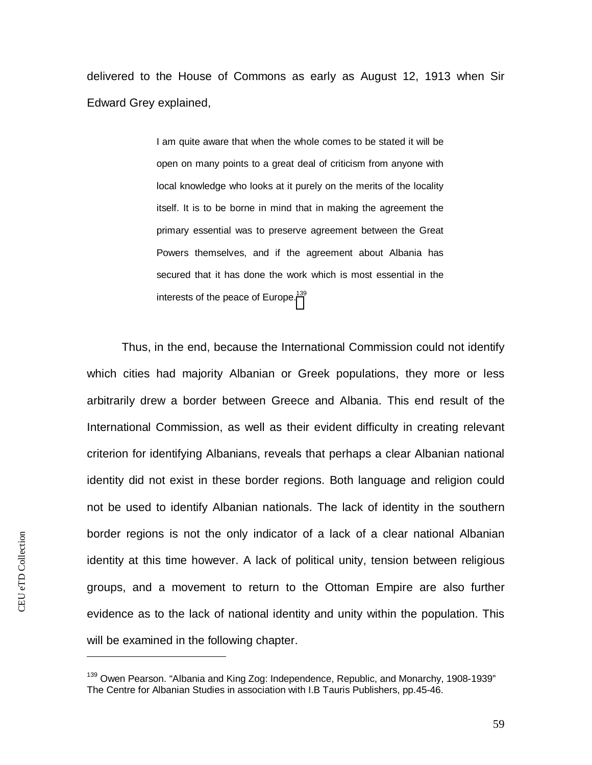delivered to the House of Commons as early as August 12, 1913 when Sir Edward Grey explained,

> I am quite aware that when the whole comes to be stated it will be open on many points to a great deal of criticism from anyone with local knowledge who looks at it purely on the merits of the locality itself. It is to be borne in mind that in making the agreement the primary essential was to preserve agreement between the Great Powers themselves, and if the agreement about Albania has secured that it has done the work which is most essential in the interests of the peace of Europe.[139]

Thus, in the end, because the International Commission could not identify which cities had majority Albanian or Greek populations, they more or less arbitrarily drew a border between Greece and Albania. This end result of the International Commission, as well as their evident difficulty in creating relevant criterion for identifying Albanians, reveals that perhaps a clear Albanian national identity did not exist in these border regions. Both language and religion could not be used to identify Albanian nationals. The lack of identity in the southern border regions is not the only indicator of a lack of a clear national Albanian identity at this time however. A lack of political unity, tension between religious groups, and a movement to return to the Ottoman Empire are also further evidence as to the lack of national identity and unity within the population. This will be examined in the following chapter.

---

[139] Owen Pearson. "Albania and King Zog: Independence, Republic, and Monarchy, 1908-1939" The Centre for Albanian Studies in association with I.B Tauris Publishers, pp.45-46.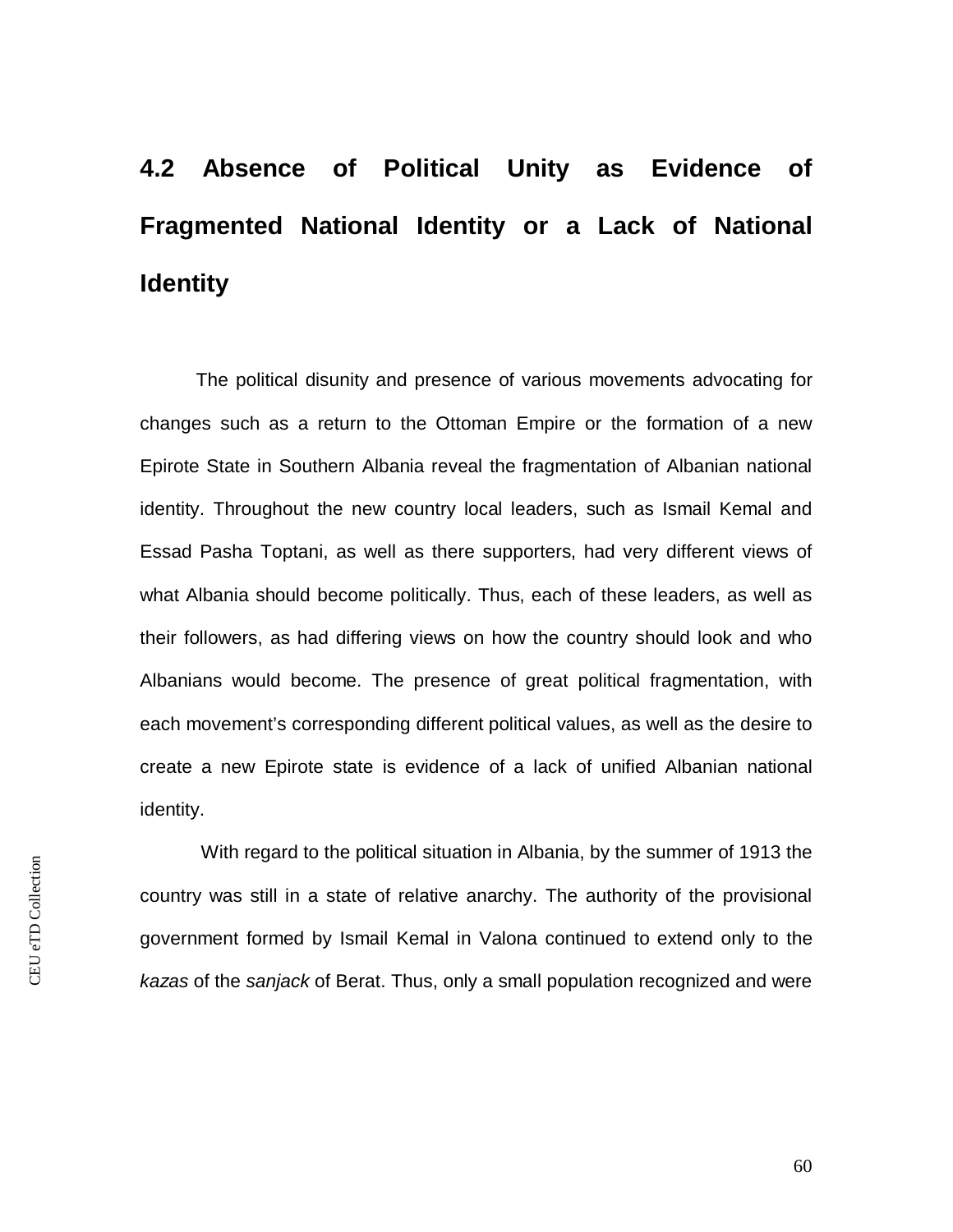## 4.2 Absence of Political Unity as Evidence of Fragmented National Identity or a Lack of National Identity

The political disunity and presence of various movements advocating for changes such as a return to the Ottoman Empire or the formation of a new Epirote State in Southern Albania reveal the fragmentation of Albanian national identity. Throughout the new country local leaders, such as Ismail Kemal and Essad Pasha Toptani, as well as there supporters, had very different views of what Albania should become politically. Thus, each of these leaders, as well as their followers, as had differing views on how the country should look and who Albanians would become. The presence of great political fragmentation, with each movement's corresponding different political values, as well as the desire to create a new Epirote state is evidence of a lack of unified Albanian national identity.

With regard to the political situation in Albania, by the summer of 1913 the country was still in a state of relative anarchy. The authority of the provisional government formed by Ismail Kemal in Valona continued to extend only to the *kazas* of the *sanjack* of Berat. Thus, only a small population recognized and were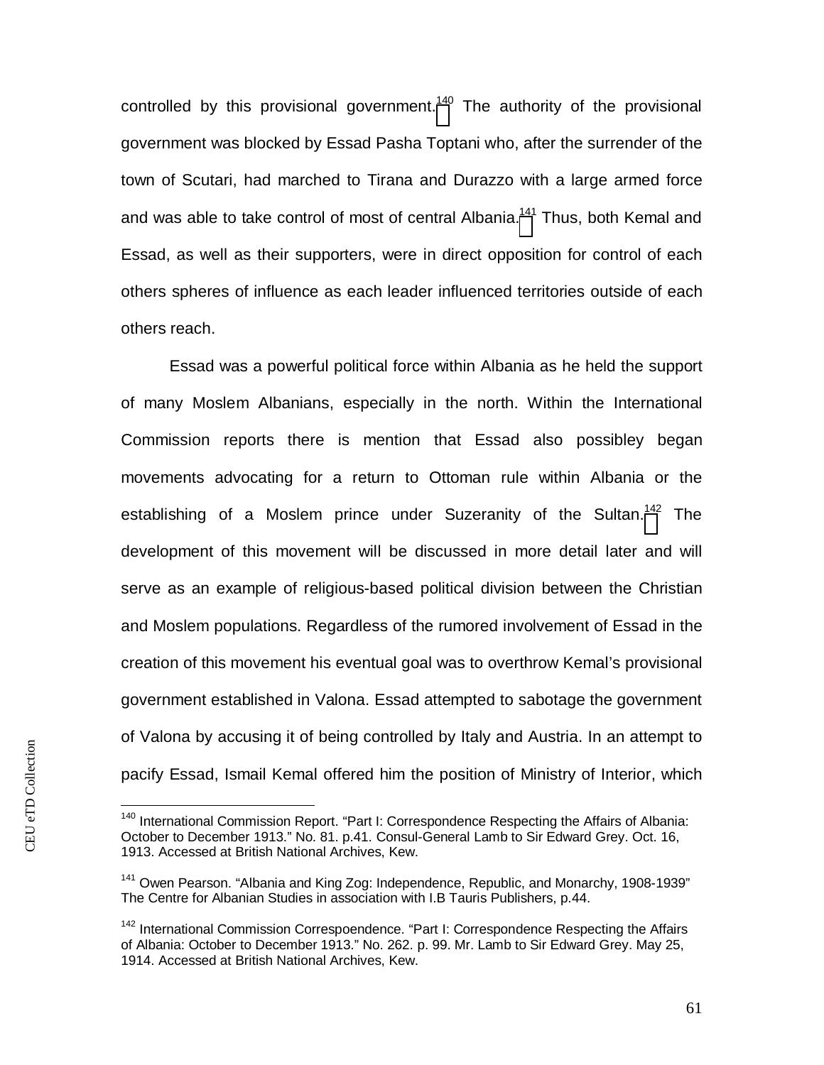controlled by this provisional government.[140] The authority of the provisional government was blocked by Essad Pasha Toptani who, after the surrender of the town of Scutari, had marched to Tirana and Durazzo with a large armed force and was able to take control of most of central Albania.[141] Thus, both Kemal and Essad, as well as their supporters, were in direct opposition for control of each others spheres of influence as each leader influenced territories outside of each others reach.

Essad was a powerful political force within Albania as he held the support of many Moslem Albanians, especially in the north. Within the International Commission reports there is mention that Essad also possibley began movements advocating for a return to Ottoman rule within Albania or the establishing of a Moslem prince under Suzeranity of the Sultan.[142] The development of this movement will be discussed in more detail later and will serve as an example of religious-based political division between the Christian and Moslem populations. Regardless of the rumored involvement of Essad in the creation of this movement his eventual goal was to overthrow Kemal's provisional government established in Valona. Essad attempted to sabotage the government of Valona by accusing it of being controlled by Italy and Austria. In an attempt to pacify Essad, Ismail Kemal offered him the position of Ministry of Interior, which

[140] International Commission Report. "Part I: Correspondence Respecting the Affairs of Albania: October to December 1913." No. 81. p.41. Consul-General Lamb to Sir Edward Grey. Oct. 16, 1913. Accessed at British National Archives, Kew.

[141] Owen Pearson. "Albania and King Zog: Independence, Republic, and Monarchy, 1908-1939" The Centre for Albanian Studies in association with I.B Tauris Publishers, p.44.

[142] International Commission Correspoendence. "Part I: Correspondence Respecting the Affairs of Albania: October to December 1913." No. 262. p. 99. Mr. Lamb to Sir Edward Grey. May 25, 1914. Accessed at British National Archives, Kew.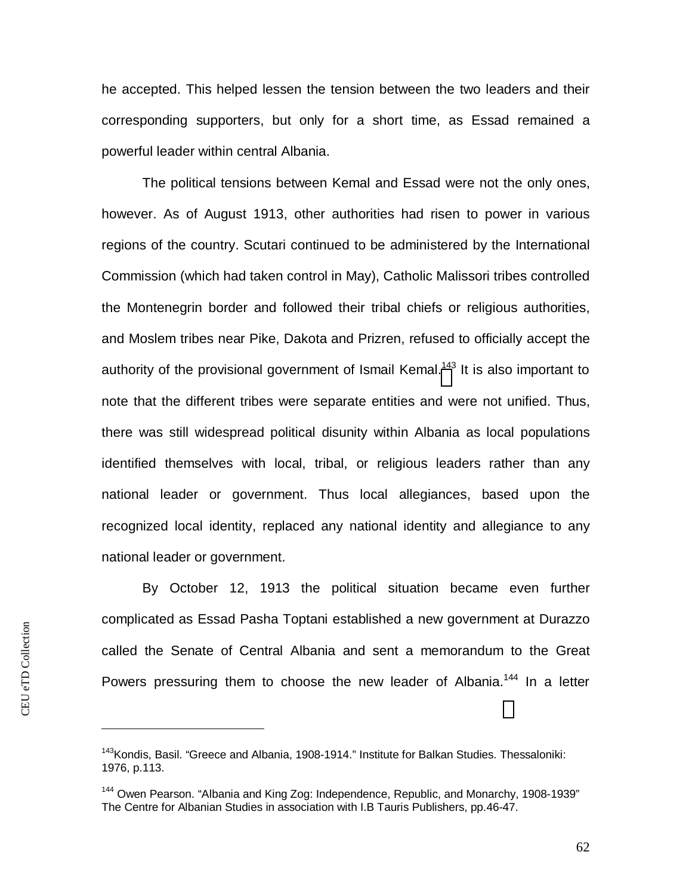he accepted. This helped lessen the tension between the two leaders and their corresponding supporters, but only for a short time, as Essad remained a powerful leader within central Albania.

The political tensions between Kemal and Essad were not the only ones, however. As of August 1913, other authorities had risen to power in various regions of the country. Scutari continued to be administered by the International Commission (which had taken control in May), Catholic Malissori tribes controlled the Montenegrin border and followed their tribal chiefs or religious authorities, and Moslem tribes near Pike, Dakota and Prizren, refused to officially accept the authority of the provisional government of Ismail Kemal.[143] It is also important to note that the different tribes were separate entities and were not unified. Thus, there was still widespread political disunity within Albania as local populations identified themselves with local, tribal, or religious leaders rather than any national leader or government. Thus local allegiances, based upon the recognized local identity, replaced any national identity and allegiance to any national leader or government.

By October 12, 1913 the political situation became even further complicated as Essad Pasha Toptani established a new government at Durazzo called the Senate of Central Albania and sent a memorandum to the Great Powers pressuring them to choose the new leader of Albania.[144] In a letter

---

[143] Kondis, Basil. "Greece and Albania, 1908-1914." Institute for Balkan Studies. Thessaloniki: 1976, p.113.

[144] Owen Pearson. "Albania and King Zog: Independence, Republic, and Monarchy, 1908-1939" The Centre for Albanian Studies in association with I.B Tauris Publishers, pp.46-47.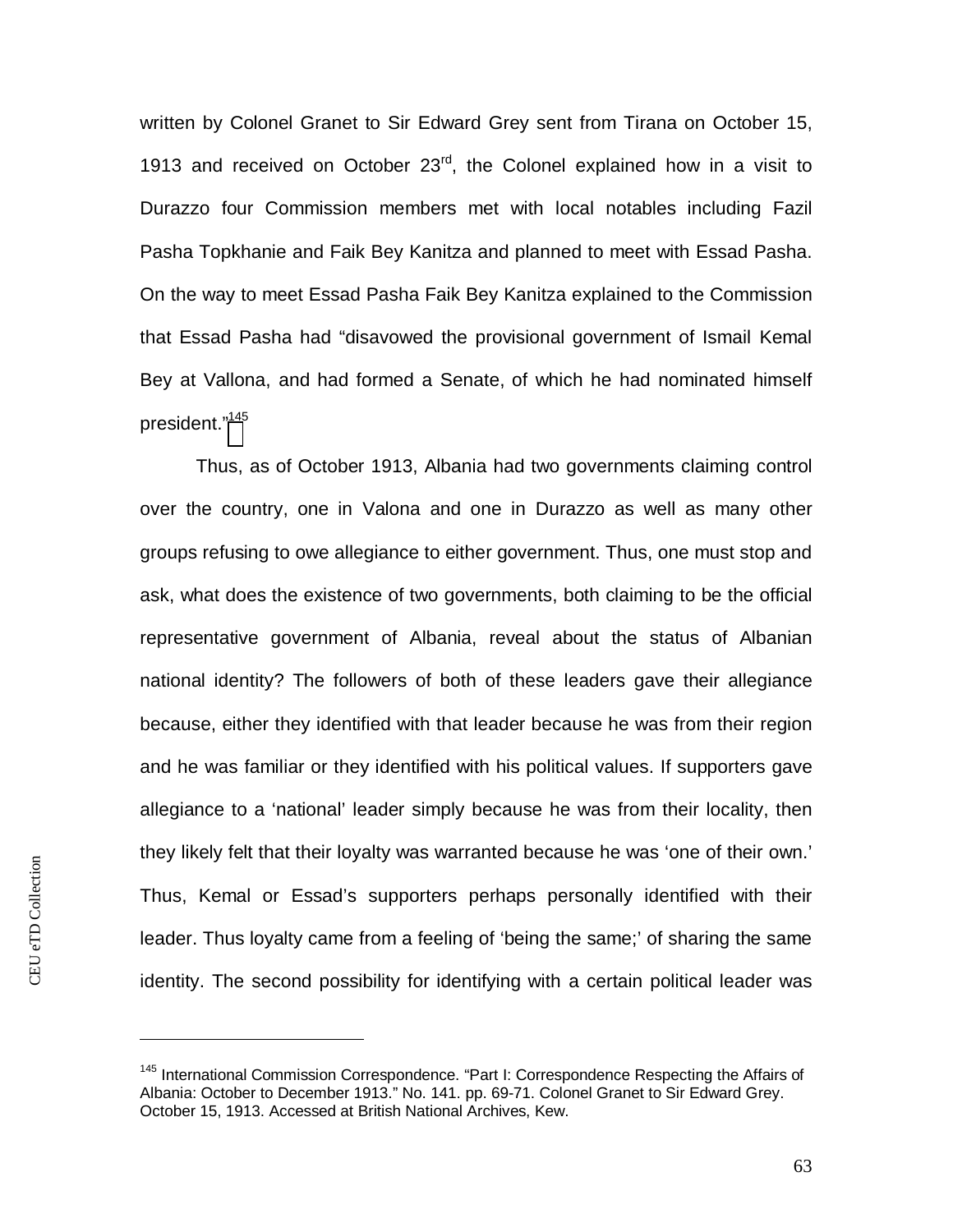written by Colonel Granet to Sir Edward Grey sent from Tirana on October 15, 1913 and received on October 23rd, the Colonel explained how in a visit to Durazzo four Commission members met with local notables including Fazil Pasha Topkhanie and Faik Bey Kanitza and planned to meet with Essad Pasha. On the way to meet Essad Pasha Faik Bey Kanitza explained to the Commission that Essad Pasha had "disavowed the provisional government of Ismail Kemal Bey at Vallona, and had formed a Senate, of which he had nominated himself president."[145]

Thus, as of October 1913, Albania had two governments claiming control over the country, one in Valona and one in Durazzo as well as many other groups refusing to owe allegiance to either government. Thus, one must stop and ask, what does the existence of two governments, both claiming to be the official representative government of Albania, reveal about the status of Albanian national identity? The followers of both of these leaders gave their allegiance because, either they identified with that leader because he was from their region and he was familiar or they identified with his political values. If supporters gave allegiance to a 'national' leader simply because he was from their locality, then they likely felt that their loyalty was warranted because he was 'one of their own.' Thus, Kemal or Essad's supporters perhaps personally identified with their leader. Thus loyalty came from a feeling of 'being the same;' of sharing the same identity. The second possibility for identifying with a certain political leader was

---

[145] International Commission Correspondence. "Part I: Correspondence Respecting the Affairs of Albania: October to December 1913." No. 141. pp. 69-71. Colonel Granet to Sir Edward Grey. October 15, 1913. Accessed at British National Archives, Kew.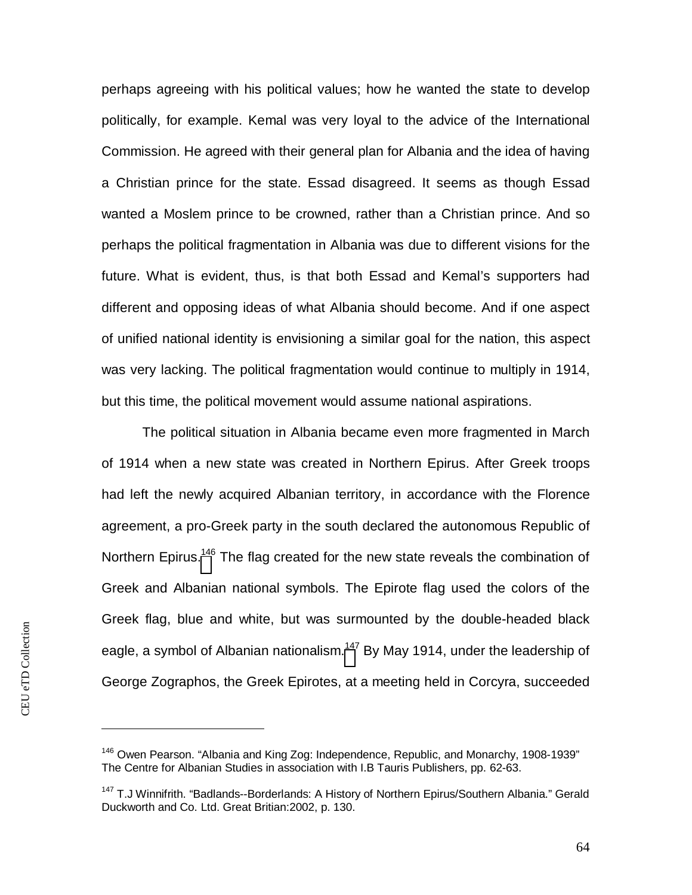perhaps agreeing with his political values; how he wanted the state to develop politically, for example. Kemal was very loyal to the advice of the International Commission. He agreed with their general plan for Albania and the idea of having a Christian prince for the state. Essad disagreed. It seems as though Essad wanted a Moslem prince to be crowned, rather than a Christian prince. And so perhaps the political fragmentation in Albania was due to different visions for the future. What is evident, thus, is that both Essad and Kemal's supporters had different and opposing ideas of what Albania should become. And if one aspect of unified national identity is envisioning a similar goal for the nation, this aspect was very lacking. The political fragmentation would continue to multiply in 1914, but this time, the political movement would assume national aspirations.

The political situation in Albania became even more fragmented in March of 1914 when a new state was created in Northern Epirus. After Greek troops had left the newly acquired Albanian territory, in accordance with the Florence agreement, a pro-Greek party in the south declared the autonomous Republic of Northern Epirus.[146] The flag created for the new state reveals the combination of Greek and Albanian national symbols. The Epirote flag used the colors of the Greek flag, blue and white, but was surmounted by the double-headed black eagle, a symbol of Albanian nationalism.[147] By May 1914, under the leadership of George Zographos, the Greek Epirotes, at a meeting held in Corcyra, succeeded

---

[146] Owen Pearson. "Albania and King Zog: Independence, Republic, and Monarchy, 1908-1939" The Centre for Albanian Studies in association with I.B Tauris Publishers, pp. 62-63.

[147] T.J Winnifrith. "Badlands--Borderlands: A History of Northern Epirus/Southern Albania." Gerald Duckworth and Co. Ltd. Great Britian:2002, p. 130.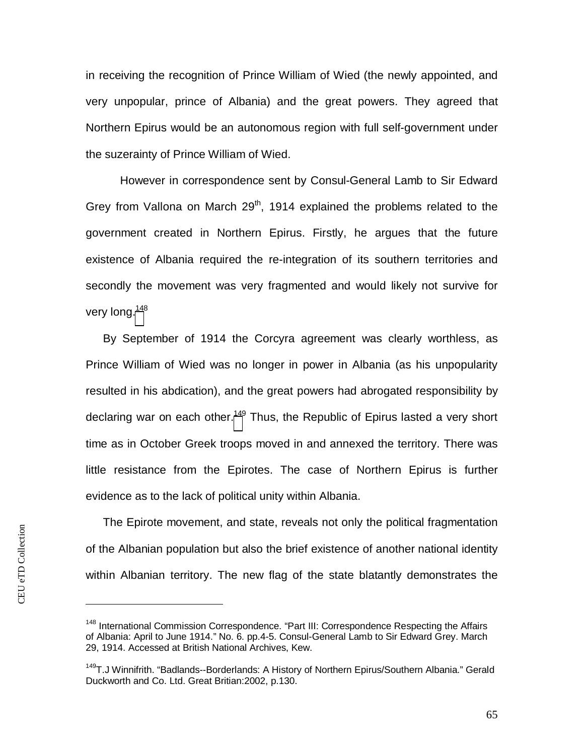in receiving the recognition of Prince William of Wied (the newly appointed, and very unpopular, prince of Albania) and the great powers. They agreed that Northern Epirus would be an autonomous region with full self-government under the suzerainty of Prince William of Wied.

However in correspondence sent by Consul-General Lamb to Sir Edward Grey from Vallona on March 29th, 1914 explained the problems related to the government created in Northern Epirus. Firstly, he argues that the future existence of Albania required the re-integration of its southern territories and secondly the movement was very fragmented and would likely not survive for very long.[148]

By September of 1914 the Corcyra agreement was clearly worthless, as Prince William of Wied was no longer in power in Albania (as his unpopularity resulted in his abdication), and the great powers had abrogated responsibility by declaring war on each other.[149] Thus, the Republic of Epirus lasted a very short time as in October Greek troops moved in and annexed the territory. There was little resistance from the Epirotes. The case of Northern Epirus is further evidence as to the lack of political unity within Albania.

The Epirote movement, and state, reveals not only the political fragmentation of the Albanian population but also the brief existence of another national identity within Albanian territory. The new flag of the state blatantly demonstrates the

---

[148] International Commission Correspondence. "Part III: Correspondence Respecting the Affairs of Albania: April to June 1914." No. 6. pp.4-5. Consul-General Lamb to Sir Edward Grey. March 29, 1914. Accessed at British National Archives, Kew.

[149] T.J Winnifrith. "Badlands--Borderlands: A History of Northern Epirus/Southern Albania." Gerald Duckworth and Co. Ltd. Great Britian:2002, p.130.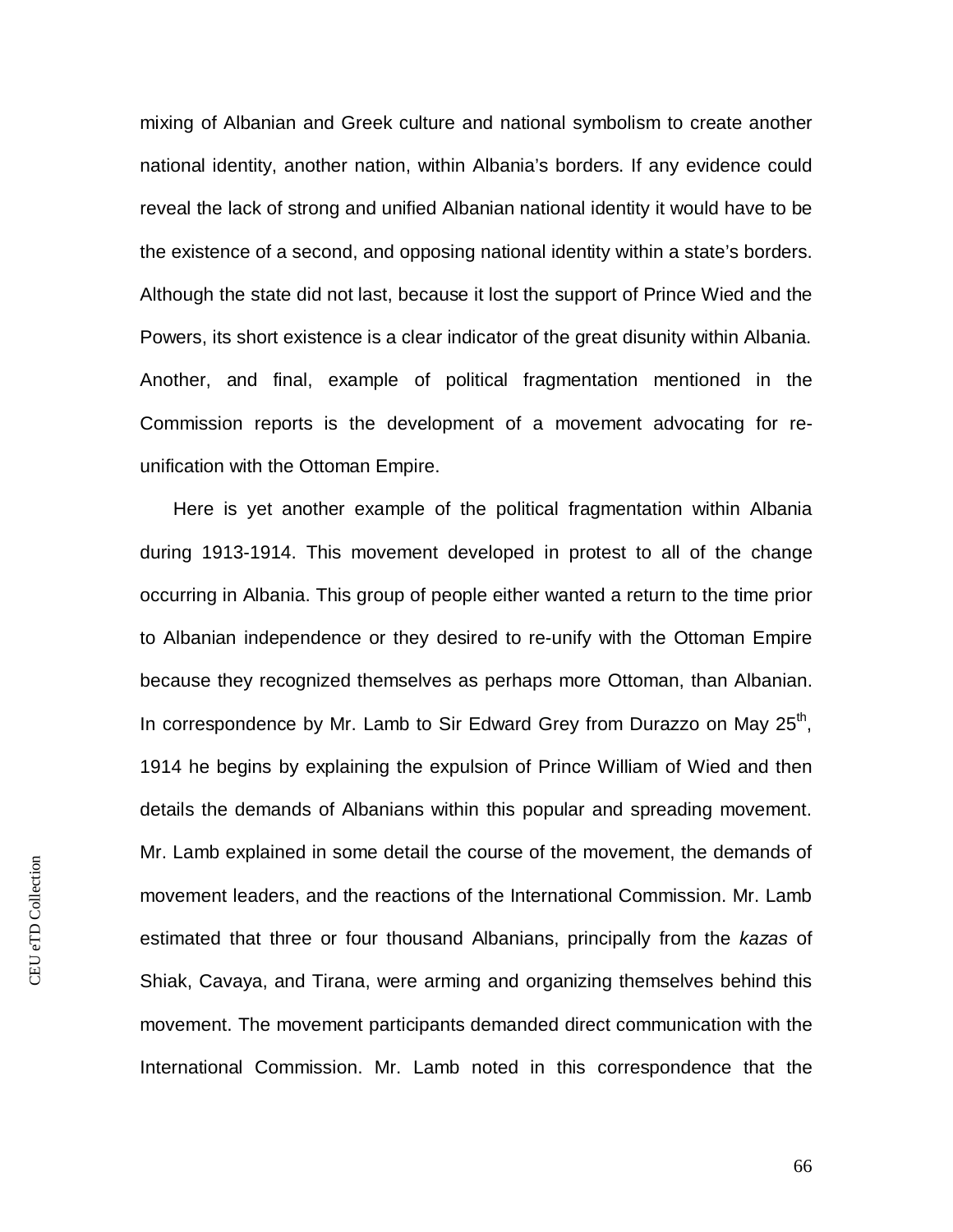mixing of Albanian and Greek culture and national symbolism to create another national identity, another nation, within Albania's borders. If any evidence could reveal the lack of strong and unified Albanian national identity it would have to be the existence of a second, and opposing national identity within a state's borders. Although the state did not last, because it lost the support of Prince Wied and the Powers, its short existence is a clear indicator of the great disunity within Albania. Another, and final, example of political fragmentation mentioned in the Commission reports is the development of a movement advocating for re-unification with the Ottoman Empire.

Here is yet another example of the political fragmentation within Albania during 1913-1914. This movement developed in protest to all of the change occurring in Albania. This group of people either wanted a return to the time prior to Albanian independence or they desired to re-unify with the Ottoman Empire because they recognized themselves as perhaps more Ottoman, than Albanian. In correspondence by Mr. Lamb to Sir Edward Grey from Durazzo on May 25th, 1914 he begins by explaining the expulsion of Prince William of Wied and then details the demands of Albanians within this popular and spreading movement. Mr. Lamb explained in some detail the course of the movement, the demands of movement leaders, and the reactions of the International Commission. Mr. Lamb estimated that three or four thousand Albanians, principally from the *kazas* of Shiak, Cavaya, and Tirana, were arming and organizing themselves behind this movement. The movement participants demanded direct communication with the International Commission. Mr. Lamb noted in this correspondence that the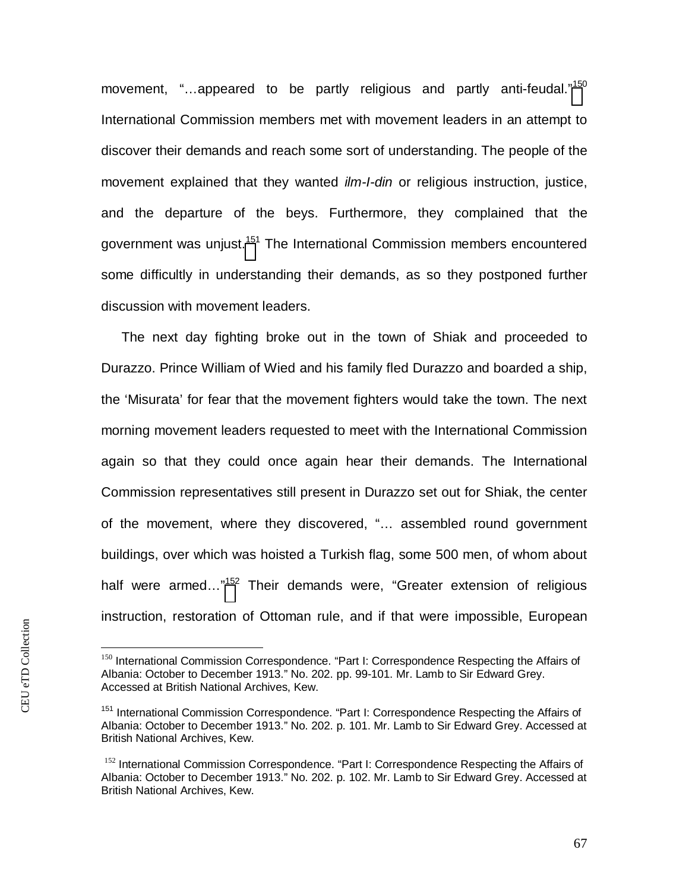movement, "…appeared to be partly religious and partly anti-feudal."[150] International Commission members met with movement leaders in an attempt to discover their demands and reach some sort of understanding. The people of the movement explained that they wanted *ilm-I-din* or religious instruction, justice, and the departure of the beys. Furthermore, they complained that the government was unjust.[151] The International Commission members encountered some difficultly in understanding their demands, as so they postponed further discussion with movement leaders.

The next day fighting broke out in the town of Shiak and proceeded to Durazzo. Prince William of Wied and his family fled Durazzo and boarded a ship, the 'Misurata' for fear that the movement fighters would take the town. The next morning movement leaders requested to meet with the International Commission again so that they could once again hear their demands. The International Commission representatives still present in Durazzo set out for Shiak, the center of the movement, where they discovered, "… assembled round government buildings, over which was hoisted a Turkish flag, some 500 men, of whom about half were armed…"[152] Their demands were, "Greater extension of religious instruction, restoration of Ottoman rule, and if that were impossible, European

---

[150] International Commission Correspondence. "Part I: Correspondence Respecting the Affairs of Albania: October to December 1913." No. 202. pp. 99-101. Mr. Lamb to Sir Edward Grey. Accessed at British National Archives, Kew.

[151] International Commission Correspondence. "Part I: Correspondence Respecting the Affairs of Albania: October to December 1913." No. 202. p. 101. Mr. Lamb to Sir Edward Grey. Accessed at British National Archives, Kew.

[152] International Commission Correspondence. "Part I: Correspondence Respecting the Affairs of Albania: October to December 1913." No. 202. p. 102. Mr. Lamb to Sir Edward Grey. Accessed at British National Archives, Kew.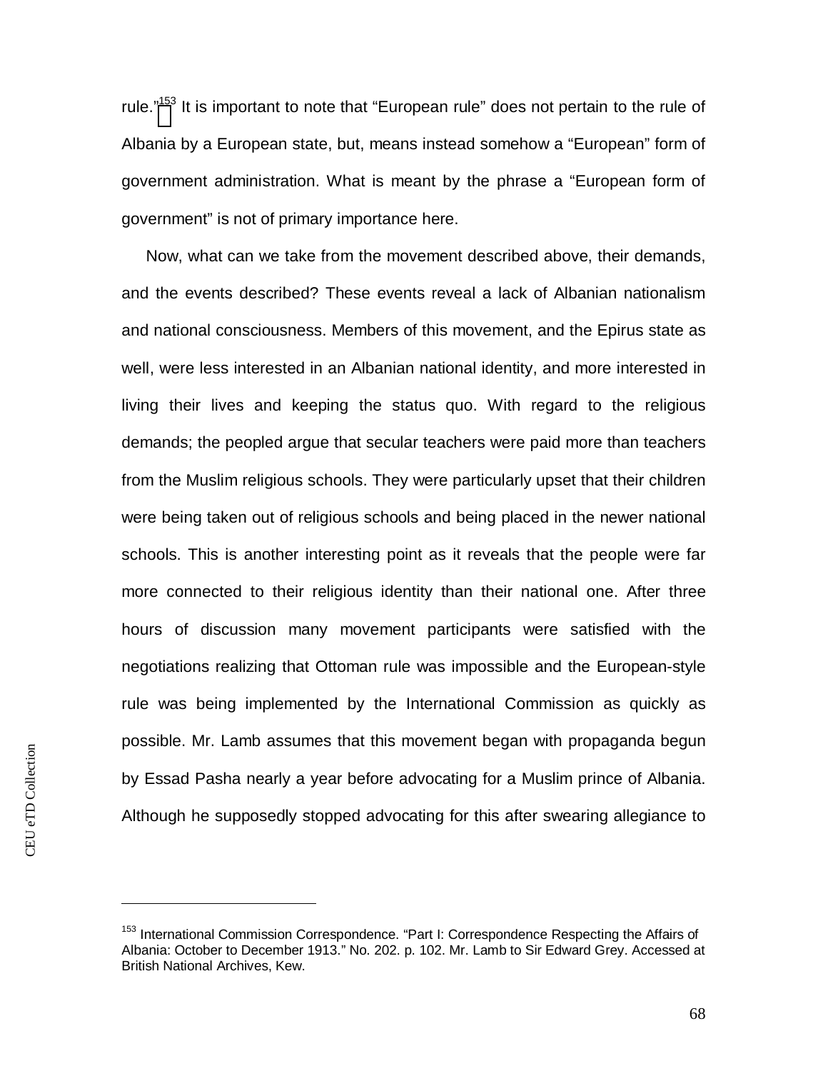rule."[153] It is important to note that "European rule" does not pertain to the rule of Albania by a European state, but, means instead somehow a "European" form of government administration. What is meant by the phrase a "European form of government" is not of primary importance here.

Now, what can we take from the movement described above, their demands, and the events described? These events reveal a lack of Albanian nationalism and national consciousness. Members of this movement, and the Epirus state as well, were less interested in an Albanian national identity, and more interested in living their lives and keeping the status quo. With regard to the religious demands; the peopled argue that secular teachers were paid more than teachers from the Muslim religious schools. They were particularly upset that their children were being taken out of religious schools and being placed in the newer national schools. This is another interesting point as it reveals that the people were far more connected to their religious identity than their national one. After three hours of discussion many movement participants were satisfied with the negotiations realizing that Ottoman rule was impossible and the European-style rule was being implemented by the International Commission as quickly as possible. Mr. Lamb assumes that this movement began with propaganda begun by Essad Pasha nearly a year before advocating for a Muslim prince of Albania. Although he supposedly stopped advocating for this after swearing allegiance to

[153] International Commission Correspondence. "Part I: Correspondence Respecting the Affairs of Albania: October to December 1913." No. 202. p. 102. Mr. Lamb to Sir Edward Grey. Accessed at British National Archives, Kew.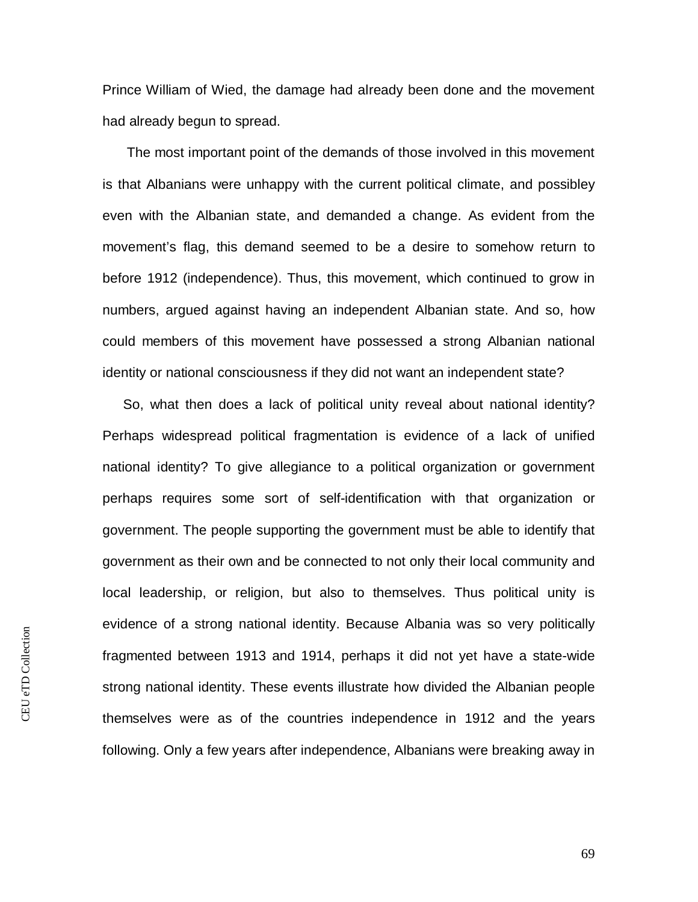Prince William of Wied, the damage had already been done and the movement had already begun to spread.

The most important point of the demands of those involved in this movement is that Albanians were unhappy with the current political climate, and possibley even with the Albanian state, and demanded a change. As evident from the movement's flag, this demand seemed to be a desire to somehow return to before 1912 (independence). Thus, this movement, which continued to grow in numbers, argued against having an independent Albanian state. And so, how could members of this movement have possessed a strong Albanian national identity or national consciousness if they did not want an independent state?

So, what then does a lack of political unity reveal about national identity? Perhaps widespread political fragmentation is evidence of a lack of unified national identity? To give allegiance to a political organization or government perhaps requires some sort of self-identification with that organization or government. The people supporting the government must be able to identify that government as their own and be connected to not only their local community and local leadership, or religion, but also to themselves. Thus political unity is evidence of a strong national identity. Because Albania was so very politically fragmented between 1913 and 1914, perhaps it did not yet have a state-wide strong national identity. These events illustrate how divided the Albanian people themselves were as of the countries independence in 1912 and the years following. Only a few years after independence, Albanians were breaking away in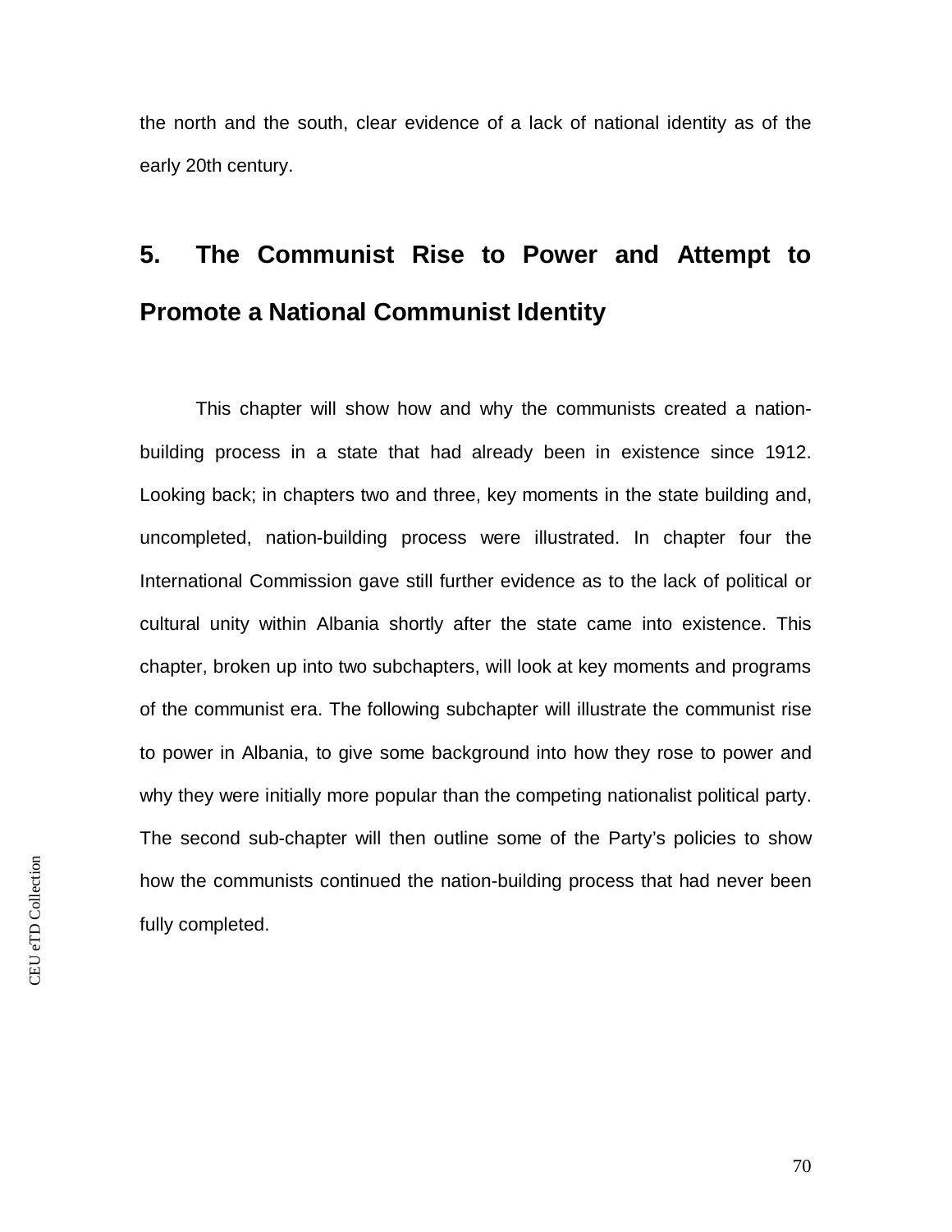the north and the south, clear evidence of a lack of national identity as of the early 20th century.

# 5. The Communist Rise to Power and Attempt to Promote a National Communist Identity

This chapter will show how and why the communists created a nation-building process in a state that had already been in existence since 1912. Looking back; in chapters two and three, key moments in the state building and, uncompleted, nation-building process were illustrated. In chapter four the International Commission gave still further evidence as to the lack of political or cultural unity within Albania shortly after the state came into existence. This chapter, broken up into two subchapters, will look at key moments and programs of the communist era. The following subchapter will illustrate the communist rise to power in Albania, to give some background into how they rose to power and why they were initially more popular than the competing nationalist political party. The second sub-chapter will then outline some of the Party's policies to show how the communists continued the nation-building process that had never been fully completed.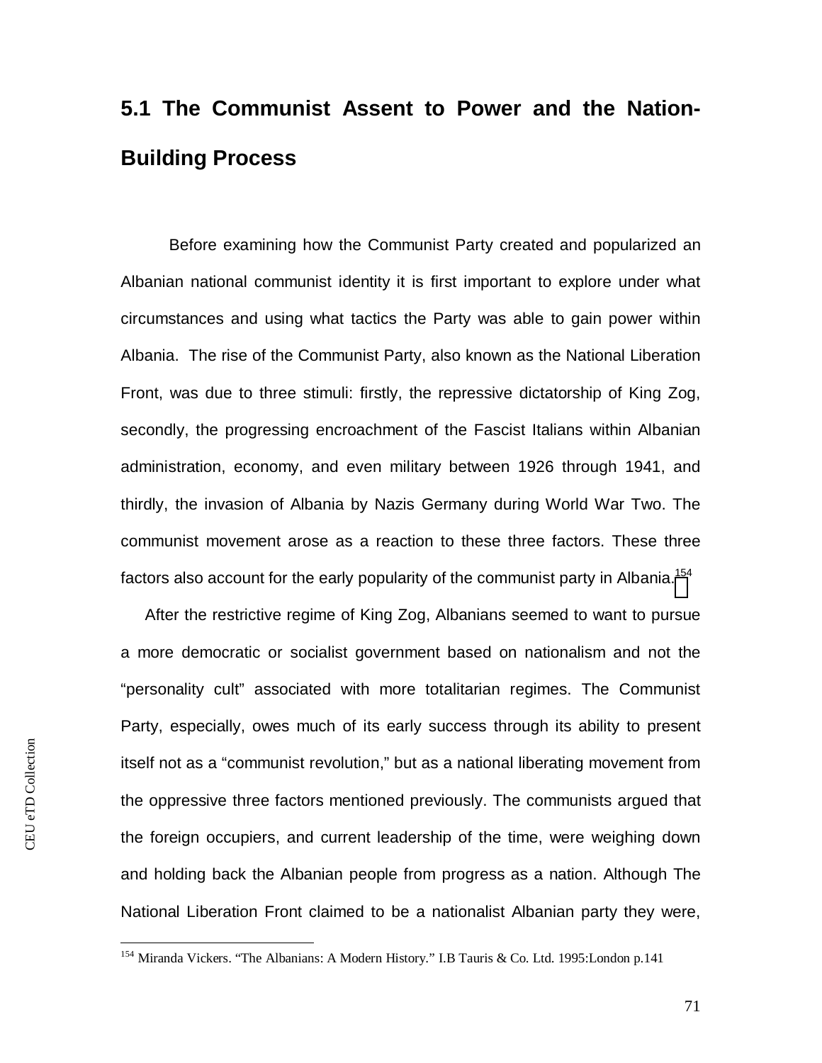## 5.1 The Communist Assent to Power and the Nation-Building Process

Before examining how the Communist Party created and popularized an Albanian national communist identity it is first important to explore under what circumstances and using what tactics the Party was able to gain power within Albania. The rise of the Communist Party, also known as the National Liberation Front, was due to three stimuli: firstly, the repressive dictatorship of King Zog, secondly, the progressing encroachment of the Fascist Italians within Albanian administration, economy, and even military between 1926 through 1941, and thirdly, the invasion of Albania by Nazis Germany during World War Two. The communist movement arose as a reaction to these three factors. These three factors also account for the early popularity of the communist party in Albania.[154]

After the restrictive regime of King Zog, Albanians seemed to want to pursue a more democratic or socialist government based on nationalism and not the "personality cult" associated with more totalitarian regimes. The Communist Party, especially, owes much of its early success through its ability to present itself not as a "communist revolution," but as a national liberating movement from the oppressive three factors mentioned previously. The communists argued that the foreign occupiers, and current leadership of the time, were weighing down and holding back the Albanian people from progress as a nation. Although The National Liberation Front claimed to be a nationalist Albanian party they were,

[154] Miranda Vickers. "The Albanians: A Modern History." I.B Tauris & Co. Ltd. 1995:London p.141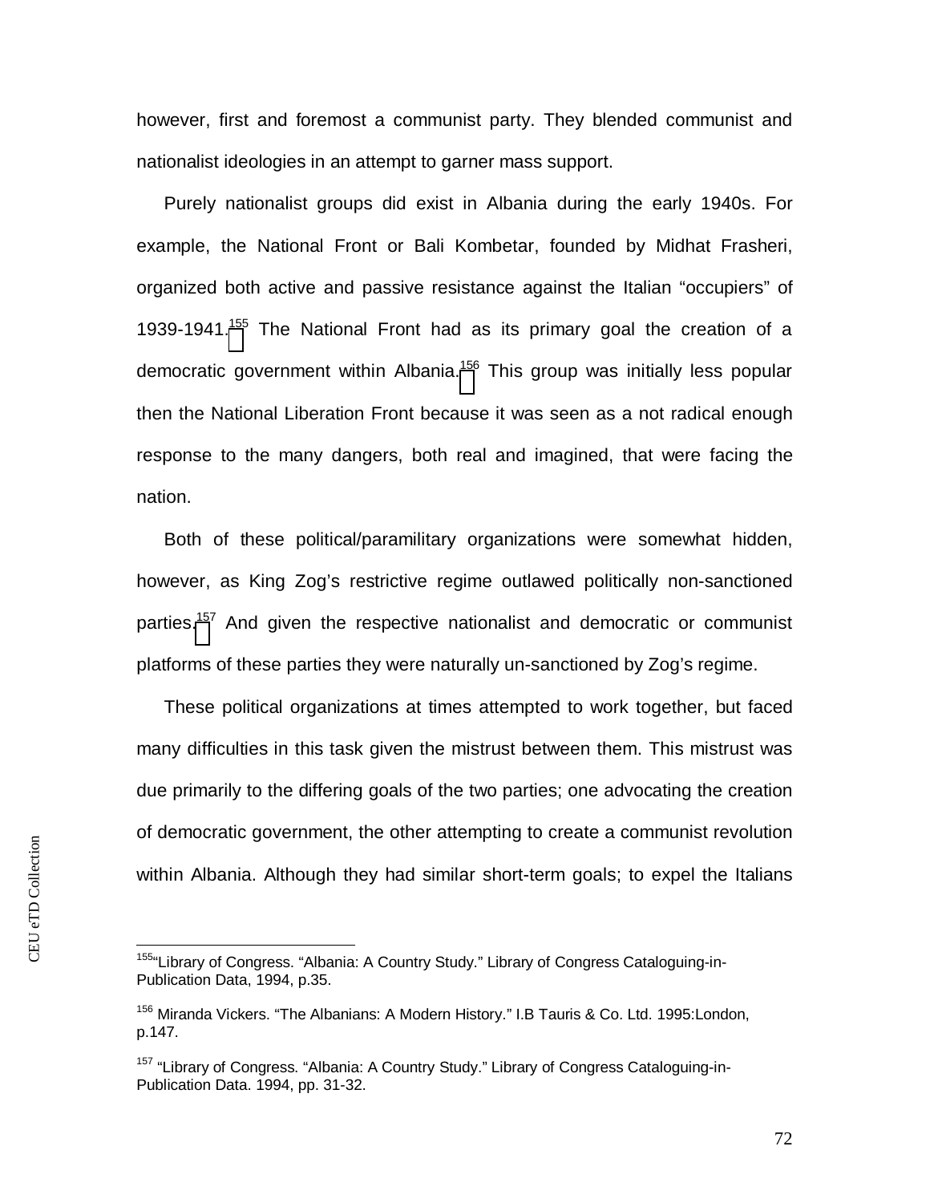however, first and foremost a communist party. They blended communist and nationalist ideologies in an attempt to garner mass support.

Purely nationalist groups did exist in Albania during the early 1940s. For example, the National Front or Bali Kombetar, founded by Midhat Frasheri, organized both active and passive resistance against the Italian "occupiers" of 1939-1941.[155] The National Front had as its primary goal the creation of a democratic government within Albania.[156] This group was initially less popular then the National Liberation Front because it was seen as a not radical enough response to the many dangers, both real and imagined, that were facing the nation.

Both of these political/paramilitary organizations were somewhat hidden, however, as King Zog's restrictive regime outlawed politically non-sanctioned parties.[157] And given the respective nationalist and democratic or communist platforms of these parties they were naturally un-sanctioned by Zog's regime.

These political organizations at times attempted to work together, but faced many difficulties in this task given the mistrust between them. This mistrust was due primarily to the differing goals of the two parties; one advocating the creation of democratic government, the other attempting to create a communist revolution within Albania. Although they had similar short-term goals; to expel the Italians

---

[155] "Library of Congress. "Albania: A Country Study." Library of Congress Cataloguing-in-Publication Data, 1994, p.35.

[156] Miranda Vickers. "The Albanians: A Modern History." I.B Tauris & Co. Ltd. 1995:London, p.147.

[157] "Library of Congress. "Albania: A Country Study." Library of Congress Cataloguing-in-Publication Data. 1994, pp. 31-32.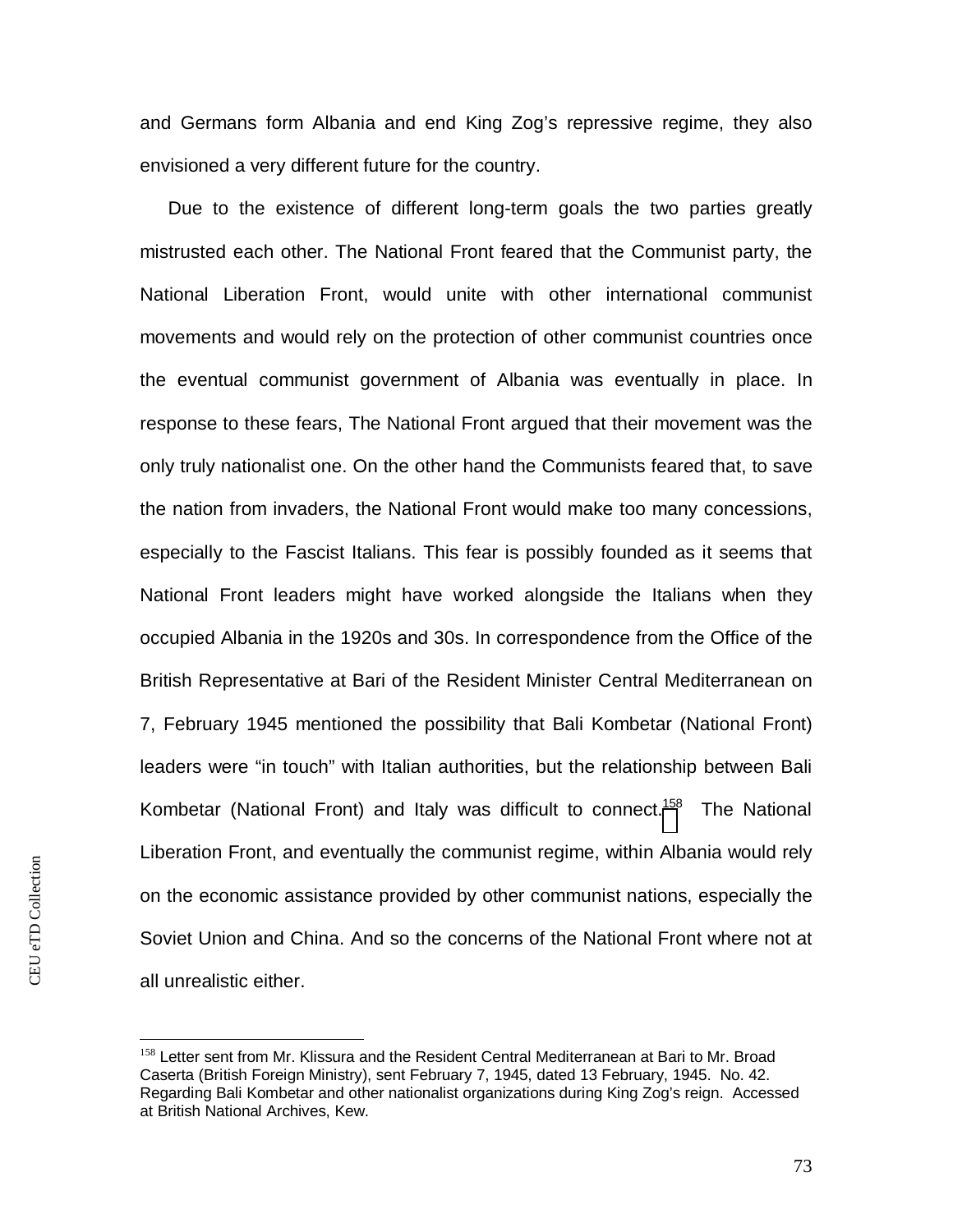and Germans form Albania and end King Zog's repressive regime, they also envisioned a very different future for the country.

Due to the existence of different long-term goals the two parties greatly mistrusted each other. The National Front feared that the Communist party, the National Liberation Front, would unite with other international communist movements and would rely on the protection of other communist countries once the eventual communist government of Albania was eventually in place. In response to these fears, The National Front argued that their movement was the only truly nationalist one. On the other hand the Communists feared that, to save the nation from invaders, the National Front would make too many concessions, especially to the Fascist Italians. This fear is possibly founded as it seems that National Front leaders might have worked alongside the Italians when they occupied Albania in the 1920s and 30s. In correspondence from the Office of the British Representative at Bari of the Resident Minister Central Mediterranean on 7, February 1945 mentioned the possibility that Bali Kombetar (National Front) leaders were "in touch" with Italian authorities, but the relationship between Bali Kombetar (National Front) and Italy was difficult to connect.[158] The National Liberation Front, and eventually the communist regime, within Albania would rely on the economic assistance provided by other communist nations, especially the Soviet Union and China. And so the concerns of the National Front where not at all unrealistic either.

---

[158] Letter sent from Mr. Klissura and the Resident Central Mediterranean at Bari to Mr. Broad Caserta (British Foreign Ministry), sent February 7, 1945, dated 13 February, 1945. No. 42. Regarding Bali Kombetar and other nationalist organizations during King Zog's reign. Accessed at British National Archives, Kew.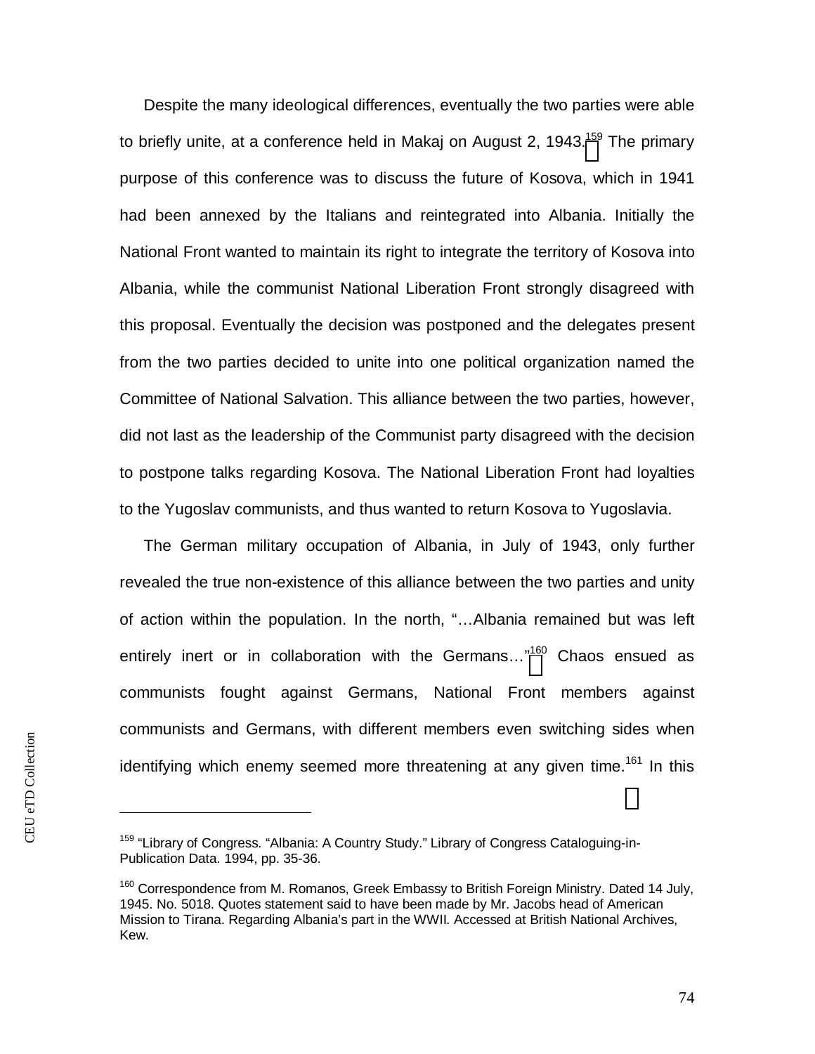Despite the many ideological differences, eventually the two parties were able to briefly unite, at a conference held in Makaj on August 2, 1943.[159] The primary purpose of this conference was to discuss the future of Kosova, which in 1941 had been annexed by the Italians and reintegrated into Albania. Initially the National Front wanted to maintain its right to integrate the territory of Kosova into Albania, while the communist National Liberation Front strongly disagreed with this proposal. Eventually the decision was postponed and the delegates present from the two parties decided to unite into one political organization named the Committee of National Salvation. This alliance between the two parties, however, did not last as the leadership of the Communist party disagreed with the decision to postpone talks regarding Kosova. The National Liberation Front had loyalties to the Yugoslav communists, and thus wanted to return Kosova to Yugoslavia.

The German military occupation of Albania, in July of 1943, only further revealed the true non-existence of this alliance between the two parties and unity of action within the population. In the north, "…Albania remained but was left entirely inert or in collaboration with the Germans…"[160] Chaos ensued as communists fought against Germans, National Front members against communists and Germans, with different members even switching sides when identifying which enemy seemed more threatening at any given time.[161] In this

---

[159] "Library of Congress. "Albania: A Country Study." Library of Congress Cataloguing-in-Publication Data. 1994, pp. 35-36.

[160] Correspondence from M. Romanos, Greek Embassy to British Foreign Ministry. Dated 14 July, 1945. No. 5018. Quotes statement said to have been made by Mr. Jacobs head of American Mission to Tirana. Regarding Albania's part in the WWII. Accessed at British National Archives, Kew.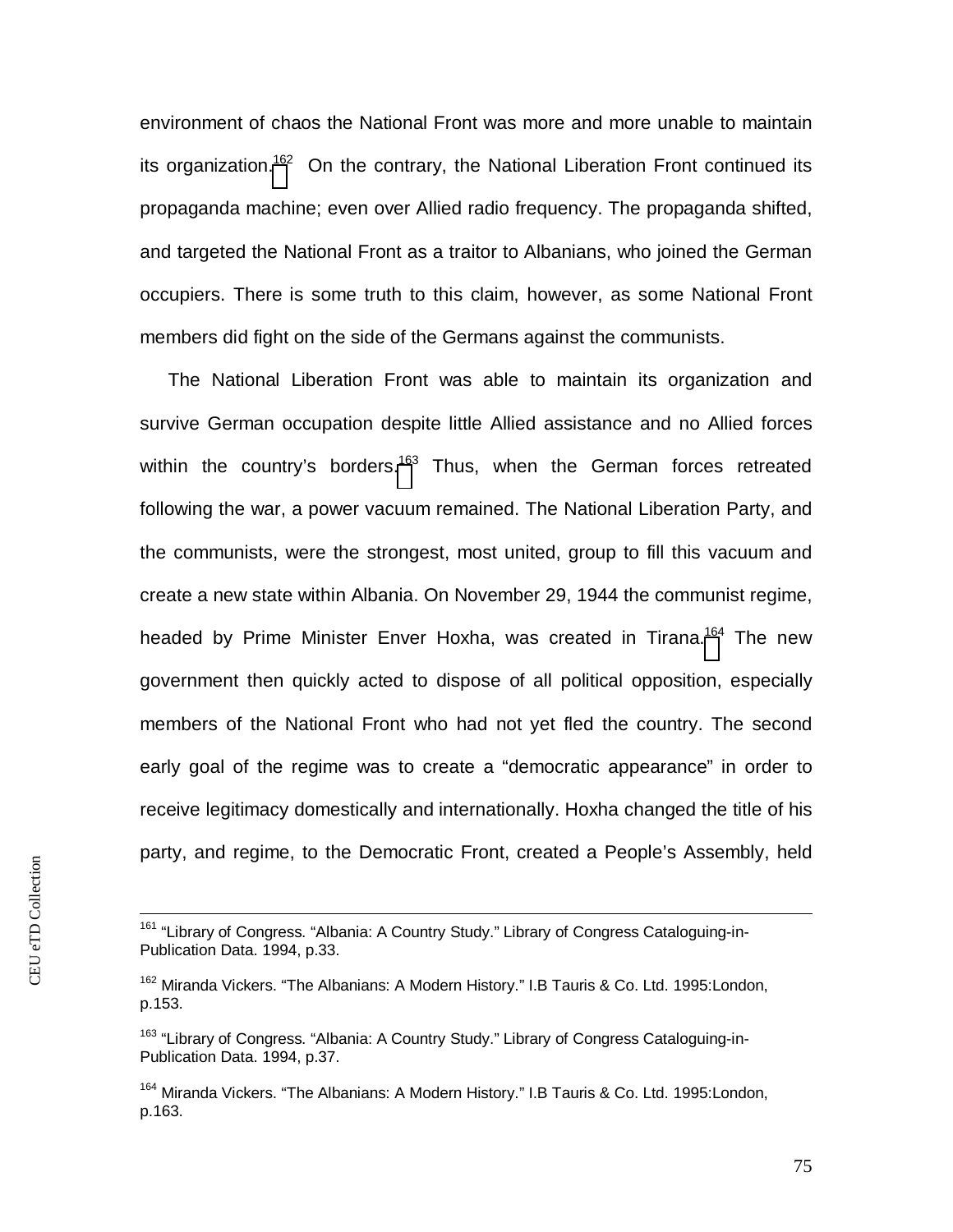environment of chaos the National Front was more and more unable to maintain its organization.[162] On the contrary, the National Liberation Front continued its propaganda machine; even over Allied radio frequency. The propaganda shifted, and targeted the National Front as a traitor to Albanians, who joined the German occupiers. There is some truth to this claim, however, as some National Front members did fight on the side of the Germans against the communists.

The National Liberation Front was able to maintain its organization and survive German occupation despite little Allied assistance and no Allied forces within the country's borders.[163] Thus, when the German forces retreated following the war, a power vacuum remained. The National Liberation Party, and the communists, were the strongest, most united, group to fill this vacuum and create a new state within Albania. On November 29, 1944 the communist regime, headed by Prime Minister Enver Hoxha, was created in Tirana.[164] The new government then quickly acted to dispose of all political opposition, especially members of the National Front who had not yet fled the country. The second early goal of the regime was to create a "democratic appearance" in order to receive legitimacy domestically and internationally. Hoxha changed the title of his party, and regime, to the Democratic Front, created a People's Assembly, held

---

[161] "Library of Congress. "Albania: A Country Study." Library of Congress Cataloguing-in-Publication Data. 1994, p.33.

[162] Miranda Vickers. "The Albanians: A Modern History." I.B Tauris & Co. Ltd. 1995:London, p.153.

[163] "Library of Congress. "Albania: A Country Study." Library of Congress Cataloguing-in-Publication Data. 1994, p.37.

[164] Miranda Vickers. "The Albanians: A Modern History." I.B Tauris & Co. Ltd. 1995:London, p.163.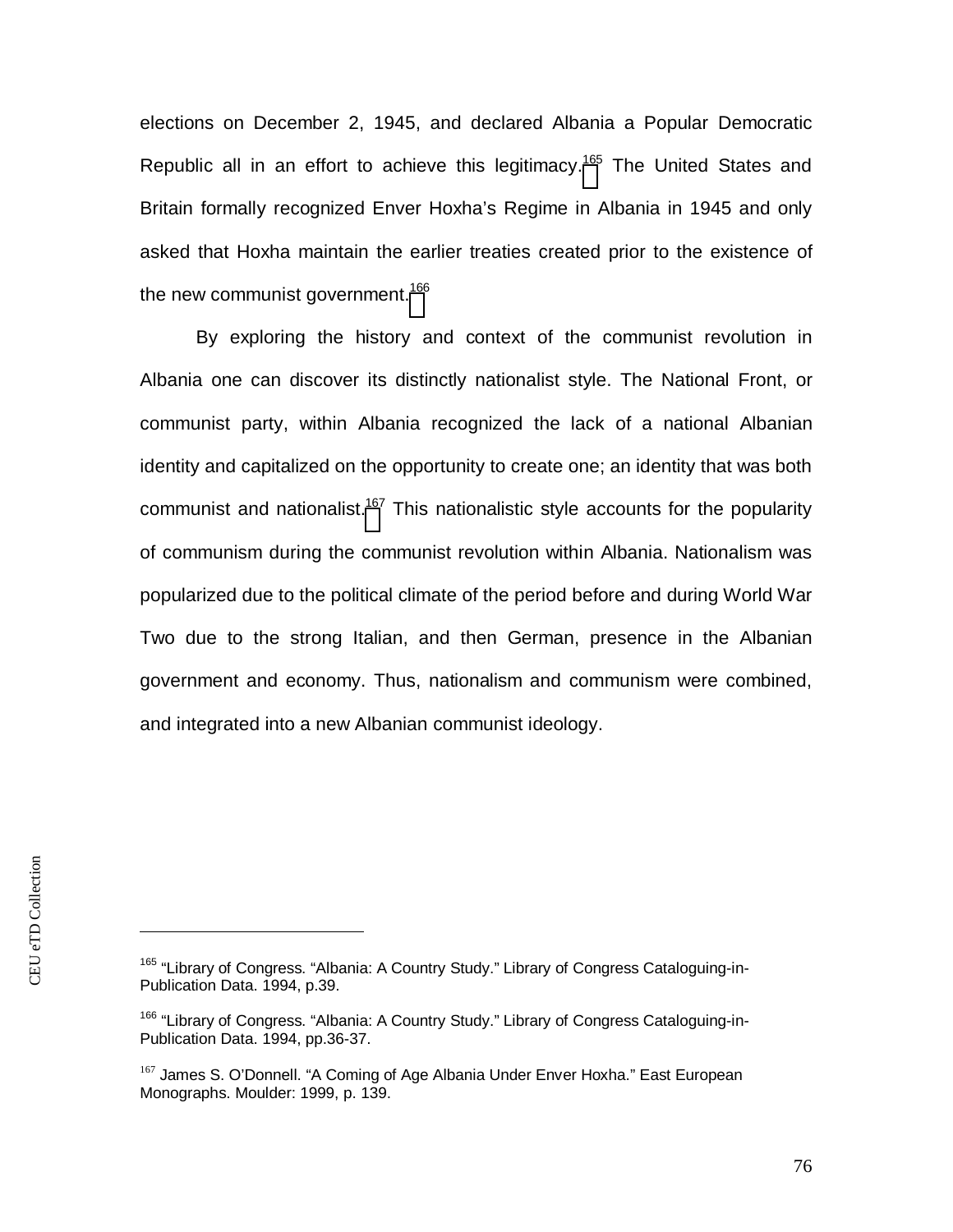elections on December 2, 1945, and declared Albania a Popular Democratic Republic all in an effort to achieve this legitimacy.[165] The United States and Britain formally recognized Enver Hoxha's Regime in Albania in 1945 and only asked that Hoxha maintain the earlier treaties created prior to the existence of the new communist government.[166]

By exploring the history and context of the communist revolution in Albania one can discover its distinctly nationalist style. The National Front, or communist party, within Albania recognized the lack of a national Albanian identity and capitalized on the opportunity to create one; an identity that was both communist and nationalist.[167] This nationalistic style accounts for the popularity of communism during the communist revolution within Albania. Nationalism was popularized due to the political climate of the period before and during World War Two due to the strong Italian, and then German, presence in the Albanian government and economy. Thus, nationalism and communism were combined, and integrated into a new Albanian communist ideology.

---

[165] "Library of Congress. "Albania: A Country Study." Library of Congress Cataloguing-in-Publication Data. 1994, p.39.

[166] "Library of Congress. "Albania: A Country Study." Library of Congress Cataloguing-in-Publication Data. 1994, pp.36-37.

[167] James S. O'Donnell. "A Coming of Age Albania Under Enver Hoxha." East European Monographs. Moulder: 1999, p. 139.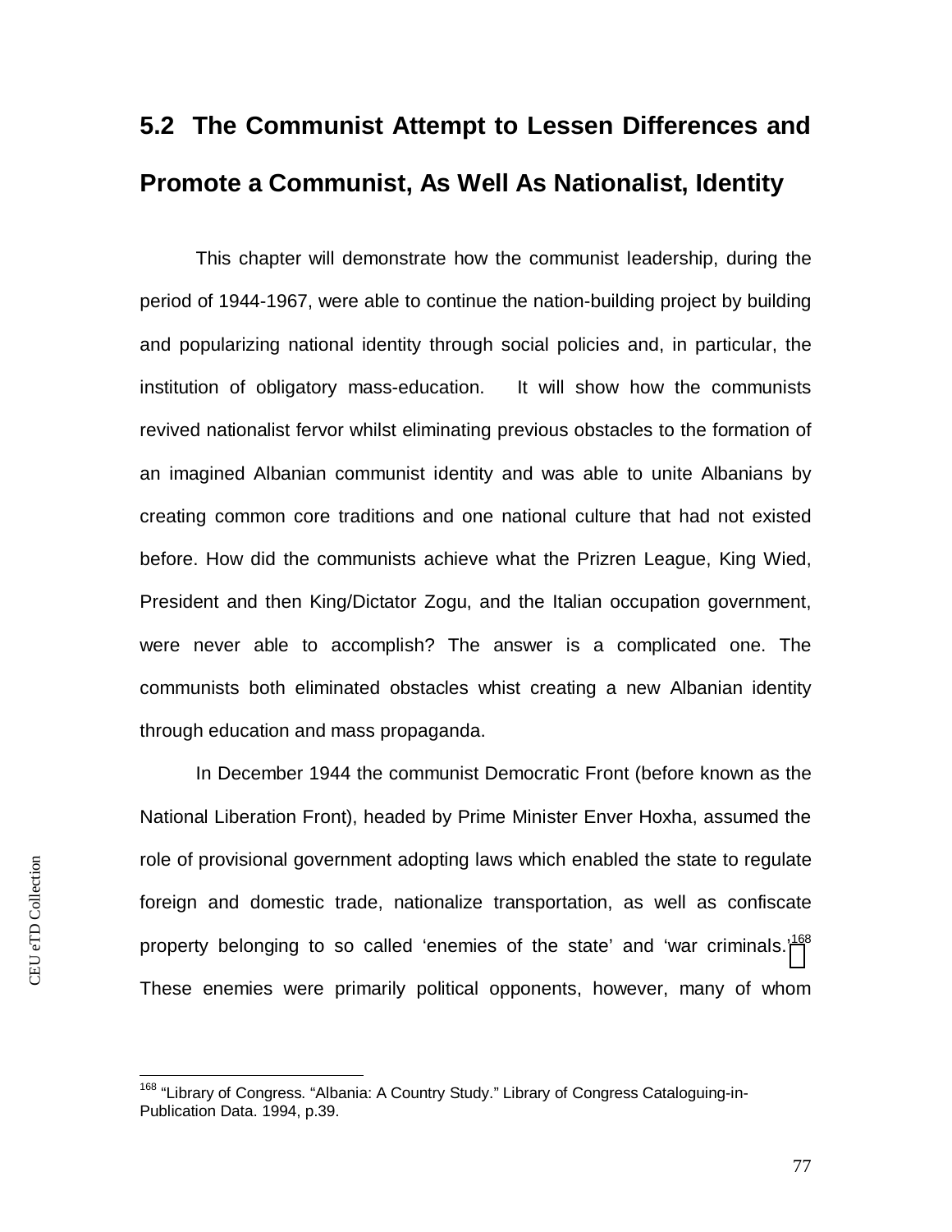## 5.2 The Communist Attempt to Lessen Differences and Promote a Communist, As Well As Nationalist, Identity

This chapter will demonstrate how the communist leadership, during the period of 1944-1967, were able to continue the nation-building project by building and popularizing national identity through social policies and, in particular, the institution of obligatory mass-education. It will show how the communists revived nationalist fervor whilst eliminating previous obstacles to the formation of an imagined Albanian communist identity and was able to unite Albanians by creating common core traditions and one national culture that had not existed before. How did the communists achieve what the Prizren League, King Wied, President and then King/Dictator Zogu, and the Italian occupation government, were never able to accomplish? The answer is a complicated one. The communists both eliminated obstacles whist creating a new Albanian identity through education and mass propaganda.

In December 1944 the communist Democratic Front (before known as the National Liberation Front), headed by Prime Minister Enver Hoxha, assumed the role of provisional government adopting laws which enabled the state to regulate foreign and domestic trade, nationalize transportation, as well as confiscate property belonging to so called 'enemies of the state' and 'war criminals.'[168] These enemies were primarily political opponents, however, many of whom

---

[168] "Library of Congress. "Albania: A Country Study." Library of Congress Cataloguing-in-Publication Data. 1994, p.39.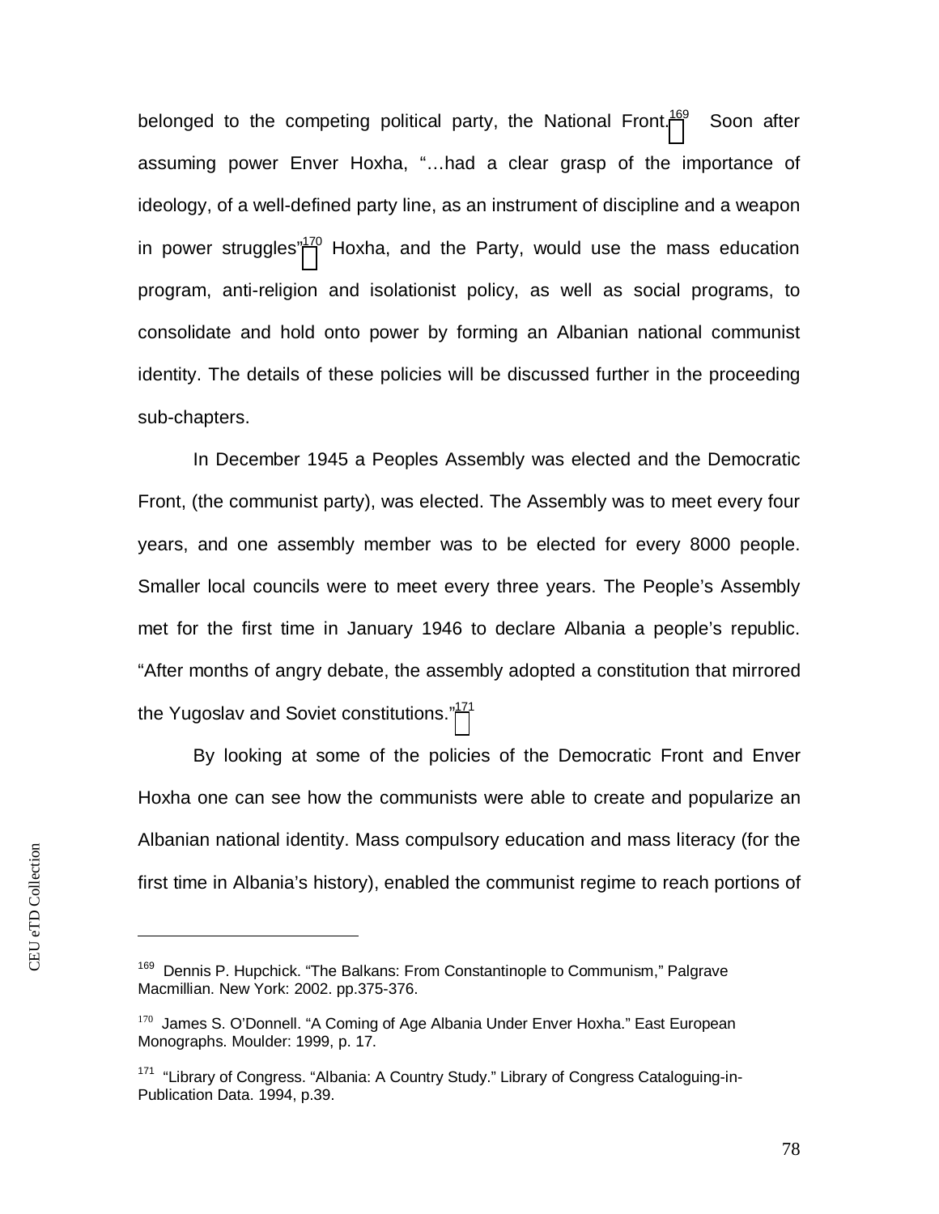belonged to the competing political party, the National Front.[169] Soon after assuming power Enver Hoxha, "…had a clear grasp of the importance of ideology, of a well-defined party line, as an instrument of discipline and a weapon in power struggles"[170] Hoxha, and the Party, would use the mass education program, anti-religion and isolationist policy, as well as social programs, to consolidate and hold onto power by forming an Albanian national communist identity. The details of these policies will be discussed further in the proceeding sub-chapters.

In December 1945 a Peoples Assembly was elected and the Democratic Front, (the communist party), was elected. The Assembly was to meet every four years, and one assembly member was to be elected for every 8000 people. Smaller local councils were to meet every three years. The People's Assembly met for the first time in January 1946 to declare Albania a people's republic. "After months of angry debate, the assembly adopted a constitution that mirrored the Yugoslav and Soviet constitutions."[171]

By looking at some of the policies of the Democratic Front and Enver Hoxha one can see how the communists were able to create and popularize an Albanian national identity. Mass compulsory education and mass literacy (for the first time in Albania's history), enabled the communist regime to reach portions of

---

[169] Dennis P. Hupchick. "The Balkans: From Constantinople to Communism," Palgrave Macmillian. New York: 2002. pp.375-376.

[170] James S. O'Donnell. "A Coming of Age Albania Under Enver Hoxha." East European Monographs. Moulder: 1999, p. 17.

[171] "Library of Congress. "Albania: A Country Study." Library of Congress Cataloguing-in-Publication Data. 1994, p.39.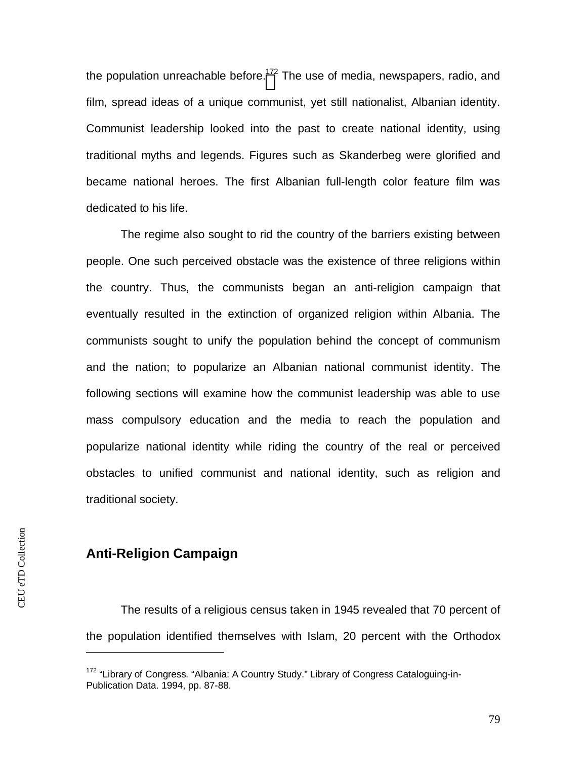the population unreachable before.[172] The use of media, newspapers, radio, and film, spread ideas of a unique communist, yet still nationalist, Albanian identity. Communist leadership looked into the past to create national identity, using traditional myths and legends. Figures such as Skanderbeg were glorified and became national heroes. The first Albanian full-length color feature film was dedicated to his life.

The regime also sought to rid the country of the barriers existing between people. One such perceived obstacle was the existence of three religions within the country. Thus, the communists began an anti-religion campaign that eventually resulted in the extinction of organized religion within Albania. The communists sought to unify the population behind the concept of communism and the nation; to popularize an Albanian national communist identity. The following sections will examine how the communist leadership was able to use mass compulsory education and the media to reach the population and popularize national identity while riding the country of the real or perceived obstacles to unified communist and national identity, such as religion and traditional society.

## Anti-Religion Campaign

The results of a religious census taken in 1945 revealed that 70 percent of the population identified themselves with Islam, 20 percent with the Orthodox

---

[172] "Library of Congress. "Albania: A Country Study." Library of Congress Cataloguing-in-Publication Data. 1994, pp. 87-88.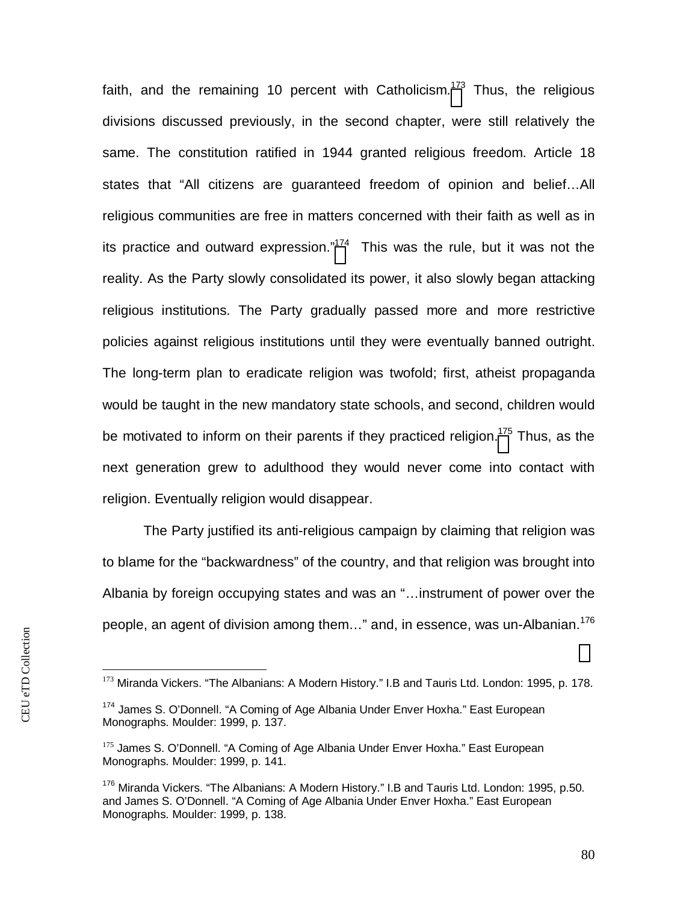faith, and the remaining 10 percent with Catholicism.[173] Thus, the religious divisions discussed previously, in the second chapter, were still relatively the same. The constitution ratified in 1944 granted religious freedom. Article 18 states that "All citizens are guaranteed freedom of opinion and belief…All religious communities are free in matters concerned with their faith as well as in its practice and outward expression."[174] This was the rule, but it was not the reality. As the Party slowly consolidated its power, it also slowly began attacking religious institutions. The Party gradually passed more and more restrictive policies against religious institutions until they were eventually banned outright. The long-term plan to eradicate religion was twofold; first, atheist propaganda would be taught in the new mandatory state schools, and second, children would be motivated to inform on their parents if they practiced religion.[175] Thus, as the next generation grew to adulthood they would never come into contact with religion. Eventually religion would disappear.

The Party justified its anti-religious campaign by claiming that religion was to blame for the "backwardness" of the country, and that religion was brought into Albania by foreign occupying states and was an "…instrument of power over the people, an agent of division among them…" and, in essence, was un-Albanian.[176]

---

[173] Miranda Vickers. "The Albanians: A Modern History." I.B and Tauris Ltd. London: 1995, p. 178.

[174] James S. O'Donnell. "A Coming of Age Albania Under Enver Hoxha." East European Monographs. Moulder: 1999, p. 137.

[175] James S. O'Donnell. "A Coming of Age Albania Under Enver Hoxha." East European Monographs. Moulder: 1999, p. 141.

[176] Miranda Vickers. "The Albanians: A Modern History." I.B and Tauris Ltd. London: 1995, p.50. and James S. O'Donnell. "A Coming of Age Albania Under Enver Hoxha." East European Monographs. Moulder: 1999, p. 138.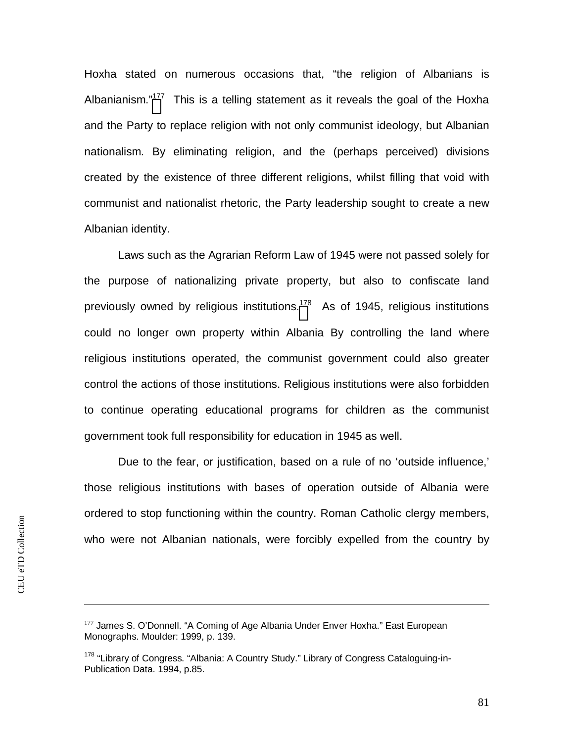Hoxha stated on numerous occasions that, "the religion of Albanians is Albanianism."[177] This is a telling statement as it reveals the goal of the Hoxha and the Party to replace religion with not only communist ideology, but Albanian nationalism. By eliminating religion, and the (perhaps perceived) divisions created by the existence of three different religions, whilst filling that void with communist and nationalist rhetoric, the Party leadership sought to create a new Albanian identity.

Laws such as the Agrarian Reform Law of 1945 were not passed solely for the purpose of nationalizing private property, but also to confiscate land previously owned by religious institutions.[178] As of 1945, religious institutions could no longer own property within Albania By controlling the land where religious institutions operated, the communist government could also greater control the actions of those institutions. Religious institutions were also forbidden to continue operating educational programs for children as the communist government took full responsibility for education in 1945 as well.

Due to the fear, or justification, based on a rule of no 'outside influence,' those religious institutions with bases of operation outside of Albania were ordered to stop functioning within the country. Roman Catholic clergy members, who were not Albanian nationals, were forcibly expelled from the country by

---

[177] James S. O'Donnell. "A Coming of Age Albania Under Enver Hoxha." East European Monographs. Moulder: 1999, p. 139.

[178] "Library of Congress. "Albania: A Country Study." Library of Congress Cataloguing-in-Publication Data. 1994, p.85.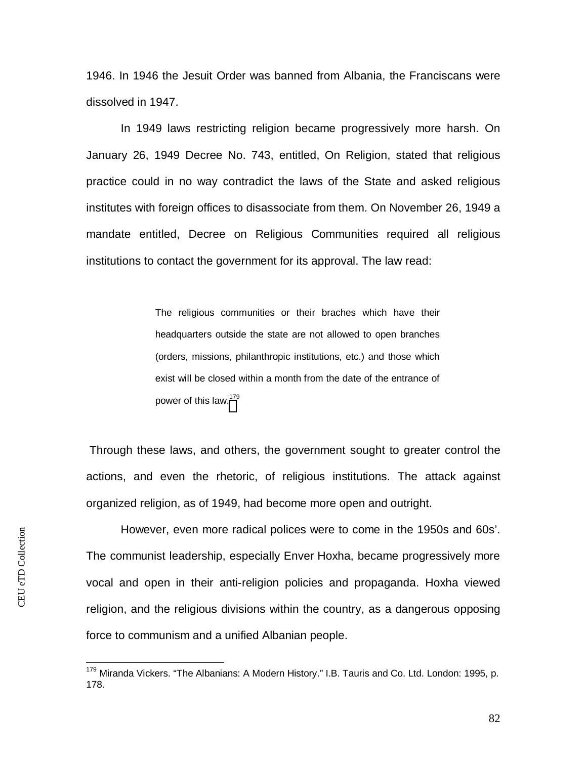1946. In 1946 the Jesuit Order was banned from Albania, the Franciscans were dissolved in 1947.

In 1949 laws restricting religion became progressively more harsh. On January 26, 1949 Decree No. 743, entitled, On Religion, stated that religious practice could in no way contradict the laws of the State and asked religious institutes with foreign offices to disassociate from them. On November 26, 1949 a mandate entitled, Decree on Religious Communities required all religious institutions to contact the government for its approval. The law read:

> The religious communities or their braches which have their headquarters outside the state are not allowed to open branches (orders, missions, philanthropic institutions, etc.) and those which exist will be closed within a month from the date of the entrance of power of this law.[179]

Through these laws, and others, the government sought to greater control the actions, and even the rhetoric, of religious institutions. The attack against organized religion, as of 1949, had become more open and outright.

However, even more radical polices were to come in the 1950s and 60s'. The communist leadership, especially Enver Hoxha, became progressively more vocal and open in their anti-religion policies and propaganda. Hoxha viewed religion, and the religious divisions within the country, as a dangerous opposing force to communism and a unified Albanian people.

---

[179] Miranda Vickers. "The Albanians: A Modern History." I.B. Tauris and Co. Ltd. London: 1995, p. 178.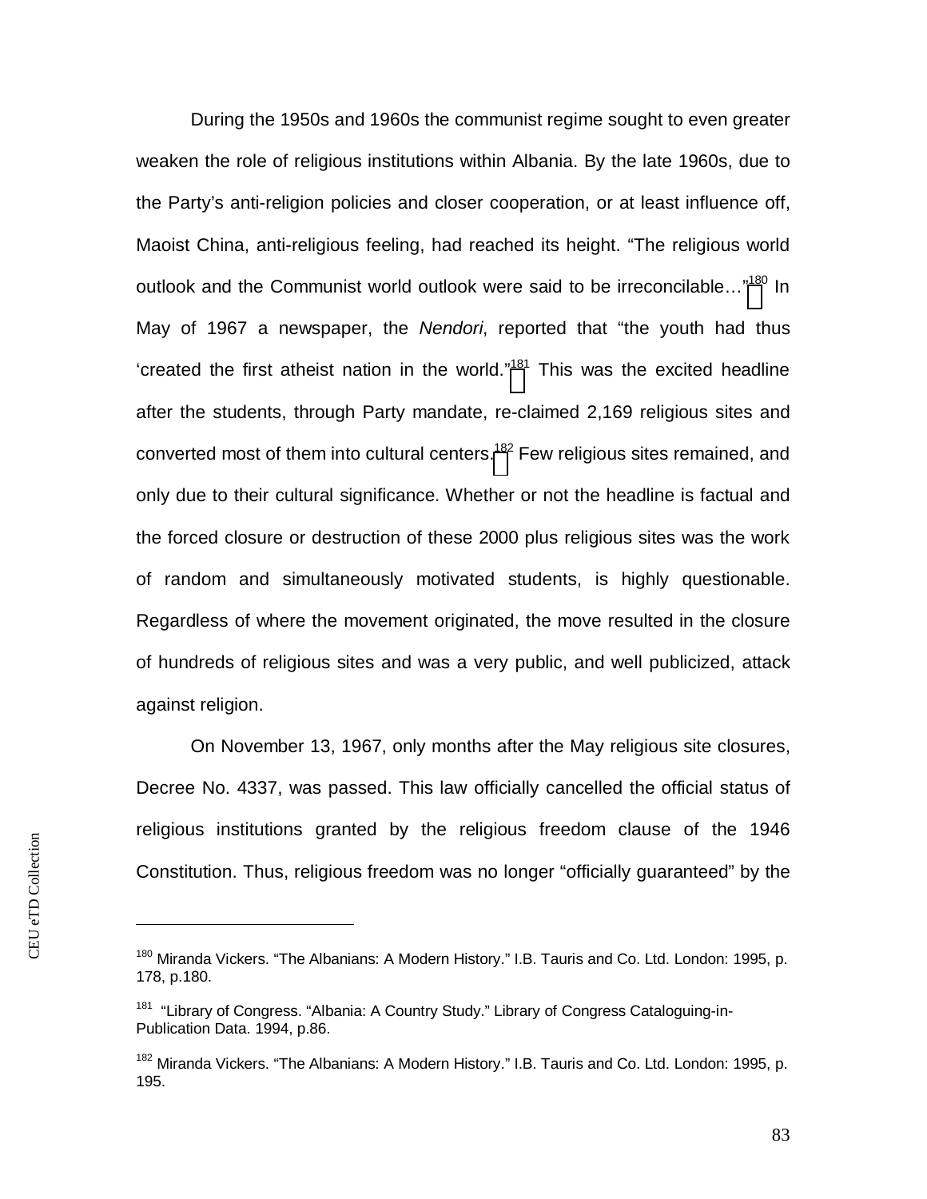During the 1950s and 1960s the communist regime sought to even greater weaken the role of religious institutions within Albania. By the late 1960s, due to the Party's anti-religion policies and closer cooperation, or at least influence off, Maoist China, anti-religious feeling, had reached its height. "The religious world outlook and the Communist world outlook were said to be irreconcilable…"[180] In May of 1967 a newspaper, the *Nendori*, reported that "the youth had thus 'created the first atheist nation in the world.'"[181] This was the excited headline after the students, through Party mandate, re-claimed 2,169 religious sites and converted most of them into cultural centers.[182] Few religious sites remained, and only due to their cultural significance. Whether or not the headline is factual and the forced closure or destruction of these 2000 plus religious sites was the work of random and simultaneously motivated students, is highly questionable. Regardless of where the movement originated, the move resulted in the closure of hundreds of religious sites and was a very public, and well publicized, attack against religion.

On November 13, 1967, only months after the May religious site closures, Decree No. 4337, was passed. This law officially cancelled the official status of religious institutions granted by the religious freedom clause of the 1946 Constitution. Thus, religious freedom was no longer "officially guaranteed" by the

---

[180] Miranda Vickers. "The Albanians: A Modern History." I.B. Tauris and Co. Ltd. London: 1995, p. 178, p.180.

[181] "Library of Congress. "Albania: A Country Study." Library of Congress Cataloguing-in-Publication Data. 1994, p.86.

[182] Miranda Vickers. "The Albanians: A Modern History." I.B. Tauris and Co. Ltd. London: 1995, p. 195.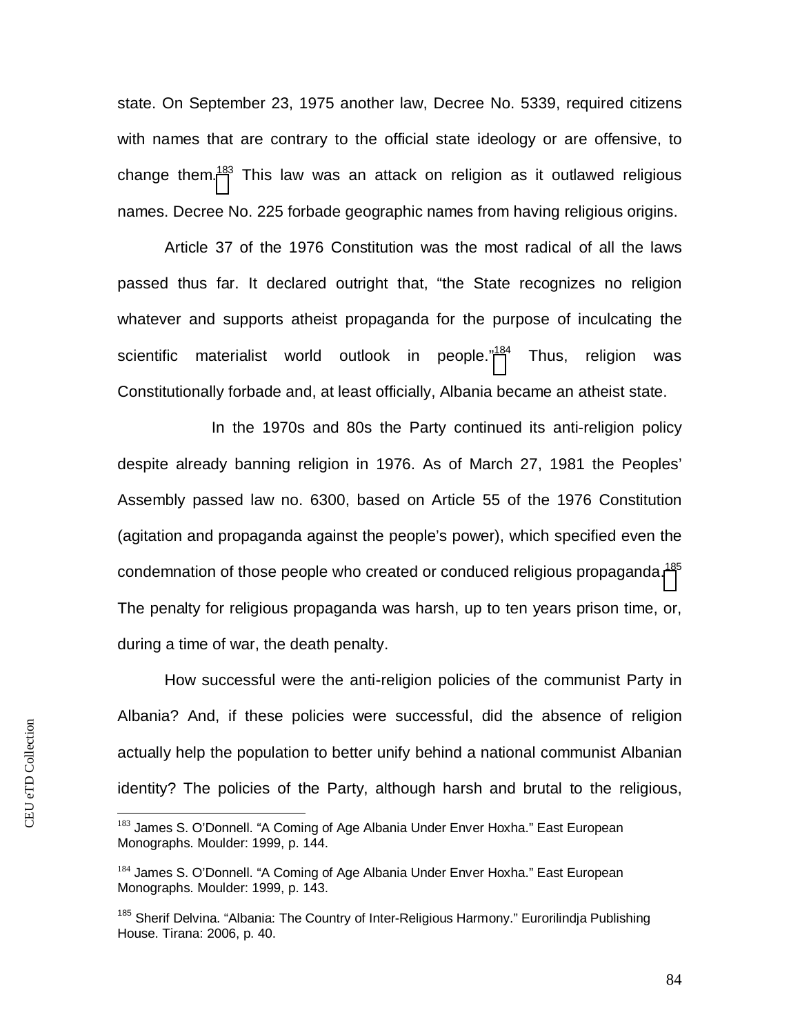state. On September 23, 1975 another law, Decree No. 5339, required citizens with names that are contrary to the official state ideology or are offensive, to change them.[183] This law was an attack on religion as it outlawed religious names. Decree No. 225 forbade geographic names from having religious origins.

Article 37 of the 1976 Constitution was the most radical of all the laws passed thus far. It declared outright that, "the State recognizes no religion whatever and supports atheist propaganda for the purpose of inculcating the scientific materialist world outlook in people."[184] Thus, religion was Constitutionally forbade and, at least officially, Albania became an atheist state.

In the 1970s and 80s the Party continued its anti-religion policy despite already banning religion in 1976. As of March 27, 1981 the Peoples' Assembly passed law no. 6300, based on Article 55 of the 1976 Constitution (agitation and propaganda against the people's power), which specified even the condemnation of those people who created or conduced religious propaganda.[185] The penalty for religious propaganda was harsh, up to ten years prison time, or, during a time of war, the death penalty.

How successful were the anti-religion policies of the communist Party in Albania? And, if these policies were successful, did the absence of religion actually help the population to better unify behind a national communist Albanian identity? The policies of the Party, although harsh and brutal to the religious,

---

[183] James S. O'Donnell. "A Coming of Age Albania Under Enver Hoxha." East European Monographs. Moulder: 1999, p. 144.

[184] James S. O'Donnell. "A Coming of Age Albania Under Enver Hoxha." East European Monographs. Moulder: 1999, p. 143.

[185] Sherif Delvina. "Albania: The Country of Inter-Religious Harmony." Eurorilindja Publishing House. Tirana: 2006, p. 40.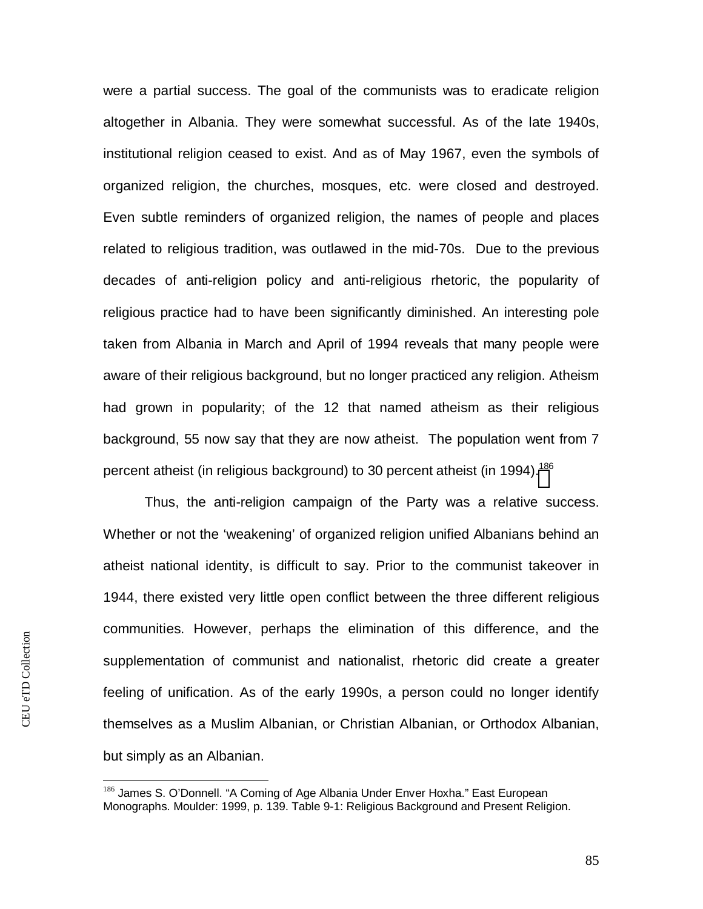were a partial success. The goal of the communists was to eradicate religion altogether in Albania. They were somewhat successful. As of the late 1940s, institutional religion ceased to exist. And as of May 1967, even the symbols of organized religion, the churches, mosques, etc. were closed and destroyed. Even subtle reminders of organized religion, the names of people and places related to religious tradition, was outlawed in the mid-70s. Due to the previous decades of anti-religion policy and anti-religious rhetoric, the popularity of religious practice had to have been significantly diminished. An interesting pole taken from Albania in March and April of 1994 reveals that many people were aware of their religious background, but no longer practiced any religion. Atheism had grown in popularity; of the 12 that named atheism as their religious background, 55 now say that they are now atheist. The population went from 7 percent atheist (in religious background) to 30 percent atheist (in 1994).[186]

Thus, the anti-religion campaign of the Party was a relative success. Whether or not the 'weakening' of organized religion unified Albanians behind an atheist national identity, is difficult to say. Prior to the communist takeover in 1944, there existed very little open conflict between the three different religious communities. However, perhaps the elimination of this difference, and the supplementation of communist and nationalist, rhetoric did create a greater feeling of unification. As of the early 1990s, a person could no longer identify themselves as a Muslim Albanian, or Christian Albanian, or Orthodox Albanian, but simply as an Albanian.

[186] James S. O'Donnell. "A Coming of Age Albania Under Enver Hoxha." East European Monographs. Moulder: 1999, p. 139. Table 9-1: Religious Background and Present Religion.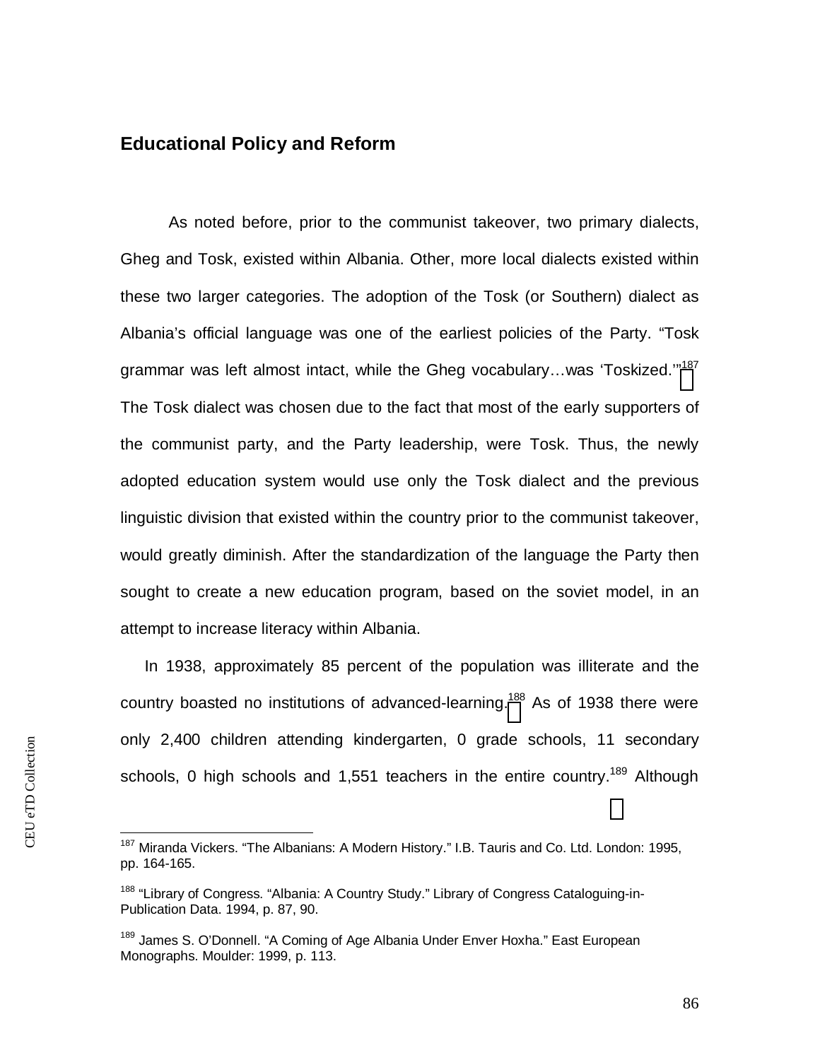## Educational Policy and Reform

As noted before, prior to the communist takeover, two primary dialects, Gheg and Tosk, existed within Albania. Other, more local dialects existed within these two larger categories. The adoption of the Tosk (or Southern) dialect as Albania's official language was one of the earliest policies of the Party. "Tosk grammar was left almost intact, while the Gheg vocabulary…was 'Toskized.'"[187] The Tosk dialect was chosen due to the fact that most of the early supporters of the communist party, and the Party leadership, were Tosk. Thus, the newly adopted education system would use only the Tosk dialect and the previous linguistic division that existed within the country prior to the communist takeover, would greatly diminish. After the standardization of the language the Party then sought to create a new education program, based on the soviet model, in an attempt to increase literacy within Albania.

In 1938, approximately 85 percent of the population was illiterate and the country boasted no institutions of advanced-learning.[188] As of 1938 there were only 2,400 children attending kindergarten, 0 grade schools, 11 secondary schools, 0 high schools and 1,551 teachers in the entire country.[189] Although

---

[187] Miranda Vickers. "The Albanians: A Modern History." I.B. Tauris and Co. Ltd. London: 1995, pp. 164-165.

[188] "Library of Congress. "Albania: A Country Study." Library of Congress Cataloguing-in-Publication Data. 1994, p. 87, 90.

[189] James S. O'Donnell. "A Coming of Age Albania Under Enver Hoxha." East European Monographs. Moulder: 1999, p. 113.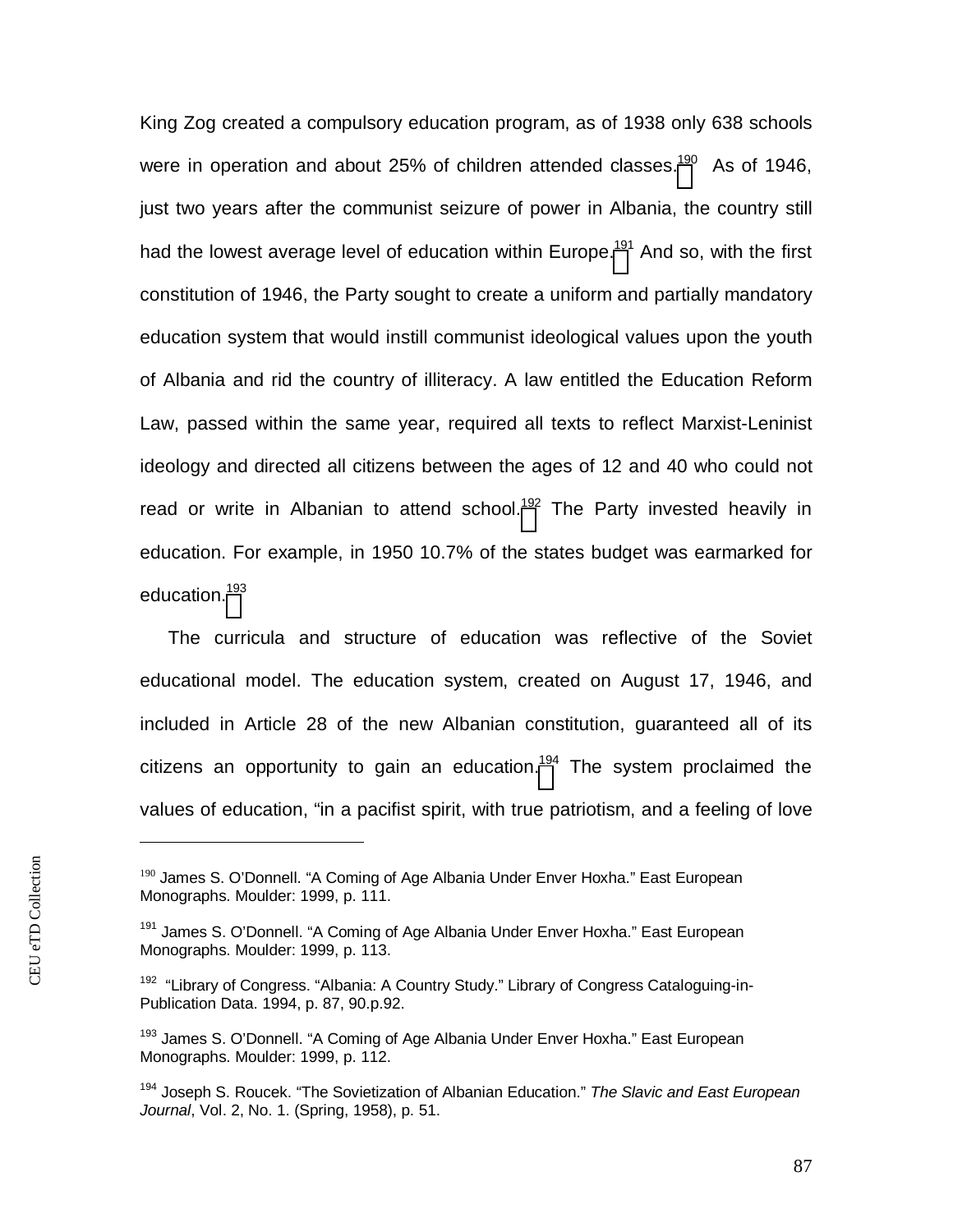King Zog created a compulsory education program, as of 1938 only 638 schools were in operation and about 25% of children attended classes.[190] As of 1946, just two years after the communist seizure of power in Albania, the country still had the lowest average level of education within Europe.[191] And so, with the first constitution of 1946, the Party sought to create a uniform and partially mandatory education system that would instill communist ideological values upon the youth of Albania and rid the country of illiteracy. A law entitled the Education Reform Law, passed within the same year, required all texts to reflect Marxist-Leninist ideology and directed all citizens between the ages of 12 and 40 who could not read or write in Albanian to attend school.[192] The Party invested heavily in education. For example, in 1950 10.7% of the states budget was earmarked for education.[193]

The curricula and structure of education was reflective of the Soviet educational model. The education system, created on August 17, 1946, and included in Article 28 of the new Albanian constitution, guaranteed all of its citizens an opportunity to gain an education.[194] The system proclaimed the values of education, "in a pacifist spirit, with true patriotism, and a feeling of love

---

[190] James S. O'Donnell. "A Coming of Age Albania Under Enver Hoxha." East European Monographs. Moulder: 1999, p. 111.

[191] James S. O'Donnell. "A Coming of Age Albania Under Enver Hoxha." East European Monographs. Moulder: 1999, p. 113.

[192] "Library of Congress. "Albania: A Country Study." Library of Congress Cataloguing-in-Publication Data. 1994, p. 87, 90.p.92.

[193] James S. O'Donnell. "A Coming of Age Albania Under Enver Hoxha." East European Monographs. Moulder: 1999, p. 112.

[194] Joseph S. Roucek. "The Sovietization of Albanian Education." *The Slavic and East European Journal*, Vol. 2, No. 1. (Spring, 1958), p. 51.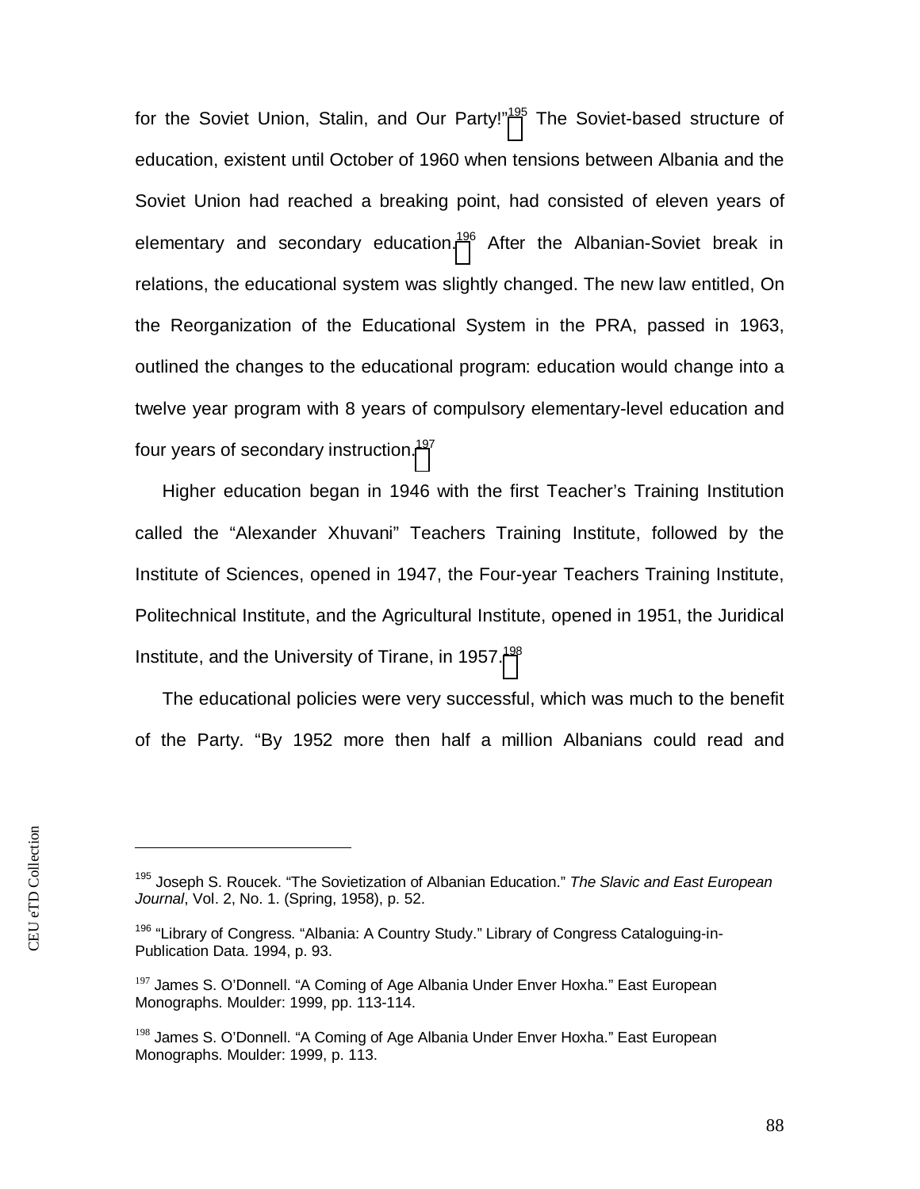for the Soviet Union, Stalin, and Our Party!"[195] The Soviet-based structure of education, existent until October of 1960 when tensions between Albania and the Soviet Union had reached a breaking point, had consisted of eleven years of elementary and secondary education.[196] After the Albanian-Soviet break in relations, the educational system was slightly changed. The new law entitled, On the Reorganization of the Educational System in the PRA, passed in 1963, outlined the changes to the educational program: education would change into a twelve year program with 8 years of compulsory elementary-level education and four years of secondary instruction.[197]

Higher education began in 1946 with the first Teacher's Training Institution called the "Alexander Xhuvani" Teachers Training Institute, followed by the Institute of Sciences, opened in 1947, the Four-year Teachers Training Institute, Politechnical Institute, and the Agricultural Institute, opened in 1951, the Juridical Institute, and the University of Tirane, in 1957.[198]

The educational policies were very successful, which was much to the benefit of the Party. "By 1952 more then half a million Albanians could read and

---

[195] Joseph S. Roucek. "The Sovietization of Albanian Education." *The Slavic and East European Journal*, Vol. 2, No. 1. (Spring, 1958), p. 52.

[196] "Library of Congress. "Albania: A Country Study." Library of Congress Cataloguing-in-Publication Data. 1994, p. 93.

[197] James S. O'Donnell. "A Coming of Age Albania Under Enver Hoxha." East European Monographs. Moulder: 1999, pp. 113-114.

[198] James S. O'Donnell. "A Coming of Age Albania Under Enver Hoxha." East European Monographs. Moulder: 1999, p. 113.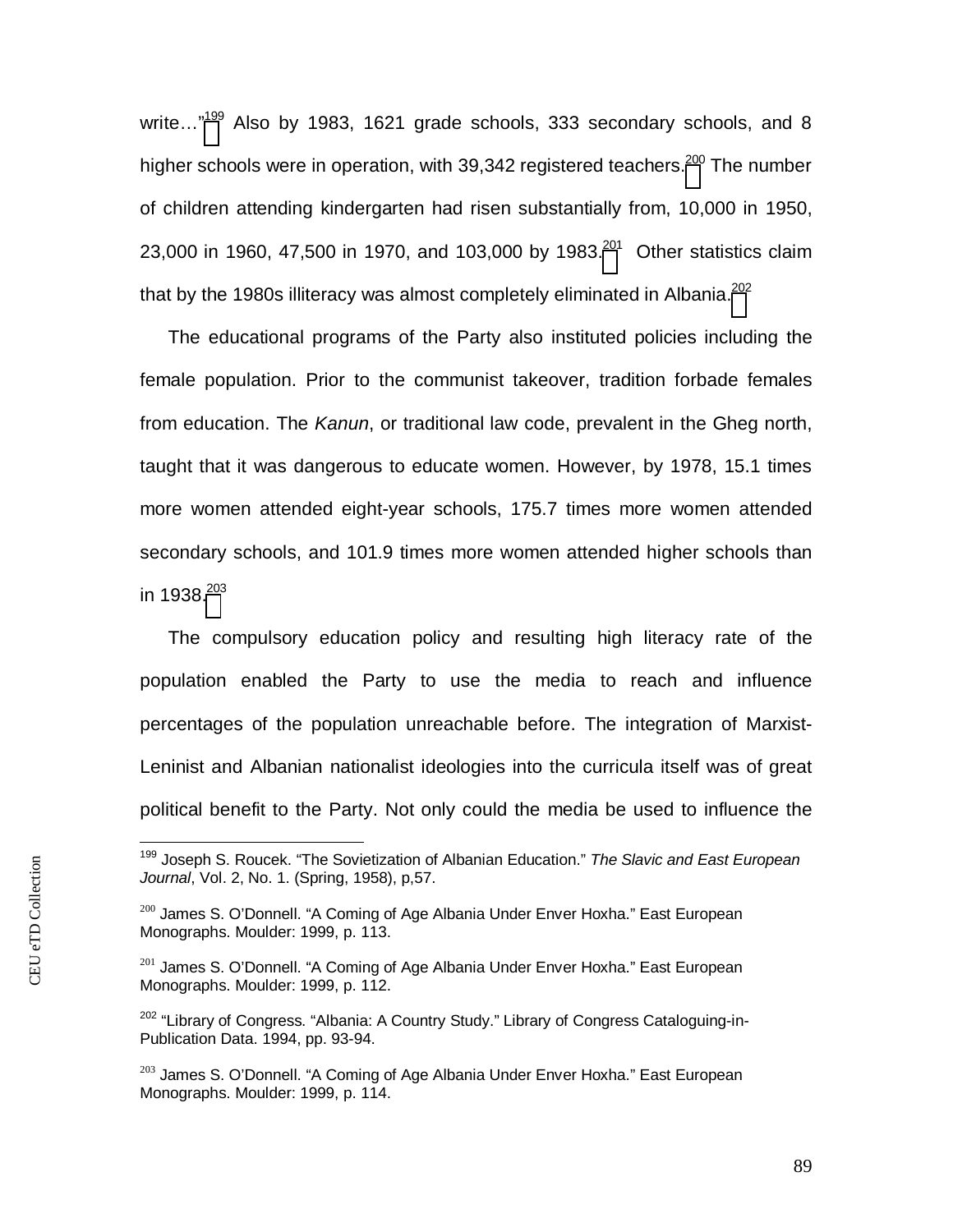write…"[199] Also by 1983, 1621 grade schools, 333 secondary schools, and 8 higher schools were in operation, with 39,342 registered teachers.[200] The number of children attending kindergarten had risen substantially from, 10,000 in 1950, 23,000 in 1960, 47,500 in 1970, and 103,000 by 1983.[201] Other statistics claim that by the 1980s illiteracy was almost completely eliminated in Albania.[202]

The educational programs of the Party also instituted policies including the female population. Prior to the communist takeover, tradition forbade females from education. The *Kanun*, or traditional law code, prevalent in the Gheg north, taught that it was dangerous to educate women. However, by 1978, 15.1 times more women attended eight-year schools, 175.7 times more women attended secondary schools, and 101.9 times more women attended higher schools than in 1938.[203]

The compulsory education policy and resulting high literacy rate of the population enabled the Party to use the media to reach and influence percentages of the population unreachable before. The integration of Marxist-Leninist and Albanian nationalist ideologies into the curricula itself was of great political benefit to the Party. Not only could the media be used to influence the

---

[199] Joseph S. Roucek. "The Sovietization of Albanian Education." *The Slavic and East European Journal*, Vol. 2, No. 1. (Spring, 1958), p,57.

[200] James S. O'Donnell. "A Coming of Age Albania Under Enver Hoxha." East European Monographs. Moulder: 1999, p. 113.

[201] James S. O'Donnell. "A Coming of Age Albania Under Enver Hoxha." East European Monographs. Moulder: 1999, p. 112.

[202] "Library of Congress. "Albania: A Country Study." Library of Congress Cataloguing-in-Publication Data. 1994, pp. 93-94.

[203] James S. O'Donnell. "A Coming of Age Albania Under Enver Hoxha." East European Monographs. Moulder: 1999, p. 114.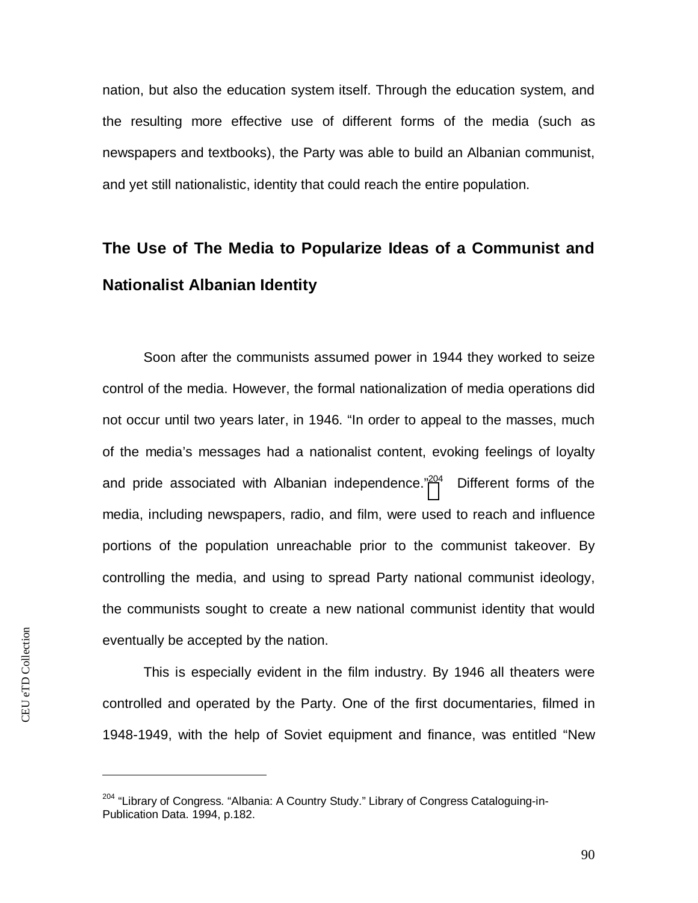nation, but also the education system itself. Through the education system, and the resulting more effective use of different forms of the media (such as newspapers and textbooks), the Party was able to build an Albanian communist, and yet still nationalistic, identity that could reach the entire population.

## The Use of The Media to Popularize Ideas of a Communist and Nationalist Albanian Identity

Soon after the communists assumed power in 1944 they worked to seize control of the media. However, the formal nationalization of media operations did not occur until two years later, in 1946. “In order to appeal to the masses, much of the media’s messages had a nationalist content, evoking feelings of loyalty and pride associated with Albanian independence.”[204] Different forms of the media, including newspapers, radio, and film, were used to reach and influence portions of the population unreachable prior to the communist takeover. By controlling the media, and using to spread Party national communist ideology, the communists sought to create a new national communist identity that would eventually be accepted by the nation.

This is especially evident in the film industry. By 1946 all theaters were controlled and operated by the Party. One of the first documentaries, filmed in 1948-1949, with the help of Soviet equipment and finance, was entitled “New

---

[204] “Library of Congress. “Albania: A Country Study.” Library of Congress Cataloguing-in-Publication Data. 1994, p.182.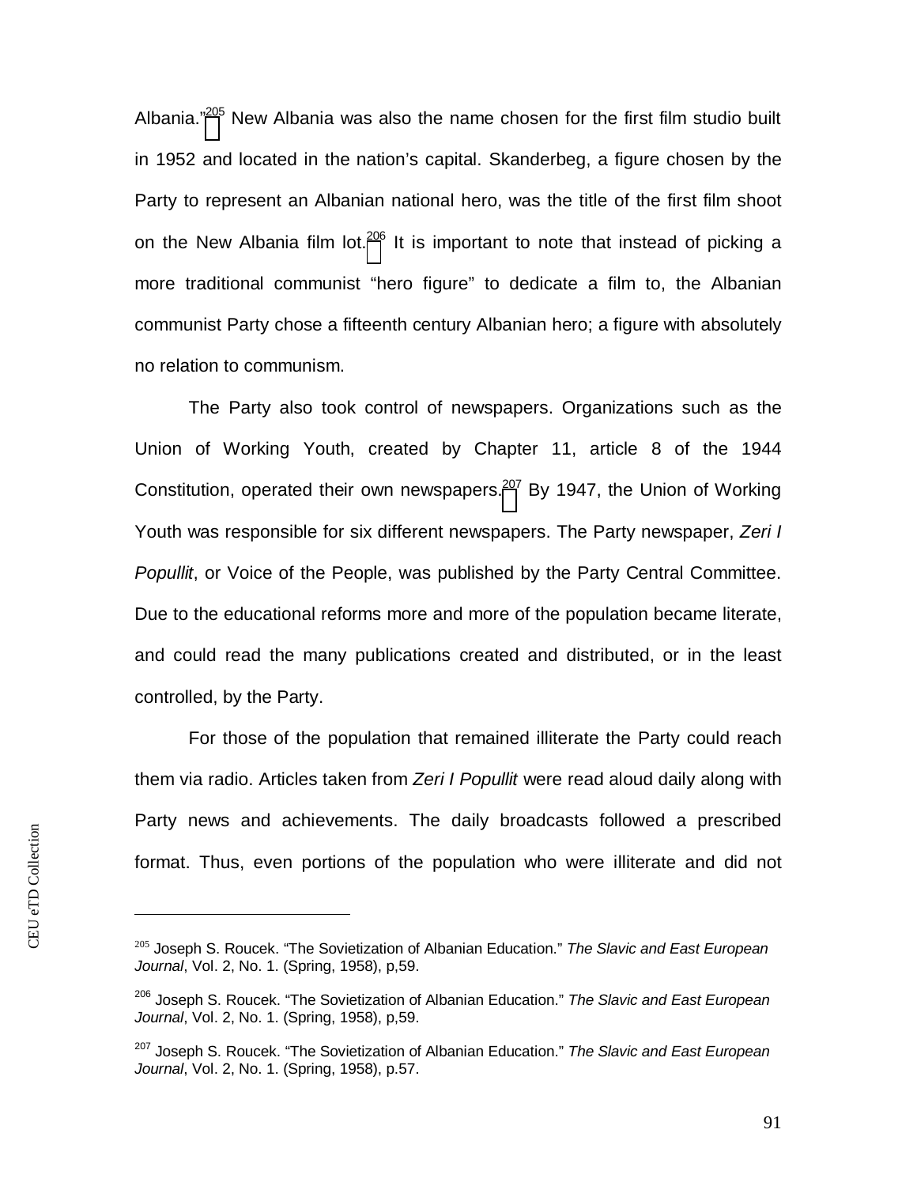Albania."[205] New Albania was also the name chosen for the first film studio built in 1952 and located in the nation's capital. Skanderbeg, a figure chosen by the Party to represent an Albanian national hero, was the title of the first film shoot on the New Albania film lot.[206] It is important to note that instead of picking a more traditional communist "hero figure" to dedicate a film to, the Albanian communist Party chose a fifteenth century Albanian hero; a figure with absolutely no relation to communism.

The Party also took control of newspapers. Organizations such as the Union of Working Youth, created by Chapter 11, article 8 of the 1944 Constitution, operated their own newspapers.[207] By 1947, the Union of Working Youth was responsible for six different newspapers. The Party newspaper, *Zeri I Popullit*, or Voice of the People, was published by the Party Central Committee. Due to the educational reforms more and more of the population became literate, and could read the many publications created and distributed, or in the least controlled, by the Party.

For those of the population that remained illiterate the Party could reach them via radio. Articles taken from *Zeri I Popullit* were read aloud daily along with Party news and achievements. The daily broadcasts followed a prescribed format. Thus, even portions of the population who were illiterate and did not

---

[205] Joseph S. Roucek. "The Sovietization of Albanian Education." *The Slavic and East European Journal*, Vol. 2, No. 1. (Spring, 1958), p,59.

[206] Joseph S. Roucek. "The Sovietization of Albanian Education." *The Slavic and East European Journal*, Vol. 2, No. 1. (Spring, 1958), p,59.

[207] Joseph S. Roucek. "The Sovietization of Albanian Education." *The Slavic and East European Journal*, Vol. 2, No. 1. (Spring, 1958), p.57.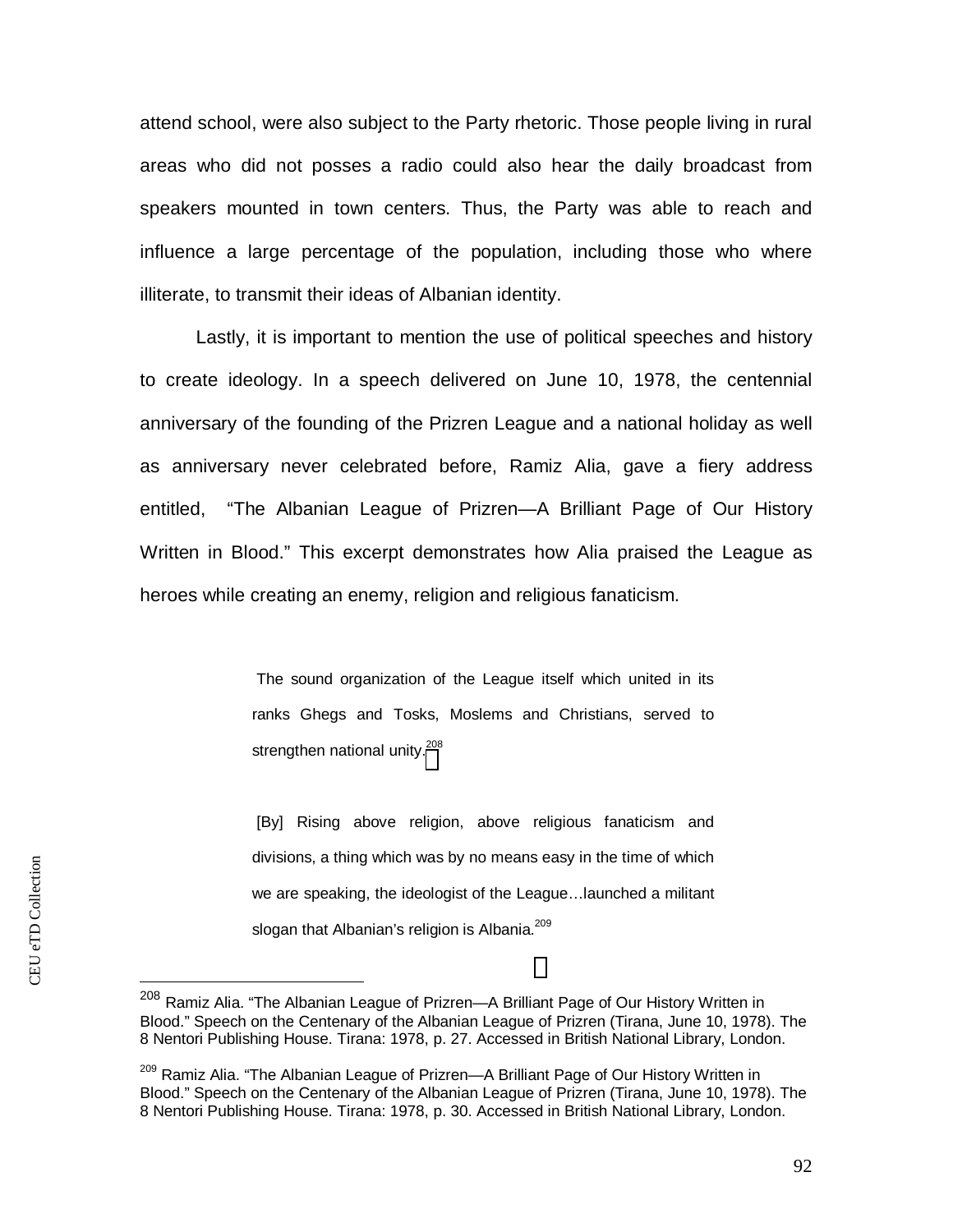attend school, were also subject to the Party rhetoric. Those people living in rural areas who did not posses a radio could also hear the daily broadcast from speakers mounted in town centers. Thus, the Party was able to reach and influence a large percentage of the population, including those who where illiterate, to transmit their ideas of Albanian identity.

Lastly, it is important to mention the use of political speeches and history to create ideology. In a speech delivered on June 10, 1978, the centennial anniversary of the founding of the Prizren League and a national holiday as well as anniversary never celebrated before, Ramiz Alia, gave a fiery address entitled, "The Albanian League of Prizren—A Brilliant Page of Our History Written in Blood." This excerpt demonstrates how Alia praised the League as heroes while creating an enemy, religion and religious fanaticism.

> The sound organization of the League itself which united in its ranks Ghegs and Tosks, Moslems and Christians, served to strengthen national unity.[208]
>
> [By] Rising above religion, above religious fanaticism and divisions, a thing which was by no means easy in the time of which we are speaking, the ideologist of the League…launched a militant slogan that Albanian's religion is Albania.[209]

---

[208] Ramiz Alia. "The Albanian League of Prizren—A Brilliant Page of Our History Written in Blood." Speech on the Centenary of the Albanian League of Prizren (Tirana, June 10, 1978). The 8 Nentori Publishing House. Tirana: 1978, p. 27. Accessed in British National Library, London.

[209] Ramiz Alia. "The Albanian League of Prizren—A Brilliant Page of Our History Written in Blood." Speech on the Centenary of the Albanian League of Prizren (Tirana, June 10, 1978). The 8 Nentori Publishing House. Tirana: 1978, p. 30. Accessed in British National Library, London.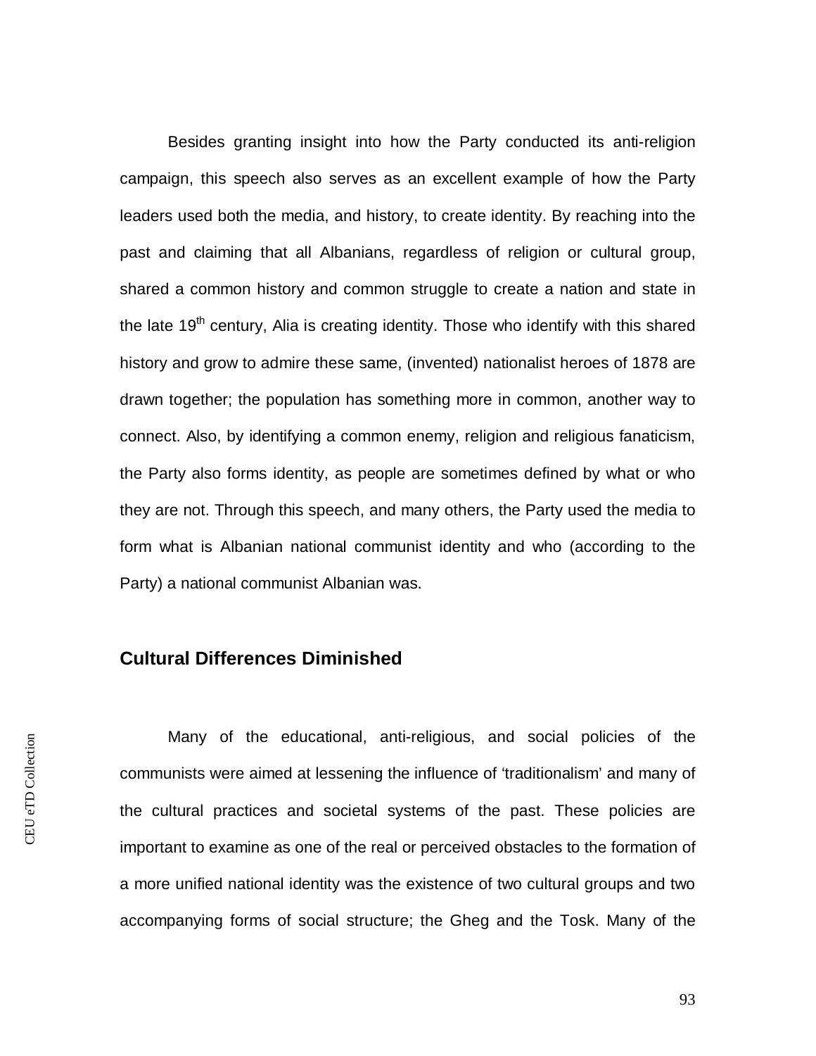Besides granting insight into how the Party conducted its anti-religion campaign, this speech also serves as an excellent example of how the Party leaders used both the media, and history, to create identity. By reaching into the past and claiming that all Albanians, regardless of religion or cultural group, shared a common history and common struggle to create a nation and state in the late 19th century, Alia is creating identity. Those who identify with this shared history and grow to admire these same, (invented) nationalist heroes of 1878 are drawn together; the population has something more in common, another way to connect. Also, by identifying a common enemy, religion and religious fanaticism, the Party also forms identity, as people are sometimes defined by what or who they are not. Through this speech, and many others, the Party used the media to form what is Albanian national communist identity and who (according to the Party) a national communist Albanian was.

## Cultural Differences Diminished

Many of the educational, anti-religious, and social policies of the communists were aimed at lessening the influence of 'traditionalism' and many of the cultural practices and societal systems of the past. These policies are important to examine as one of the real or perceived obstacles to the formation of a more unified national identity was the existence of two cultural groups and two accompanying forms of social structure; the Gheg and the Tosk. Many of the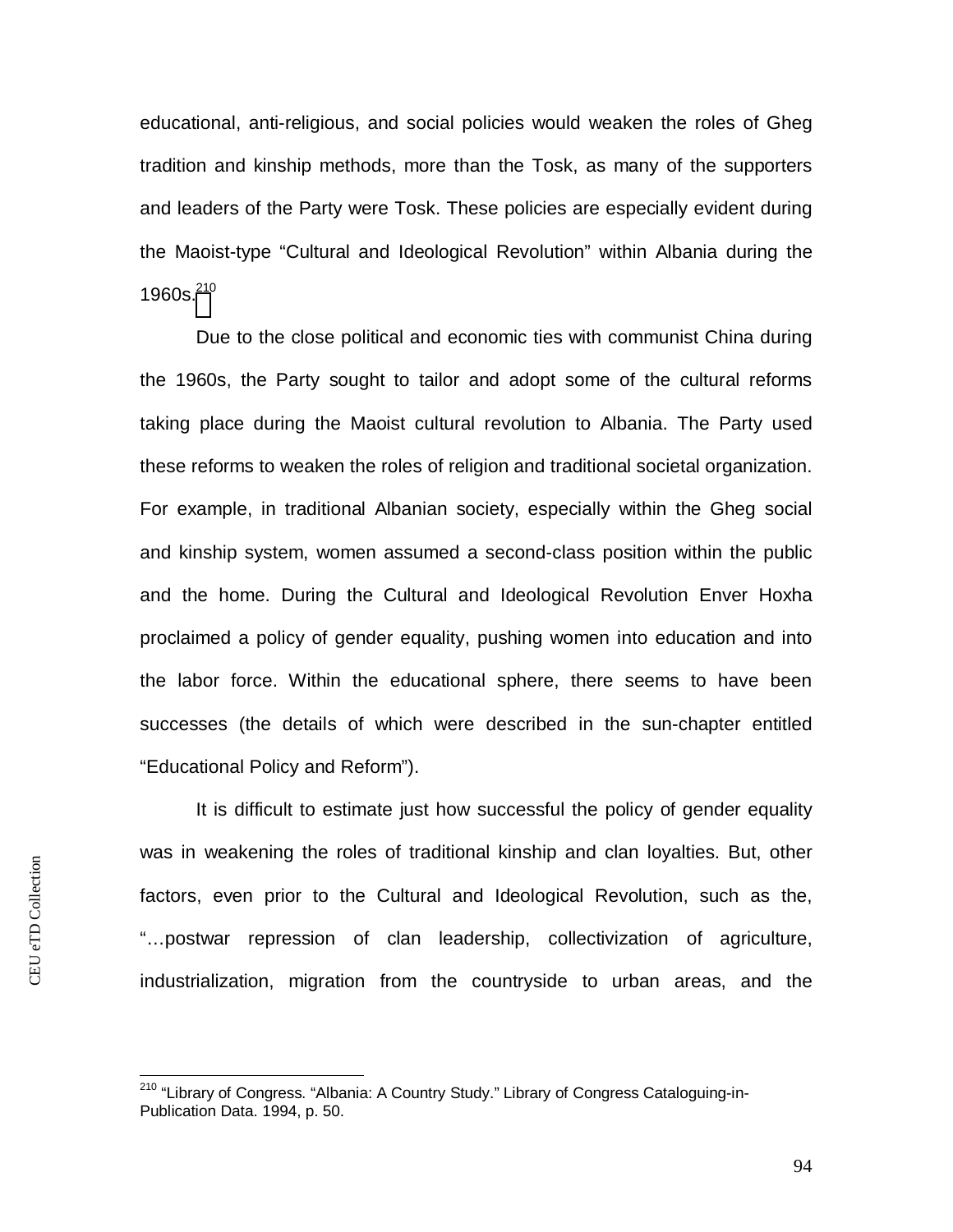educational, anti-religious, and social policies would weaken the roles of Gheg tradition and kinship methods, more than the Tosk, as many of the supporters and leaders of the Party were Tosk. These policies are especially evident during the Maoist-type "Cultural and Ideological Revolution" within Albania during the 1960s.[210]

Due to the close political and economic ties with communist China during the 1960s, the Party sought to tailor and adopt some of the cultural reforms taking place during the Maoist cultural revolution to Albania. The Party used these reforms to weaken the roles of religion and traditional societal organization. For example, in traditional Albanian society, especially within the Gheg social and kinship system, women assumed a second-class position within the public and the home. During the Cultural and Ideological Revolution Enver Hoxha proclaimed a policy of gender equality, pushing women into education and into the labor force. Within the educational sphere, there seems to have been successes (the details of which were described in the sun-chapter entitled "Educational Policy and Reform").

It is difficult to estimate just how successful the policy of gender equality was in weakening the roles of traditional kinship and clan loyalties. But, other factors, even prior to the Cultural and Ideological Revolution, such as the, "…postwar repression of clan leadership, collectivization of agriculture, industrialization, migration from the countryside to urban areas, and the

---

[210] "Library of Congress. "Albania: A Country Study." Library of Congress Cataloguing-in-Publication Data. 1994, p. 50.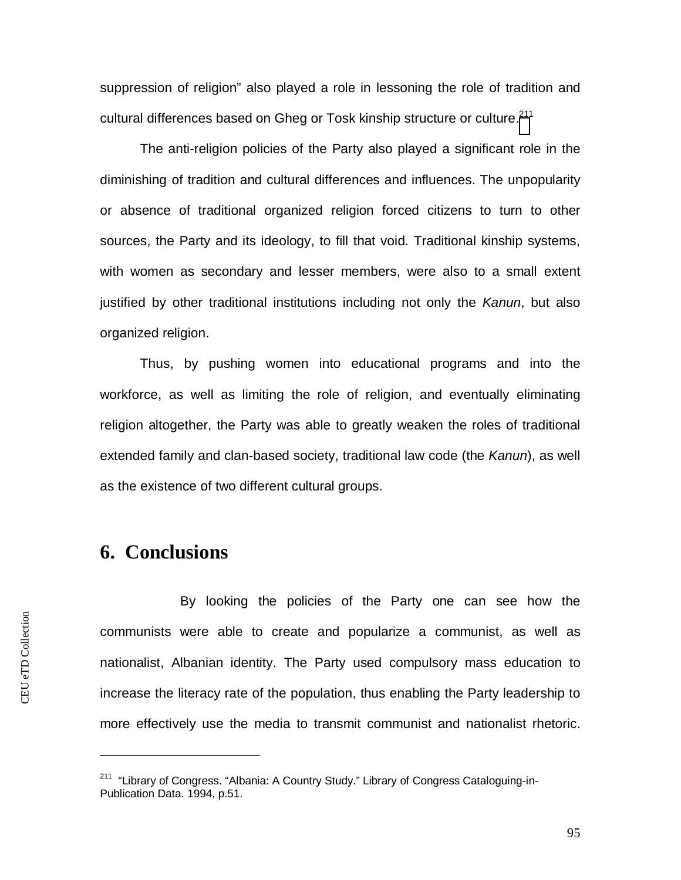suppression of religion" also played a role in lessoning the role of tradition and cultural differences based on Gheg or Tosk kinship structure or culture.[211]

The anti-religion policies of the Party also played a significant role in the diminishing of tradition and cultural differences and influences. The unpopularity or absence of traditional organized religion forced citizens to turn to other sources, the Party and its ideology, to fill that void. Traditional kinship systems, with women as secondary and lesser members, were also to a small extent justified by other traditional institutions including not only the *Kanun*, but also organized religion.

Thus, by pushing women into educational programs and into the workforce, as well as limiting the role of religion, and eventually eliminating religion altogether, the Party was able to greatly weaken the roles of traditional extended family and clan-based society, traditional law code (the *Kanun*), as well as the existence of two different cultural groups.

# 6. Conclusions

By looking the policies of the Party one can see how the communists were able to create and popularize a communist, as well as nationalist, Albanian identity. The Party used compulsory mass education to increase the literacy rate of the population, thus enabling the Party leadership to more effectively use the media to transmit communist and nationalist rhetoric.

---

[211] "Library of Congress. "Albania: A Country Study." Library of Congress Cataloguing-in-Publication Data. 1994, p.51.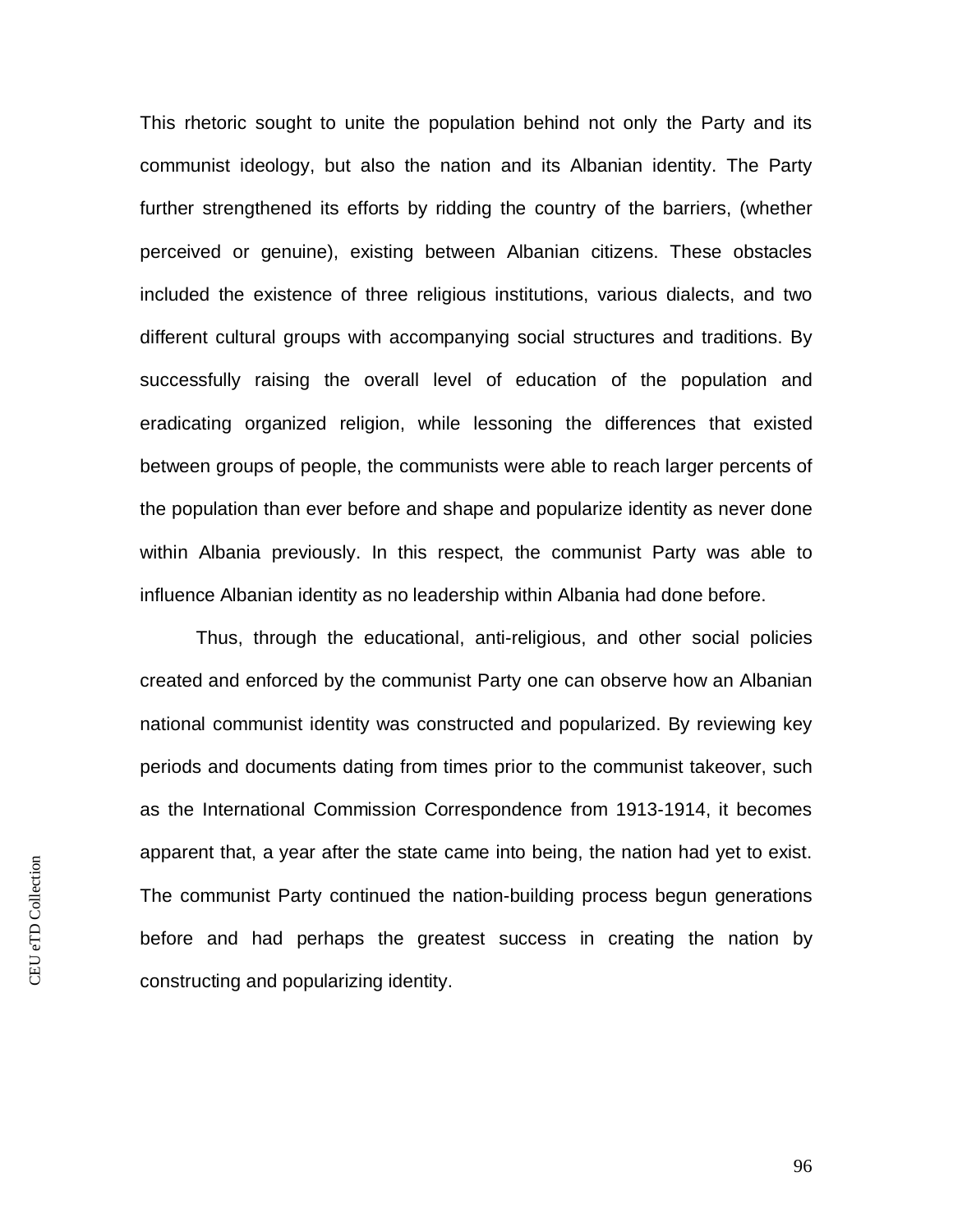This rhetoric sought to unite the population behind not only the Party and its communist ideology, but also the nation and its Albanian identity. The Party further strengthened its efforts by ridding the country of the barriers, (whether perceived or genuine), existing between Albanian citizens. These obstacles included the existence of three religious institutions, various dialects, and two different cultural groups with accompanying social structures and traditions. By successfully raising the overall level of education of the population and eradicating organized religion, while lessoning the differences that existed between groups of people, the communists were able to reach larger percents of the population than ever before and shape and popularize identity as never done within Albania previously. In this respect, the communist Party was able to influence Albanian identity as no leadership within Albania had done before.

Thus, through the educational, anti-religious, and other social policies created and enforced by the communist Party one can observe how an Albanian national communist identity was constructed and popularized. By reviewing key periods and documents dating from times prior to the communist takeover, such as the International Commission Correspondence from 1913-1914, it becomes apparent that, a year after the state came into being, the nation had yet to exist. The communist Party continued the nation-building process begun generations before and had perhaps the greatest success in creating the nation by constructing and popularizing identity.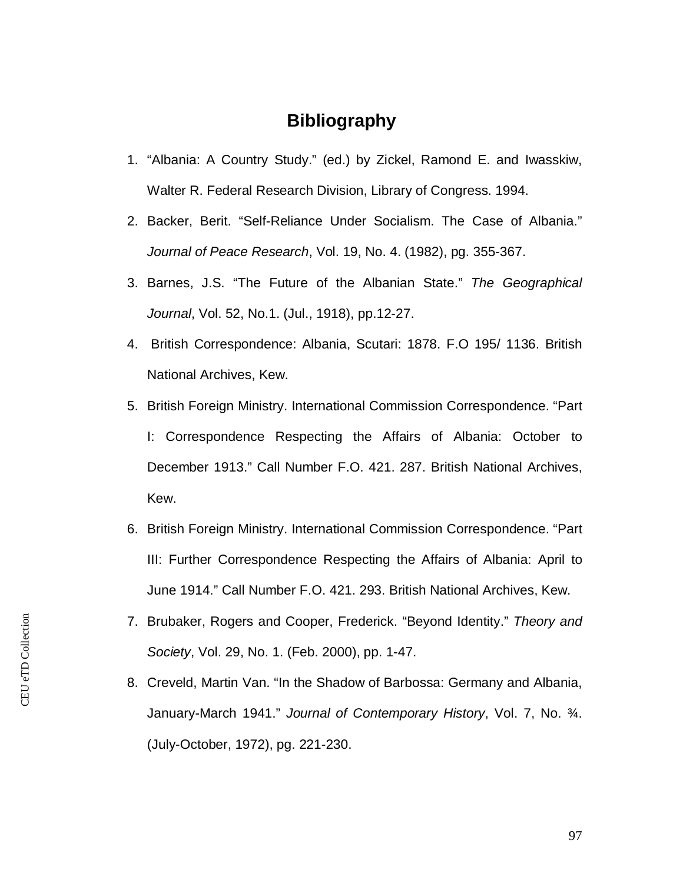# Bibliography

1. "Albania: A Country Study." (ed.) by Zickel, Ramond E. and Iwasskiw, Walter R. Federal Research Division, Library of Congress. 1994.
2. Backer, Berit. "Self-Reliance Under Socialism. The Case of Albania." *Journal of Peace Research*, Vol. 19, No. 4. (1982), pg. 355-367.
3. Barnes, J.S. "The Future of the Albanian State." *The Geographical Journal*, Vol. 52, No.1. (Jul., 1918), pp.12-27.
4. British Correspondence: Albania, Scutari: 1878. F.O 195/ 1136. British National Archives, Kew.
5. British Foreign Ministry. International Commission Correspondence. "Part I: Correspondence Respecting the Affairs of Albania: October to December 1913." Call Number F.O. 421. 287. British National Archives, Kew.
6. British Foreign Ministry. International Commission Correspondence. "Part III: Further Correspondence Respecting the Affairs of Albania: April to June 1914." Call Number F.O. 421. 293. British National Archives, Kew.
7. Brubaker, Rogers and Cooper, Frederick. "Beyond Identity." *Theory and Society*, Vol. 29, No. 1. (Feb. 2000), pp. 1-47.
8. Creveld, Martin Van. "In the Shadow of Barbossa: Germany and Albania, January-March 1941." *Journal of Contemporary History*, Vol. 7, No. ¾. (July-October, 1972), pg. 221-230.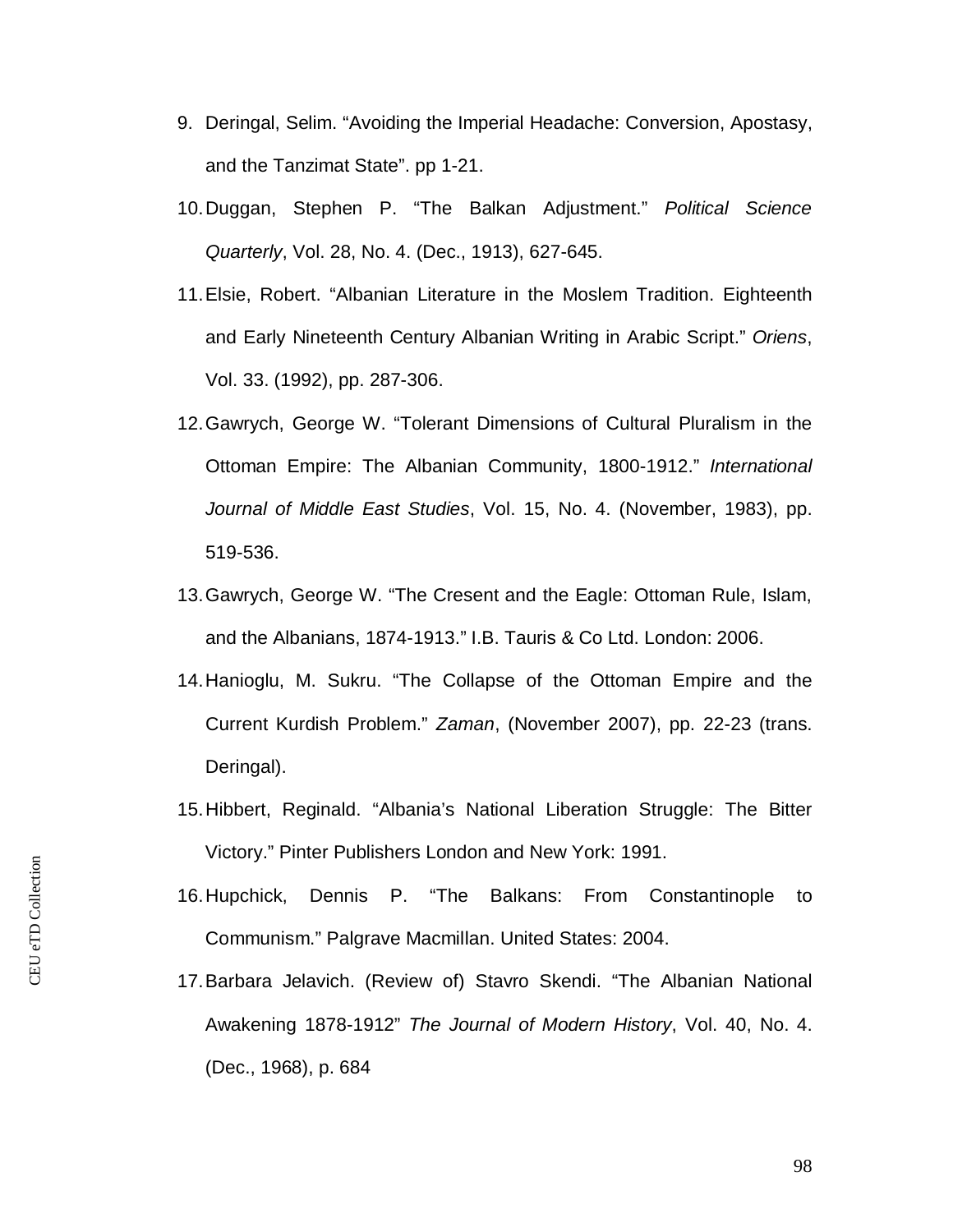9. Deringal, Selim. “Avoiding the Imperial Headache: Conversion, Apostasy, and the Tanzimat State”. pp 1-21.
10. Duggan, Stephen P. “The Balkan Adjustment.” *Political Science Quarterly*, Vol. 28, No. 4. (Dec., 1913), 627-645.
11. Elsie, Robert. “Albanian Literature in the Moslem Tradition. Eighteenth and Early Nineteenth Century Albanian Writing in Arabic Script.” *Oriens*, Vol. 33. (1992), pp. 287-306.
12. Gawrych, George W. “Tolerant Dimensions of Cultural Pluralism in the Ottoman Empire: The Albanian Community, 1800-1912.” *International Journal of Middle East Studies*, Vol. 15, No. 4. (November, 1983), pp. 519-536.
13. Gawrych, George W. “The Cresent and the Eagle: Ottoman Rule, Islam, and the Albanians, 1874-1913.” I.B. Tauris & Co Ltd. London: 2006.
14. Hanioglu, M. Sukru. “The Collapse of the Ottoman Empire and the Current Kurdish Problem.” *Zaman*, (November 2007), pp. 22-23 (trans. Deringal).
15. Hibbert, Reginald. “Albania’s National Liberation Struggle: The Bitter Victory.” Pinter Publishers London and New York: 1991.
16. Hupchick, Dennis P. “The Balkans: From Constantinople to Communism.” Palgrave Macmillan. United States: 2004.
17. Barbara Jelavich. (Review of) Stavro Skendi. “The Albanian National Awakening 1878-1912” *The Journal of Modern History*, Vol. 40, No. 4. (Dec., 1968), p. 684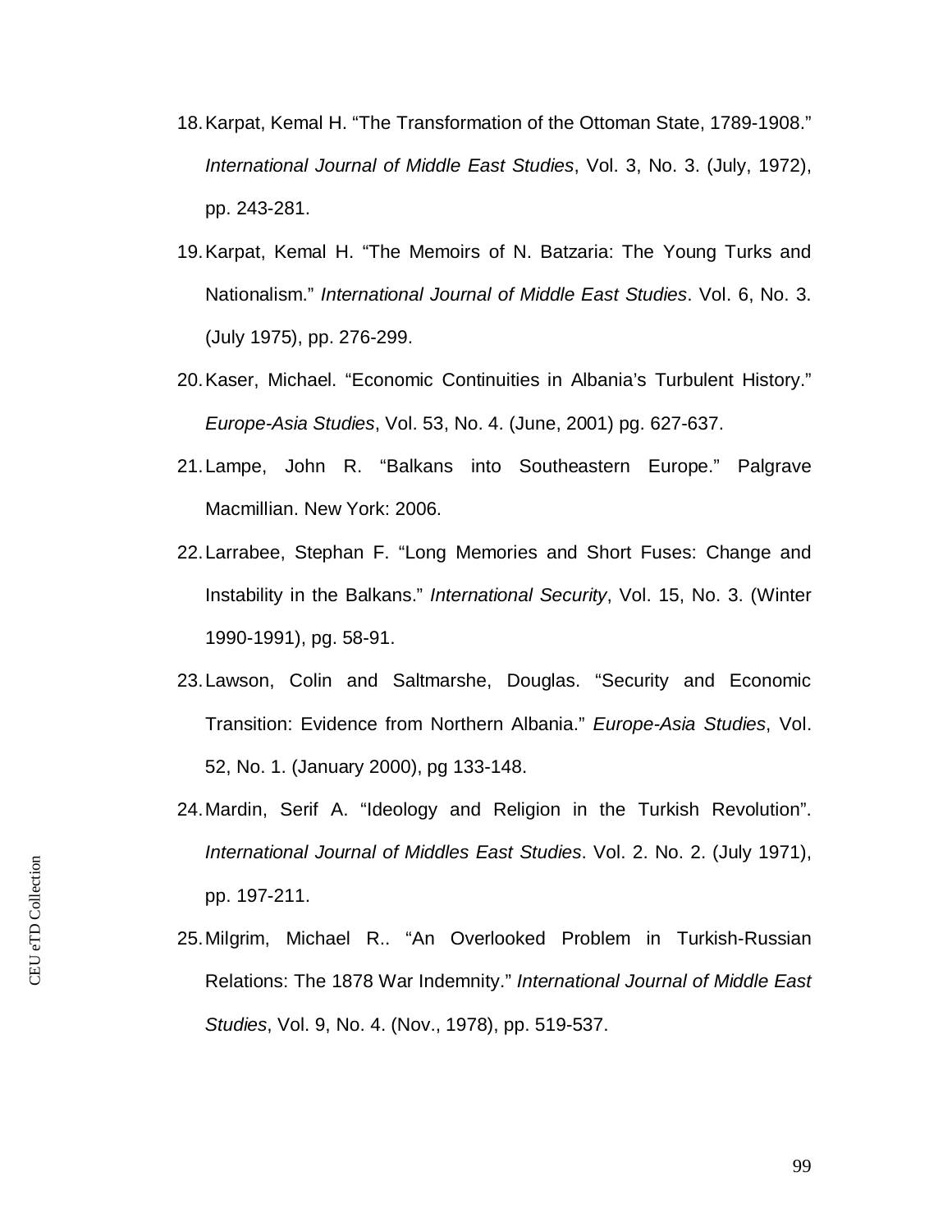18. Karpat, Kemal H. “The Transformation of the Ottoman State, 1789-1908.” *International Journal of Middle East Studies*, Vol. 3, No. 3. (July, 1972), pp. 243-281.
19. Karpat, Kemal H. “The Memoirs of N. Batzaria: The Young Turks and Nationalism.” *International Journal of Middle East Studies*. Vol. 6, No. 3. (July 1975), pp. 276-299.
20. Kaser, Michael. “Economic Continuities in Albania’s Turbulent History.” *Europe-Asia Studies*, Vol. 53, No. 4. (June, 2001) pg. 627-637.
21. Lampe, John R. “Balkans into Southeastern Europe.” Palgrave Macmillian. New York: 2006.
22. Larrabee, Stephan F. “Long Memories and Short Fuses: Change and Instability in the Balkans.” *International Security*, Vol. 15, No. 3. (Winter 1990-1991), pg. 58-91.
23. Lawson, Colin and Saltmarshe, Douglas. “Security and Economic Transition: Evidence from Northern Albania.” *Europe-Asia Studies*, Vol. 52, No. 1. (January 2000), pg 133-148.
24. Mardin, Serif A. “Ideology and Religion in the Turkish Revolution”. *International Journal of Middles East Studies*. Vol. 2. No. 2. (July 1971), pp. 197-211.
25. Milgrim, Michael R.. “An Overlooked Problem in Turkish-Russian Relations: The 1878 War Indemnity.” *International Journal of Middle East Studies*, Vol. 9, No. 4. (Nov., 1978), pp. 519-537.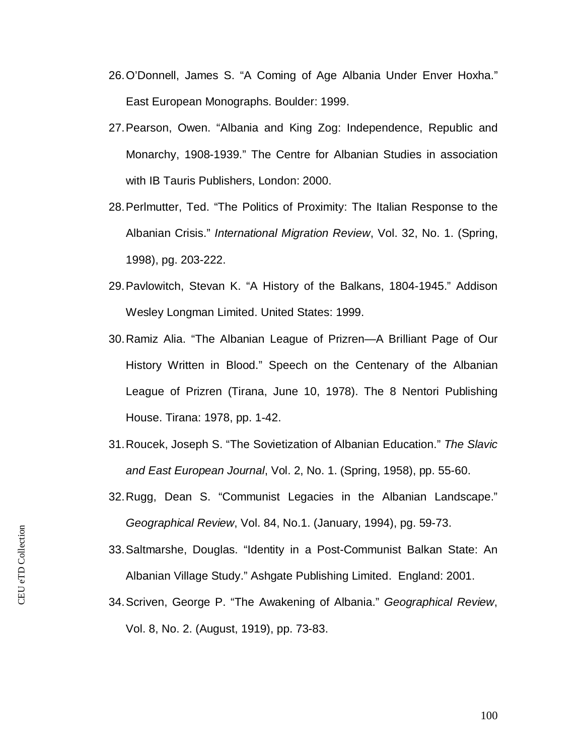26. O'Donnell, James S. "A Coming of Age Albania Under Enver Hoxha." East European Monographs. Boulder: 1999.
27. Pearson, Owen. "Albania and King Zog: Independence, Republic and Monarchy, 1908-1939." The Centre for Albanian Studies in association with IB Tauris Publishers, London: 2000.
28. Perlmutter, Ted. "The Politics of Proximity: The Italian Response to the Albanian Crisis." *International Migration Review*, Vol. 32, No. 1. (Spring, 1998), pg. 203-222.
29. Pavlowitch, Stevan K. "A History of the Balkans, 1804-1945." Addison Wesley Longman Limited. United States: 1999.
30. Ramiz Alia. "The Albanian League of Prizren—A Brilliant Page of Our History Written in Blood." Speech on the Centenary of the Albanian League of Prizren (Tirana, June 10, 1978). The 8 Nentori Publishing House. Tirana: 1978, pp. 1-42.
31. Roucek, Joseph S. "The Sovietization of Albanian Education." *The Slavic and East European Journal*, Vol. 2, No. 1. (Spring, 1958), pp. 55-60.
32. Rugg, Dean S. "Communist Legacies in the Albanian Landscape." *Geographical Review*, Vol. 84, No.1. (January, 1994), pg. 59-73.
33. Saltmarshe, Douglas. "Identity in a Post-Communist Balkan State: An Albanian Village Study." Ashgate Publishing Limited. England: 2001.
34. Scriven, George P. "The Awakening of Albania." *Geographical Review*, Vol. 8, No. 2. (August, 1919), pp. 73-83.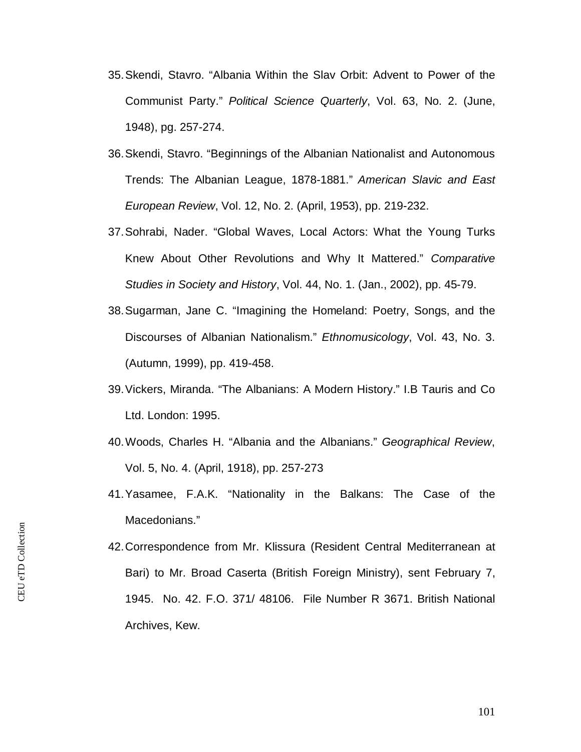35. Skendi, Stavro. “Albania Within the Slav Orbit: Advent to Power of the Communist Party.” *Political Science Quarterly*, Vol. 63, No. 2. (June, 1948), pg. 257-274.
36. Skendi, Stavro. “Beginnings of the Albanian Nationalist and Autonomous Trends: The Albanian League, 1878-1881.” *American Slavic and East European Review*, Vol. 12, No. 2. (April, 1953), pp. 219-232.
37. Sohrabi, Nader. “Global Waves, Local Actors: What the Young Turks Knew About Other Revolutions and Why It Mattered.” *Comparative Studies in Society and History*, Vol. 44, No. 1. (Jan., 2002), pp. 45-79.
38. Sugarman, Jane C. “Imagining the Homeland: Poetry, Songs, and the Discourses of Albanian Nationalism.” *Ethnomusicology*, Vol. 43, No. 3. (Autumn, 1999), pp. 419-458.
39. Vickers, Miranda. “The Albanians: A Modern History.” I.B Tauris and Co Ltd. London: 1995.
40. Woods, Charles H. “Albania and the Albanians.” *Geographical Review*, Vol. 5, No. 4. (April, 1918), pp. 257-273
41. Yasamee, F.A.K. “Nationality in the Balkans: The Case of the Macedonians.”
42. Correspondence from Mr. Klissura (Resident Central Mediterranean at Bari) to Mr. Broad Caserta (British Foreign Ministry), sent February 7, 1945. No. 42. F.O. 371/ 48106. File Number R 3671. British National Archives, Kew.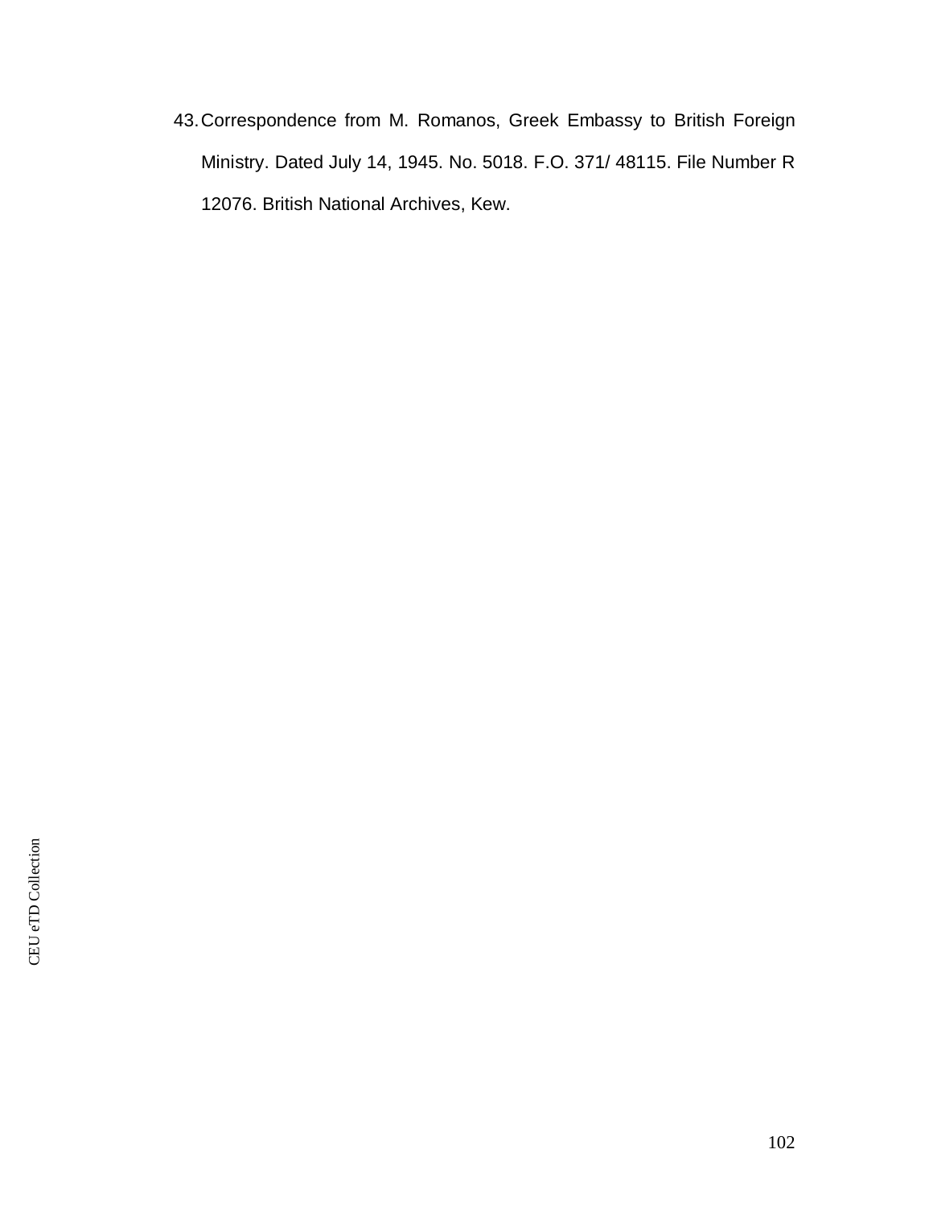43. Correspondence from M. Romanos, Greek Embassy to British Foreign Ministry. Dated July 14, 1945. No. 5018. F.O. 371/ 48115. File Number R 12076. British National Archives, Kew.